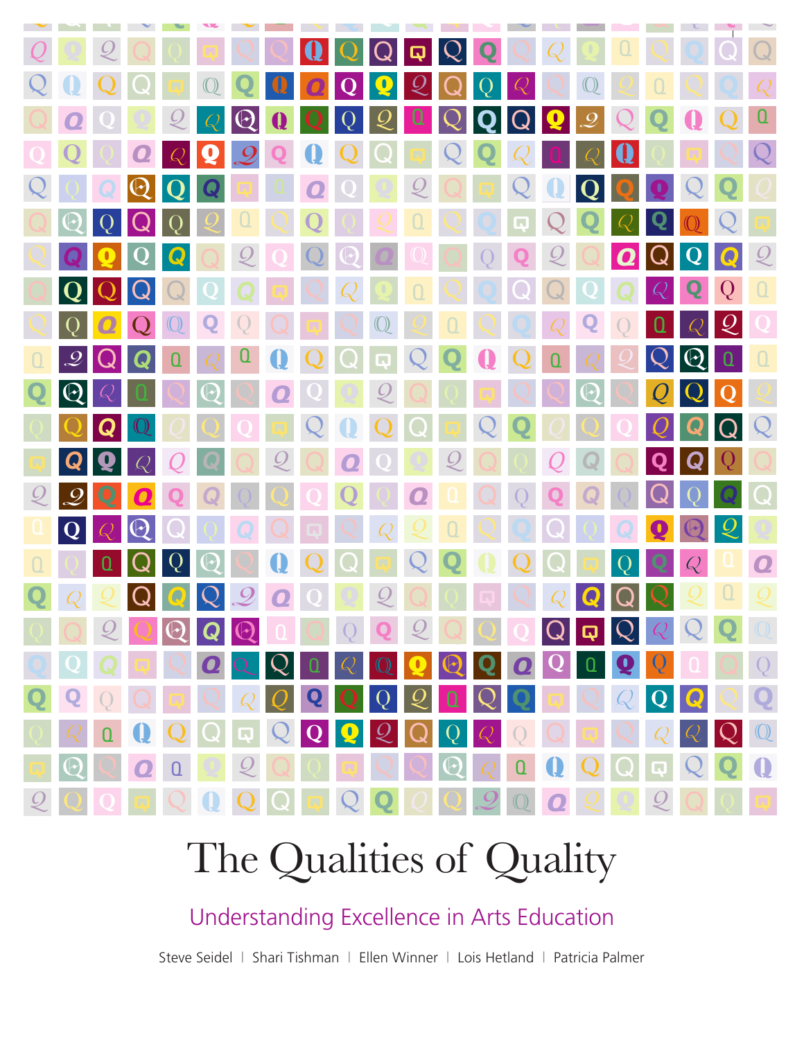# The Qualities of Quality

## Understanding Excellence in Arts Education

Steve Seidel | Shari Tishman | Ellen Winner | Lois Hetland | Patricia Palmer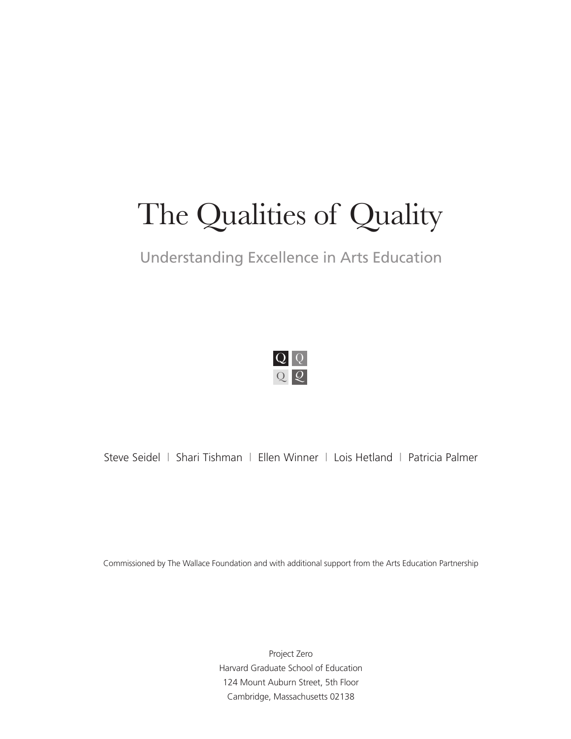# The Qualities of Quality

## Understanding Excellence in Arts Education

Steve Seidel | Shari Tishman | Ellen Winner | Lois Hetland | Patricia Palmer

Commissioned by The Wallace Foundation and with additional support from the Arts Education Partnership

Project Zero  
Harvard Graduate School of Education  
124 Mount Auburn Street, 5th Floor  
Cambridge, Massachusetts 02138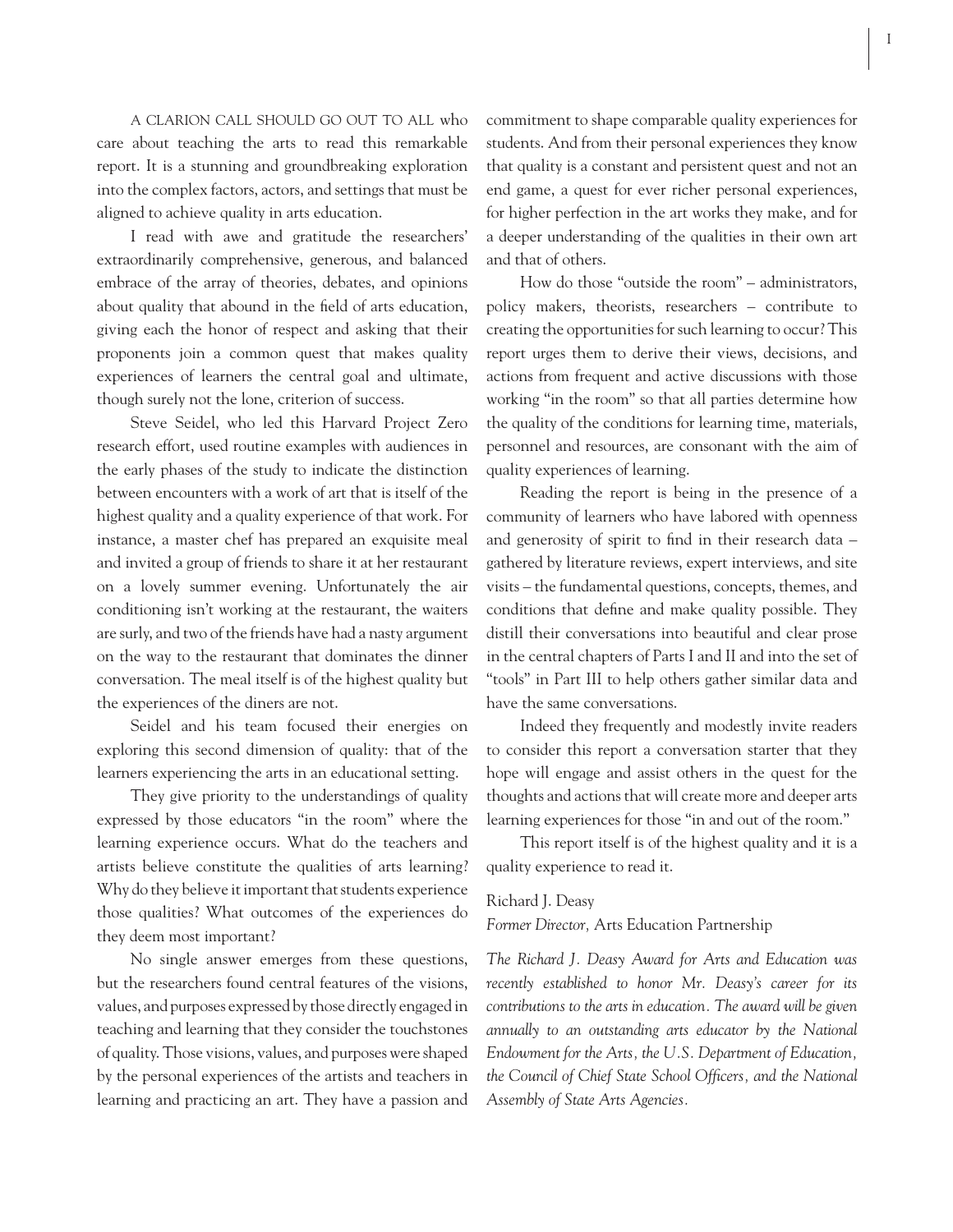A CLARION CALL SHOULD GO OUT TO ALL who care about teaching the arts to read this remarkable report. It is a stunning and groundbreaking exploration into the complex factors, actors, and settings that must be aligned to achieve quality in arts education.

I read with awe and gratitude the researchers' extraordinarily comprehensive, generous, and balanced embrace of the array of theories, debates, and opinions about quality that abound in the field of arts education, giving each the honor of respect and asking that their proponents join a common quest that makes quality experiences of learners the central goal and ultimate, though surely not the lone, criterion of success.

Steve Seidel, who led this Harvard Project Zero research effort, used routine examples with audiences in the early phases of the study to indicate the distinction between encounters with a work of art that is itself of the highest quality and a quality experience of that work. For instance, a master chef has prepared an exquisite meal and invited a group of friends to share it at her restaurant on a lovely summer evening. Unfortunately the air conditioning isn't working at the restaurant, the waiters are surly, and two of the friends have had a nasty argument on the way to the restaurant that dominates the dinner conversation. The meal itself is of the highest quality but the experiences of the diners are not.

Seidel and his team focused their energies on exploring this second dimension of quality: that of the learners experiencing the arts in an educational setting.

They give priority to the understandings of quality expressed by those educators "in the room" where the learning experience occurs. What do the teachers and artists believe constitute the qualities of arts learning? Why do they believe it important that students experience those qualities? What outcomes of the experiences do they deem most important?

No single answer emerges from these questions, but the researchers found central features of the visions, values, and purposes expressed by those directly engaged in teaching and learning that they consider the touchstones of quality. Those visions, values, and purposes were shaped by the personal experiences of the artists and teachers in learning and practicing an art. They have a passion and commitment to shape comparable quality experiences for students. And from their personal experiences they know that quality is a constant and persistent quest and not an end game, a quest for ever richer personal experiences, for higher perfection in the art works they make, and for a deeper understanding of the qualities in their own art and that of others.

How do those "outside the room" – administrators, policy makers, theorists, researchers – contribute to creating the opportunities for such learning to occur? This report urges them to derive their views, decisions, and actions from frequent and active discussions with those working "in the room" so that all parties determine how the quality of the conditions for learning time, materials, personnel and resources, are consonant with the aim of quality experiences of learning.

Reading the report is being in the presence of a community of learners who have labored with openness and generosity of spirit to find in their research data – gathered by literature reviews, expert interviews, and site visits – the fundamental questions, concepts, themes, and conditions that define and make quality possible. They distill their conversations into beautiful and clear prose in the central chapters of Parts I and II and into the set of "tools" in Part III to help others gather similar data and have the same conversations.

Indeed they frequently and modestly invite readers to consider this report a conversation starter that they hope will engage and assist others in the quest for the thoughts and actions that will create more and deeper arts learning experiences for those "in and out of the room."

This report itself is of the highest quality and it is a quality experience to read it.

Richard J. Deasy
*Former Director,* Arts Education Partnership

*The Richard J. Deasy Award for Arts and Education was recently established to honor Mr. Deasy's career for its contributions to the arts in education. The award will be given annually to an outstanding arts educator by the National Endowment for the Arts, the U.S. Department of Education, the Council of Chief State School Officers, and the National Assembly of State Arts Agencies.*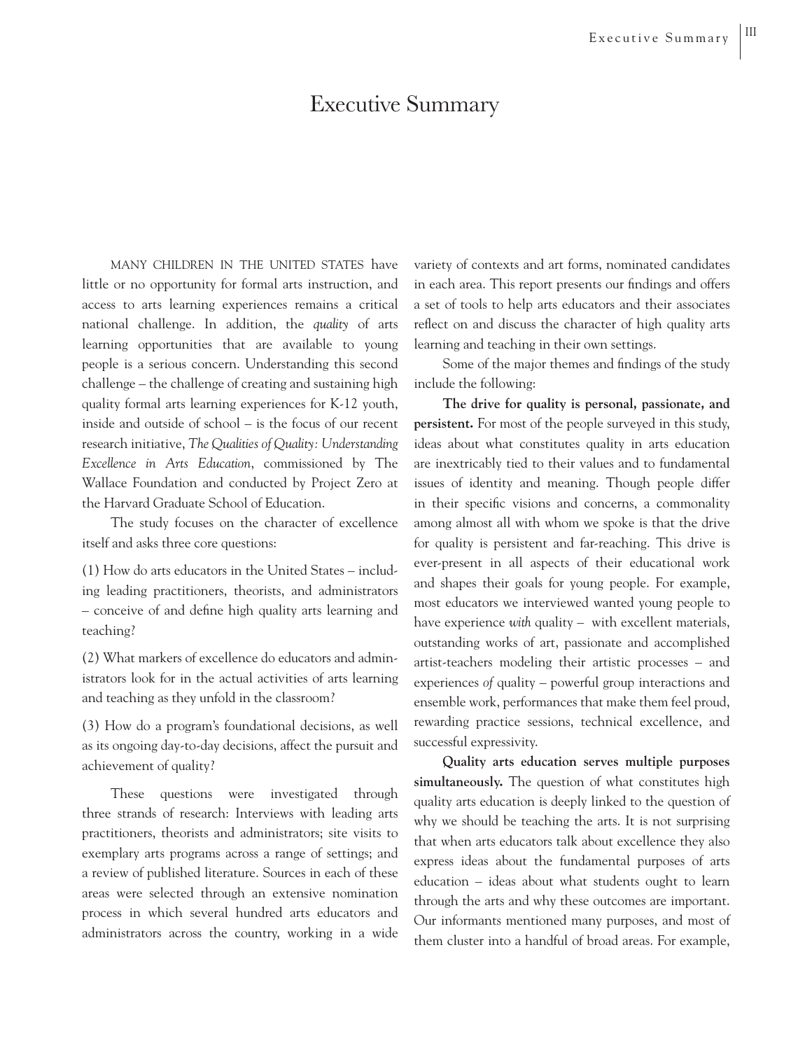# Executive Summary

Many children in the United States have little or no opportunity for formal arts instruction, and access to arts learning experiences remains a critical national challenge. In addition, the *quality* of arts learning opportunities that are available to young people is a serious concern. Understanding this second challenge – the challenge of creating and sustaining high quality formal arts learning experiences for K-12 youth, inside and outside of school – is the focus of our recent research initiative, *The Qualities of Quality: Understanding Excellence in Arts Education*, commissioned by The Wallace Foundation and conducted by Project Zero at the Harvard Graduate School of Education.

The study focuses on the character of excellence itself and asks three core questions:

(1) How do arts educators in the United States – including leading practitioners, theorists, and administrators – conceive of and define high quality arts learning and teaching?

(2) What markers of excellence do educators and administrators look for in the actual activities of arts learning and teaching as they unfold in the classroom?

(3) How do a program's foundational decisions, as well as its ongoing day-to-day decisions, affect the pursuit and achievement of quality?

These questions were investigated through three strands of research: Interviews with leading arts practitioners, theorists and administrators; site visits to exemplary arts programs across a range of settings; and a review of published literature. Sources in each of these areas were selected through an extensive nomination process in which several hundred arts educators and administrators across the country, working in a wide variety of contexts and art forms, nominated candidates in each area. This report presents our findings and offers a set of tools to help arts educators and their associates reflect on and discuss the character of high quality arts learning and teaching in their own settings.

Some of the major themes and findings of the study include the following:

**The drive for quality is personal, passionate, and persistent.** For most of the people surveyed in this study, ideas about what constitutes quality in arts education are inextricably tied to their values and to fundamental issues of identity and meaning. Though people differ in their specific visions and concerns, a commonality among almost all with whom we spoke is that the drive for quality is persistent and far-reaching. This drive is ever-present in all aspects of their educational work and shapes their goals for young people. For example, most educators we interviewed wanted young people to have experience *with* quality – with excellent materials, outstanding works of art, passionate and accomplished artist-teachers modeling their artistic processes – and experiences *of* quality – powerful group interactions and ensemble work, performances that make them feel proud, rewarding practice sessions, technical excellence, and successful expressivity.

**Quality arts education serves multiple purposes simultaneously.** The question of what constitutes high quality arts education is deeply linked to the question of why we should be teaching the arts. It is not surprising that when arts educators talk about excellence they also express ideas about the fundamental purposes of arts education – ideas about what students ought to learn through the arts and why these outcomes are important. Our informants mentioned many purposes, and most of them cluster into a handful of broad areas. For example,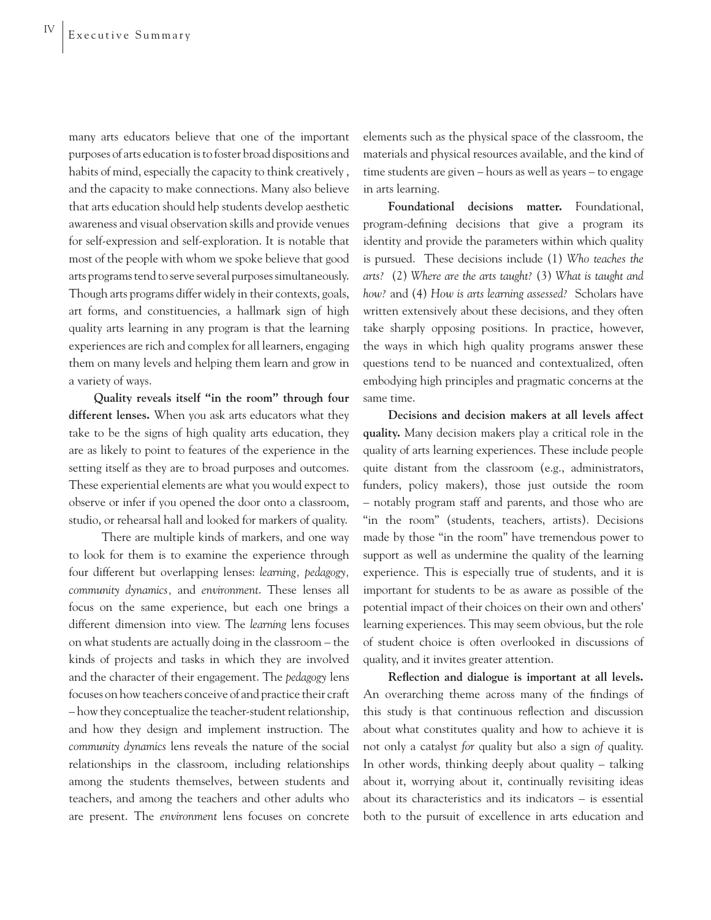many arts educators believe that one of the important purposes of arts education is to foster broad dispositions and habits of mind, especially the capacity to think creatively , and the capacity to make connections. Many also believe that arts education should help students develop aesthetic awareness and visual observation skills and provide venues for self-expression and self-exploration. It is notable that most of the people with whom we spoke believe that good arts programs tend to serve several purposes simultaneously. Though arts programs differ widely in their contexts, goals, art forms, and constituencies, a hallmark sign of high quality arts learning in any program is that the learning experiences are rich and complex for all learners, engaging them on many levels and helping them learn and grow in a variety of ways.

**Quality reveals itself "in the room" through four different lenses.** When you ask arts educators what they take to be the signs of high quality arts education, they are as likely to point to features of the experience in the setting itself as they are to broad purposes and outcomes. These experiential elements are what you would expect to observe or infer if you opened the door onto a classroom, studio, or rehearsal hall and looked for markers of quality.

There are multiple kinds of markers, and one way to look for them is to examine the experience through four different but overlapping lenses: *learning, pedagogy, community dynamics,* and *environment*. These lenses all focus on the same experience, but each one brings a different dimension into view. The *learning* lens focuses on what students are actually doing in the classroom – the kinds of projects and tasks in which they are involved and the character of their engagement. The *pedagogy* lens focuses on how teachers conceive of and practice their craft – how they conceptualize the teacher-student relationship, and how they design and implement instruction. The *community dynamics* lens reveals the nature of the social relationships in the classroom, including relationships among the students themselves, between students and teachers, and among the teachers and other adults who are present. The *environment* lens focuses on concrete elements such as the physical space of the classroom, the materials and physical resources available, and the kind of time students are given – hours as well as years – to engage in arts learning.

**Foundational decisions matter.** Foundational, program-defining decisions that give a program its identity and provide the parameters within which quality is pursued. These decisions include (1) *Who teaches the arts?* (2) *Where are the arts taught?* (3) *What is taught and how?* and (4) *How is arts learning assessed?* Scholars have written extensively about these decisions, and they often take sharply opposing positions. In practice, however, the ways in which high quality programs answer these questions tend to be nuanced and contextualized, often embodying high principles and pragmatic concerns at the same time.

**Decisions and decision makers at all levels affect quality.** Many decision makers play a critical role in the quality of arts learning experiences. These include people quite distant from the classroom (e.g., administrators, funders, policy makers), those just outside the room – notably program staff and parents, and those who are "in the room" (students, teachers, artists). Decisions made by those "in the room" have tremendous power to support as well as undermine the quality of the learning experience. This is especially true of students, and it is important for students to be as aware as possible of the potential impact of their choices on their own and others' learning experiences. This may seem obvious, but the role of student choice is often overlooked in discussions of quality, and it invites greater attention.

**Reflection and dialogue is important at all levels.** An overarching theme across many of the findings of this study is that continuous reflection and discussion about what constitutes quality and how to achieve it is not only a catalyst *for* quality but also a sign *of* quality. In other words, thinking deeply about quality – talking about it, worrying about it, continually revisiting ideas about its characteristics and its indicators – is essential both to the pursuit of excellence in arts education and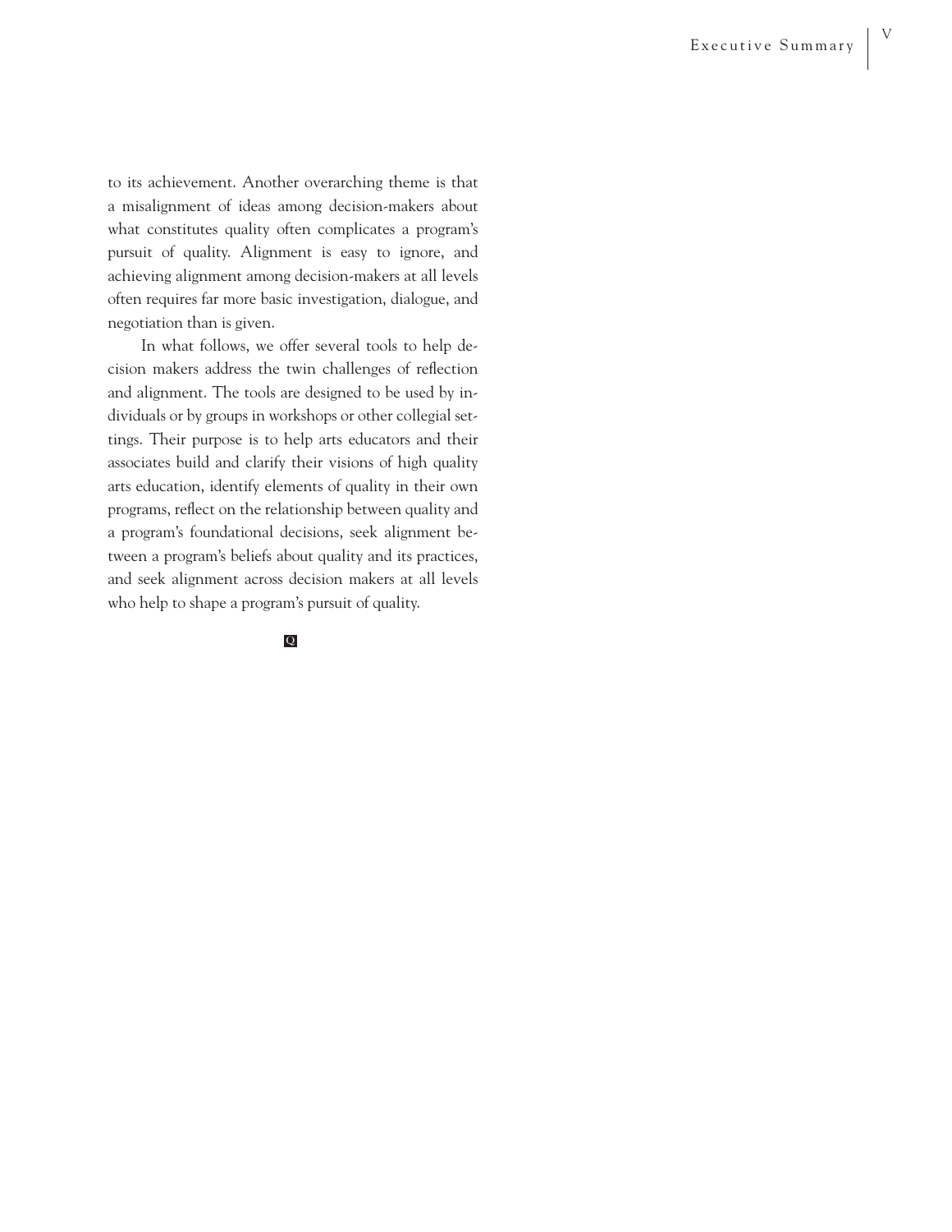to its achievement. Another overarching theme is that a misalignment of ideas among decision-makers about what constitutes quality often complicates a program's pursuit of quality. Alignment is easy to ignore, and achieving alignment among decision-makers at all levels often requires far more basic investigation, dialogue, and negotiation than is given.

In what follows, we offer several tools to help decision makers address the twin challenges of reflection and alignment. The tools are designed to be used by individuals or by groups in workshops or other collegial settings. Their purpose is to help arts educators and their associates build and clarify their visions of high quality arts education, identify elements of quality in their own programs, reflect on the relationship between quality and a program's foundational decisions, seek alignment between a program's beliefs about quality and its practices, and seek alignment across decision makers at all levels who help to shape a program's pursuit of quality.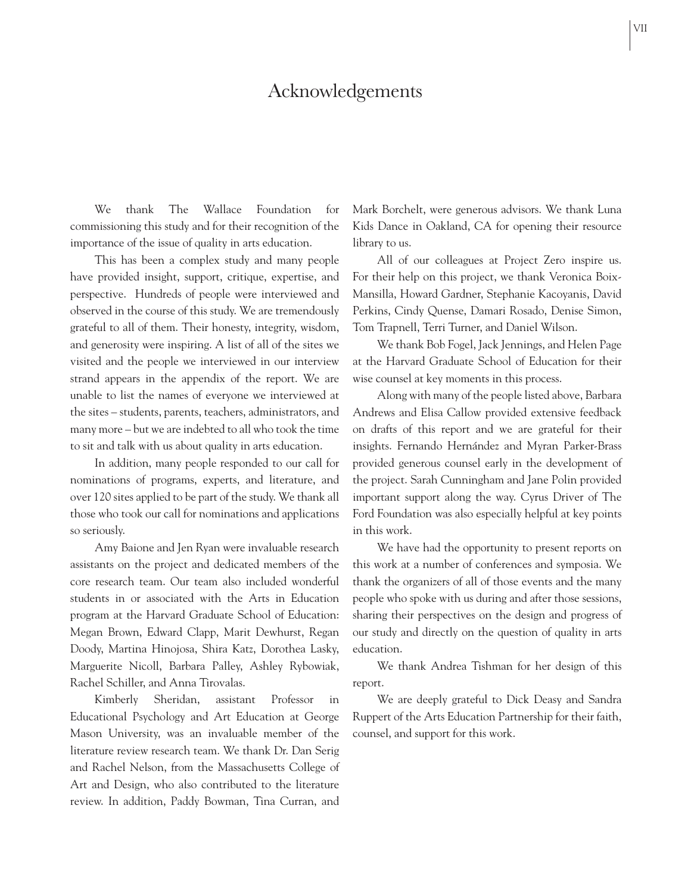# Acknowledgements

We thank The Wallace Foundation for commissioning this study and for their recognition of the importance of the issue of quality in arts education.

This has been a complex study and many people have provided insight, support, critique, expertise, and perspective. Hundreds of people were interviewed and observed in the course of this study. We are tremendously grateful to all of them. Their honesty, integrity, wisdom, and generosity were inspiring. A list of all of the sites we visited and the people we interviewed in our interview strand appears in the appendix of the report. We are unable to list the names of everyone we interviewed at the sites – students, parents, teachers, administrators, and many more – but we are indebted to all who took the time to sit and talk with us about quality in arts education.

In addition, many people responded to our call for nominations of programs, experts, and literature, and over 120 sites applied to be part of the study. We thank all those who took our call for nominations and applications so seriously.

Amy Baione and Jen Ryan were invaluable research assistants on the project and dedicated members of the core research team. Our team also included wonderful students in or associated with the Arts in Education program at the Harvard Graduate School of Education: Megan Brown, Edward Clapp, Marit Dewhurst, Regan Doody, Martina Hinojosa, Shira Katz, Dorothea Lasky, Marguerite Nicoll, Barbara Palley, Ashley Rybowiak, Rachel Schiller, and Anna Tirovalas.

Kimberly Sheridan, assistant Professor in Educational Psychology and Art Education at George Mason University, was an invaluable member of the literature review research team. We thank Dr. Dan Serig and Rachel Nelson, from the Massachusetts College of Art and Design, who also contributed to the literature review. In addition, Paddy Bowman, Tina Curran, and Mark Borchelt, were generous advisors. We thank Luna Kids Dance in Oakland, CA for opening their resource library to us.

All of our colleagues at Project Zero inspire us. For their help on this project, we thank Veronica Boix-Mansilla, Howard Gardner, Stephanie Kacoyanis, David Perkins, Cindy Quense, Damari Rosado, Denise Simon, Tom Trapnell, Terri Turner, and Daniel Wilson.

We thank Bob Fogel, Jack Jennings, and Helen Page at the Harvard Graduate School of Education for their wise counsel at key moments in this process.

Along with many of the people listed above, Barbara Andrews and Elisa Callow provided extensive feedback on drafts of this report and we are grateful for their insights. Fernando Hernández and Myran Parker-Brass provided generous counsel early in the development of the project. Sarah Cunningham and Jane Polin provided important support along the way. Cyrus Driver of The Ford Foundation was also especially helpful at key points in this work.

We have had the opportunity to present reports on this work at a number of conferences and symposia. We thank the organizers of all of those events and the many people who spoke with us during and after those sessions, sharing their perspectives on the design and progress of our study and directly on the question of quality in arts education.

We thank Andrea Tishman for her design of this report.

We are deeply grateful to Dick Deasy and Sandra Ruppert of the Arts Education Partnership for their faith, counsel, and support for this work.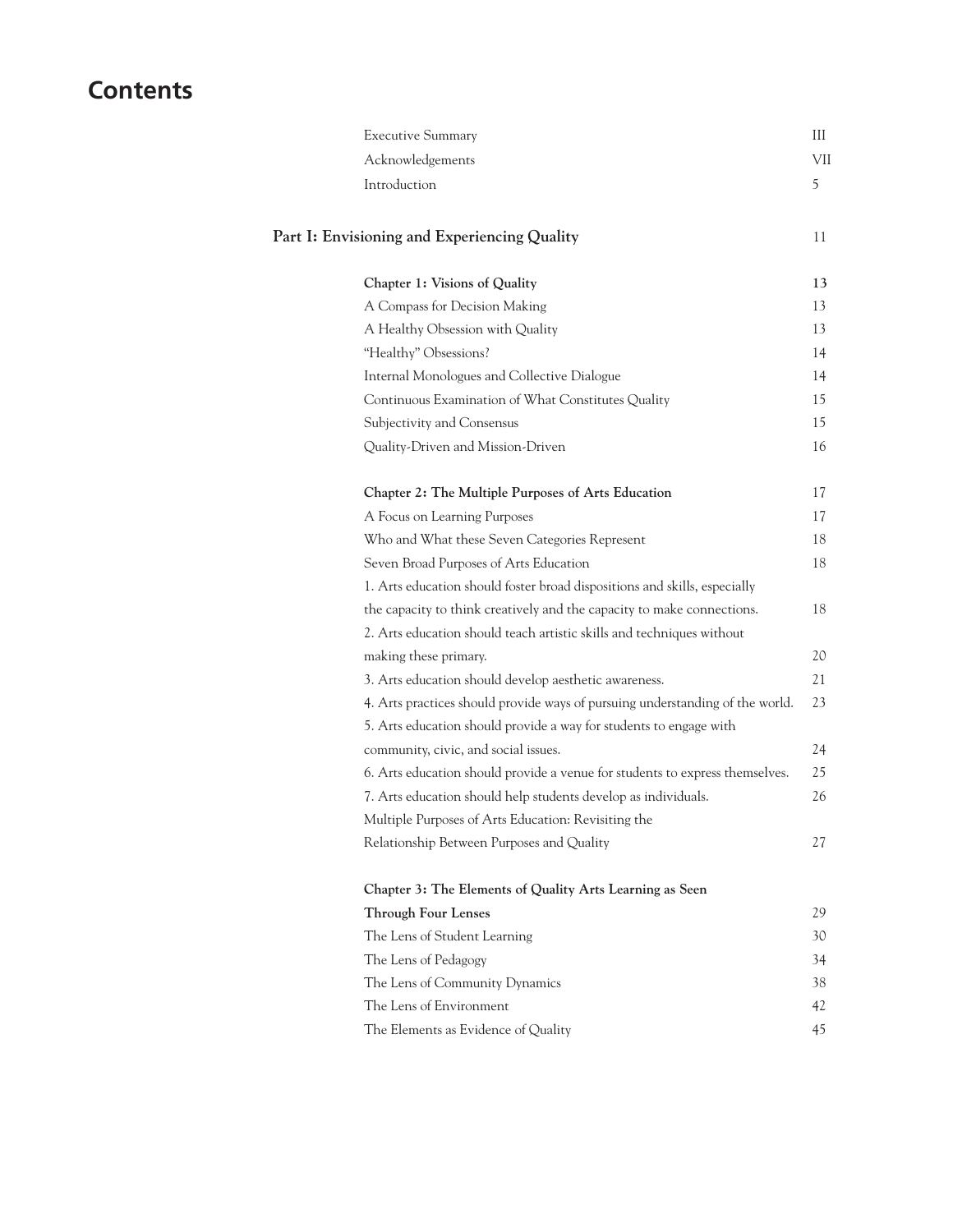# Contents

| | |
|---|---|
| Executive Summary | III |
| Acknowledgements | VII |
| Introduction | 5 |
| **Part I: Envisioning and Experiencing Quality** | 11 |
| **Chapter 1: Visions of Quality** | **13** |
| A Compass for Decision Making | 13 |
| A Healthy Obsession with Quality | 13 |
| "Healthy" Obsessions? | 14 |
| Internal Monologues and Collective Dialogue | 14 |
| Continuous Examination of What Constitutes Quality | 15 |
| Subjectivity and Consensus | 15 |
| Quality-Driven and Mission-Driven | 16 |
| **Chapter 2: The Multiple Purposes of Arts Education** | 17 |
| A Focus on Learning Purposes | 17 |
| Who and What these Seven Categories Represent | 18 |
| Seven Broad Purposes of Arts Education | 18 |
| 1. Arts education should foster broad dispositions and skills, especially the capacity to think creatively and the capacity to make connections. | 18 |
| 2. Arts education should teach artistic skills and techniques without making these primary. | 20 |
| 3. Arts education should develop aesthetic awareness. | 21 |
| 4. Arts practices should provide ways of pursuing understanding of the world. | 23 |
| 5. Arts education should provide a way for students to engage with community, civic, and social issues. | 24 |
| 6. Arts education should provide a venue for students to express themselves. | 25 |
| 7. Arts education should help students develop as individuals. | 26 |
| Multiple Purposes of Arts Education: Revisiting the Relationship Between Purposes and Quality | 27 |
| **Chapter 3: The Elements of Quality Arts Learning as Seen Through Four Lenses** | 29 |
| The Lens of Student Learning | 30 |
| The Lens of Pedagogy | 34 |
| The Lens of Community Dynamics | 38 |
| The Lens of Environment | 42 |
| The Elements as Evidence of Quality | 45 |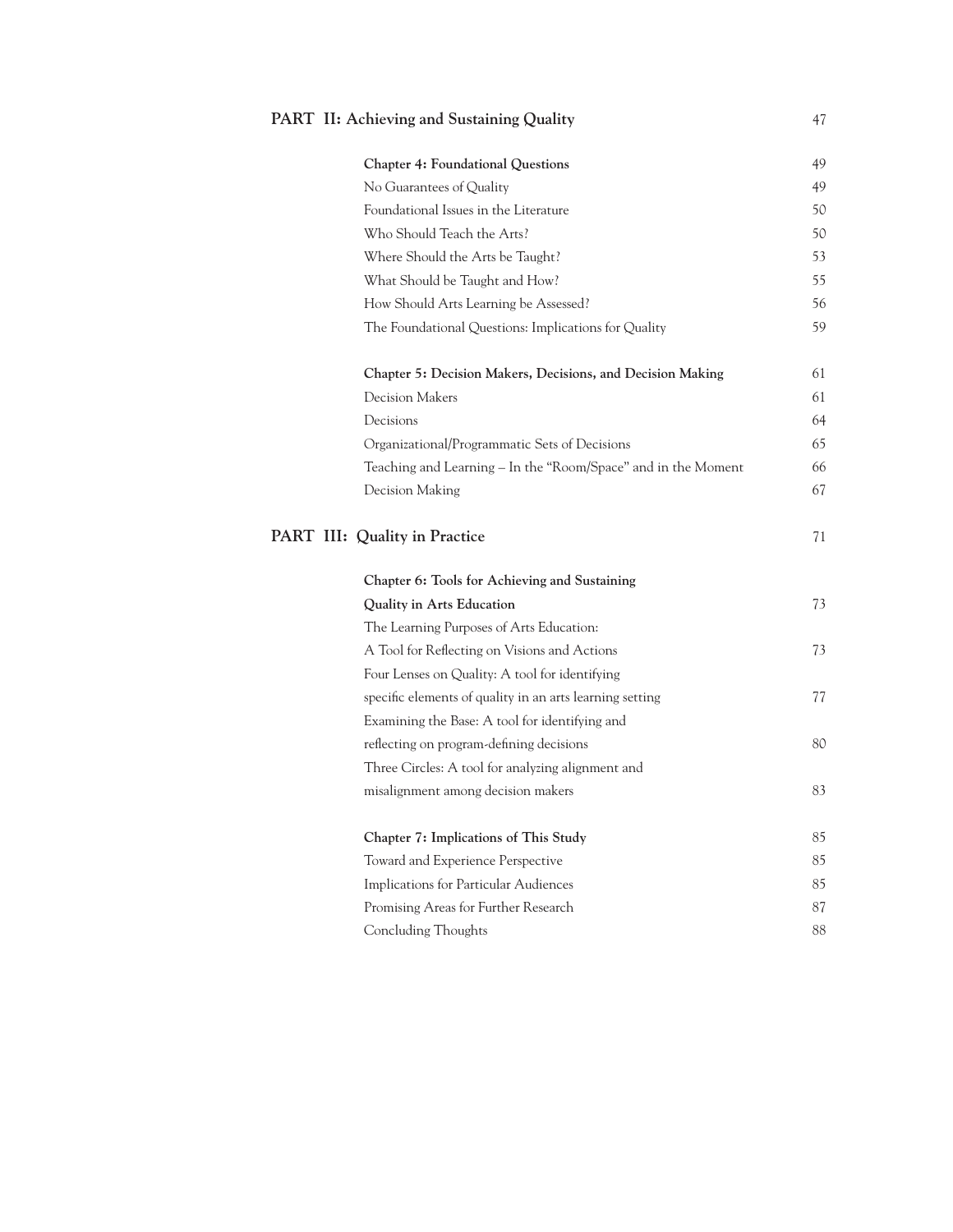| | |
|---|---|
| **PART II: Achieving and Sustaining Quality** | 47 |
| **Chapter 4: Foundational Questions** | 49 |
| No Guarantees of Quality | 49 |
| Foundational Issues in the Literature | 50 |
| Who Should Teach the Arts? | 50 |
| Where Should the Arts be Taught? | 53 |
| What Should be Taught and How? | 55 |
| How Should Arts Learning be Assessed? | 56 |
| The Foundational Questions: Implications for Quality | 59 |
| **Chapter 5: Decision Makers, Decisions, and Decision Making** | 61 |
| Decision Makers | 61 |
| Decisions | 64 |
| Organizational/Programmatic Sets of Decisions | 65 |
| Teaching and Learning – In the "Room/Space" and in the Moment | 66 |
| Decision Making | 67 |
| **PART III: Quality in Practice** | 71 |
| **Chapter 6: Tools for Achieving and Sustaining Quality in Arts Education** | 73 |
| The Learning Purposes of Arts Education: A Tool for Reflecting on Visions and Actions | 73 |
| Four Lenses on Quality: A tool for identifying specific elements of quality in an arts learning setting | 77 |
| Examining the Base: A tool for identifying and reflecting on program-defining decisions | 80 |
| Three Circles: A tool for analyzing alignment and misalignment among decision makers | 83 |
| **Chapter 7: Implications of This Study** | 85 |
| Toward and Experience Perspective | 85 |
| Implications for Particular Audiences | 85 |
| Promising Areas for Further Research | 87 |
| Concluding Thoughts | 88 |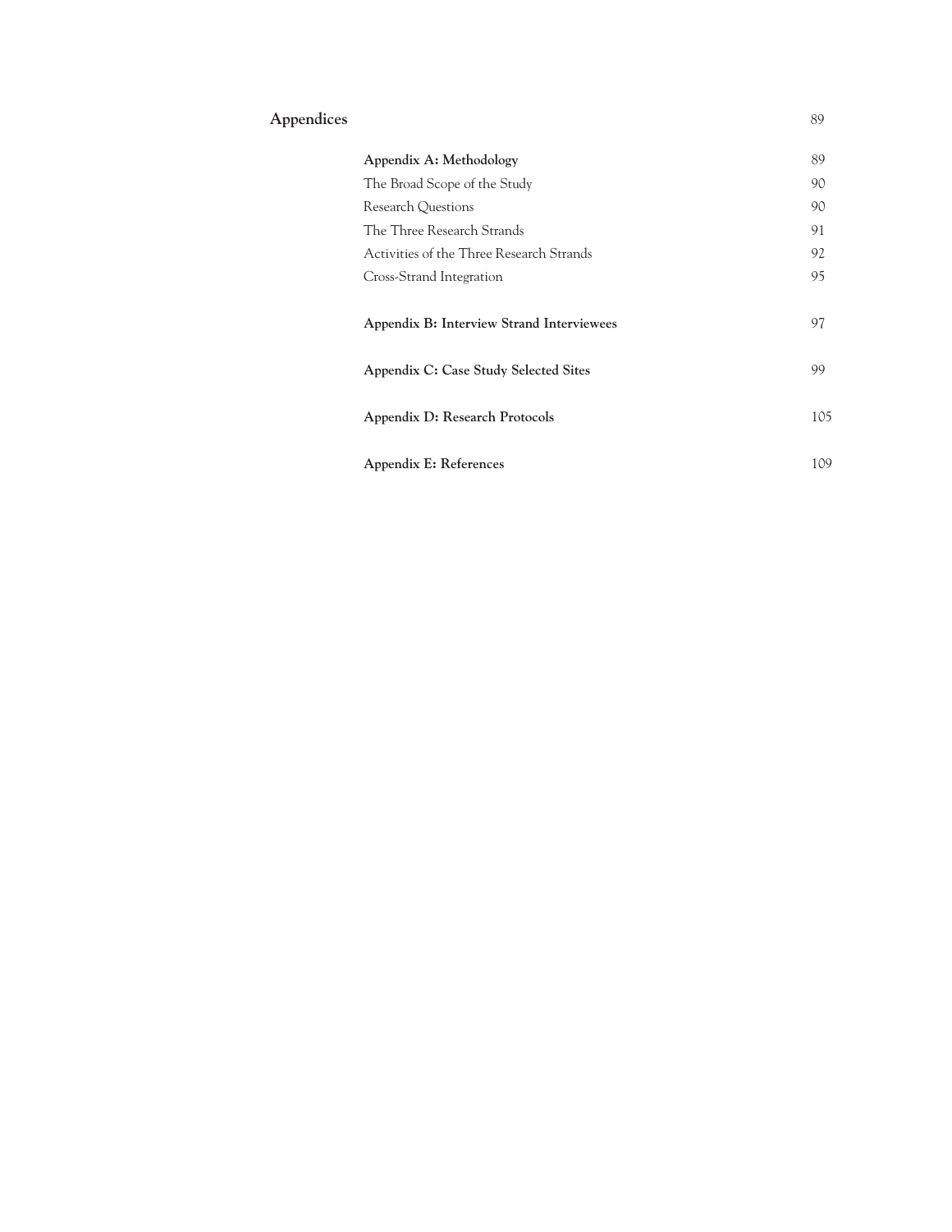**Appendices** 89

**Appendix A: Methodology** 89

The Broad Scope of the Study 90

Research Questions 90

The Three Research Strands 91

Activities of the Three Research Strands 92

Cross-Strand Integration 95

**Appendix B: Interview Strand Interviewees** 97

**Appendix C: Case Study Selected Sites** 99

**Appendix D: Research Protocols** 105

**Appendix E: References** 109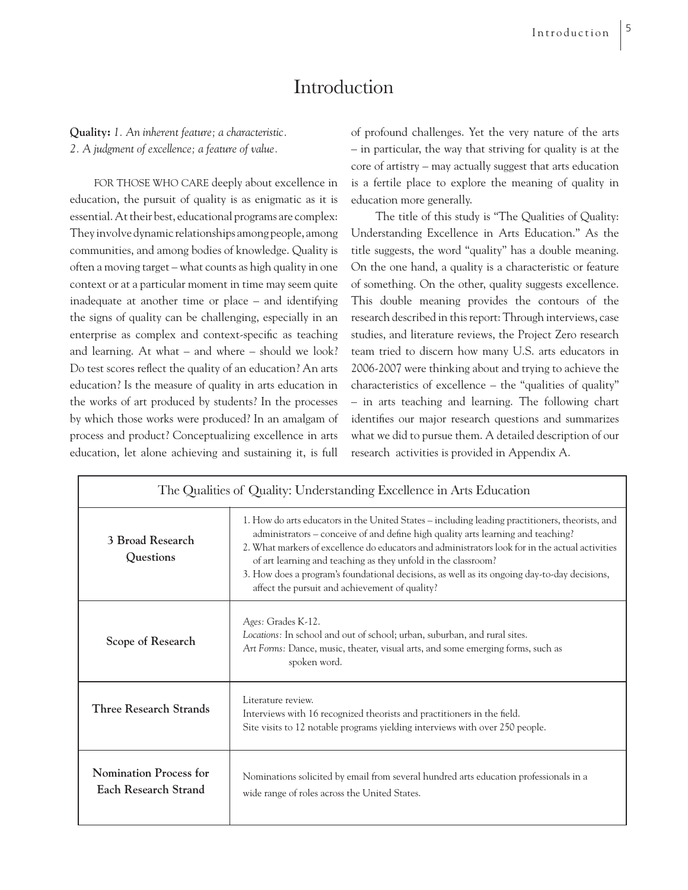# Introduction

**Quality:** *1. An inherent feature; a characteristic.*
*2. A judgment of excellence; a feature of value.*

FOR THOSE WHO CARE deeply about excellence in education, the pursuit of quality is as enigmatic as it is essential. At their best, educational programs are complex: They involve dynamic relationships among people, among communities, and among bodies of knowledge. Quality is often a moving target – what counts as high quality in one context or at a particular moment in time may seem quite inadequate at another time or place – and identifying the signs of quality can be challenging, especially in an enterprise as complex and context-specific as teaching and learning. At what – and where – should we look? Do test scores reflect the quality of an education? An arts education? Is the measure of quality in arts education in the works of art produced by students? In the processes by which those works were produced? In an amalgam of process and product? Conceptualizing excellence in arts education, let alone achieving and sustaining it, is full of profound challenges. Yet the very nature of the arts – in particular, the way that striving for quality is at the core of artistry – may actually suggest that arts education is a fertile place to explore the meaning of quality in education more generally.

The title of this study is "The Qualities of Quality: Understanding Excellence in Arts Education." As the title suggests, the word "quality" has a double meaning. On the one hand, a quality is a characteristic or feature of something. On the other, quality suggests excellence. This double meaning provides the contours of the research described in this report: Through interviews, case studies, and literature reviews, the Project Zero research team tried to discern how many U.S. arts educators in 2006-2007 were thinking about and trying to achieve the characteristics of excellence – the "qualities of quality" – in arts teaching and learning. The following chart identifies our major research questions and summarizes what we did to pursue them. A detailed description of our research activities is provided in Appendix A.

| The Qualities of Quality: Understanding Excellence in Arts Education | |
|---|---|
| **3 Broad Research Questions** | 1. How do arts educators in the United States – including leading practitioners, theorists, and administrators – conceive of and define high quality arts learning and teaching?<br>2. What markers of excellence do educators and administrators look for in the actual activities of art learning and teaching as they unfold in the classroom?<br>3. How does a program's foundational decisions, as well as its ongoing day-to-day decisions, affect the pursuit and achievement of quality? |
| **Scope of Research** | *Ages:* Grades K-12.<br>*Locations:* In school and out of school; urban, suburban, and rural sites.<br>*Art Forms:* Dance, music, theater, visual arts, and some emerging forms, such as spoken word. |
| **Three Research Strands** | Literature review.<br>Interviews with 16 recognized theorists and practitioners in the field.<br>Site visits to 12 notable programs yielding interviews with over 250 people. |
| **Nomination Process for Each Research Strand** | Nominations solicited by email from several hundred arts education professionals in a wide range of roles across the United States. |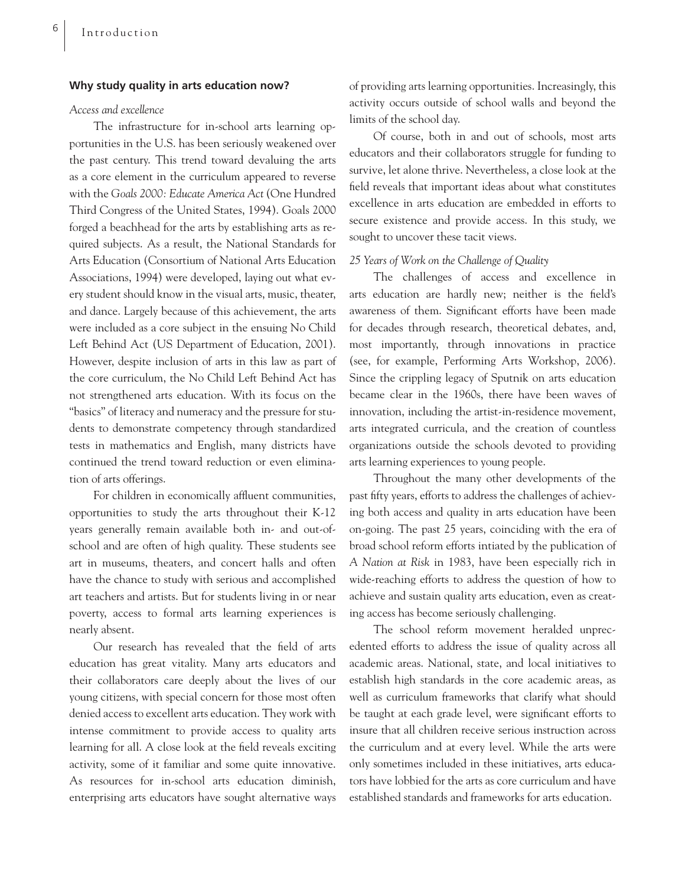### Why study quality in arts education now?

*Access and excellence*

The infrastructure for in-school arts learning opportunities in the U.S. has been seriously weakened over the past century. This trend toward devaluing the arts as a core element in the curriculum appeared to reverse with the *Goals 2000: Educate America Act* (One Hundred Third Congress of the United States, 1994). Goals 2000 forged a beachhead for the arts by establishing arts as required subjects. As a result, the National Standards for Arts Education (Consortium of National Arts Education Associations, 1994) were developed, laying out what every student should know in the visual arts, music, theater, and dance. Largely because of this achievement, the arts were included as a core subject in the ensuing No Child Left Behind Act (US Department of Education, 2001). However, despite inclusion of arts in this law as part of the core curriculum, the No Child Left Behind Act has not strengthened arts education. With its focus on the "basics" of literacy and numeracy and the pressure for students to demonstrate competency through standardized tests in mathematics and English, many districts have continued the trend toward reduction or even elimination of arts offerings.

For children in economically affluent communities, opportunities to study the arts throughout their K-12 years generally remain available both in- and out-of-school and are often of high quality. These students see art in museums, theaters, and concert halls and often have the chance to study with serious and accomplished art teachers and artists. But for students living in or near poverty, access to formal arts learning experiences is nearly absent.

Our research has revealed that the field of arts education has great vitality. Many arts educators and their collaborators care deeply about the lives of our young citizens, with special concern for those most often denied access to excellent arts education. They work with intense commitment to provide access to quality arts learning for all. A close look at the field reveals exciting activity, some of it familiar and some quite innovative. As resources for in-school arts education diminish, enterprising arts educators have sought alternative ways of providing arts learning opportunities. Increasingly, this activity occurs outside of school walls and beyond the limits of the school day.

Of course, both in and out of schools, most arts educators and their collaborators struggle for funding to survive, let alone thrive. Nevertheless, a close look at the field reveals that important ideas about what constitutes excellence in arts education are embedded in efforts to secure existence and provide access. In this study, we sought to uncover these tacit views.

*25 Years of Work on the Challenge of Quality*

The challenges of access and excellence in arts education are hardly new; neither is the field's awareness of them. Significant efforts have been made for decades through research, theoretical debates, and, most importantly, through innovations in practice (see, for example, Performing Arts Workshop, 2006). Since the crippling legacy of Sputnik on arts education became clear in the 1960s, there have been waves of innovation, including the artist-in-residence movement, arts integrated curricula, and the creation of countless organizations outside the schools devoted to providing arts learning experiences to young people.

Throughout the many other developments of the past fifty years, efforts to address the challenges of achieving both access and quality in arts education have been on-going. The past 25 years, coinciding with the era of broad school reform efforts intiated by the publication of *A Nation at Risk* in 1983, have been especially rich in wide-reaching efforts to address the question of how to achieve and sustain quality arts education, even as creating access has become seriously challenging.

The school reform movement heralded unprecedented efforts to address the issue of quality across all academic areas. National, state, and local initiatives to establish high standards in the core academic areas, as well as curriculum frameworks that clarify what should be taught at each grade level, were significant efforts to insure that all children receive serious instruction across the curriculum and at every level. While the arts were only sometimes included in these initiatives, arts educators have lobbied for the arts as core curriculum and have established standards and frameworks for arts education.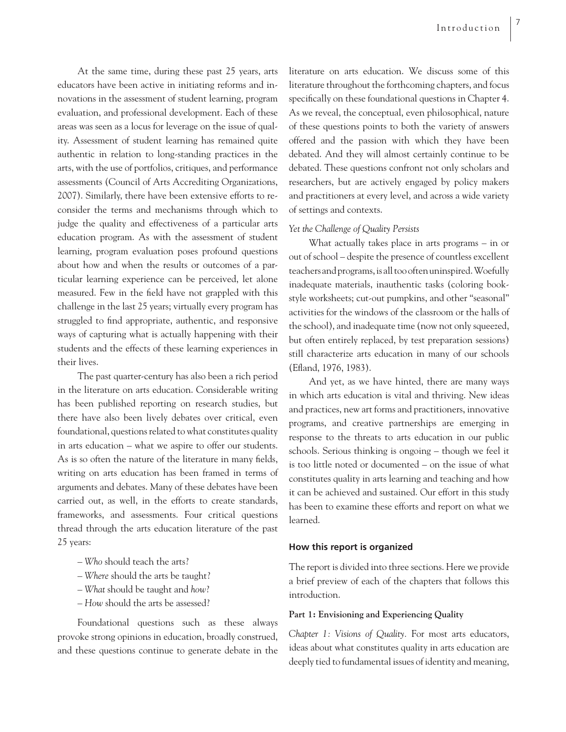At the same time, during these past 25 years, arts educators have been active in initiating reforms and innovations in the assessment of student learning, program evaluation, and professional development. Each of these areas was seen as a locus for leverage on the issue of quality. Assessment of student learning has remained quite authentic in relation to long-standing practices in the arts, with the use of portfolios, critiques, and performance assessments (Council of Arts Accrediting Organizations, 2007). Similarly, there have been extensive efforts to reconsider the terms and mechanisms through which to judge the quality and effectiveness of a particular arts education program. As with the assessment of student learning, program evaluation poses profound questions about how and when the results or outcomes of a particular learning experience can be perceived, let alone measured. Few in the field have not grappled with this challenge in the last 25 years; virtually every program has struggled to find appropriate, authentic, and responsive ways of capturing what is actually happening with their students and the effects of these learning experiences in their lives.

The past quarter-century has also been a rich period in the literature on arts education. Considerable writing has been published reporting on research studies, but there have also been lively debates over critical, even foundational, questions related to what constitutes quality in arts education – what we aspire to offer our students. As is so often the nature of the literature in many fields, writing on arts education has been framed in terms of arguments and debates. Many of these debates have been carried out, as well, in the efforts to create standards, frameworks, and assessments. Four critical questions thread through the arts education literature of the past 25 years:

– *Who* should teach the arts?
– *Where* should the arts be taught?
– *What* should be taught and *how*?
– *How* should the arts be assessed?

Foundational questions such as these always provoke strong opinions in education, broadly construed, and these questions continue to generate debate in the literature on arts education. We discuss some of this literature throughout the forthcoming chapters, and focus specifically on these foundational questions in Chapter 4. As we reveal, the conceptual, even philosophical, nature of these questions points to both the variety of answers offered and the passion with which they have been debated. And they will almost certainly continue to be debated. These questions confront not only scholars and researchers, but are actively engaged by policy makers and practitioners at every level, and across a wide variety of settings and contexts.

*Yet the Challenge of Quality Persists*

What actually takes place in arts programs – in or out of school – despite the presence of countless excellent teachers and programs, is all too often uninspired. Woefully inadequate materials, inauthentic tasks (coloring book-style worksheets; cut-out pumpkins, and other "seasonal" activities for the windows of the classroom or the halls of the school), and inadequate time (now not only squeezed, but often entirely replaced, by test preparation sessions) still characterize arts education in many of our schools (Efland, 1976, 1983).

And yet, as we have hinted, there are many ways in which arts education is vital and thriving. New ideas and practices, new art forms and practitioners, innovative programs, and creative partnerships are emerging in response to the threats to arts education in our public schools. Serious thinking is ongoing – though we feel it is too little noted or documented – on the issue of what constitutes quality in arts learning and teaching and how it can be achieved and sustained. Our effort in this study has been to examine these efforts and report on what we learned.

## How this report is organized

The report is divided into three sections. Here we provide a brief preview of each of the chapters that follows this introduction.

### Part 1: Envisioning and Experiencing Quality

*Chapter 1: Visions of Quality.* For most arts educators, ideas about what constitutes quality in arts education are deeply tied to fundamental issues of identity and meaning,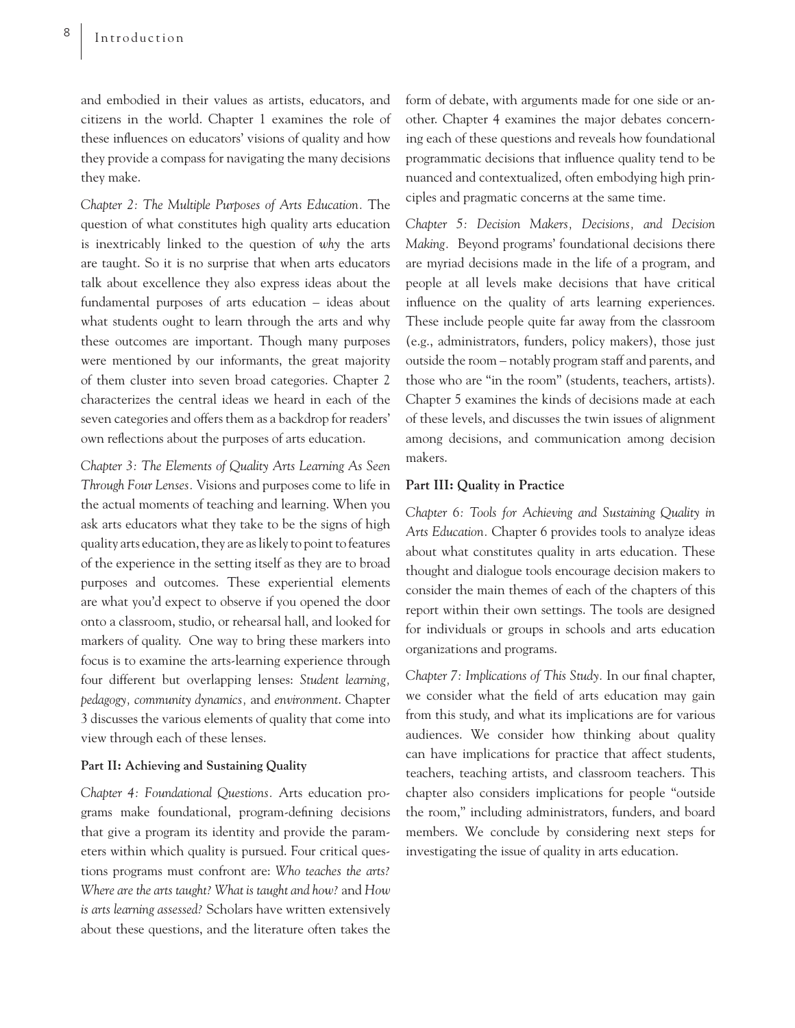and embodied in their values as artists, educators, and citizens in the world. Chapter 1 examines the role of these influences on educators' visions of quality and how they provide a compass for navigating the many decisions they make.

*Chapter 2: The Multiple Purposes of Arts Education.* The question of what constitutes high quality arts education is inextricably linked to the question of *why* the arts are taught. So it is no surprise that when arts educators talk about excellence they also express ideas about the fundamental purposes of arts education – ideas about what students ought to learn through the arts and why these outcomes are important. Though many purposes were mentioned by our informants, the great majority of them cluster into seven broad categories. Chapter 2 characterizes the central ideas we heard in each of the seven categories and offers them as a backdrop for readers' own reflections about the purposes of arts education.

*Chapter 3: The Elements of Quality Arts Learning As Seen Through Four Lenses.* Visions and purposes come to life in the actual moments of teaching and learning. When you ask arts educators what they take to be the signs of high quality arts education, they are as likely to point to features of the experience in the setting itself as they are to broad purposes and outcomes. These experiential elements are what you'd expect to observe if you opened the door onto a classroom, studio, or rehearsal hall, and looked for markers of quality. One way to bring these markers into focus is to examine the arts-learning experience through four different but overlapping lenses: *Student learning, pedagogy, community dynamics,* and *environment*. Chapter 3 discusses the various elements of quality that come into view through each of these lenses.

**Part II: Achieving and Sustaining Quality**

*Chapter 4: Foundational Questions.* Arts education programs make foundational, program-defining decisions that give a program its identity and provide the parameters within which quality is pursued. Four critical questions programs must confront are: *Who teaches the arts? Where are the arts taught? What is taught and how?* and *How is arts learning assessed?* Scholars have written extensively about these questions, and the literature often takes the form of debate, with arguments made for one side or another. Chapter 4 examines the major debates concerning each of these questions and reveals how foundational programmatic decisions that influence quality tend to be nuanced and contextualized, often embodying high principles and pragmatic concerns at the same time.

*Chapter 5: Decision Makers, Decisions, and Decision Making.* Beyond programs' foundational decisions there are myriad decisions made in the life of a program, and people at all levels make decisions that have critical influence on the quality of arts learning experiences. These include people quite far away from the classroom (e.g., administrators, funders, policy makers), those just outside the room – notably program staff and parents, and those who are "in the room" (students, teachers, artists). Chapter 5 examines the kinds of decisions made at each of these levels, and discusses the twin issues of alignment among decisions, and communication among decision makers.

**Part III: Quality in Practice**

*Chapter 6: Tools for Achieving and Sustaining Quality in Arts Education.* Chapter 6 provides tools to analyze ideas about what constitutes quality in arts education. These thought and dialogue tools encourage decision makers to consider the main themes of each of the chapters of this report within their own settings. The tools are designed for individuals or groups in schools and arts education organizations and programs.

*Chapter 7: Implications of This Study.* In our final chapter, we consider what the field of arts education may gain from this study, and what its implications are for various audiences. We consider how thinking about quality can have implications for practice that affect students, teachers, teaching artists, and classroom teachers. This chapter also considers implications for people "outside the room," including administrators, funders, and board members. We conclude by considering next steps for investigating the issue of quality in arts education.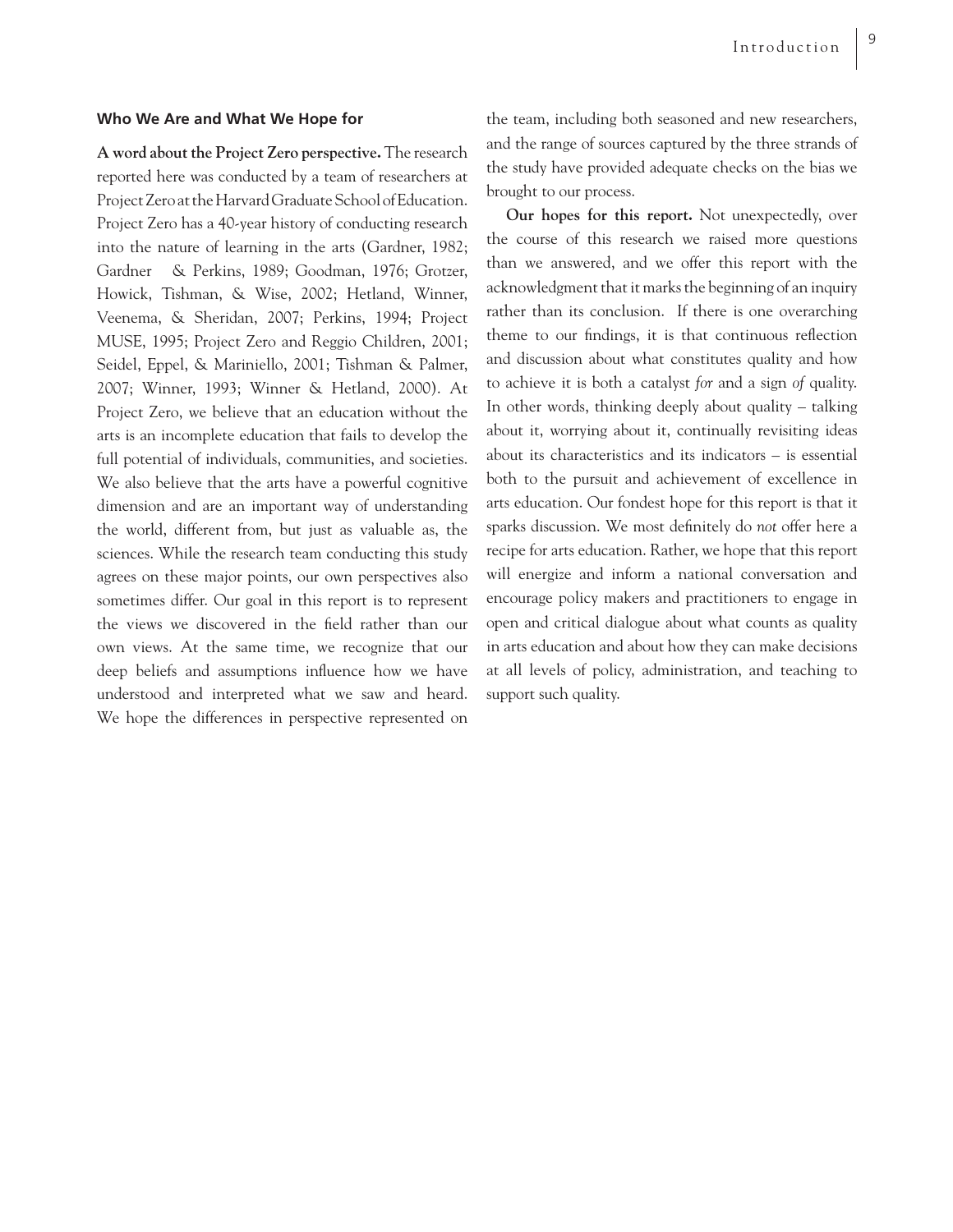### Who We Are and What We Hope for

**A word about the Project Zero perspective.** The research reported here was conducted by a team of researchers at Project Zero at the Harvard Graduate School of Education. Project Zero has a 40-year history of conducting research into the nature of learning in the arts (Gardner, 1982; Gardner & Perkins, 1989; Goodman, 1976; Grotzer, Howick, Tishman, & Wise, 2002; Hetland, Winner, Veenema, & Sheridan, 2007; Perkins, 1994; Project MUSE, 1995; Project Zero and Reggio Children, 2001; Seidel, Eppel, & Mariniello, 2001; Tishman & Palmer, 2007; Winner, 1993; Winner & Hetland, 2000). At Project Zero, we believe that an education without the arts is an incomplete education that fails to develop the full potential of individuals, communities, and societies. We also believe that the arts have a powerful cognitive dimension and are an important way of understanding the world, different from, but just as valuable as, the sciences. While the research team conducting this study agrees on these major points, our own perspectives also sometimes differ. Our goal in this report is to represent the views we discovered in the field rather than our own views. At the same time, we recognize that our deep beliefs and assumptions influence how we have understood and interpreted what we saw and heard. We hope the differences in perspective represented on the team, including both seasoned and new researchers, and the range of sources captured by the three strands of the study have provided adequate checks on the bias we brought to our process.

**Our hopes for this report.** Not unexpectedly, over the course of this research we raised more questions than we answered, and we offer this report with the acknowledgment that it marks the beginning of an inquiry rather than its conclusion. If there is one overarching theme to our findings, it is that continuous reflection and discussion about what constitutes quality and how to achieve it is both a catalyst *for* and a sign *of* quality. In other words, thinking deeply about quality – talking about it, worrying about it, continually revisiting ideas about its characteristics and its indicators – is essential both to the pursuit and achievement of excellence in arts education. Our fondest hope for this report is that it sparks discussion. We most definitely do *not* offer here a recipe for arts education. Rather, we hope that this report will energize and inform a national conversation and encourage policy makers and practitioners to engage in open and critical dialogue about what counts as quality in arts education and about how they can make decisions at all levels of policy, administration, and teaching to support such quality.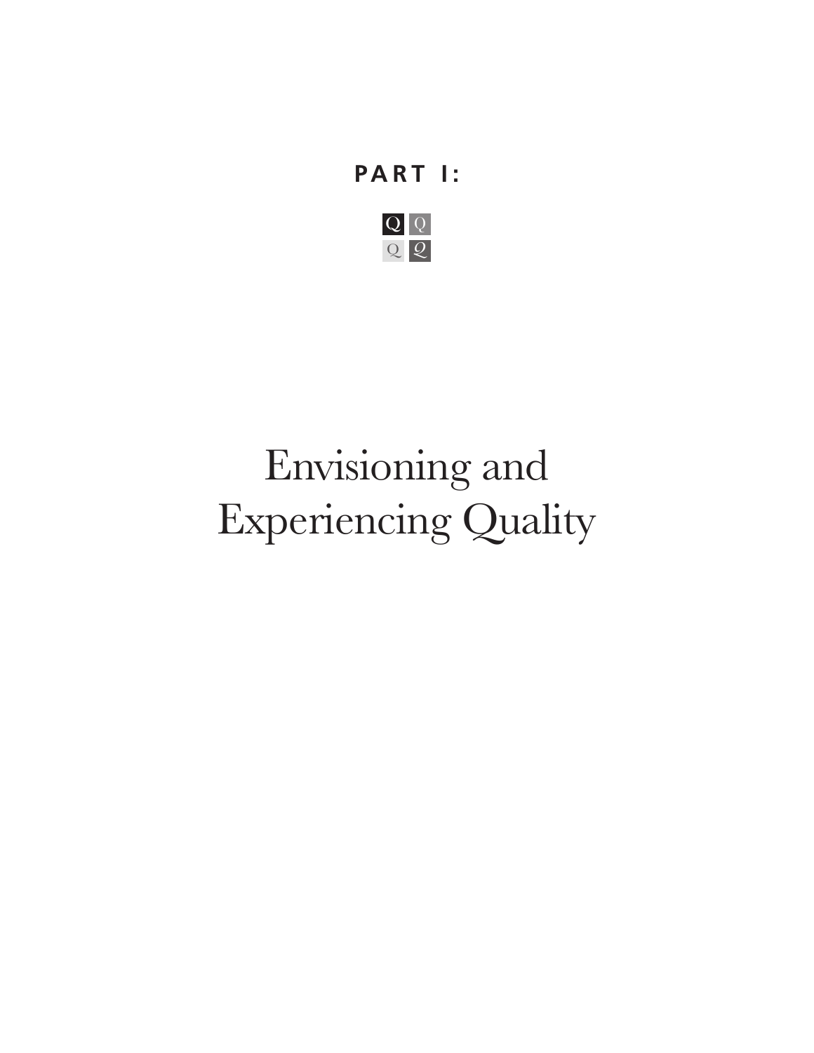# PART I:

# Envisioning and Experiencing Quality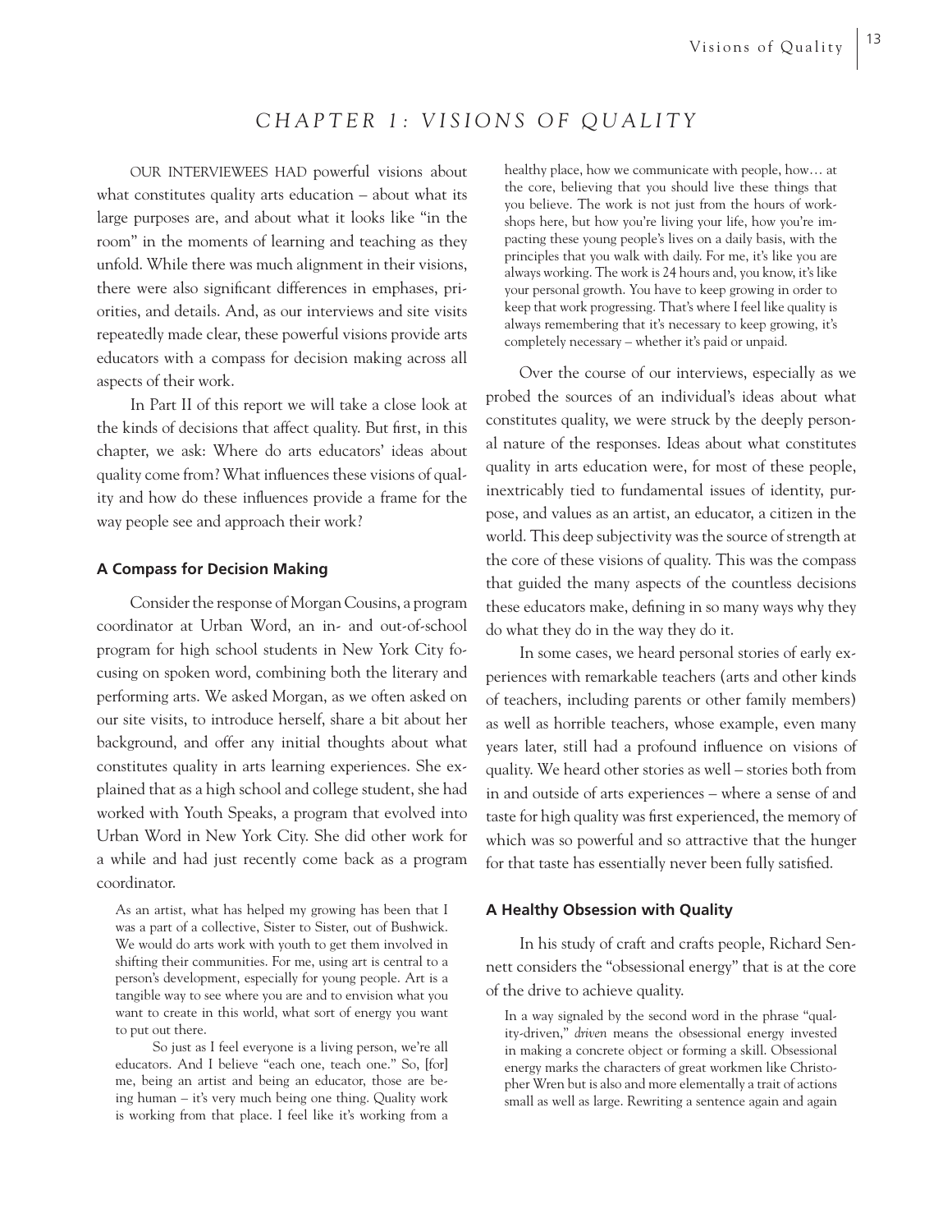# CHAPTER 1: VISIONS OF QUALITY

OUR INTERVIEWEES HAD powerful visions about what constitutes quality arts education – about what its large purposes are, and about what it looks like "in the room" in the moments of learning and teaching as they unfold. While there was much alignment in their visions, there were also significant differences in emphases, priorities, and details. And, as our interviews and site visits repeatedly made clear, these powerful visions provide arts educators with a compass for decision making across all aspects of their work.

In Part II of this report we will take a close look at the kinds of decisions that affect quality. But first, in this chapter, we ask: Where do arts educators' ideas about quality come from? What influences these visions of quality and how do these influences provide a frame for the way people see and approach their work?

### A Compass for Decision Making

Consider the response of Morgan Cousins, a program coordinator at Urban Word, an in- and out-of-school program for high school students in New York City focusing on spoken word, combining both the literary and performing arts. We asked Morgan, as we often asked on our site visits, to introduce herself, share a bit about her background, and offer any initial thoughts about what constitutes quality in arts learning experiences. She explained that as a high school and college student, she had worked with Youth Speaks, a program that evolved into Urban Word in New York City. She did other work for a while and had just recently come back as a program coordinator.

> As an artist, what has helped my growing has been that I was a part of a collective, Sister to Sister, out of Bushwick. We would do arts work with youth to get them involved in shifting their communities. For me, using art is central to a person's development, especially for young people. Art is a tangible way to see where you are and to envision what you want to create in this world, what sort of energy you want to put out there.
>
> So just as I feel everyone is a living person, we're all educators. And I believe "each one, teach one." So, [for] me, being an artist and being an educator, those are being human – it's very much being one thing. Quality work is working from that place. I feel like it's working from a healthy place, how we communicate with people, how… at the core, believing that you should live these things that you believe. The work is not just from the hours of workshops here, but how you're living your life, how you're impacting these young people's lives on a daily basis, with the principles that you walk with daily. For me, it's like you are always working. The work is 24 hours and, you know, it's like your personal growth. You have to keep growing in order to keep that work progressing. That's where I feel like quality is always remembering that it's necessary to keep growing, it's completely necessary – whether it's paid or unpaid.

Over the course of our interviews, especially as we probed the sources of an individual's ideas about what constitutes quality, we were struck by the deeply personal nature of the responses. Ideas about what constitutes quality in arts education were, for most of these people, inextricably tied to fundamental issues of identity, purpose, and values as an artist, an educator, a citizen in the world. This deep subjectivity was the source of strength at the core of these visions of quality. This was the compass that guided the many aspects of the countless decisions these educators make, defining in so many ways why they do what they do in the way they do it.

In some cases, we heard personal stories of early experiences with remarkable teachers (arts and other kinds of teachers, including parents or other family members) as well as horrible teachers, whose example, even many years later, still had a profound influence on visions of quality. We heard other stories as well – stories both from in and outside of arts experiences – where a sense of and taste for high quality was first experienced, the memory of which was so powerful and so attractive that the hunger for that taste has essentially never been fully satisfied.

### A Healthy Obsession with Quality

In his study of craft and crafts people, Richard Sennett considers the "obsessional energy" that is at the core of the drive to achieve quality.

> In a way signaled by the second word in the phrase "quality-driven," *driven* means the obsessional energy invested in making a concrete object or forming a skill. Obsessional energy marks the characters of great workmen like Christopher Wren but is also and more elementally a trait of actions small as well as large. Rewriting a sentence again and again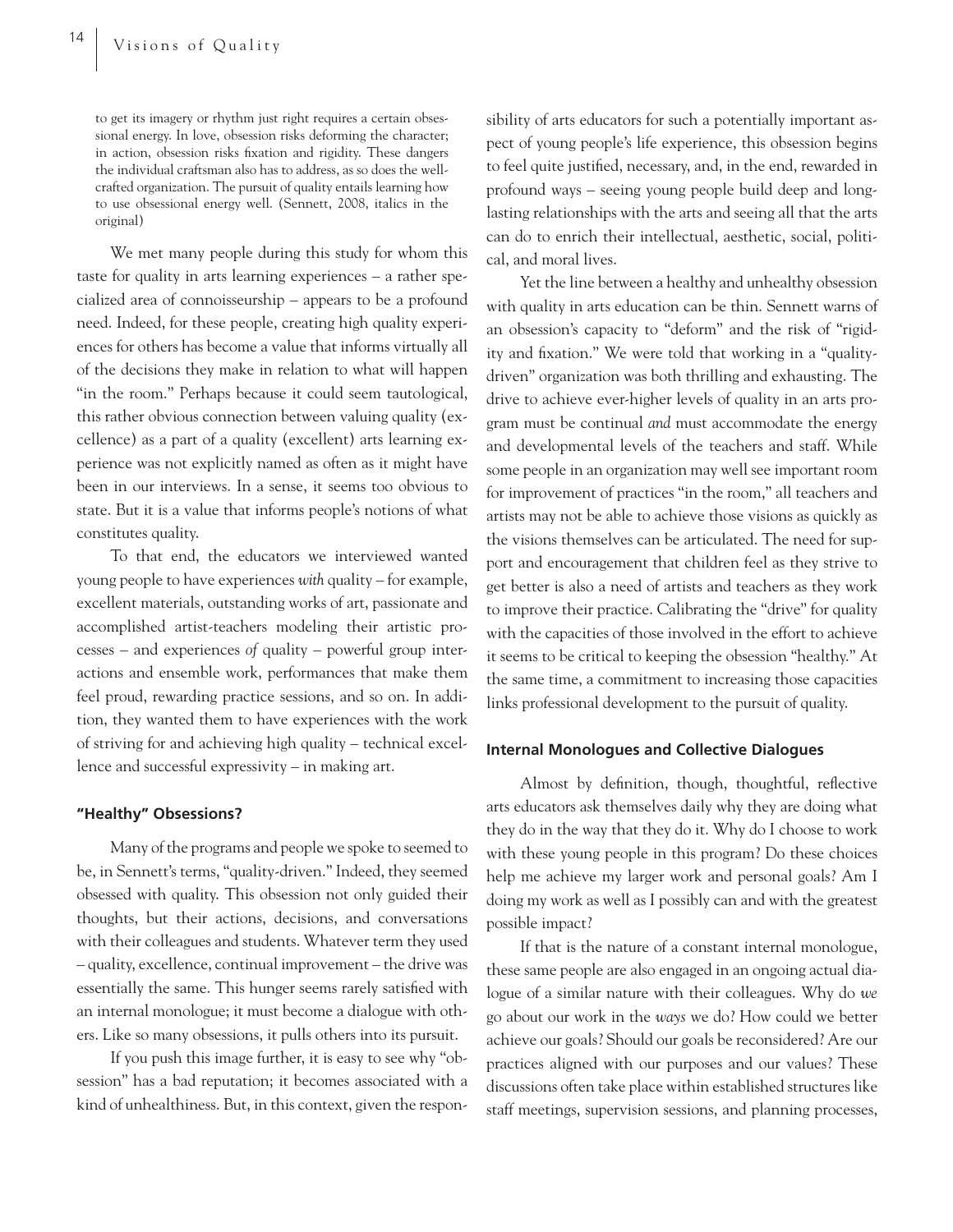> to get its imagery or rhythm just right requires a certain obsessional energy. In love, obsession risks deforming the character; in action, obsession risks fixation and rigidity. These dangers the individual craftsman also has to address, as so does the well-crafted organization. The pursuit of quality entails learning how to use obsessional energy well. (Sennett, 2008, italics in the original)

We met many people during this study for whom this taste for quality in arts learning experiences – a rather specialized area of connoisseurship – appears to be a profound need. Indeed, for these people, creating high quality experiences for others has become a value that informs virtually all of the decisions they make in relation to what will happen "in the room." Perhaps because it could seem tautological, this rather obvious connection between valuing quality (excellence) as a part of a quality (excellent) arts learning experience was not explicitly named as often as it might have been in our interviews. In a sense, it seems too obvious to state. But it is a value that informs people's notions of what constitutes quality.

To that end, the educators we interviewed wanted young people to have experiences *with* quality – for example, excellent materials, outstanding works of art, passionate and accomplished artist-teachers modeling their artistic processes – and experiences *of* quality – powerful group interactions and ensemble work, performances that make them feel proud, rewarding practice sessions, and so on. In addition, they wanted them to have experiences with the work of striving for and achieving high quality – technical excellence and successful expressivity – in making art.

### "Healthy" Obsessions?

Many of the programs and people we spoke to seemed to be, in Sennett's terms, "quality-driven." Indeed, they seemed obsessed with quality. This obsession not only guided their thoughts, but their actions, decisions, and conversations with their colleagues and students. Whatever term they used – quality, excellence, continual improvement – the drive was essentially the same. This hunger seems rarely satisfied with an internal monologue; it must become a dialogue with others. Like so many obsessions, it pulls others into its pursuit.

If you push this image further, it is easy to see why "obsession" has a bad reputation; it becomes associated with a kind of unhealthiness. But, in this context, given the responsibility of arts educators for such a potentially important aspect of young people's life experience, this obsession begins to feel quite justified, necessary, and, in the end, rewarded in profound ways – seeing young people build deep and long-lasting relationships with the arts and seeing all that the arts can do to enrich their intellectual, aesthetic, social, political, and moral lives.

Yet the line between a healthy and unhealthy obsession with quality in arts education can be thin. Sennett warns of an obsession's capacity to "deform" and the risk of "rigidity and fixation." We were told that working in a "quality-driven" organization was both thrilling and exhausting. The drive to achieve ever-higher levels of quality in an arts program must be continual *and* must accommodate the energy and developmental levels of the teachers and staff. While some people in an organization may well see important room for improvement of practices "in the room," all teachers and artists may not be able to achieve those visions as quickly as the visions themselves can be articulated. The need for support and encouragement that children feel as they strive to get better is also a need of artists and teachers as they work to improve their practice. Calibrating the "drive" for quality with the capacities of those involved in the effort to achieve it seems to be critical to keeping the obsession "healthy." At the same time, a commitment to increasing those capacities links professional development to the pursuit of quality.

### Internal Monologues and Collective Dialogues

Almost by definition, though, thoughtful, reflective arts educators ask themselves daily why they are doing what they do in the way that they do it. Why do I choose to work with these young people in this program? Do these choices help me achieve my larger work and personal goals? Am I doing my work as well as I possibly can and with the greatest possible impact?

If that is the nature of a constant internal monologue, these same people are also engaged in an ongoing actual dialogue of a similar nature with their colleagues. Why do *we* go about our work in the *ways* we do? How could we better achieve our goals? Should our goals be reconsidered? Are our practices aligned with our purposes and our values? These discussions often take place within established structures like staff meetings, supervision sessions, and planning processes,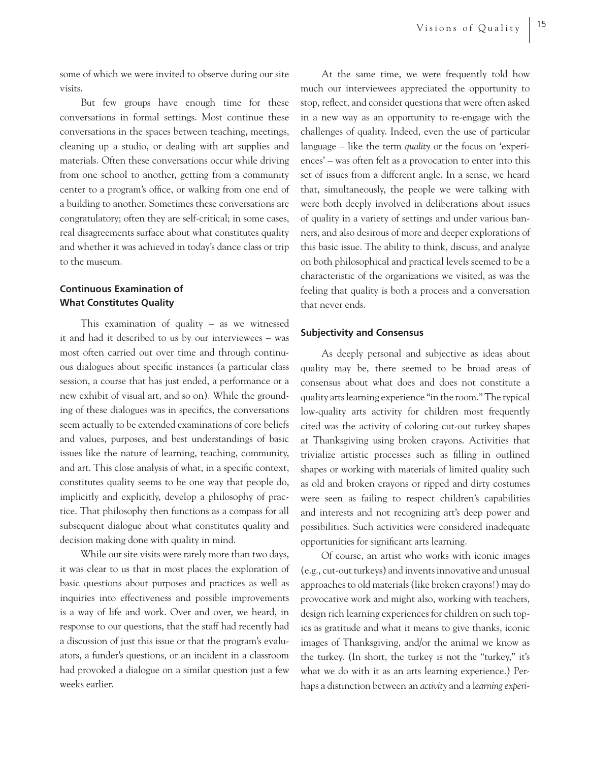some of which we were invited to observe during our site visits.

But few groups have enough time for these conversations in formal settings. Most continue these conversations in the spaces between teaching, meetings, cleaning up a studio, or dealing with art supplies and materials. Often these conversations occur while driving from one school to another, getting from a community center to a program's office, or walking from one end of a building to another. Sometimes these conversations are congratulatory; often they are self-critical; in some cases, real disagreements surface about what constitutes quality and whether it was achieved in today's dance class or trip to the museum.

### Continuous Examination of What Constitutes Quality

This examination of quality – as we witnessed it and had it described to us by our interviewees – was most often carried out over time and through continuous dialogues about specific instances (a particular class session, a course that has just ended, a performance or a new exhibit of visual art, and so on). While the grounding of these dialogues was in specifics, the conversations seem actually to be extended examinations of core beliefs and values, purposes, and best understandings of basic issues like the nature of learning, teaching, community, and art. This close analysis of what, in a specific context, constitutes quality seems to be one way that people do, implicitly and explicitly, develop a philosophy of practice. That philosophy then functions as a compass for all subsequent dialogue about what constitutes quality and decision making done with quality in mind.

While our site visits were rarely more than two days, it was clear to us that in most places the exploration of basic questions about purposes and practices as well as inquiries into effectiveness and possible improvements is a way of life and work. Over and over, we heard, in response to our questions, that the staff had recently had a discussion of just this issue or that the program's evaluators, a funder's questions, or an incident in a classroom had provoked a dialogue on a similar question just a few weeks earlier.

At the same time, we were frequently told how much our interviewees appreciated the opportunity to stop, reflect, and consider questions that were often asked in a new way as an opportunity to re-engage with the challenges of quality. Indeed, even the use of particular language – like the term *quality* or the focus on 'experiences' – was often felt as a provocation to enter into this set of issues from a different angle. In a sense, we heard that, simultaneously, the people we were talking with were both deeply involved in deliberations about issues of quality in a variety of settings and under various banners, and also desirous of more and deeper explorations of this basic issue. The ability to think, discuss, and analyze on both philosophical and practical levels seemed to be a characteristic of the organizations we visited, as was the feeling that quality is both a process and a conversation that never ends.

### Subjectivity and Consensus

As deeply personal and subjective as ideas about quality may be, there seemed to be broad areas of consensus about what does and does not constitute a quality arts learning experience "in the room." The typical low-quality arts activity for children most frequently cited was the activity of coloring cut-out turkey shapes at Thanksgiving using broken crayons. Activities that trivialize artistic processes such as filling in outlined shapes or working with materials of limited quality such as old and broken crayons or ripped and dirty costumes were seen as failing to respect children's capabilities and interests and not recognizing art's deep power and possibilities. Such activities were considered inadequate opportunities for significant arts learning.

Of course, an artist who works with iconic images (e.g., cut-out turkeys) and invents innovative and unusual approaches to old materials (like broken crayons!) may do provocative work and might also, working with teachers, design rich learning experiences for children on such topics as gratitude and what it means to give thanks, iconic images of Thanksgiving, and/or the animal we know as the turkey. (In short, the turkey is not the "turkey," it's what we do with it as an arts learning experience.) Perhaps a distinction between an *activity* and a *learning experi-*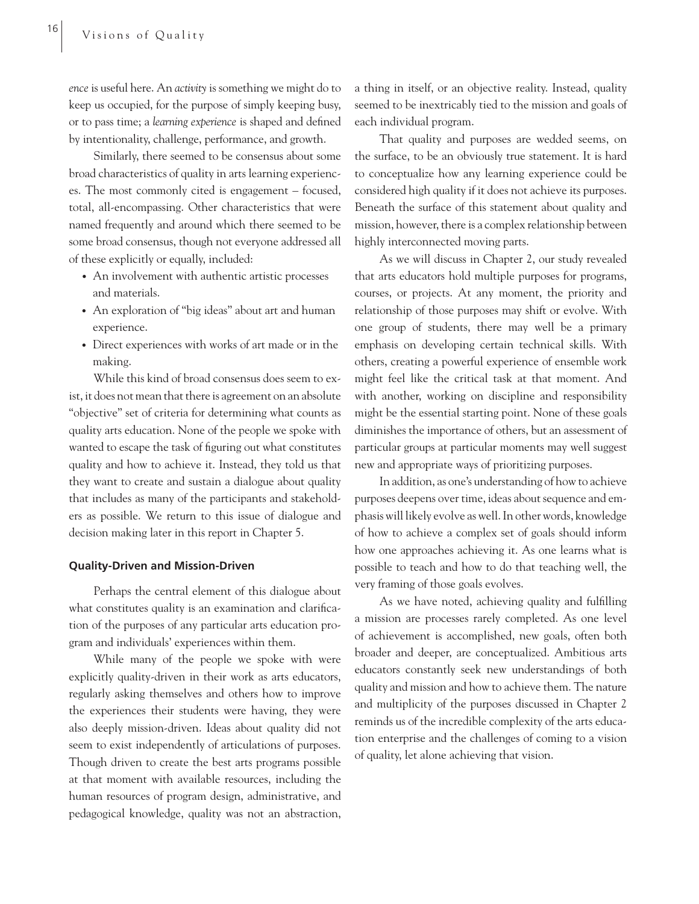*ence* is useful here. An *activity* is something we might do to keep us occupied, for the purpose of simply keeping busy, or to pass time; a *learning experience* is shaped and defined by intentionality, challenge, performance, and growth.

Similarly, there seemed to be consensus about some broad characteristics of quality in arts learning experiences. The most commonly cited is engagement – focused, total, all-encompassing. Other characteristics that were named frequently and around which there seemed to be some broad consensus, though not everyone addressed all of these explicitly or equally, included:

- An involvement with authentic artistic processes and materials.
- An exploration of "big ideas" about art and human experience.
- Direct experiences with works of art made or in the making.

While this kind of broad consensus does seem to exist, it does not mean that there is agreement on an absolute "objective" set of criteria for determining what counts as quality arts education. None of the people we spoke with wanted to escape the task of figuring out what constitutes quality and how to achieve it. Instead, they told us that they want to create and sustain a dialogue about quality that includes as many of the participants and stakeholders as possible. We return to this issue of dialogue and decision making later in this report in Chapter 5.

### Quality-Driven and Mission-Driven

Perhaps the central element of this dialogue about what constitutes quality is an examination and clarification of the purposes of any particular arts education program and individuals' experiences within them.

While many of the people we spoke with were explicitly quality-driven in their work as arts educators, regularly asking themselves and others how to improve the experiences their students were having, they were also deeply mission-driven. Ideas about quality did not seem to exist independently of articulations of purposes. Though driven to create the best arts programs possible at that moment with available resources, including the human resources of program design, administrative, and pedagogical knowledge, quality was not an abstraction, a thing in itself, or an objective reality. Instead, quality seemed to be inextricably tied to the mission and goals of each individual program.

That quality and purposes are wedded seems, on the surface, to be an obviously true statement. It is hard to conceptualize how any learning experience could be considered high quality if it does not achieve its purposes. Beneath the surface of this statement about quality and mission, however, there is a complex relationship between highly interconnected moving parts.

As we will discuss in Chapter 2, our study revealed that arts educators hold multiple purposes for programs, courses, or projects. At any moment, the priority and relationship of those purposes may shift or evolve. With one group of students, there may well be a primary emphasis on developing certain technical skills. With others, creating a powerful experience of ensemble work might feel like the critical task at that moment. And with another, working on discipline and responsibility might be the essential starting point. None of these goals diminishes the importance of others, but an assessment of particular groups at particular moments may well suggest new and appropriate ways of prioritizing purposes.

In addition, as one's understanding of how to achieve purposes deepens over time, ideas about sequence and emphasis will likely evolve as well. In other words, knowledge of how to achieve a complex set of goals should inform how one approaches achieving it. As one learns what is possible to teach and how to do that teaching well, the very framing of those goals evolves.

As we have noted, achieving quality and fulfilling a mission are processes rarely completed. As one level of achievement is accomplished, new goals, often both broader and deeper, are conceptualized. Ambitious arts educators constantly seek new understandings of both quality and mission and how to achieve them. The nature and multiplicity of the purposes discussed in Chapter 2 reminds us of the incredible complexity of the arts education enterprise and the challenges of coming to a vision of quality, let alone achieving that vision.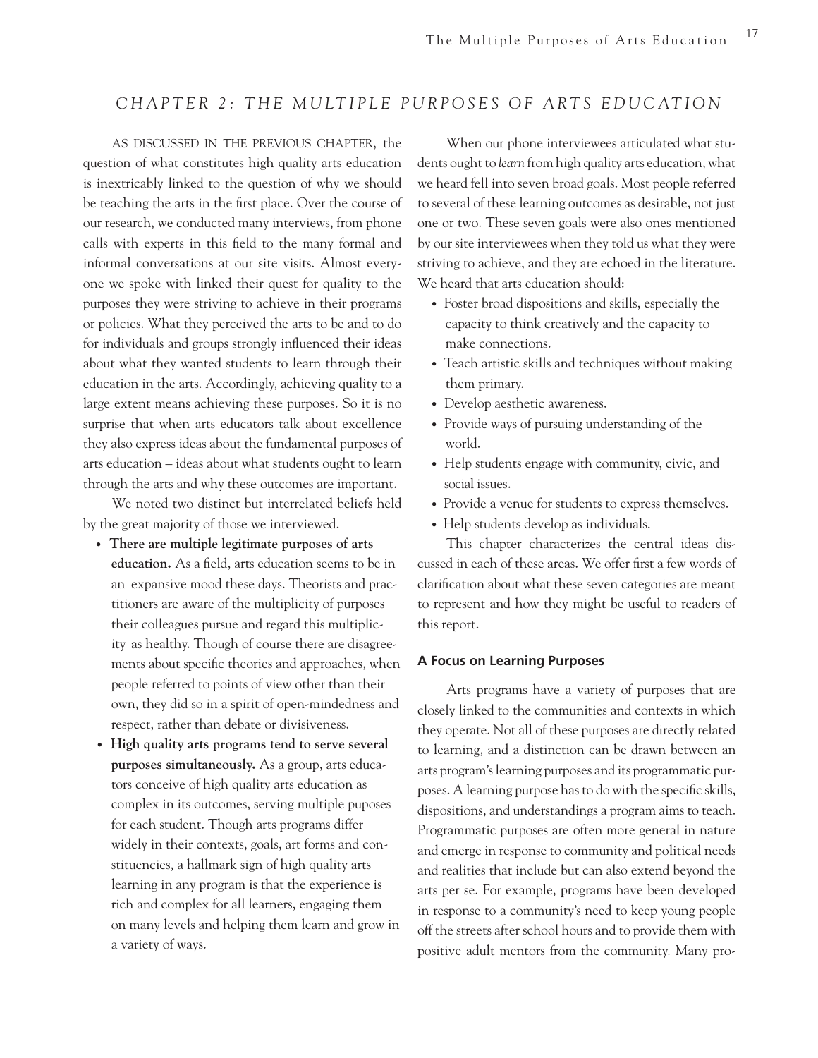## CHAPTER 2: THE MULTIPLE PURPOSES OF ARTS EDUCATION

AS DISCUSSED IN THE PREVIOUS CHAPTER, the question of what constitutes high quality arts education is inextricably linked to the question of why we should be teaching the arts in the first place. Over the course of our research, we conducted many interviews, from phone calls with experts in this field to the many formal and informal conversations at our site visits. Almost everyone we spoke with linked their quest for quality to the purposes they were striving to achieve in their programs or policies. What they perceived the arts to be and to do for individuals and groups strongly influenced their ideas about what they wanted students to learn through their education in the arts. Accordingly, achieving quality to a large extent means achieving these purposes. So it is no surprise that when arts educators talk about excellence they also express ideas about the fundamental purposes of arts education – ideas about what students ought to learn through the arts and why these outcomes are important.

We noted two distinct but interrelated beliefs held by the great majority of those we interviewed.

- **There are multiple legitimate purposes of arts education.** As a field, arts education seems to be in an expansive mood these days. Theorists and practitioners are aware of the multiplicity of purposes their colleagues pursue and regard this multiplicity as healthy. Though of course there are disagreements about specific theories and approaches, when people referred to points of view other than their own, they did so in a spirit of open-mindedness and respect, rather than debate or divisiveness.
- **High quality arts programs tend to serve several purposes simultaneously.** As a group, arts educators conceive of high quality arts education as complex in its outcomes, serving multiple puposes for each student. Though arts programs differ widely in their contexts, goals, art forms and constituencies, a hallmark sign of high quality arts learning in any program is that the experience is rich and complex for all learners, engaging them on many levels and helping them learn and grow in a variety of ways.

When our phone interviewees articulated what students ought to *learn* from high quality arts education, what we heard fell into seven broad goals. Most people referred to several of these learning outcomes as desirable, not just one or two. These seven goals were also ones mentioned by our site interviewees when they told us what they were striving to achieve, and they are echoed in the literature. We heard that arts education should:

- Foster broad dispositions and skills, especially the capacity to think creatively and the capacity to make connections.
- Teach artistic skills and techniques without making them primary.
- Develop aesthetic awareness.
- Provide ways of pursuing understanding of the world.
- Help students engage with community, civic, and social issues.
- Provide a venue for students to express themselves.
- Help students develop as individuals.

This chapter characterizes the central ideas discussed in each of these areas. We offer first a few words of clarification about what these seven categories are meant to represent and how they might be useful to readers of this report.

### A Focus on Learning Purposes

Arts programs have a variety of purposes that are closely linked to the communities and contexts in which they operate. Not all of these purposes are directly related to learning, and a distinction can be drawn between an arts program's learning purposes and its programmatic purposes. A learning purpose has to do with the specific skills, dispositions, and understandings a program aims to teach. Programmatic purposes are often more general in nature and emerge in response to community and political needs and realities that include but can also extend beyond the arts per se. For example, programs have been developed in response to a community's need to keep young people off the streets after school hours and to provide them with positive adult mentors from the community. Many pro-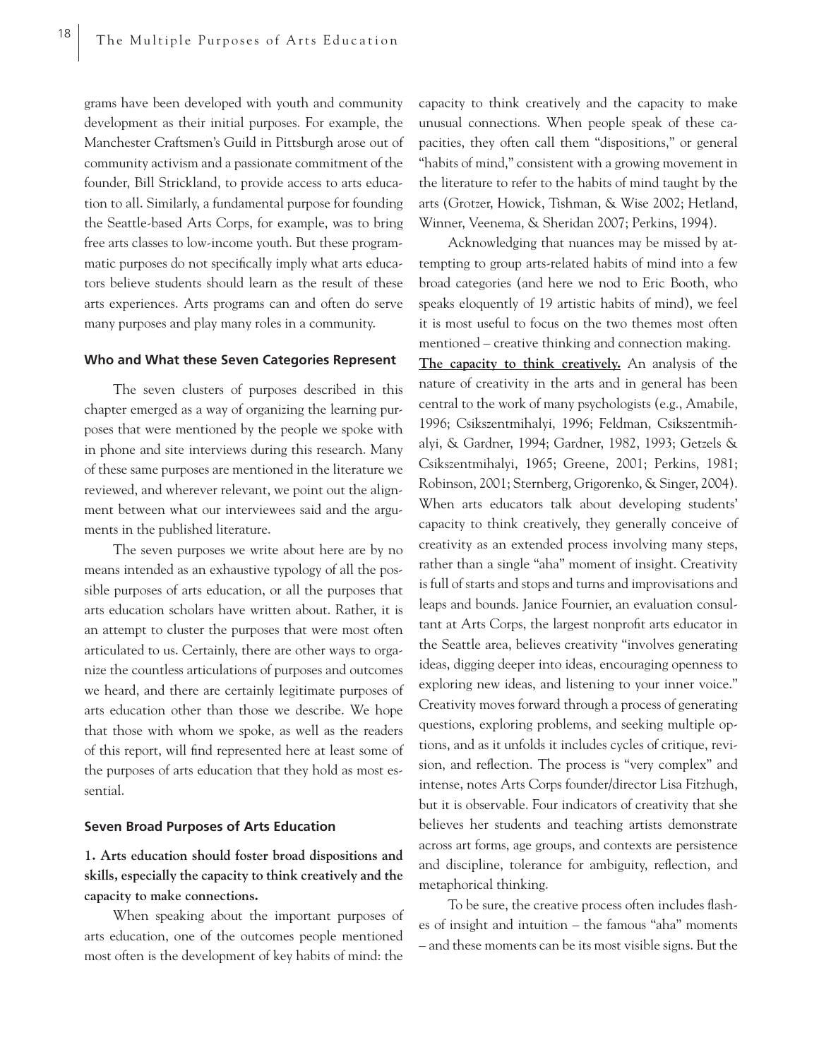grams have been developed with youth and community development as their initial purposes. For example, the Manchester Craftsmen's Guild in Pittsburgh arose out of community activism and a passionate commitment of the founder, Bill Strickland, to provide access to arts education to all. Similarly, a fundamental purpose for founding the Seattle-based Arts Corps, for example, was to bring free arts classes to low-income youth. But these programmatic purposes do not specifically imply what arts educators believe students should learn as the result of these arts experiences. Arts programs can and often do serve many purposes and play many roles in a community.

#### Who and What these Seven Categories Represent

The seven clusters of purposes described in this chapter emerged as a way of organizing the learning purposes that were mentioned by the people we spoke with in phone and site interviews during this research. Many of these same purposes are mentioned in the literature we reviewed, and wherever relevant, we point out the alignment between what our interviewees said and the arguments in the published literature.

The seven purposes we write about here are by no means intended as an exhaustive typology of all the possible purposes of arts education, or all the purposes that arts education scholars have written about. Rather, it is an attempt to cluster the purposes that were most often articulated to us. Certainly, there are other ways to organize the countless articulations of purposes and outcomes we heard, and there are certainly legitimate purposes of arts education other than those we describe. We hope that those with whom we spoke, as well as the readers of this report, will find represented here at least some of the purposes of arts education that they hold as most essential.

#### Seven Broad Purposes of Arts Education

**1. Arts education should foster broad dispositions and skills, especially the capacity to think creatively and the capacity to make connections.**

When speaking about the important purposes of arts education, one of the outcomes people mentioned most often is the development of key habits of mind: the capacity to think creatively and the capacity to make unusual connections. When people speak of these capacities, they often call them "dispositions," or general "habits of mind," consistent with a growing movement in the literature to refer to the habits of mind taught by the arts (Grotzer, Howick, Tishman, & Wise 2002; Hetland, Winner, Veenema, & Sheridan 2007; Perkins, 1994).

Acknowledging that nuances may be missed by attempting to group arts-related habits of mind into a few broad categories (and here we nod to Eric Booth, who speaks eloquently of 19 artistic habits of mind), we feel it is most useful to focus on the two themes most often mentioned – creative thinking and connection making.

**The capacity to think creatively.** An analysis of the nature of creativity in the arts and in general has been central to the work of many psychologists (e.g., Amabile, 1996; Csikszentmihalyi, 1996; Feldman, Csikszentmihalyi, & Gardner, 1994; Gardner, 1982, 1993; Getzels & Csikszentmihalyi, 1965; Greene, 2001; Perkins, 1981; Robinson, 2001; Sternberg, Grigorenko, & Singer, 2004). When arts educators talk about developing students' capacity to think creatively, they generally conceive of creativity as an extended process involving many steps, rather than a single "aha" moment of insight. Creativity is full of starts and stops and turns and improvisations and leaps and bounds. Janice Fournier, an evaluation consultant at Arts Corps, the largest nonprofit arts educator in the Seattle area, believes creativity "involves generating ideas, digging deeper into ideas, encouraging openness to exploring new ideas, and listening to your inner voice." Creativity moves forward through a process of generating questions, exploring problems, and seeking multiple options, and as it unfolds it includes cycles of critique, revision, and reflection. The process is "very complex" and intense, notes Arts Corps founder/director Lisa Fitzhugh, but it is observable. Four indicators of creativity that she believes her students and teaching artists demonstrate across art forms, age groups, and contexts are persistence and discipline, tolerance for ambiguity, reflection, and metaphorical thinking.

To be sure, the creative process often includes flashes of insight and intuition – the famous "aha" moments – and these moments can be its most visible signs. But the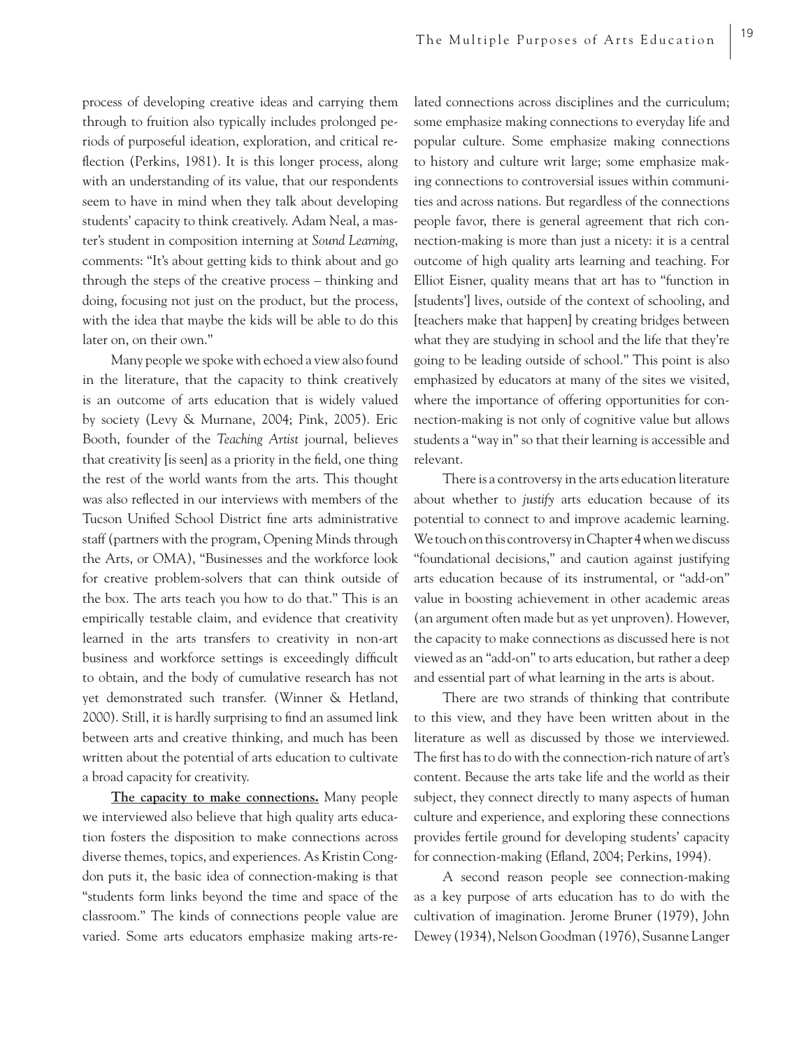process of developing creative ideas and carrying them through to fruition also typically includes prolonged periods of purposeful ideation, exploration, and critical reflection (Perkins, 1981). It is this longer process, along with an understanding of its value, that our respondents seem to have in mind when they talk about developing students' capacity to think creatively. Adam Neal, a master's student in composition interning at *Sound Learning*, comments: "It's about getting kids to think about and go through the steps of the creative process – thinking and doing, focusing not just on the product, but the process, with the idea that maybe the kids will be able to do this later on, on their own."

Many people we spoke with echoed a view also found in the literature, that the capacity to think creatively is an outcome of arts education that is widely valued by society (Levy & Murnane, 2004; Pink, 2005). Eric Booth, founder of the *Teaching Artist* journal, believes that creativity [is seen] as a priority in the field, one thing the rest of the world wants from the arts. This thought was also reflected in our interviews with members of the Tucson Unified School District fine arts administrative staff (partners with the program, Opening Minds through the Arts, or OMA), "Businesses and the workforce look for creative problem-solvers that can think outside of the box. The arts teach you how to do that." This is an empirically testable claim, and evidence that creativity learned in the arts transfers to creativity in non-art business and workforce settings is exceedingly difficult to obtain, and the body of cumulative research has not yet demonstrated such transfer. (Winner & Hetland, 2000). Still, it is hardly surprising to find an assumed link between arts and creative thinking, and much has been written about the potential of arts education to cultivate a broad capacity for creativity.

**The capacity to make connections.** Many people we interviewed also believe that high quality arts education fosters the disposition to make connections across diverse themes, topics, and experiences. As Kristin Congdon puts it, the basic idea of connection-making is that "students form links beyond the time and space of the classroom." The kinds of connections people value are varied. Some arts educators emphasize making arts-related connections across disciplines and the curriculum; some emphasize making connections to everyday life and popular culture. Some emphasize making connections to history and culture writ large; some emphasize making connections to controversial issues within communities and across nations. But regardless of the connections people favor, there is general agreement that rich connection-making is more than just a nicety: it is a central outcome of high quality arts learning and teaching. For Elliot Eisner, quality means that art has to "function in [students'] lives, outside of the context of schooling, and [teachers make that happen] by creating bridges between what they are studying in school and the life that they're going to be leading outside of school." This point is also emphasized by educators at many of the sites we visited, where the importance of offering opportunities for connection-making is not only of cognitive value but allows students a "way in" so that their learning is accessible and relevant.

There is a controversy in the arts education literature about whether to *justify* arts education because of its potential to connect to and improve academic learning. We touch on this controversy in Chapter 4 when we discuss "foundational decisions," and caution against justifying arts education because of its instrumental, or "add-on" value in boosting achievement in other academic areas (an argument often made but as yet unproven). However, the capacity to make connections as discussed here is not viewed as an "add-on" to arts education, but rather a deep and essential part of what learning in the arts is about.

There are two strands of thinking that contribute to this view, and they have been written about in the literature as well as discussed by those we interviewed. The first has to do with the connection-rich nature of art's content. Because the arts take life and the world as their subject, they connect directly to many aspects of human culture and experience, and exploring these connections provides fertile ground for developing students' capacity for connection-making (Efland, 2004; Perkins, 1994).

A second reason people see connection-making as a key purpose of arts education has to do with the cultivation of imagination. Jerome Bruner (1979), John Dewey (1934), Nelson Goodman (1976), Susanne Langer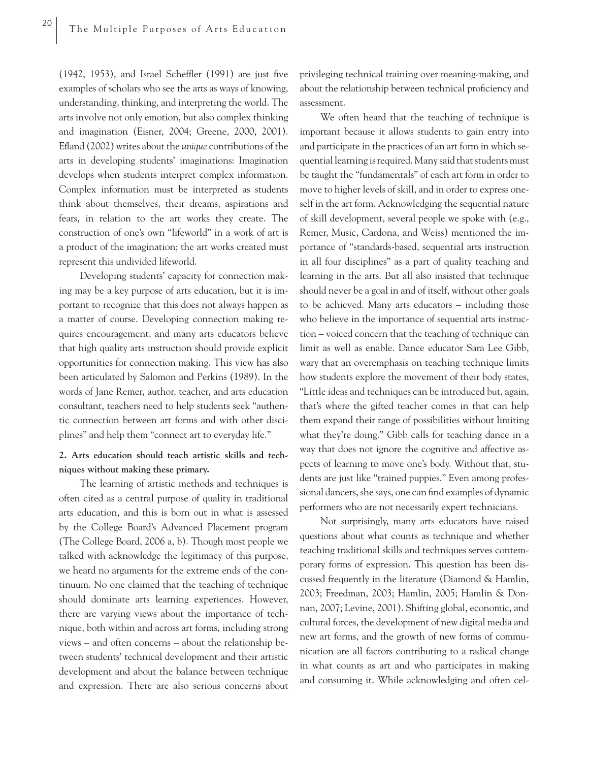(1942, 1953), and Israel Scheffler (1991) are just five examples of scholars who see the arts as ways of knowing, understanding, thinking, and interpreting the world. The arts involve not only emotion, but also complex thinking and imagination (Eisner, 2004; Greene, 2000, 2001). Efland (2002) writes about the *unique* contributions of the arts in developing students' imaginations: Imagination develops when students interpret complex information. Complex information must be interpreted as students think about themselves, their dreams, aspirations and fears, in relation to the art works they create. The construction of one's own "lifeworld" in a work of art is a product of the imagination; the art works created must represent this undivided lifeworld.

Developing students' capacity for connection making may be a key purpose of arts education, but it is important to recognize that this does not always happen as a matter of course. Developing connection making requires encouragement, and many arts educators believe that high quality arts instruction should provide explicit opportunities for connection making. This view has also been articulated by Salomon and Perkins (1989). In the words of Jane Remer, author, teacher, and arts education consultant, teachers need to help students seek "authentic connection between art forms and with other disciplines" and help them "connect art to everyday life."

**2. Arts education should teach artistic skills and techniques without making these primary.**

The learning of artistic methods and techniques is often cited as a central purpose of quality in traditional arts education, and this is born out in what is assessed by the College Board's Advanced Placement program (The College Board, 2006 a, b). Though most people we talked with acknowledge the legitimacy of this purpose, we heard no arguments for the extreme ends of the continuum. No one claimed that the teaching of technique should dominate arts learning experiences. However, there are varying views about the importance of technique, both within and across art forms, including strong views – and often concerns – about the relationship between students' technical development and their artistic development and about the balance between technique and expression. There are also serious concerns about privileging technical training over meaning-making, and about the relationship between technical proficiency and assessment.

We often heard that the teaching of technique is important because it allows students to gain entry into and participate in the practices of an art form in which sequential learning is required. Many said that students must be taught the "fundamentals" of each art form in order to move to higher levels of skill, and in order to express oneself in the art form. Acknowledging the sequential nature of skill development, several people we spoke with (e.g., Remer, Music, Cardona, and Weiss) mentioned the importance of "standards-based, sequential arts instruction in all four disciplines" as a part of quality teaching and learning in the arts. But all also insisted that technique should never be a goal in and of itself, without other goals to be achieved. Many arts educators – including those who believe in the importance of sequential arts instruction – voiced concern that the teaching of technique can limit as well as enable. Dance educator Sara Lee Gibb, wary that an overemphasis on teaching technique limits how students explore the movement of their body states, "Little ideas and techniques can be introduced but, again, that's where the gifted teacher comes in that can help them expand their range of possibilities without limiting what they're doing." Gibb calls for teaching dance in a way that does not ignore the cognitive and affective aspects of learning to move one's body. Without that, students are just like "trained puppies." Even among professional dancers, she says, one can find examples of dynamic performers who are not necessarily expert technicians.

Not surprisingly, many arts educators have raised questions about what counts as technique and whether teaching traditional skills and techniques serves contemporary forms of expression. This question has been discussed frequently in the literature (Diamond & Hamlin, 2003; Freedman, 2003; Hamlin, 2005; Hamlin & Donnan, 2007; Levine, 2001). Shifting global, economic, and cultural forces, the development of new digital media and new art forms, and the growth of new forms of communication are all factors contributing to a radical change in what counts as art and who participates in making and consuming it. While acknowledging and often cel-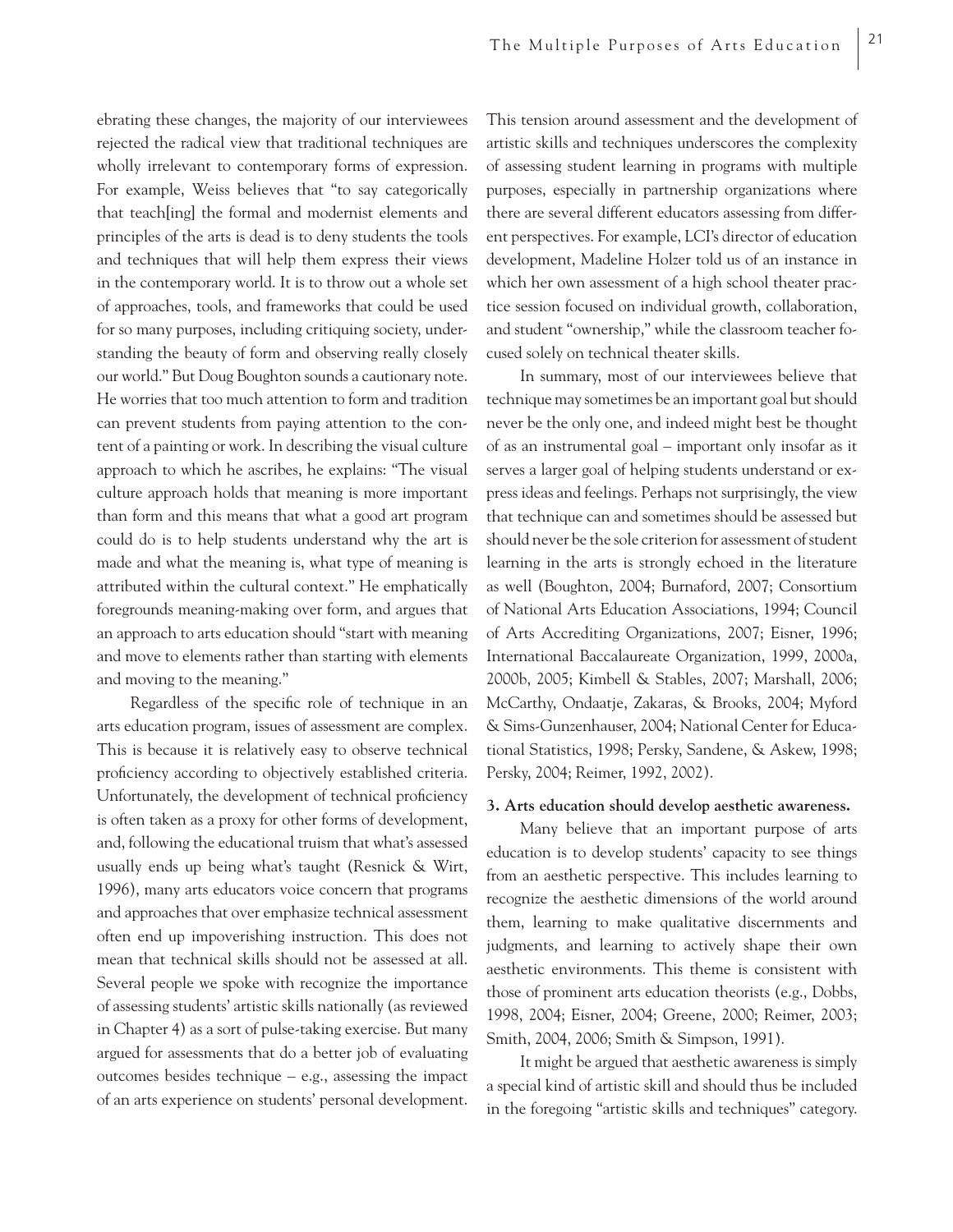ebrating these changes, the majority of our interviewees rejected the radical view that traditional techniques are wholly irrelevant to contemporary forms of expression. For example, Weiss believes that "to say categorically that teach[ing] the formal and modernist elements and principles of the arts is dead is to deny students the tools and techniques that will help them express their views in the contemporary world. It is to throw out a whole set of approaches, tools, and frameworks that could be used for so many purposes, including critiquing society, understanding the beauty of form and observing really closely our world." But Doug Boughton sounds a cautionary note. He worries that too much attention to form and tradition can prevent students from paying attention to the content of a painting or work. In describing the visual culture approach to which he ascribes, he explains: "The visual culture approach holds that meaning is more important than form and this means that what a good art program could do is to help students understand why the art is made and what the meaning is, what type of meaning is attributed within the cultural context." He emphatically foregrounds meaning-making over form, and argues that an approach to arts education should "start with meaning and move to elements rather than starting with elements and moving to the meaning."

Regardless of the specific role of technique in an arts education program, issues of assessment are complex. This is because it is relatively easy to observe technical proficiency according to objectively established criteria. Unfortunately, the development of technical proficiency is often taken as a proxy for other forms of development, and, following the educational truism that what's assessed usually ends up being what's taught (Resnick & Wirt, 1996), many arts educators voice concern that programs and approaches that over emphasize technical assessment often end up impoverishing instruction. This does not mean that technical skills should not be assessed at all. Several people we spoke with recognize the importance of assessing students' artistic skills nationally (as reviewed in Chapter 4) as a sort of pulse-taking exercise. But many argued for assessments that do a better job of evaluating outcomes besides technique – e.g., assessing the impact of an arts experience on students' personal development. This tension around assessment and the development of artistic skills and techniques underscores the complexity of assessing student learning in programs with multiple purposes, especially in partnership organizations where there are several different educators assessing from different perspectives. For example, LCI's director of education development, Madeline Holzer told us of an instance in which her own assessment of a high school theater practice session focused on individual growth, collaboration, and student "ownership," while the classroom teacher focused solely on technical theater skills.

In summary, most of our interviewees believe that technique may sometimes be an important goal but should never be the only one, and indeed might best be thought of as an instrumental goal – important only insofar as it serves a larger goal of helping students understand or express ideas and feelings. Perhaps not surprisingly, the view that technique can and sometimes should be assessed but should never be the sole criterion for assessment of student learning in the arts is strongly echoed in the literature as well (Boughton, 2004; Burnaford, 2007; Consortium of National Arts Education Associations, 1994; Council of Arts Accrediting Organizations, 2007; Eisner, 1996; International Baccalaureate Organization, 1999, 2000a, 2000b, 2005; Kimbell & Stables, 2007; Marshall, 2006; McCarthy, Ondaatje, Zakaras, & Brooks, 2004; Myford & Sims-Gunzenhauser, 2004; National Center for Educational Statistics, 1998; Persky, Sandene, & Askew, 1998; Persky, 2004; Reimer, 1992, 2002).

**3. Arts education should develop aesthetic awareness.**

Many believe that an important purpose of arts education is to develop students' capacity to see things from an aesthetic perspective. This includes learning to recognize the aesthetic dimensions of the world around them, learning to make qualitative discernments and judgments, and learning to actively shape their own aesthetic environments. This theme is consistent with those of prominent arts education theorists (e.g., Dobbs, 1998, 2004; Eisner, 2004; Greene, 2000; Reimer, 2003; Smith, 2004, 2006; Smith & Simpson, 1991).

It might be argued that aesthetic awareness is simply a special kind of artistic skill and should thus be included in the foregoing "artistic skills and techniques" category.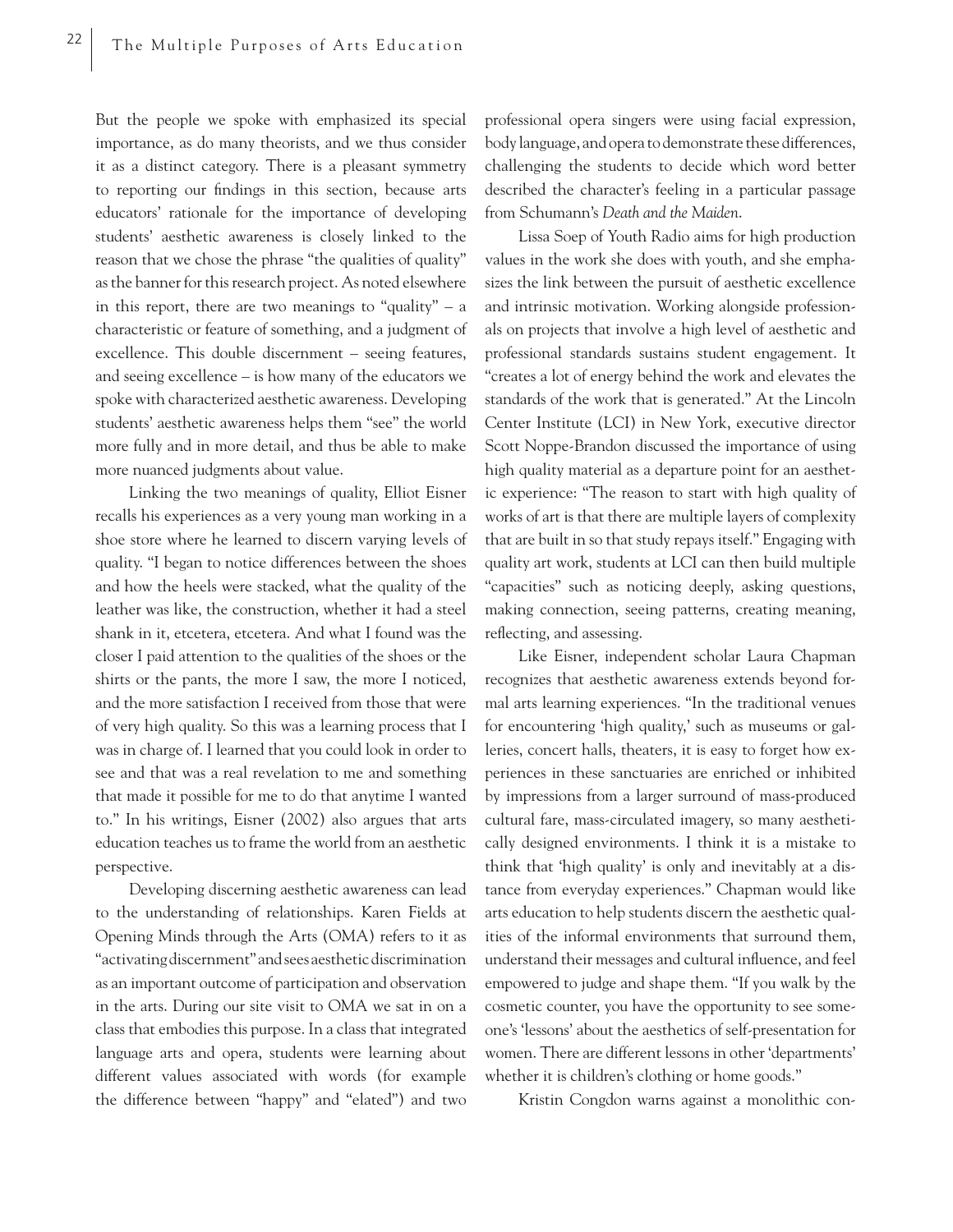But the people we spoke with emphasized its special importance, as do many theorists, and we thus consider it as a distinct category. There is a pleasant symmetry to reporting our findings in this section, because arts educators' rationale for the importance of developing students' aesthetic awareness is closely linked to the reason that we chose the phrase "the qualities of quality" as the banner for this research project. As noted elsewhere in this report, there are two meanings to "quality" – a characteristic or feature of something, and a judgment of excellence. This double discernment – seeing features, and seeing excellence – is how many of the educators we spoke with characterized aesthetic awareness. Developing students' aesthetic awareness helps them "see" the world more fully and in more detail, and thus be able to make more nuanced judgments about value.

Linking the two meanings of quality, Elliot Eisner recalls his experiences as a very young man working in a shoe store where he learned to discern varying levels of quality. "I began to notice differences between the shoes and how the heels were stacked, what the quality of the leather was like, the construction, whether it had a steel shank in it, etcetera, etcetera. And what I found was the closer I paid attention to the qualities of the shoes or the shirts or the pants, the more I saw, the more I noticed, and the more satisfaction I received from those that were of very high quality. So this was a learning process that I was in charge of. I learned that you could look in order to see and that was a real revelation to me and something that made it possible for me to do that anytime I wanted to." In his writings, Eisner (2002) also argues that arts education teaches us to frame the world from an aesthetic perspective.

Developing discerning aesthetic awareness can lead to the understanding of relationships. Karen Fields at Opening Minds through the Arts (OMA) refers to it as "activating discernment" and sees aesthetic discrimination as an important outcome of participation and observation in the arts. During our site visit to OMA we sat in on a class that embodies this purpose. In a class that integrated language arts and opera, students were learning about different values associated with words (for example the difference between "happy" and "elated") and two professional opera singers were using facial expression, body language, and opera to demonstrate these differences, challenging the students to decide which word better described the character's feeling in a particular passage from Schumann's *Death and the Maiden*.

Lissa Soep of Youth Radio aims for high production values in the work she does with youth, and she emphasizes the link between the pursuit of aesthetic excellence and intrinsic motivation. Working alongside professionals on projects that involve a high level of aesthetic and professional standards sustains student engagement. It "creates a lot of energy behind the work and elevates the standards of the work that is generated." At the Lincoln Center Institute (LCI) in New York, executive director Scott Noppe-Brandon discussed the importance of using high quality material as a departure point for an aesthetic experience: "The reason to start with high quality of works of art is that there are multiple layers of complexity that are built in so that study repays itself." Engaging with quality art work, students at LCI can then build multiple "capacities" such as noticing deeply, asking questions, making connection, seeing patterns, creating meaning, reflecting, and assessing.

Like Eisner, independent scholar Laura Chapman recognizes that aesthetic awareness extends beyond formal arts learning experiences. "In the traditional venues for encountering 'high quality,' such as museums or galleries, concert halls, theaters, it is easy to forget how experiences in these sanctuaries are enriched or inhibited by impressions from a larger surround of mass-produced cultural fare, mass-circulated imagery, so many aesthetically designed environments. I think it is a mistake to think that 'high quality' is only and inevitably at a distance from everyday experiences." Chapman would like arts education to help students discern the aesthetic qualities of the informal environments that surround them, understand their messages and cultural influence, and feel empowered to judge and shape them. "If you walk by the cosmetic counter, you have the opportunity to see someone's 'lessons' about the aesthetics of self-presentation for women. There are different lessons in other 'departments' whether it is children's clothing or home goods."

Kristin Congdon warns against a monolithic con-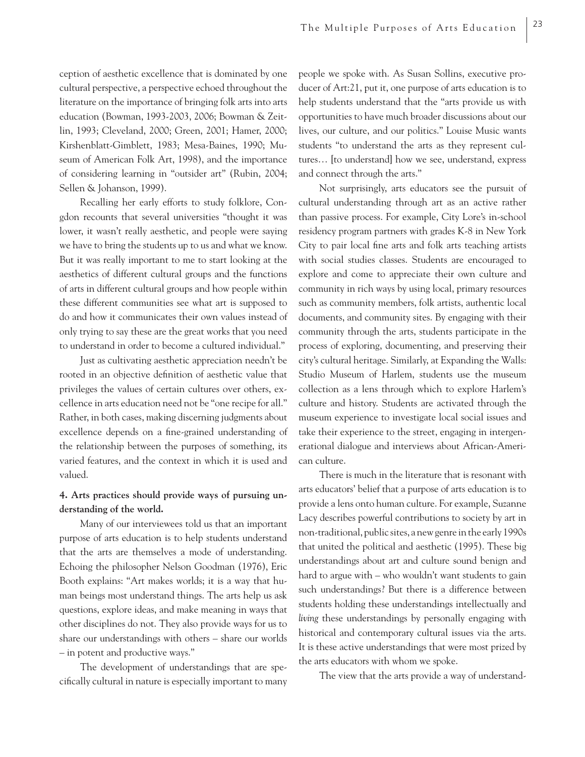ception of aesthetic excellence that is dominated by one cultural perspective, a perspective echoed throughout the literature on the importance of bringing folk arts into arts education (Bowman, 1993-2003, 2006; Bowman & Zeitlin, 1993; Cleveland, 2000; Green, 2001; Hamer, 2000; Kirshenblatt-Gimblett, 1983; Mesa-Baines, 1990; Museum of American Folk Art, 1998), and the importance of considering learning in "outsider art" (Rubin, 2004; Sellen & Johanson, 1999).

Recalling her early efforts to study folklore, Congdon recounts that several universities "thought it was lower, it wasn't really aesthetic, and people were saying we have to bring the students up to us and what we know. But it was really important to me to start looking at the aesthetics of different cultural groups and the functions of arts in different cultural groups and how people within these different communities see what art is supposed to do and how it communicates their own values instead of only trying to say these are the great works that you need to understand in order to become a cultured individual."

Just as cultivating aesthetic appreciation needn't be rooted in an objective definition of aesthetic value that privileges the values of certain cultures over others, excellence in arts education need not be "one recipe for all." Rather, in both cases, making discerning judgments about excellence depends on a fine-grained understanding of the relationship between the purposes of something, its varied features, and the context in which it is used and valued.

**4. Arts practices should provide ways of pursuing understanding of the world.**

Many of our interviewees told us that an important purpose of arts education is to help students understand that the arts are themselves a mode of understanding. Echoing the philosopher Nelson Goodman (1976), Eric Booth explains: "Art makes worlds; it is a way that human beings most understand things. The arts help us ask questions, explore ideas, and make meaning in ways that other disciplines do not. They also provide ways for us to share our understandings with others – share our worlds – in potent and productive ways."

The development of understandings that are specifically cultural in nature is especially important to many people we spoke with. As Susan Sollins, executive producer of Art:21, put it, one purpose of arts education is to help students understand that the "arts provide us with opportunities to have much broader discussions about our lives, our culture, and our politics." Louise Music wants students "to understand the arts as they represent cultures… [to understand] how we see, understand, express and connect through the arts."

Not surprisingly, arts educators see the pursuit of cultural understanding through art as an active rather than passive process. For example, City Lore's in-school residency program partners with grades K-8 in New York City to pair local fine arts and folk arts teaching artists with social studies classes. Students are encouraged to explore and come to appreciate their own culture and community in rich ways by using local, primary resources such as community members, folk artists, authentic local documents, and community sites. By engaging with their community through the arts, students participate in the process of exploring, documenting, and preserving their city's cultural heritage. Similarly, at Expanding the Walls: Studio Museum of Harlem, students use the museum collection as a lens through which to explore Harlem's culture and history. Students are activated through the museum experience to investigate local social issues and take their experience to the street, engaging in intergenerational dialogue and interviews about African-American culture.

There is much in the literature that is resonant with arts educators' belief that a purpose of arts education is to provide a lens onto human culture. For example, Suzanne Lacy describes powerful contributions to society by art in non-traditional, public sites, a new genre in the early 1990s that united the political and aesthetic (1995). These big understandings about art and culture sound benign and hard to argue with – who wouldn't want students to gain such understandings? But there is a difference between students holding these understandings intellectually and *living* these understandings by personally engaging with historical and contemporary cultural issues via the arts. It is these active understandings that were most prized by the arts educators with whom we spoke.

The view that the arts provide a way of understand-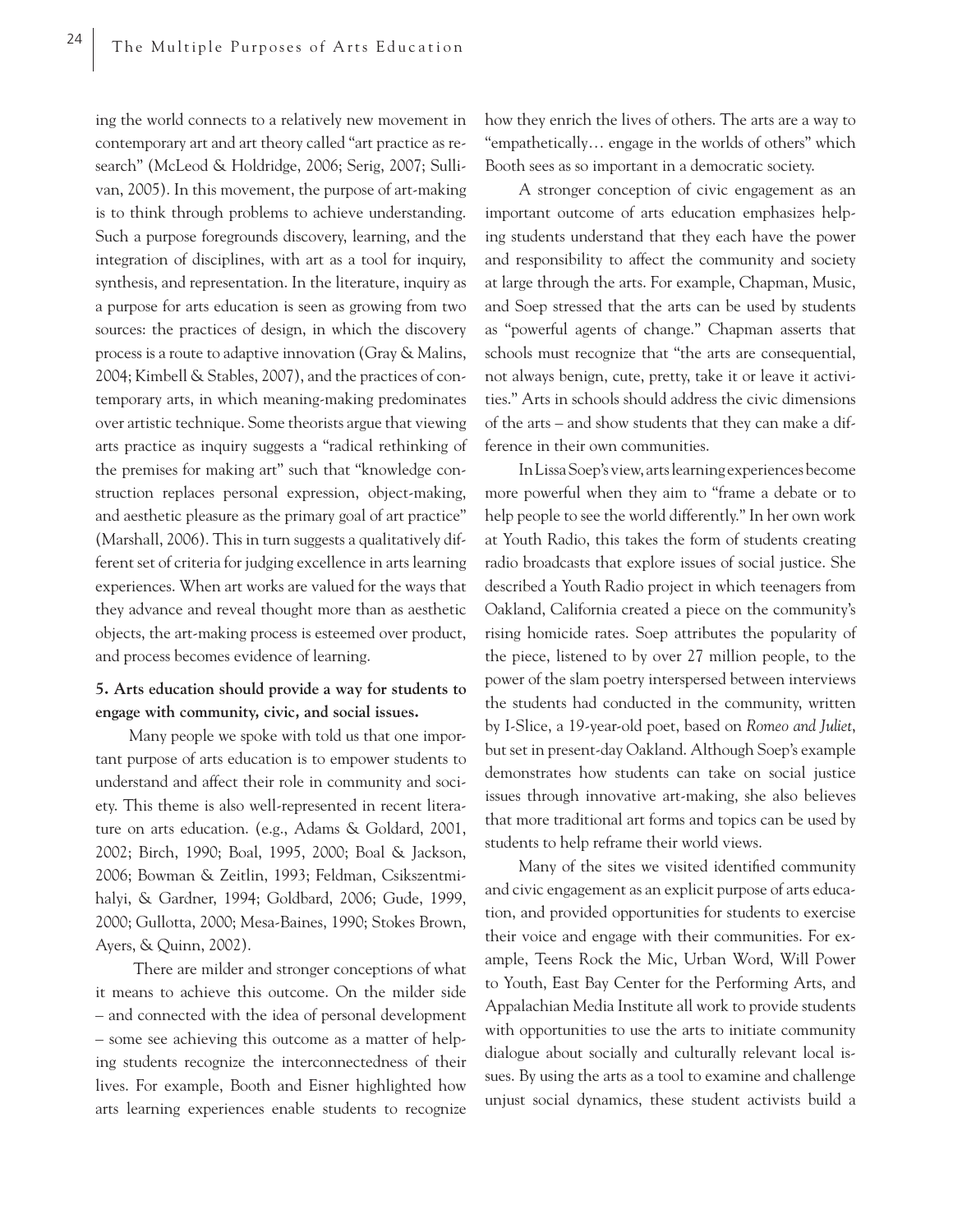ing the world connects to a relatively new movement in contemporary art and art theory called "art practice as research" (McLeod & Holdridge, 2006; Serig, 2007; Sullivan, 2005). In this movement, the purpose of art-making is to think through problems to achieve understanding. Such a purpose foregrounds discovery, learning, and the integration of disciplines, with art as a tool for inquiry, synthesis, and representation. In the literature, inquiry as a purpose for arts education is seen as growing from two sources: the practices of design, in which the discovery process is a route to adaptive innovation (Gray & Malins, 2004; Kimbell & Stables, 2007), and the practices of contemporary arts, in which meaning-making predominates over artistic technique. Some theorists argue that viewing arts practice as inquiry suggests a "radical rethinking of the premises for making art" such that "knowledge construction replaces personal expression, object-making, and aesthetic pleasure as the primary goal of art practice" (Marshall, 2006). This in turn suggests a qualitatively different set of criteria for judging excellence in arts learning experiences. When art works are valued for the ways that they advance and reveal thought more than as aesthetic objects, the art-making process is esteemed over product, and process becomes evidence of learning.

**5. Arts education should provide a way for students to engage with community, civic, and social issues.**

Many people we spoke with told us that one important purpose of arts education is to empower students to understand and affect their role in community and society. This theme is also well-represented in recent literature on arts education. (e.g., Adams & Goldard, 2001, 2002; Birch, 1990; Boal, 1995, 2000; Boal & Jackson, 2006; Bowman & Zeitlin, 1993; Feldman, Csikszentmihalyi, & Gardner, 1994; Goldbard, 2006; Gude, 1999, 2000; Gullotta, 2000; Mesa-Baines, 1990; Stokes Brown, Ayers, & Quinn, 2002).

There are milder and stronger conceptions of what it means to achieve this outcome. On the milder side – and connected with the idea of personal development – some see achieving this outcome as a matter of helping students recognize the interconnectedness of their lives. For example, Booth and Eisner highlighted how arts learning experiences enable students to recognize how they enrich the lives of others. The arts are a way to "empathetically… engage in the worlds of others" which Booth sees as so important in a democratic society.

A stronger conception of civic engagement as an important outcome of arts education emphasizes helping students understand that they each have the power and responsibility to affect the community and society at large through the arts. For example, Chapman, Music, and Soep stressed that the arts can be used by students as "powerful agents of change." Chapman asserts that schools must recognize that "the arts are consequential, not always benign, cute, pretty, take it or leave it activities." Arts in schools should address the civic dimensions of the arts – and show students that they can make a difference in their own communities.

In Lissa Soep's view, arts learning experiences become more powerful when they aim to "frame a debate or to help people to see the world differently." In her own work at Youth Radio, this takes the form of students creating radio broadcasts that explore issues of social justice. She described a Youth Radio project in which teenagers from Oakland, California created a piece on the community's rising homicide rates. Soep attributes the popularity of the piece, listened to by over 27 million people, to the power of the slam poetry interspersed between interviews the students had conducted in the community, written by I-Slice, a 19-year-old poet, based on *Romeo and Juliet*, but set in present-day Oakland. Although Soep's example demonstrates how students can take on social justice issues through innovative art-making, she also believes that more traditional art forms and topics can be used by students to help reframe their world views.

Many of the sites we visited identified community and civic engagement as an explicit purpose of arts education, and provided opportunities for students to exercise their voice and engage with their communities. For example, Teens Rock the Mic, Urban Word, Will Power to Youth, East Bay Center for the Performing Arts, and Appalachian Media Institute all work to provide students with opportunities to use the arts to initiate community dialogue about socially and culturally relevant local issues. By using the arts as a tool to examine and challenge unjust social dynamics, these student activists build a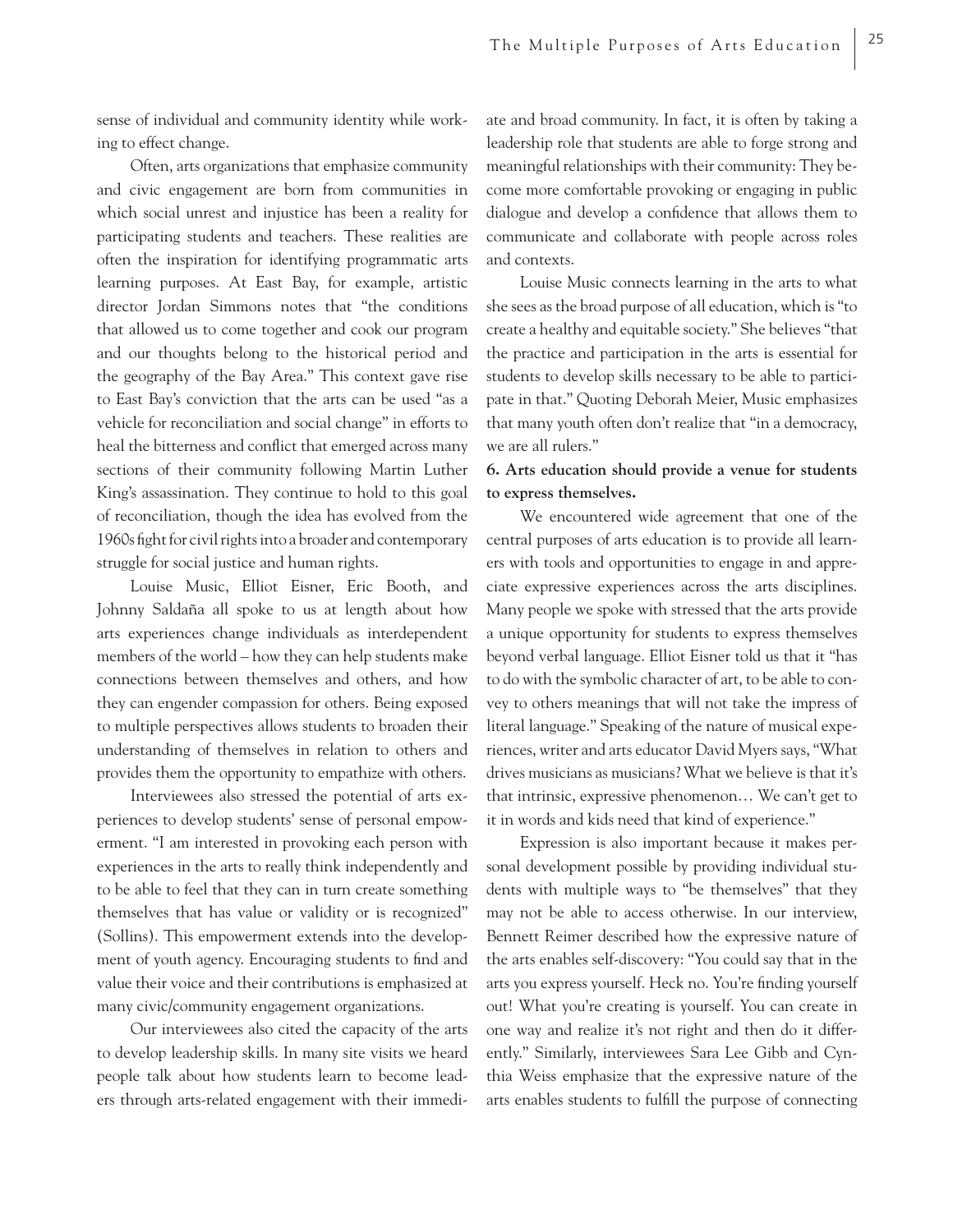sense of individual and community identity while working to effect change.

Often, arts organizations that emphasize community and civic engagement are born from communities in which social unrest and injustice has been a reality for participating students and teachers. These realities are often the inspiration for identifying programmatic arts learning purposes. At East Bay, for example, artistic director Jordan Simmons notes that "the conditions that allowed us to come together and cook our program and our thoughts belong to the historical period and the geography of the Bay Area." This context gave rise to East Bay's conviction that the arts can be used "as a vehicle for reconciliation and social change" in efforts to heal the bitterness and conflict that emerged across many sections of their community following Martin Luther King's assassination. They continue to hold to this goal of reconciliation, though the idea has evolved from the 1960s fight for civil rights into a broader and contemporary struggle for social justice and human rights.

Louise Music, Elliot Eisner, Eric Booth, and Johnny Saldaña all spoke to us at length about how arts experiences change individuals as interdependent members of the world – how they can help students make connections between themselves and others, and how they can engender compassion for others. Being exposed to multiple perspectives allows students to broaden their understanding of themselves in relation to others and provides them the opportunity to empathize with others.

Interviewees also stressed the potential of arts experiences to develop students' sense of personal empowerment. "I am interested in provoking each person with experiences in the arts to really think independently and to be able to feel that they can in turn create something themselves that has value or validity or is recognized" (Sollins). This empowerment extends into the development of youth agency. Encouraging students to find and value their voice and their contributions is emphasized at many civic/community engagement organizations.

Our interviewees also cited the capacity of the arts to develop leadership skills. In many site visits we heard people talk about how students learn to become leaders through arts-related engagement with their immediate and broad community. In fact, it is often by taking a leadership role that students are able to forge strong and meaningful relationships with their community: They become more comfortable provoking or engaging in public dialogue and develop a confidence that allows them to communicate and collaborate with people across roles and contexts.

Louise Music connects learning in the arts to what she sees as the broad purpose of all education, which is "to create a healthy and equitable society." She believes "that the practice and participation in the arts is essential for students to develop skills necessary to be able to participate in that." Quoting Deborah Meier, Music emphasizes that many youth often don't realize that "in a democracy, we are all rulers."

**6. Arts education should provide a venue for students to express themselves.**

We encountered wide agreement that one of the central purposes of arts education is to provide all learners with tools and opportunities to engage in and appreciate expressive experiences across the arts disciplines. Many people we spoke with stressed that the arts provide a unique opportunity for students to express themselves beyond verbal language. Elliot Eisner told us that it "has to do with the symbolic character of art, to be able to convey to others meanings that will not take the impress of literal language." Speaking of the nature of musical experiences, writer and arts educator David Myers says, "What drives musicians as musicians? What we believe is that it's that intrinsic, expressive phenomenon… We can't get to it in words and kids need that kind of experience."

Expression is also important because it makes personal development possible by providing individual students with multiple ways to "be themselves" that they may not be able to access otherwise. In our interview, Bennett Reimer described how the expressive nature of the arts enables self-discovery: "You could say that in the arts you express yourself. Heck no. You're finding yourself out! What you're creating is yourself. You can create in one way and realize it's not right and then do it differently." Similarly, interviewees Sara Lee Gibb and Cynthia Weiss emphasize that the expressive nature of the arts enables students to fulfill the purpose of connecting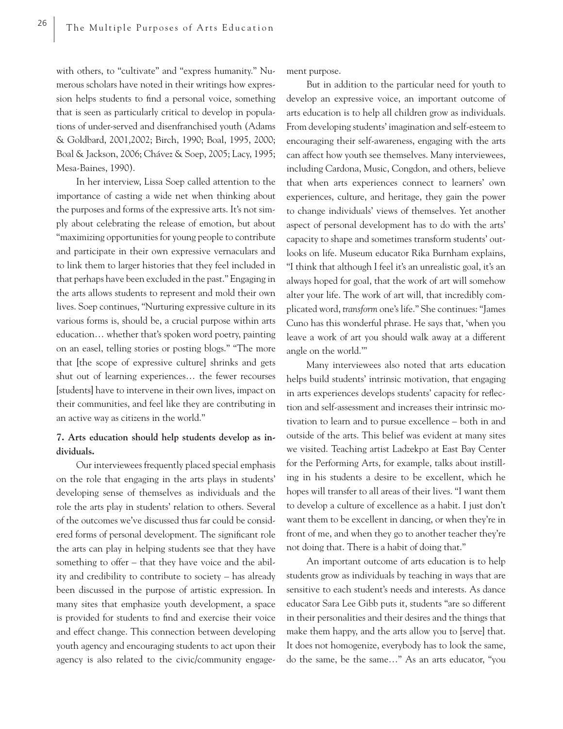with others, to "cultivate" and "express humanity." Numerous scholars have noted in their writings how expression helps students to find a personal voice, something that is seen as particularly critical to develop in populations of under-served and disenfranchised youth (Adams & Goldbard, 2001,2002; Birch, 1990; Boal, 1995, 2000; Boal & Jackson, 2006; Chávez & Soep, 2005; Lacy, 1995; Mesa-Baines, 1990).

In her interview, Lissa Soep called attention to the importance of casting a wide net when thinking about the purposes and forms of the expressive arts. It's not simply about celebrating the release of emotion, but about "maximizing opportunities for young people to contribute and participate in their own expressive vernaculars and to link them to larger histories that they feel included in that perhaps have been excluded in the past." Engaging in the arts allows students to represent and mold their own lives. Soep continues, "Nurturing expressive culture in its various forms is, should be, a crucial purpose within arts education… whether that's spoken word poetry, painting on an easel, telling stories or posting blogs." "The more that [the scope of expressive culture] shrinks and gets shut out of learning experiences… the fewer recourses [students] have to intervene in their own lives, impact on their communities, and feel like they are contributing in an active way as citizens in the world."

**7. Arts education should help students develop as individuals.**

Our interviewees frequently placed special emphasis on the role that engaging in the arts plays in students' developing sense of themselves as individuals and the role the arts play in students' relation to others. Several of the outcomes we've discussed thus far could be considered forms of personal development. The significant role the arts can play in helping students see that they have something to offer – that they have voice and the ability and credibility to contribute to society – has already been discussed in the purpose of artistic expression. In many sites that emphasize youth development, a space is provided for students to find and exercise their voice and effect change. This connection between developing youth agency and encouraging students to act upon their agency is also related to the civic/community engagement purpose.

But in addition to the particular need for youth to develop an expressive voice, an important outcome of arts education is to help all children grow as individuals. From developing students' imagination and self-esteem to encouraging their self-awareness, engaging with the arts can affect how youth see themselves. Many interviewees, including Cardona, Music, Congdon, and others, believe that when arts experiences connect to learners' own experiences, culture, and heritage, they gain the power to change individuals' views of themselves. Yet another aspect of personal development has to do with the arts' capacity to shape and sometimes transform students' outlooks on life. Museum educator Rika Burnham explains, "I think that although I feel it's an unrealistic goal, it's an always hoped for goal, that the work of art will somehow alter your life. The work of art will, that incredibly complicated word, *transform* one's life." She continues: "James Cuno has this wonderful phrase. He says that, 'when you leave a work of art you should walk away at a different angle on the world.'"

Many interviewees also noted that arts education helps build students' intrinsic motivation, that engaging in arts experiences develops students' capacity for reflection and self-assessment and increases their intrinsic motivation to learn and to pursue excellence – both in and outside of the arts. This belief was evident at many sites we visited. Teaching artist Ladzekpo at East Bay Center for the Performing Arts, for example, talks about instilling in his students a desire to be excellent, which he hopes will transfer to all areas of their lives. "I want them to develop a culture of excellence as a habit. I just don't want them to be excellent in dancing, or when they're in front of me, and when they go to another teacher they're not doing that. There is a habit of doing that."

An important outcome of arts education is to help students grow as individuals by teaching in ways that are sensitive to each student's needs and interests. As dance educator Sara Lee Gibb puts it, students "are so different in their personalities and their desires and the things that make them happy, and the arts allow you to [serve] that. It does not homogenize, everybody has to look the same, do the same, be the same…" As an arts educator, "you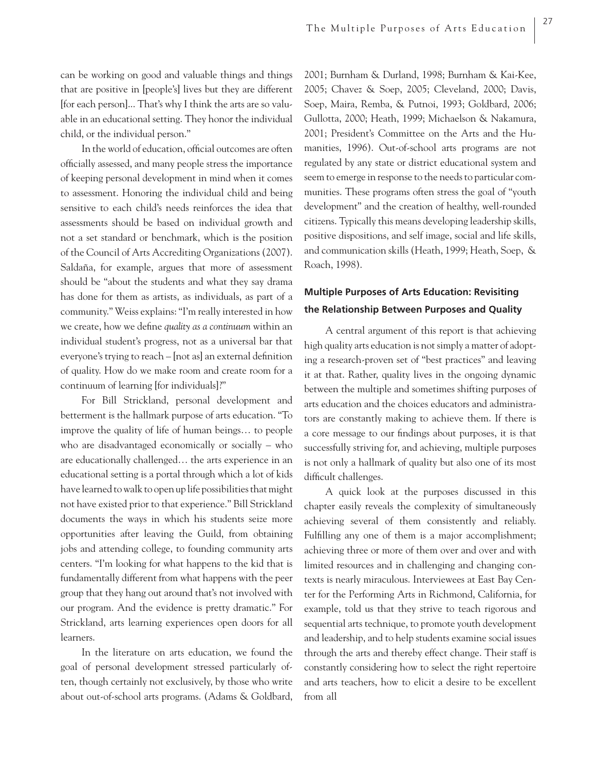can be working on good and valuable things and things that are positive in [people's] lives but they are different [for each person]... That's why I think the arts are so valuable in an educational setting. They honor the individual child, or the individual person."

In the world of education, official outcomes are often officially assessed, and many people stress the importance of keeping personal development in mind when it comes to assessment. Honoring the individual child and being sensitive to each child's needs reinforces the idea that assessments should be based on individual growth and not a set standard or benchmark, which is the position of the Council of Arts Accrediting Organizations (2007). Saldaña, for example, argues that more of assessment should be "about the students and what they say drama has done for them as artists, as individuals, as part of a community." Weiss explains: "I'm really interested in how we create, how we define *quality as a continuum* within an individual student's progress, not as a universal bar that everyone's trying to reach – [not as] an external definition of quality. How do we make room and create room for a continuum of learning [for individuals]?"

For Bill Strickland, personal development and betterment is the hallmark purpose of arts education. "To improve the quality of life of human beings… to people who are disadvantaged economically or socially – who are educationally challenged… the arts experience in an educational setting is a portal through which a lot of kids have learned to walk to open up life possibilities that might not have existed prior to that experience." Bill Strickland documents the ways in which his students seize more opportunities after leaving the Guild, from obtaining jobs and attending college, to founding community arts centers. "I'm looking for what happens to the kid that is fundamentally different from what happens with the peer group that they hang out around that's not involved with our program. And the evidence is pretty dramatic." For Strickland, arts learning experiences open doors for all learners.

In the literature on arts education, we found the goal of personal development stressed particularly often, though certainly not exclusively, by those who write about out-of-school arts programs. (Adams & Goldbard, 2001; Burnham & Durland, 1998; Burnham & Kai-Kee, 2005; Chavez & Soep, 2005; Cleveland, 2000; Davis, Soep, Maira, Remba, & Putnoi, 1993; Goldbard, 2006; Gullotta, 2000; Heath, 1999; Michaelson & Nakamura, 2001; President's Committee on the Arts and the Humanities, 1996). Out-of-school arts programs are not regulated by any state or district educational system and seem to emerge in response to the needs to particular communities. These programs often stress the goal of "youth development" and the creation of healthy, well-rounded citizens. Typically this means developing leadership skills, positive dispositions, and self image, social and life skills, and communication skills (Heath, 1999; Heath, Soep, & Roach, 1998).

## Multiple Purposes of Arts Education: Revisiting the Relationship Between Purposes and Quality

A central argument of this report is that achieving high quality arts education is not simply a matter of adopting a research-proven set of "best practices" and leaving it at that. Rather, quality lives in the ongoing dynamic between the multiple and sometimes shifting purposes of arts education and the choices educators and administrators are constantly making to achieve them. If there is a core message to our findings about purposes, it is that successfully striving for, and achieving, multiple purposes is not only a hallmark of quality but also one of its most difficult challenges.

A quick look at the purposes discussed in this chapter easily reveals the complexity of simultaneously achieving several of them consistently and reliably. Fulfilling any one of them is a major accomplishment; achieving three or more of them over and over and with limited resources and in challenging and changing contexts is nearly miraculous. Interviewees at East Bay Center for the Performing Arts in Richmond, California, for example, told us that they strive to teach rigorous and sequential arts technique, to promote youth development and leadership, and to help students examine social issues through the arts and thereby effect change. Their staff is constantly considering how to select the right repertoire and arts teachers, how to elicit a desire to be excellent from all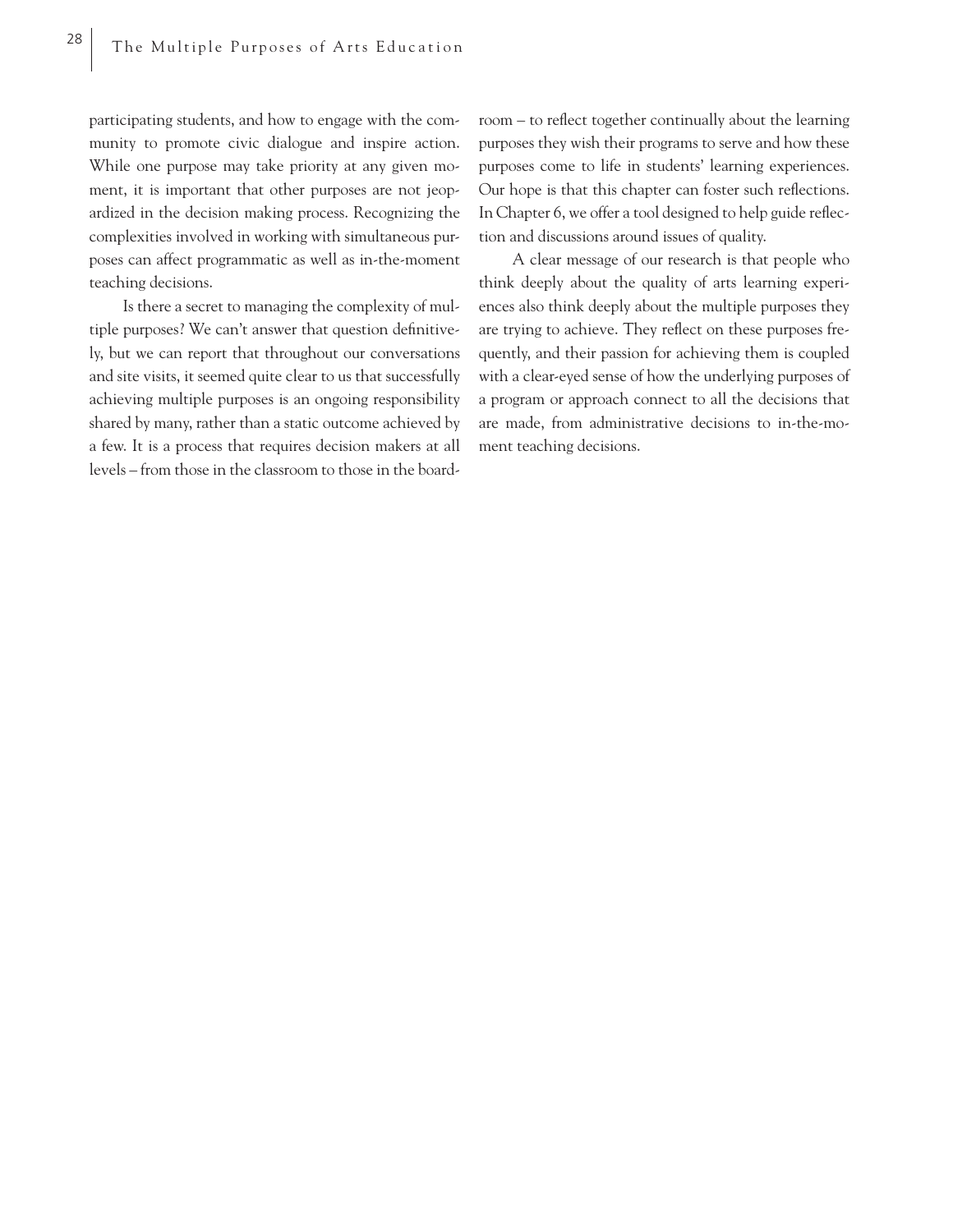participating students, and how to engage with the community to promote civic dialogue and inspire action. While one purpose may take priority at any given moment, it is important that other purposes are not jeopardized in the decision making process. Recognizing the complexities involved in working with simultaneous purposes can affect programmatic as well as in-the-moment teaching decisions.

Is there a secret to managing the complexity of multiple purposes? We can't answer that question definitively, but we can report that throughout our conversations and site visits, it seemed quite clear to us that successfully achieving multiple purposes is an ongoing responsibility shared by many, rather than a static outcome achieved by a few. It is a process that requires decision makers at all levels – from those in the classroom to those in the boardroom – to reflect together continually about the learning purposes they wish their programs to serve and how these purposes come to life in students' learning experiences. Our hope is that this chapter can foster such reflections. In Chapter 6, we offer a tool designed to help guide reflection and discussions around issues of quality.

A clear message of our research is that people who think deeply about the quality of arts learning experiences also think deeply about the multiple purposes they are trying to achieve. They reflect on these purposes frequently, and their passion for achieving them is coupled with a clear-eyed sense of how the underlying purposes of a program or approach connect to all the decisions that are made, from administrative decisions to in-the-moment teaching decisions.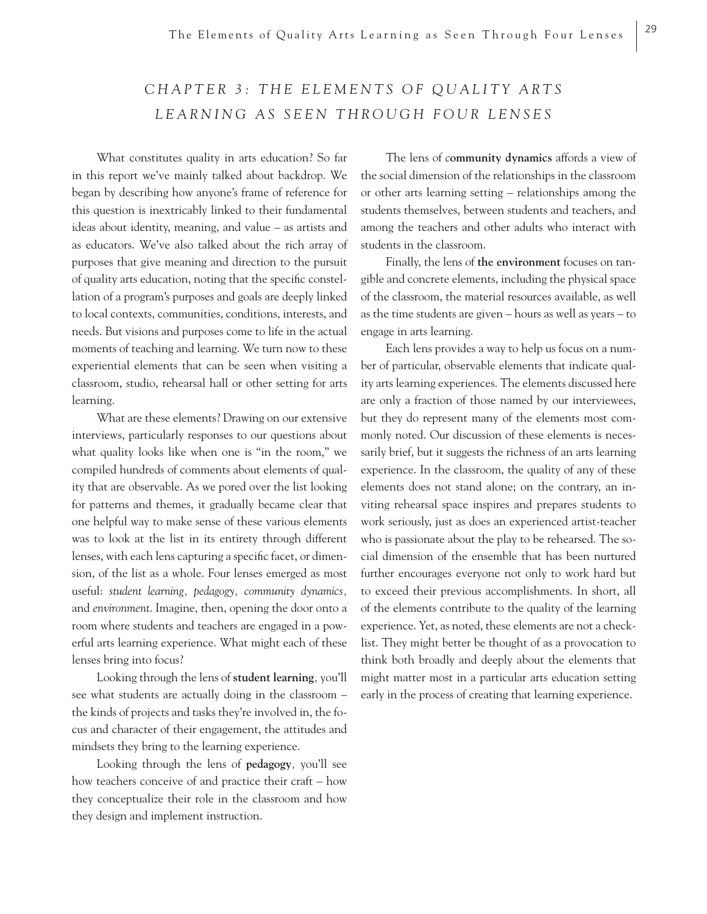# CHAPTER 3: THE ELEMENTS OF QUALITY ARTS LEARNING AS SEEN THROUGH FOUR LENSES

What constitutes quality in arts education? So far in this report we've mainly talked about backdrop. We began by describing how anyone's frame of reference for this question is inextricably linked to their fundamental ideas about identity, meaning, and value – as artists and as educators. We've also talked about the rich array of purposes that give meaning and direction to the pursuit of quality arts education, noting that the specific constellation of a program's purposes and goals are deeply linked to local contexts, communities, conditions, interests, and needs. But visions and purposes come to life in the actual moments of teaching and learning. We turn now to these experiential elements that can be seen when visiting a classroom, studio, rehearsal hall or other setting for arts learning.

What are these elements? Drawing on our extensive interviews, particularly responses to our questions about what quality looks like when one is "in the room," we compiled hundreds of comments about elements of quality that are observable. As we pored over the list looking for patterns and themes, it gradually became clear that one helpful way to make sense of these various elements was to look at the list in its entirety through different lenses, with each lens capturing a specific facet, or dimension, of the list as a whole. Four lenses emerged as most useful: *student learning, pedagogy, community dynamics,* and *environment*. Imagine, then, opening the door onto a room where students and teachers are engaged in a powerful arts learning experience. What might each of these lenses bring into focus?

Looking through the lens of **student learning**, you'll see what students are actually doing in the classroom – the kinds of projects and tasks they're involved in, the focus and character of their engagement, the attitudes and mindsets they bring to the learning experience.

Looking through the lens of **pedagogy**, you'll see how teachers conceive of and practice their craft – how they conceptualize their role in the classroom and how they design and implement instruction.

The lens of **community dynamics** affords a view of the social dimension of the relationships in the classroom or other arts learning setting – relationships among the students themselves, between students and teachers, and among the teachers and other adults who interact with students in the classroom.

Finally, the lens of **the environment** focuses on tangible and concrete elements, including the physical space of the classroom, the material resources available, as well as the time students are given – hours as well as years – to engage in arts learning.

Each lens provides a way to help us focus on a number of particular, observable elements that indicate quality arts learning experiences. The elements discussed here are only a fraction of those named by our interviewees, but they do represent many of the elements most commonly noted. Our discussion of these elements is necessarily brief, but it suggests the richness of an arts learning experience. In the classroom, the quality of any of these elements does not stand alone; on the contrary, an inviting rehearsal space inspires and prepares students to work seriously, just as does an experienced artist-teacher who is passionate about the play to be rehearsed. The social dimension of the ensemble that has been nurtured further encourages everyone not only to work hard but to exceed their previous accomplishments. In short, all of the elements contribute to the quality of the learning experience. Yet, as noted, these elements are not a checklist. They might better be thought of as a provocation to think both broadly and deeply about the elements that might matter most in a particular arts education setting early in the process of creating that learning experience.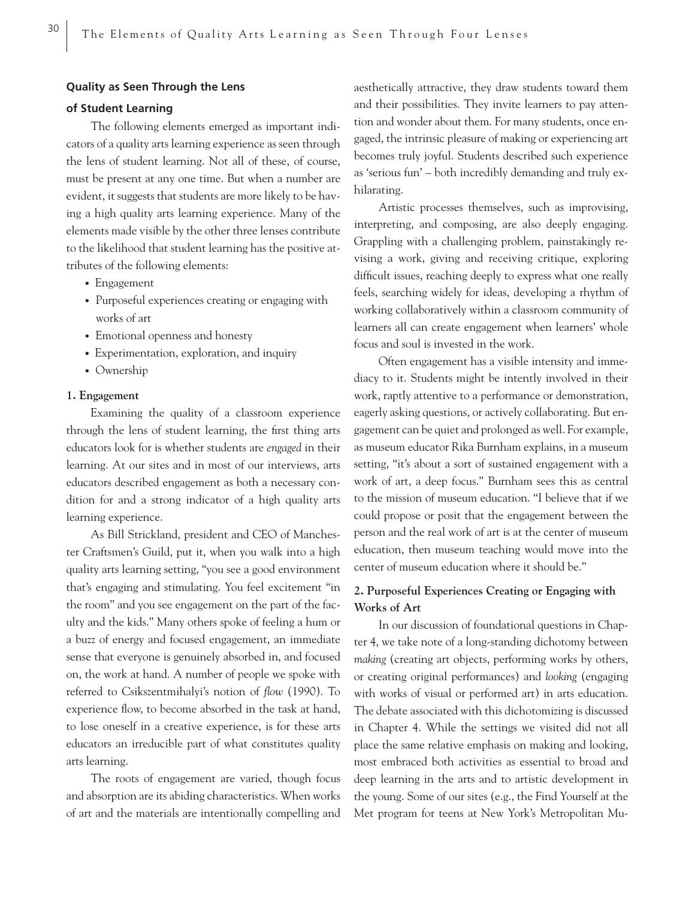## Quality as Seen Through the Lens of Student Learning

The following elements emerged as important indicators of a quality arts learning experience as seen through the lens of student learning. Not all of these, of course, must be present at any one time. But when a number are evident, it suggests that students are more likely to be having a high quality arts learning experience. Many of the elements made visible by the other three lenses contribute to the likelihood that student learning has the positive attributes of the following elements:

- Engagement
- Purposeful experiences creating or engaging with works of art
- Emotional openness and honesty
- Experimentation, exploration, and inquiry
- Ownership

### 1. Engagement

Examining the quality of a classroom experience through the lens of student learning, the first thing arts educators look for is whether students are *engaged* in their learning. At our sites and in most of our interviews, arts educators described engagement as both a necessary condition for and a strong indicator of a high quality arts learning experience.

As Bill Strickland, president and CEO of Manchester Craftsmen's Guild, put it, when you walk into a high quality arts learning setting, "you see a good environment that's engaging and stimulating. You feel excitement "in the room" and you see engagement on the part of the faculty and the kids." Many others spoke of feeling a hum or a buzz of energy and focused engagement, an immediate sense that everyone is genuinely absorbed in, and focused on, the work at hand. A number of people we spoke with referred to Csikszentmihalyi's notion of *flow* (1990). To experience flow, to become absorbed in the task at hand, to lose oneself in a creative experience, is for these arts educators an irreducible part of what constitutes quality arts learning.

The roots of engagement are varied, though focus and absorption are its abiding characteristics. When works of art and the materials are intentionally compelling and aesthetically attractive, they draw students toward them and their possibilities. They invite learners to pay attention and wonder about them. For many students, once engaged, the intrinsic pleasure of making or experiencing art becomes truly joyful. Students described such experience as 'serious fun' – both incredibly demanding and truly exhilarating.

Artistic processes themselves, such as improvising, interpreting, and composing, are also deeply engaging. Grappling with a challenging problem, painstakingly revising a work, giving and receiving critique, exploring difficult issues, reaching deeply to express what one really feels, searching widely for ideas, developing a rhythm of working collaboratively within a classroom community of learners all can create engagement when learners' whole focus and soul is invested in the work.

Often engagement has a visible intensity and immediacy to it. Students might be intently involved in their work, raptly attentive to a performance or demonstration, eagerly asking questions, or actively collaborating. But engagement can be quiet and prolonged as well. For example, as museum educator Rika Burnham explains, in a museum setting, "it's about a sort of sustained engagement with a work of art, a deep focus." Burnham sees this as central to the mission of museum education. "I believe that if we could propose or posit that the engagement between the person and the real work of art is at the center of museum education, then museum teaching would move into the center of museum education where it should be."

### 2. Purposeful Experiences Creating or Engaging with Works of Art

In our discussion of foundational questions in Chapter 4, we take note of a long-standing dichotomy between *making* (creating art objects, performing works by others, or creating original performances) and *looking* (engaging with works of visual or performed art) in arts education. The debate associated with this dichotomizing is discussed in Chapter 4. While the settings we visited did not all place the same relative emphasis on making and looking, most embraced both activities as essential to broad and deep learning in the arts and to artistic development in the young. Some of our sites (e.g., the Find Yourself at the Met program for teens at New York's Metropolitan Mu-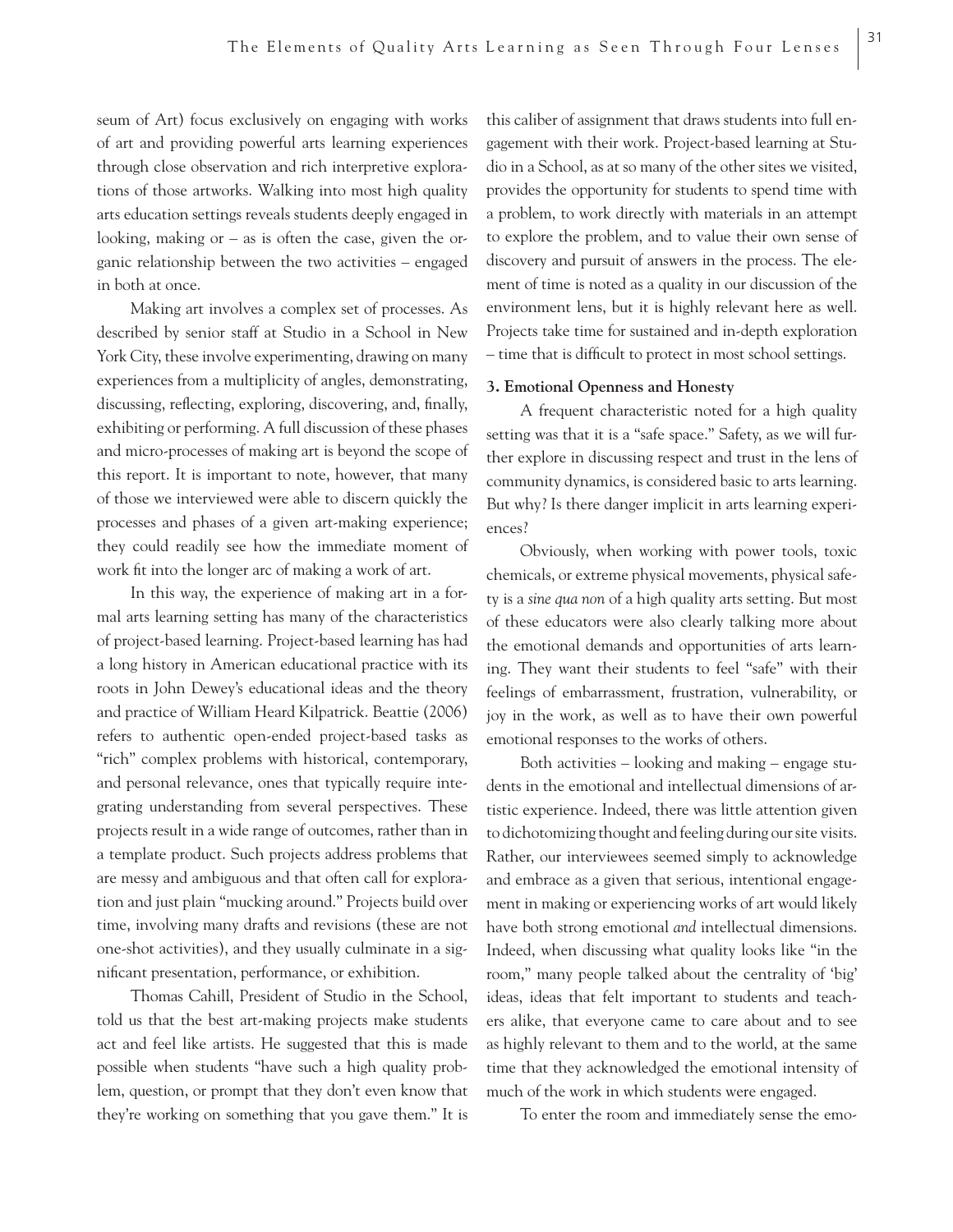seum of Art) focus exclusively on engaging with works of art and providing powerful arts learning experiences through close observation and rich interpretive explorations of those artworks. Walking into most high quality arts education settings reveals students deeply engaged in looking, making or – as is often the case, given the organic relationship between the two activities – engaged in both at once.

Making art involves a complex set of processes. As described by senior staff at Studio in a School in New York City, these involve experimenting, drawing on many experiences from a multiplicity of angles, demonstrating, discussing, reflecting, exploring, discovering, and, finally, exhibiting or performing. A full discussion of these phases and micro-processes of making art is beyond the scope of this report. It is important to note, however, that many of those we interviewed were able to discern quickly the processes and phases of a given art-making experience; they could readily see how the immediate moment of work fit into the longer arc of making a work of art.

In this way, the experience of making art in a formal arts learning setting has many of the characteristics of project-based learning. Project-based learning has had a long history in American educational practice with its roots in John Dewey's educational ideas and the theory and practice of William Heard Kilpatrick. Beattie (2006) refers to authentic open-ended project-based tasks as "rich" complex problems with historical, contemporary, and personal relevance, ones that typically require integrating understanding from several perspectives. These projects result in a wide range of outcomes, rather than in a template product. Such projects address problems that are messy and ambiguous and that often call for exploration and just plain "mucking around." Projects build over time, involving many drafts and revisions (these are not one-shot activities), and they usually culminate in a significant presentation, performance, or exhibition.

Thomas Cahill, President of Studio in the School, told us that the best art-making projects make students act and feel like artists. He suggested that this is made possible when students "have such a high quality problem, question, or prompt that they don't even know that they're working on something that you gave them." It is this caliber of assignment that draws students into full engagement with their work. Project-based learning at Studio in a School, as at so many of the other sites we visited, provides the opportunity for students to spend time with a problem, to work directly with materials in an attempt to explore the problem, and to value their own sense of discovery and pursuit of answers in the process. The element of time is noted as a quality in our discussion of the environment lens, but it is highly relevant here as well. Projects take time for sustained and in-depth exploration – time that is difficult to protect in most school settings.

**3. Emotional Openness and Honesty**

A frequent characteristic noted for a high quality setting was that it is a "safe space." Safety, as we will further explore in discussing respect and trust in the lens of community dynamics, is considered basic to arts learning. But why? Is there danger implicit in arts learning experiences?

Obviously, when working with power tools, toxic chemicals, or extreme physical movements, physical safety is a *sine qua non* of a high quality arts setting. But most of these educators were also clearly talking more about the emotional demands and opportunities of arts learning. They want their students to feel "safe" with their feelings of embarrassment, frustration, vulnerability, or joy in the work, as well as to have their own powerful emotional responses to the works of others.

Both activities – looking and making – engage students in the emotional and intellectual dimensions of artistic experience. Indeed, there was little attention given to dichotomizing thought and feeling during our site visits. Rather, our interviewees seemed simply to acknowledge and embrace as a given that serious, intentional engagement in making or experiencing works of art would likely have both strong emotional *and* intellectual dimensions. Indeed, when discussing what quality looks like "in the room," many people talked about the centrality of 'big' ideas, ideas that felt important to students and teachers alike, that everyone came to care about and to see as highly relevant to them and to the world, at the same time that they acknowledged the emotional intensity of much of the work in which students were engaged.

To enter the room and immediately sense the emo-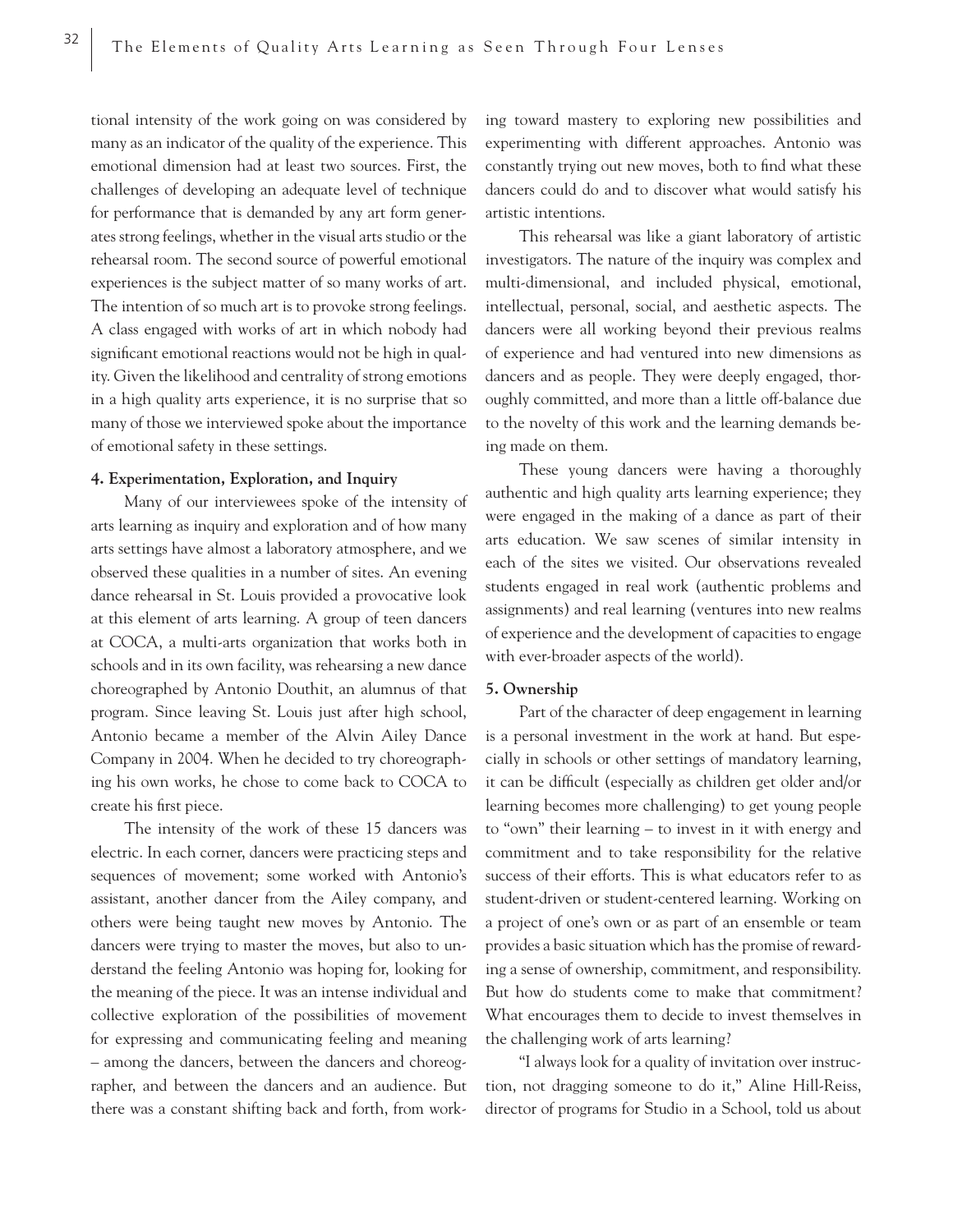tional intensity of the work going on was considered by many as an indicator of the quality of the experience. This emotional dimension had at least two sources. First, the challenges of developing an adequate level of technique for performance that is demanded by any art form generates strong feelings, whether in the visual arts studio or the rehearsal room. The second source of powerful emotional experiences is the subject matter of so many works of art. The intention of so much art is to provoke strong feelings. A class engaged with works of art in which nobody had significant emotional reactions would not be high in quality. Given the likelihood and centrality of strong emotions in a high quality arts experience, it is no surprise that so many of those we interviewed spoke about the importance of emotional safety in these settings.

#### 4. Experimentation, Exploration, and Inquiry

Many of our interviewees spoke of the intensity of arts learning as inquiry and exploration and of how many arts settings have almost a laboratory atmosphere, and we observed these qualities in a number of sites. An evening dance rehearsal in St. Louis provided a provocative look at this element of arts learning. A group of teen dancers at COCA, a multi-arts organization that works both in schools and in its own facility, was rehearsing a new dance choreographed by Antonio Douthit, an alumnus of that program. Since leaving St. Louis just after high school, Antonio became a member of the Alvin Ailey Dance Company in 2004. When he decided to try choreographing his own works, he chose to come back to COCA to create his first piece.

The intensity of the work of these 15 dancers was electric. In each corner, dancers were practicing steps and sequences of movement; some worked with Antonio's assistant, another dancer from the Ailey company, and others were being taught new moves by Antonio. The dancers were trying to master the moves, but also to understand the feeling Antonio was hoping for, looking for the meaning of the piece. It was an intense individual and collective exploration of the possibilities of movement for expressing and communicating feeling and meaning – among the dancers, between the dancers and choreographer, and between the dancers and an audience. But there was a constant shifting back and forth, from working toward mastery to exploring new possibilities and experimenting with different approaches. Antonio was constantly trying out new moves, both to find what these dancers could do and to discover what would satisfy his artistic intentions.

This rehearsal was like a giant laboratory of artistic investigators. The nature of the inquiry was complex and multi-dimensional, and included physical, emotional, intellectual, personal, social, and aesthetic aspects. The dancers were all working beyond their previous realms of experience and had ventured into new dimensions as dancers and as people. They were deeply engaged, thoroughly committed, and more than a little off-balance due to the novelty of this work and the learning demands being made on them.

These young dancers were having a thoroughly authentic and high quality arts learning experience; they were engaged in the making of a dance as part of their arts education. We saw scenes of similar intensity in each of the sites we visited. Our observations revealed students engaged in real work (authentic problems and assignments) and real learning (ventures into new realms of experience and the development of capacities to engage with ever-broader aspects of the world).

#### 5. Ownership

Part of the character of deep engagement in learning is a personal investment in the work at hand. But especially in schools or other settings of mandatory learning, it can be difficult (especially as children get older and/or learning becomes more challenging) to get young people to "own" their learning – to invest in it with energy and commitment and to take responsibility for the relative success of their efforts. This is what educators refer to as student-driven or student-centered learning. Working on a project of one's own or as part of an ensemble or team provides a basic situation which has the promise of rewarding a sense of ownership, commitment, and responsibility. But how do students come to make that commitment? What encourages them to decide to invest themselves in the challenging work of arts learning?

"I always look for a quality of invitation over instruction, not dragging someone to do it," Aline Hill-Reiss, director of programs for Studio in a School, told us about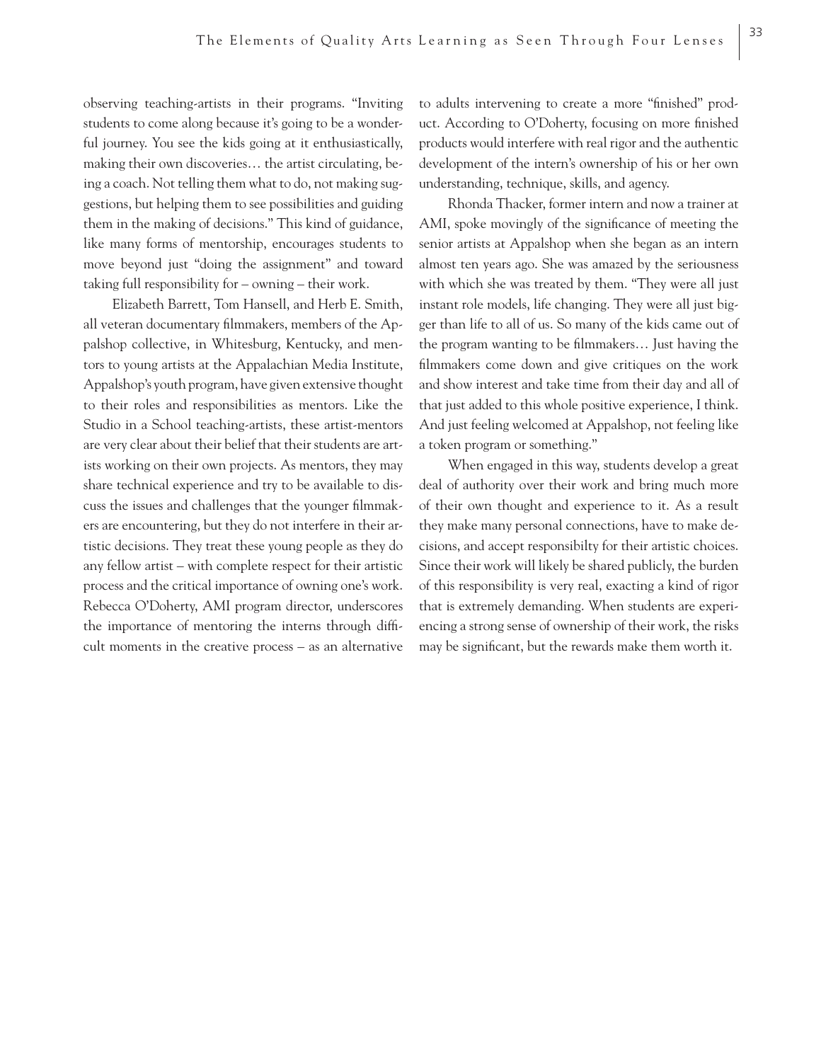observing teaching-artists in their programs. "Inviting students to come along because it's going to be a wonderful journey. You see the kids going at it enthusiastically, making their own discoveries… the artist circulating, being a coach. Not telling them what to do, not making suggestions, but helping them to see possibilities and guiding them in the making of decisions." This kind of guidance, like many forms of mentorship, encourages students to move beyond just "doing the assignment" and toward taking full responsibility for – owning – their work.

Elizabeth Barrett, Tom Hansell, and Herb E. Smith, all veteran documentary filmmakers, members of the Appalshop collective, in Whitesburg, Kentucky, and mentors to young artists at the Appalachian Media Institute, Appalshop's youth program, have given extensive thought to their roles and responsibilities as mentors. Like the Studio in a School teaching-artists, these artist-mentors are very clear about their belief that their students are artists working on their own projects. As mentors, they may share technical experience and try to be available to discuss the issues and challenges that the younger filmmakers are encountering, but they do not interfere in their artistic decisions. They treat these young people as they do any fellow artist – with complete respect for their artistic process and the critical importance of owning one's work. Rebecca O'Doherty, AMI program director, underscores the importance of mentoring the interns through difficult moments in the creative process – as an alternative to adults intervening to create a more "finished" product. According to O'Doherty, focusing on more finished products would interfere with real rigor and the authentic development of the intern's ownership of his or her own understanding, technique, skills, and agency.

Rhonda Thacker, former intern and now a trainer at AMI, spoke movingly of the significance of meeting the senior artists at Appalshop when she began as an intern almost ten years ago. She was amazed by the seriousness with which she was treated by them. "They were all just instant role models, life changing. They were all just bigger than life to all of us. So many of the kids came out of the program wanting to be filmmakers… Just having the filmmakers come down and give critiques on the work and show interest and take time from their day and all of that just added to this whole positive experience, I think. And just feeling welcomed at Appalshop, not feeling like a token program or something."

When engaged in this way, students develop a great deal of authority over their work and bring much more of their own thought and experience to it. As a result they make many personal connections, have to make decisions, and accept responsibilty for their artistic choices. Since their work will likely be shared publicly, the burden of this responsibility is very real, exacting a kind of rigor that is extremely demanding. When students are experiencing a strong sense of ownership of their work, the risks may be significant, but the rewards make them worth it.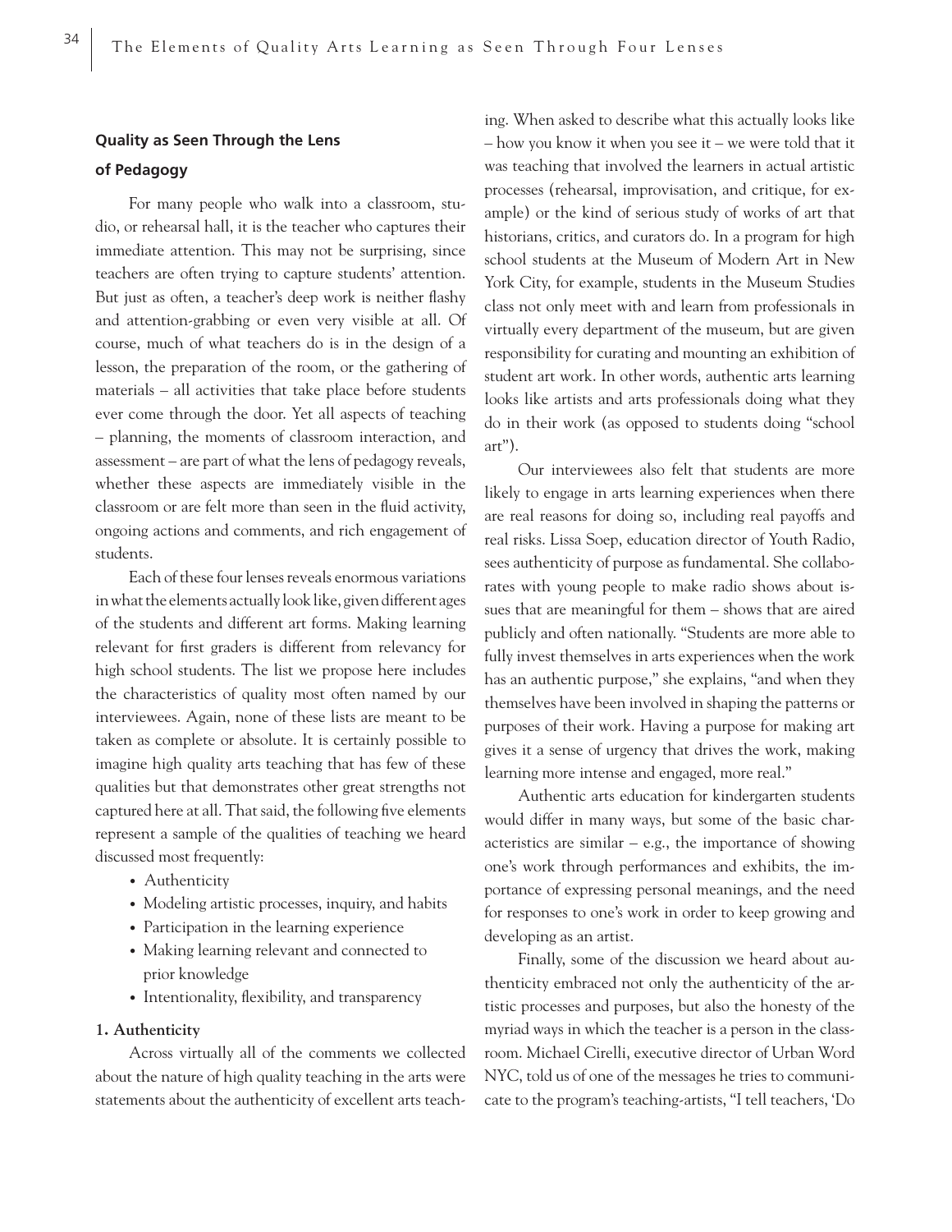## Quality as Seen Through the Lens of Pedagogy

For many people who walk into a classroom, studio, or rehearsal hall, it is the teacher who captures their immediate attention. This may not be surprising, since teachers are often trying to capture students' attention. But just as often, a teacher's deep work is neither flashy and attention-grabbing or even very visible at all. Of course, much of what teachers do is in the design of a lesson, the preparation of the room, or the gathering of materials – all activities that take place before students ever come through the door. Yet all aspects of teaching – planning, the moments of classroom interaction, and assessment – are part of what the lens of pedagogy reveals, whether these aspects are immediately visible in the classroom or are felt more than seen in the fluid activity, ongoing actions and comments, and rich engagement of students.

Each of these four lenses reveals enormous variations in what the elements actually look like, given different ages of the students and different art forms. Making learning relevant for first graders is different from relevancy for high school students. The list we propose here includes the characteristics of quality most often named by our interviewees. Again, none of these lists are meant to be taken as complete or absolute. It is certainly possible to imagine high quality arts teaching that has few of these qualities but that demonstrates other great strengths not captured here at all. That said, the following five elements represent a sample of the qualities of teaching we heard discussed most frequently:

- Authenticity
- Modeling artistic processes, inquiry, and habits
- Participation in the learning experience
- Making learning relevant and connected to prior knowledge
- Intentionality, flexibility, and transparency

### 1. Authenticity

Across virtually all of the comments we collected about the nature of high quality teaching in the arts were statements about the authenticity of excellent arts teaching. When asked to describe what this actually looks like – how you know it when you see it – we were told that it was teaching that involved the learners in actual artistic processes (rehearsal, improvisation, and critique, for example) or the kind of serious study of works of art that historians, critics, and curators do. In a program for high school students at the Museum of Modern Art in New York City, for example, students in the Museum Studies class not only meet with and learn from professionals in virtually every department of the museum, but are given responsibility for curating and mounting an exhibition of student art work. In other words, authentic arts learning looks like artists and arts professionals doing what they do in their work (as opposed to students doing "school art").

Our interviewees also felt that students are more likely to engage in arts learning experiences when there are real reasons for doing so, including real payoffs and real risks. Lissa Soep, education director of Youth Radio, sees authenticity of purpose as fundamental. She collaborates with young people to make radio shows about issues that are meaningful for them – shows that are aired publicly and often nationally. "Students are more able to fully invest themselves in arts experiences when the work has an authentic purpose," she explains, "and when they themselves have been involved in shaping the patterns or purposes of their work. Having a purpose for making art gives it a sense of urgency that drives the work, making learning more intense and engaged, more real."

Authentic arts education for kindergarten students would differ in many ways, but some of the basic characteristics are similar – e.g., the importance of showing one's work through performances and exhibits, the importance of expressing personal meanings, and the need for responses to one's work in order to keep growing and developing as an artist.

Finally, some of the discussion we heard about authenticity embraced not only the authenticity of the artistic processes and purposes, but also the honesty of the myriad ways in which the teacher is a person in the classroom. Michael Cirelli, executive director of Urban Word NYC, told us of one of the messages he tries to communicate to the program's teaching-artists, "I tell teachers, 'Do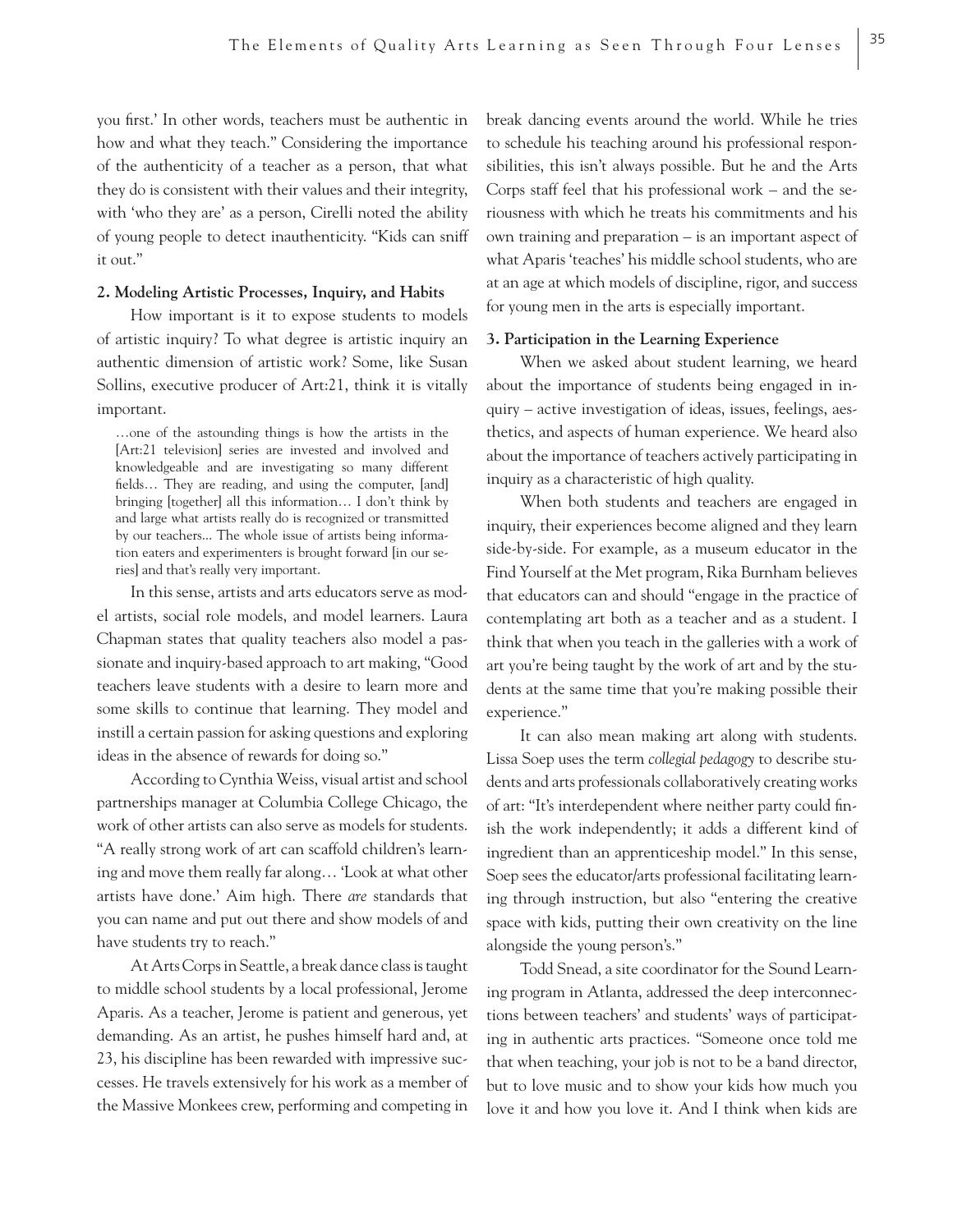you first.' In other words, teachers must be authentic in how and what they teach." Considering the importance of the authenticity of a teacher as a person, that what they do is consistent with their values and their integrity, with 'who they are' as a person, Cirelli noted the ability of young people to detect inauthenticity. "Kids can sniff it out."

**2. Modeling Artistic Processes, Inquiry, and Habits**

How important is it to expose students to models of artistic inquiry? To what degree is artistic inquiry an authentic dimension of artistic work? Some, like Susan Sollins, executive producer of Art:21, think it is vitally important.

> …one of the astounding things is how the artists in the [Art:21 television] series are invested and involved and knowledgeable and are investigating so many different fields… They are reading, and using the computer, [and] bringing [together] all this information… I don't think by and large what artists really do is recognized or transmitted by our teachers... The whole issue of artists being information eaters and experimenters is brought forward [in our series] and that's really very important.

In this sense, artists and arts educators serve as model artists, social role models, and model learners. Laura Chapman states that quality teachers also model a passionate and inquiry-based approach to art making, "Good teachers leave students with a desire to learn more and some skills to continue that learning. They model and instill a certain passion for asking questions and exploring ideas in the absence of rewards for doing so."

According to Cynthia Weiss, visual artist and school partnerships manager at Columbia College Chicago, the work of other artists can also serve as models for students. "A really strong work of art can scaffold children's learning and move them really far along… 'Look at what other artists have done.' Aim high. There *are* standards that you can name and put out there and show models of and have students try to reach."

At Arts Corps in Seattle, a break dance class is taught to middle school students by a local professional, Jerome Aparis. As a teacher, Jerome is patient and generous, yet demanding. As an artist, he pushes himself hard and, at 23, his discipline has been rewarded with impressive successes. He travels extensively for his work as a member of the Massive Monkees crew, performing and competing in break dancing events around the world. While he tries to schedule his teaching around his professional responsibilities, this isn't always possible. But he and the Arts Corps staff feel that his professional work – and the seriousness with which he treats his commitments and his own training and preparation – is an important aspect of what Aparis 'teaches' his middle school students, who are at an age at which models of discipline, rigor, and success for young men in the arts is especially important.

**3. Participation in the Learning Experience**

When we asked about student learning, we heard about the importance of students being engaged in inquiry – active investigation of ideas, issues, feelings, aesthetics, and aspects of human experience. We heard also about the importance of teachers actively participating in inquiry as a characteristic of high quality.

When both students and teachers are engaged in inquiry, their experiences become aligned and they learn side-by-side. For example, as a museum educator in the Find Yourself at the Met program, Rika Burnham believes that educators can and should "engage in the practice of contemplating art both as a teacher and as a student. I think that when you teach in the galleries with a work of art you're being taught by the work of art and by the students at the same time that you're making possible their experience."

It can also mean making art along with students. Lissa Soep uses the term *collegial pedagogy* to describe students and arts professionals collaboratively creating works of art: "It's interdependent where neither party could finish the work independently; it adds a different kind of ingredient than an apprenticeship model." In this sense, Soep sees the educator/arts professional facilitating learning through instruction, but also "entering the creative space with kids, putting their own creativity on the line alongside the young person's."

Todd Snead, a site coordinator for the Sound Learning program in Atlanta, addressed the deep interconnections between teachers' and students' ways of participating in authentic arts practices. "Someone once told me that when teaching, your job is not to be a band director, but to love music and to show your kids how much you love it and how you love it. And I think when kids are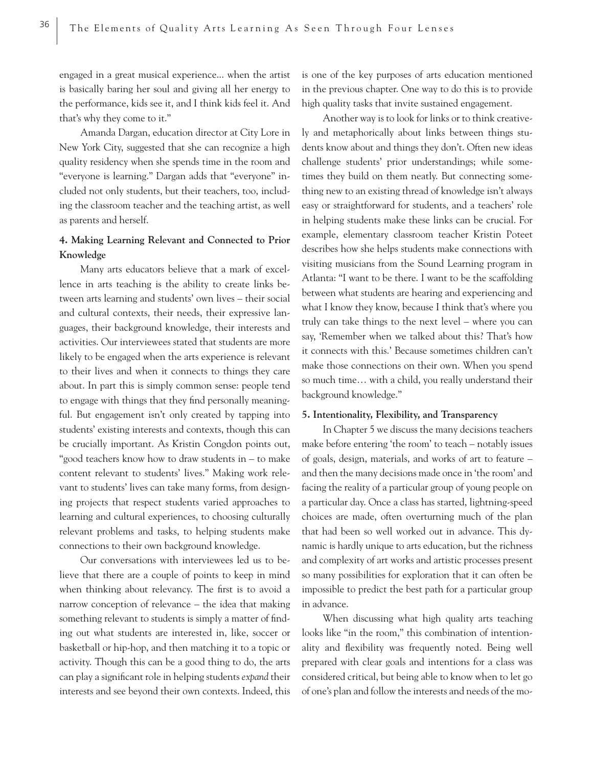engaged in a great musical experience... when the artist is basically baring her soul and giving all her energy to the performance, kids see it, and I think kids feel it. And that's why they come to it."

Amanda Dargan, education director at City Lore in New York City, suggested that she can recognize a high quality residency when she spends time in the room and "everyone is learning." Dargan adds that "everyone" included not only students, but their teachers, too, including the classroom teacher and the teaching artist, as well as parents and herself.

**4. Making Learning Relevant and Connected to Prior Knowledge**

Many arts educators believe that a mark of excellence in arts teaching is the ability to create links between arts learning and students' own lives – their social and cultural contexts, their needs, their expressive languages, their background knowledge, their interests and activities. Our interviewees stated that students are more likely to be engaged when the arts experience is relevant to their lives and when it connects to things they care about. In part this is simply common sense: people tend to engage with things that they find personally meaningful. But engagement isn't only created by tapping into students' existing interests and contexts, though this can be crucially important. As Kristin Congdon points out, "good teachers know how to draw students in – to make content relevant to students' lives." Making work relevant to students' lives can take many forms, from designing projects that respect students varied approaches to learning and cultural experiences, to choosing culturally relevant problems and tasks, to helping students make connections to their own background knowledge.

Our conversations with interviewees led us to believe that there are a couple of points to keep in mind when thinking about relevancy. The first is to avoid a narrow conception of relevance – the idea that making something relevant to students is simply a matter of finding out what students are interested in, like, soccer or basketball or hip-hop, and then matching it to a topic or activity. Though this can be a good thing to do, the arts can play a significant role in helping students *expand* their interests and see beyond their own contexts. Indeed, this is one of the key purposes of arts education mentioned in the previous chapter. One way to do this is to provide high quality tasks that invite sustained engagement.

Another way is to look for links or to think creatively and metaphorically about links between things students know about and things they don't. Often new ideas challenge students' prior understandings; while sometimes they build on them neatly. But connecting something new to an existing thread of knowledge isn't always easy or straightforward for students, and a teachers' role in helping students make these links can be crucial. For example, elementary classroom teacher Kristin Poteet describes how she helps students make connections with visiting musicians from the Sound Learning program in Atlanta: "I want to be there. I want to be the scaffolding between what students are hearing and experiencing and what I know they know, because I think that's where you truly can take things to the next level – where you can say, 'Remember when we talked about this? That's how it connects with this.' Because sometimes children can't make those connections on their own. When you spend so much time… with a child, you really understand their background knowledge."

**5. Intentionality, Flexibility, and Transparency**

In Chapter 5 we discuss the many decisions teachers make before entering 'the room' to teach – notably issues of goals, design, materials, and works of art to feature – and then the many decisions made once in 'the room' and facing the reality of a particular group of young people on a particular day. Once a class has started, lightning-speed choices are made, often overturning much of the plan that had been so well worked out in advance. This dynamic is hardly unique to arts education, but the richness and complexity of art works and artistic processes present so many possibilities for exploration that it can often be impossible to predict the best path for a particular group in advance.

When discussing what high quality arts teaching looks like "in the room," this combination of intentionality and flexibility was frequently noted. Being well prepared with clear goals and intentions for a class was considered critical, but being able to know when to let go of one's plan and follow the interests and needs of the mo-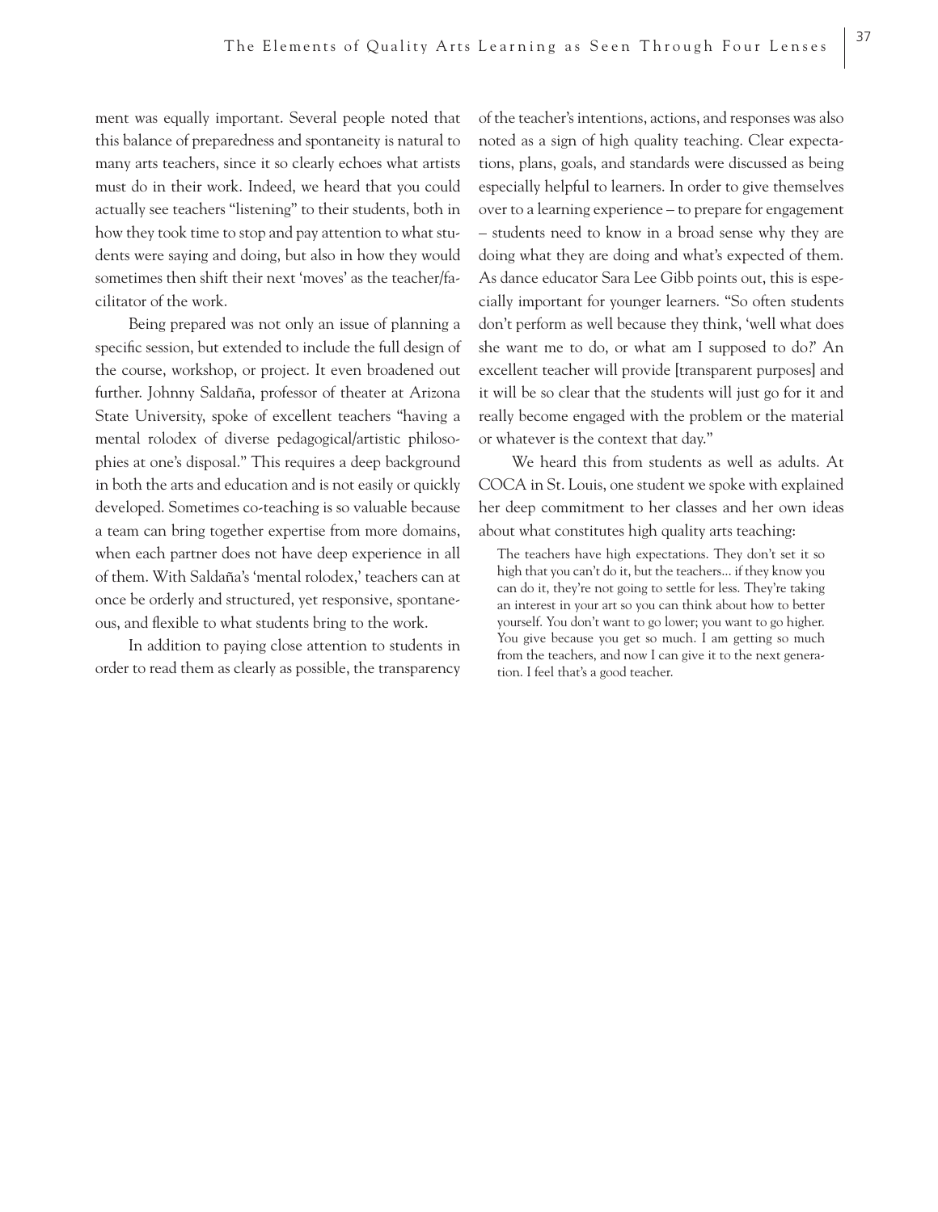ment was equally important. Several people noted that this balance of preparedness and spontaneity is natural to many arts teachers, since it so clearly echoes what artists must do in their work. Indeed, we heard that you could actually see teachers "listening" to their students, both in how they took time to stop and pay attention to what students were saying and doing, but also in how they would sometimes then shift their next 'moves' as the teacher/facilitator of the work.

Being prepared was not only an issue of planning a specific session, but extended to include the full design of the course, workshop, or project. It even broadened out further. Johnny Saldaña, professor of theater at Arizona State University, spoke of excellent teachers "having a mental rolodex of diverse pedagogical/artistic philosophies at one's disposal." This requires a deep background in both the arts and education and is not easily or quickly developed. Sometimes co-teaching is so valuable because a team can bring together expertise from more domains, when each partner does not have deep experience in all of them. With Saldaña's 'mental rolodex,' teachers can at once be orderly and structured, yet responsive, spontaneous, and flexible to what students bring to the work.

In addition to paying close attention to students in order to read them as clearly as possible, the transparency of the teacher's intentions, actions, and responses was also noted as a sign of high quality teaching. Clear expectations, plans, goals, and standards were discussed as being especially helpful to learners. In order to give themselves over to a learning experience – to prepare for engagement – students need to know in a broad sense why they are doing what they are doing and what's expected of them. As dance educator Sara Lee Gibb points out, this is especially important for younger learners. "So often students don't perform as well because they think, 'well what does she want me to do, or what am I supposed to do?' An excellent teacher will provide [transparent purposes] and it will be so clear that the students will just go for it and really become engaged with the problem or the material or whatever is the context that day."

We heard this from students as well as adults. At COCA in St. Louis, one student we spoke with explained her deep commitment to her classes and her own ideas about what constitutes high quality arts teaching:

> The teachers have high expectations. They don't set it so high that you can't do it, but the teachers... if they know you can do it, they're not going to settle for less. They're taking an interest in your art so you can think about how to better yourself. You don't want to go lower; you want to go higher. You give because you get so much. I am getting so much from the teachers, and now I can give it to the next generation. I feel that's a good teacher.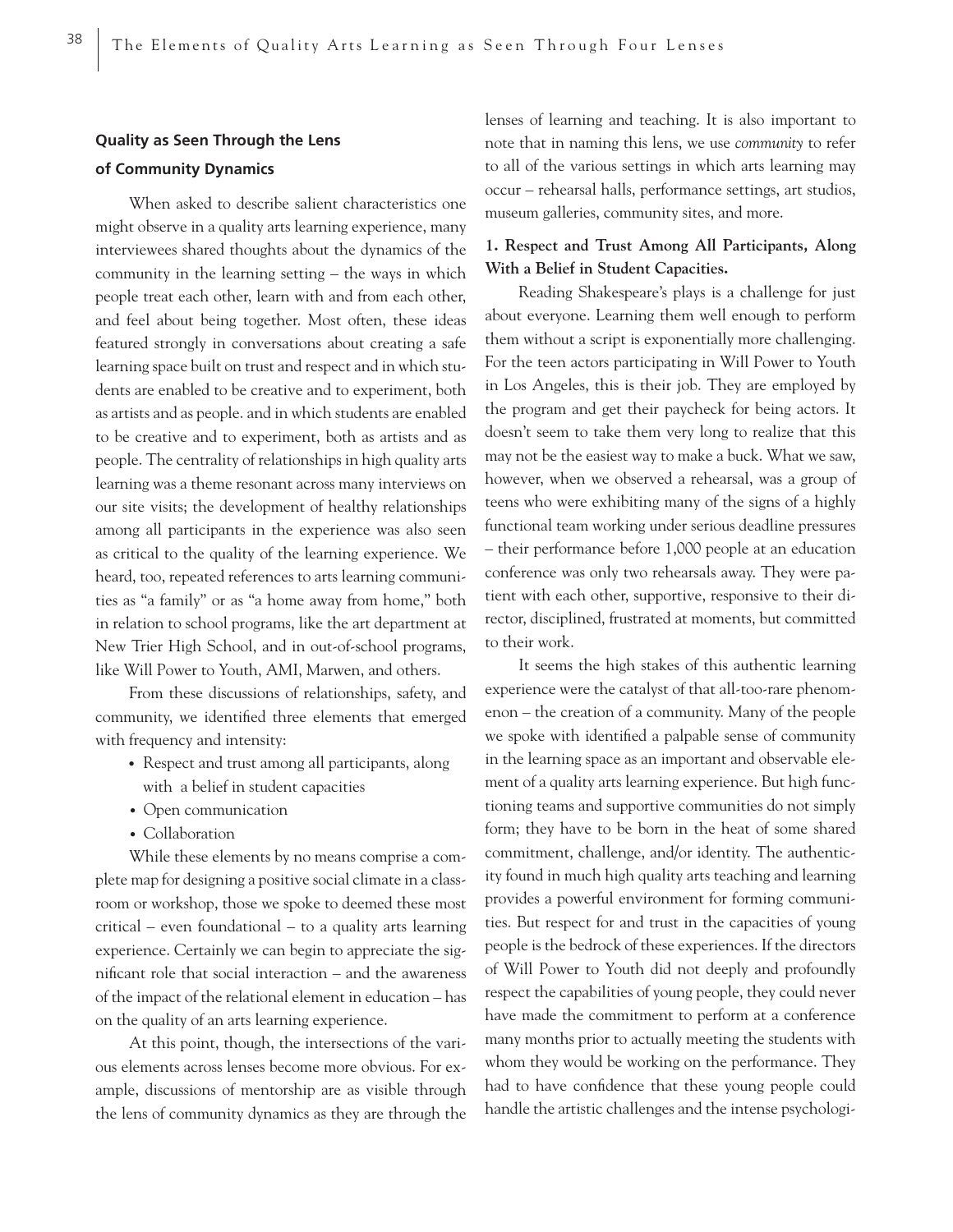## Quality as Seen Through the Lens of Community Dynamics

When asked to describe salient characteristics one might observe in a quality arts learning experience, many interviewees shared thoughts about the dynamics of the community in the learning setting – the ways in which people treat each other, learn with and from each other, and feel about being together. Most often, these ideas featured strongly in conversations about creating a safe learning space built on trust and respect and in which students are enabled to be creative and to experiment, both as artists and as people. and in which students are enabled to be creative and to experiment, both as artists and as people. The centrality of relationships in high quality arts learning was a theme resonant across many interviews on our site visits; the development of healthy relationships among all participants in the experience was also seen as critical to the quality of the learning experience. We heard, too, repeated references to arts learning communities as "a family" or as "a home away from home," both in relation to school programs, like the art department at New Trier High School, and in out-of-school programs, like Will Power to Youth, AMI, Marwen, and others.

From these discussions of relationships, safety, and community, we identified three elements that emerged with frequency and intensity:

- Respect and trust among all participants, along with a belief in student capacities
- Open communication
- Collaboration

While these elements by no means comprise a complete map for designing a positive social climate in a classroom or workshop, those we spoke to deemed these most critical – even foundational – to a quality arts learning experience. Certainly we can begin to appreciate the significant role that social interaction – and the awareness of the impact of the relational element in education – has on the quality of an arts learning experience.

At this point, though, the intersections of the various elements across lenses become more obvious. For example, discussions of mentorship are as visible through the lens of community dynamics as they are through the lenses of learning and teaching. It is also important to note that in naming this lens, we use *community* to refer to all of the various settings in which arts learning may occur – rehearsal halls, performance settings, art studios, museum galleries, community sites, and more.

### 1. Respect and Trust Among All Participants, Along With a Belief in Student Capacities.

Reading Shakespeare's plays is a challenge for just about everyone. Learning them well enough to perform them without a script is exponentially more challenging. For the teen actors participating in Will Power to Youth in Los Angeles, this is their job. They are employed by the program and get their paycheck for being actors. It doesn't seem to take them very long to realize that this may not be the easiest way to make a buck. What we saw, however, when we observed a rehearsal, was a group of teens who were exhibiting many of the signs of a highly functional team working under serious deadline pressures – their performance before 1,000 people at an education conference was only two rehearsals away. They were patient with each other, supportive, responsive to their director, disciplined, frustrated at moments, but committed to their work.

It seems the high stakes of this authentic learning experience were the catalyst of that all-too-rare phenomenon – the creation of a community. Many of the people we spoke with identified a palpable sense of community in the learning space as an important and observable element of a quality arts learning experience. But high functioning teams and supportive communities do not simply form; they have to be born in the heat of some shared commitment, challenge, and/or identity. The authenticity found in much high quality arts teaching and learning provides a powerful environment for forming communities. But respect for and trust in the capacities of young people is the bedrock of these experiences. If the directors of Will Power to Youth did not deeply and profoundly respect the capabilities of young people, they could never have made the commitment to perform at a conference many months prior to actually meeting the students with whom they would be working on the performance. They had to have confidence that these young people could handle the artistic challenges and the intense psychologi-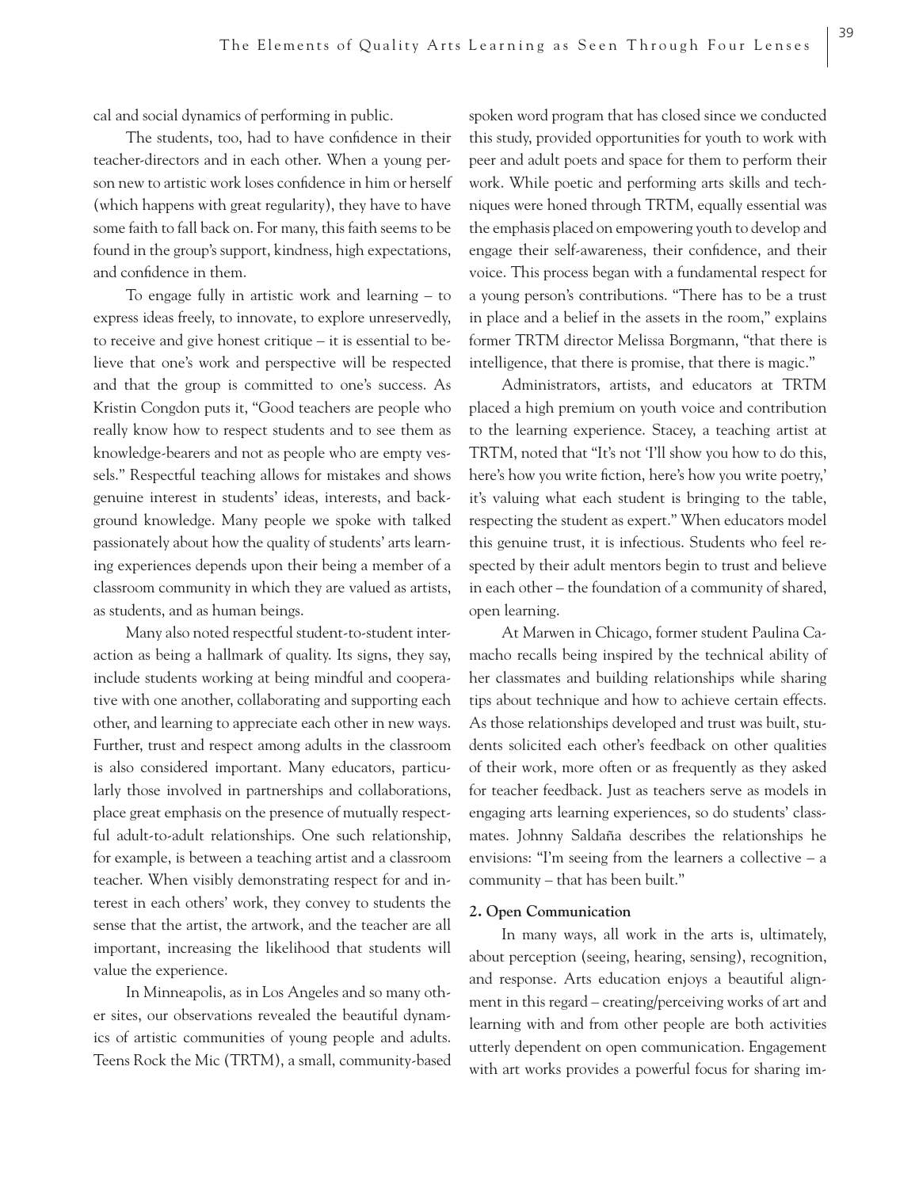cal and social dynamics of performing in public.

The students, too, had to have confidence in their teacher-directors and in each other. When a young person new to artistic work loses confidence in him or herself (which happens with great regularity), they have to have some faith to fall back on. For many, this faith seems to be found in the group's support, kindness, high expectations, and confidence in them.

To engage fully in artistic work and learning – to express ideas freely, to innovate, to explore unreservedly, to receive and give honest critique – it is essential to believe that one's work and perspective will be respected and that the group is committed to one's success. As Kristin Congdon puts it, "Good teachers are people who really know how to respect students and to see them as knowledge-bearers and not as people who are empty vessels." Respectful teaching allows for mistakes and shows genuine interest in students' ideas, interests, and background knowledge. Many people we spoke with talked passionately about how the quality of students' arts learning experiences depends upon their being a member of a classroom community in which they are valued as artists, as students, and as human beings.

Many also noted respectful student-to-student interaction as being a hallmark of quality. Its signs, they say, include students working at being mindful and cooperative with one another, collaborating and supporting each other, and learning to appreciate each other in new ways. Further, trust and respect among adults in the classroom is also considered important. Many educators, particularly those involved in partnerships and collaborations, place great emphasis on the presence of mutually respectful adult-to-adult relationships. One such relationship, for example, is between a teaching artist and a classroom teacher. When visibly demonstrating respect for and interest in each others' work, they convey to students the sense that the artist, the artwork, and the teacher are all important, increasing the likelihood that students will value the experience.

In Minneapolis, as in Los Angeles and so many other sites, our observations revealed the beautiful dynamics of artistic communities of young people and adults. Teens Rock the Mic (TRTM), a small, community-based spoken word program that has closed since we conducted this study, provided opportunities for youth to work with peer and adult poets and space for them to perform their work. While poetic and performing arts skills and techniques were honed through TRTM, equally essential was the emphasis placed on empowering youth to develop and engage their self-awareness, their confidence, and their voice. This process began with a fundamental respect for a young person's contributions. "There has to be a trust in place and a belief in the assets in the room," explains former TRTM director Melissa Borgmann, "that there is intelligence, that there is promise, that there is magic."

Administrators, artists, and educators at TRTM placed a high premium on youth voice and contribution to the learning experience. Stacey, a teaching artist at TRTM, noted that "It's not 'I'll show you how to do this, here's how you write fiction, here's how you write poetry,' it's valuing what each student is bringing to the table, respecting the student as expert." When educators model this genuine trust, it is infectious. Students who feel respected by their adult mentors begin to trust and believe in each other – the foundation of a community of shared, open learning.

At Marwen in Chicago, former student Paulina Camacho recalls being inspired by the technical ability of her classmates and building relationships while sharing tips about technique and how to achieve certain effects. As those relationships developed and trust was built, students solicited each other's feedback on other qualities of their work, more often or as frequently as they asked for teacher feedback. Just as teachers serve as models in engaging arts learning experiences, so do students' classmates. Johnny Saldaña describes the relationships he envisions: "I'm seeing from the learners a collective – a community – that has been built."

**2. Open Communication**

In many ways, all work in the arts is, ultimately, about perception (seeing, hearing, sensing), recognition, and response. Arts education enjoys a beautiful alignment in this regard – creating/perceiving works of art and learning with and from other people are both activities utterly dependent on open communication. Engagement with art works provides a powerful focus for sharing im-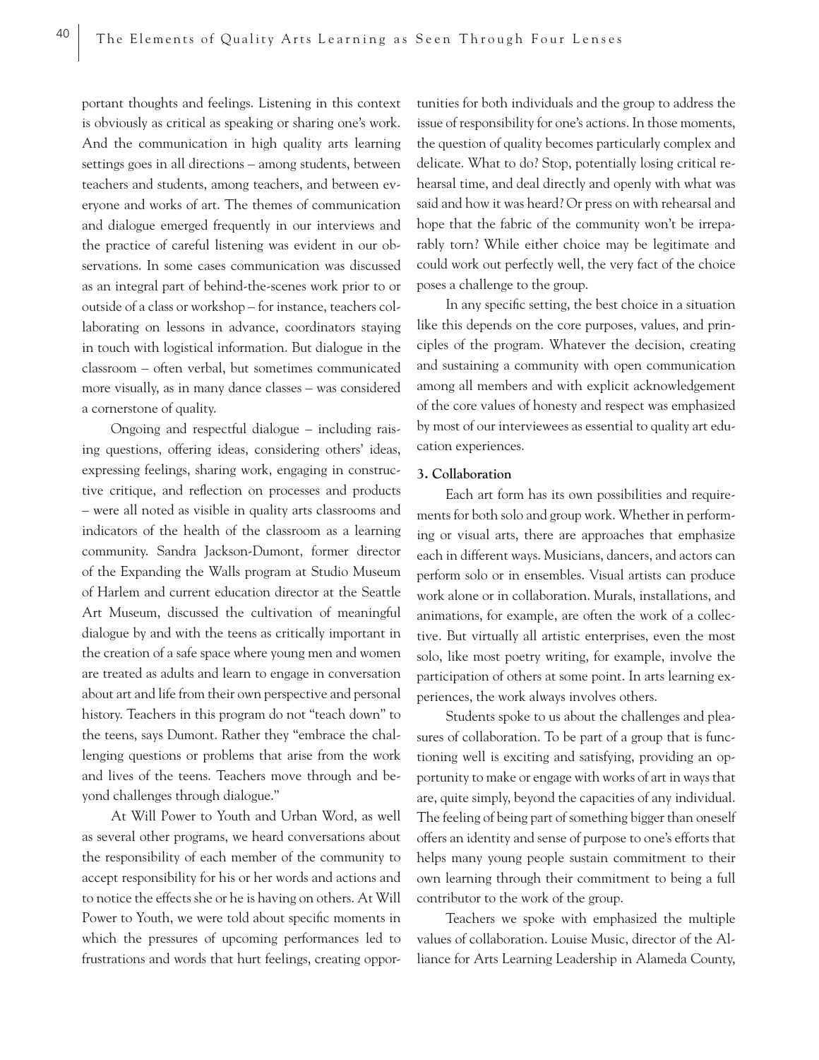portant thoughts and feelings. Listening in this context is obviously as critical as speaking or sharing one's work. And the communication in high quality arts learning settings goes in all directions – among students, between teachers and students, among teachers, and between everyone and works of art. The themes of communication and dialogue emerged frequently in our interviews and the practice of careful listening was evident in our observations. In some cases communication was discussed as an integral part of behind-the-scenes work prior to or outside of a class or workshop – for instance, teachers collaborating on lessons in advance, coordinators staying in touch with logistical information. But dialogue in the classroom – often verbal, but sometimes communicated more visually, as in many dance classes – was considered a cornerstone of quality.

Ongoing and respectful dialogue – including raising questions, offering ideas, considering others' ideas, expressing feelings, sharing work, engaging in constructive critique, and reflection on processes and products – were all noted as visible in quality arts classrooms and indicators of the health of the classroom as a learning community. Sandra Jackson-Dumont, former director of the Expanding the Walls program at Studio Museum of Harlem and current education director at the Seattle Art Museum, discussed the cultivation of meaningful dialogue by and with the teens as critically important in the creation of a safe space where young men and women are treated as adults and learn to engage in conversation about art and life from their own perspective and personal history. Teachers in this program do not "teach down" to the teens, says Dumont. Rather they "embrace the challenging questions or problems that arise from the work and lives of the teens. Teachers move through and beyond challenges through dialogue."

At Will Power to Youth and Urban Word, as well as several other programs, we heard conversations about the responsibility of each member of the community to accept responsibility for his or her words and actions and to notice the effects she or he is having on others. At Will Power to Youth, we were told about specific moments in which the pressures of upcoming performances led to frustrations and words that hurt feelings, creating opportunities for both individuals and the group to address the issue of responsibility for one's actions. In those moments, the question of quality becomes particularly complex and delicate. What to do? Stop, potentially losing critical rehearsal time, and deal directly and openly with what was said and how it was heard? Or press on with rehearsal and hope that the fabric of the community won't be irreparably torn? While either choice may be legitimate and could work out perfectly well, the very fact of the choice poses a challenge to the group.

In any specific setting, the best choice in a situation like this depends on the core purposes, values, and principles of the program. Whatever the decision, creating and sustaining a community with open communication among all members and with explicit acknowledgement of the core values of honesty and respect was emphasized by most of our interviewees as essential to quality art education experiences.

**3. Collaboration**

Each art form has its own possibilities and requirements for both solo and group work. Whether in performing or visual arts, there are approaches that emphasize each in different ways. Musicians, dancers, and actors can perform solo or in ensembles. Visual artists can produce work alone or in collaboration. Murals, installations, and animations, for example, are often the work of a collective. But virtually all artistic enterprises, even the most solo, like most poetry writing, for example, involve the participation of others at some point. In arts learning experiences, the work always involves others.

Students spoke to us about the challenges and pleasures of collaboration. To be part of a group that is functioning well is exciting and satisfying, providing an opportunity to make or engage with works of art in ways that are, quite simply, beyond the capacities of any individual. The feeling of being part of something bigger than oneself offers an identity and sense of purpose to one's efforts that helps many young people sustain commitment to their own learning through their commitment to being a full contributor to the work of the group.

Teachers we spoke with emphasized the multiple values of collaboration. Louise Music, director of the Alliance for Arts Learning Leadership in Alameda County,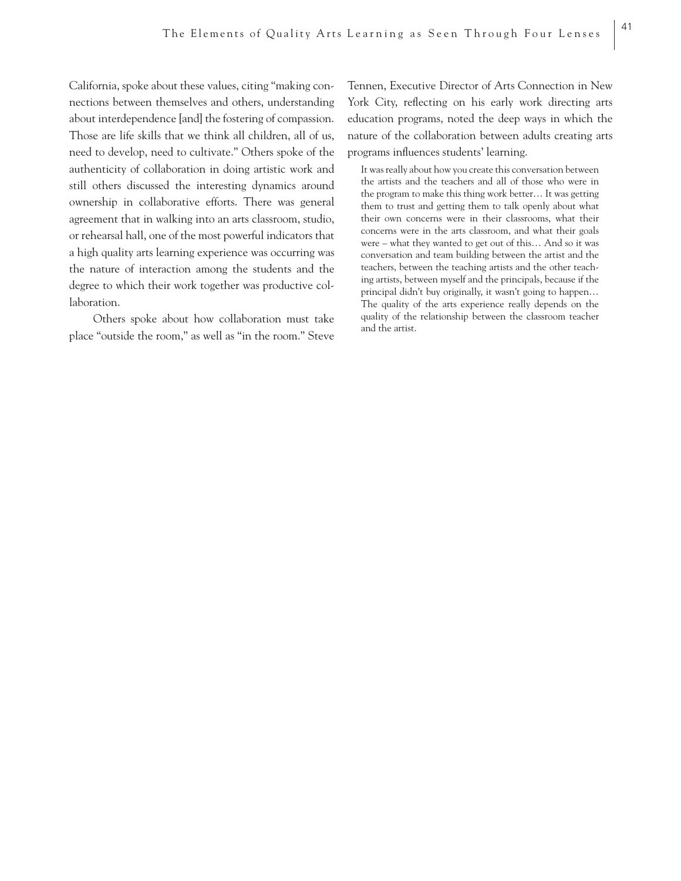California, spoke about these values, citing "making connections between themselves and others, understanding about interdependence [and] the fostering of compassion. Those are life skills that we think all children, all of us, need to develop, need to cultivate." Others spoke of the authenticity of collaboration in doing artistic work and still others discussed the interesting dynamics around ownership in collaborative efforts. There was general agreement that in walking into an arts classroom, studio, or rehearsal hall, one of the most powerful indicators that a high quality arts learning experience was occurring was the nature of interaction among the students and the degree to which their work together was productive collaboration.

Others spoke about how collaboration must take place "outside the room," as well as "in the room." Steve Tennen, Executive Director of Arts Connection in New York City, reflecting on his early work directing arts education programs, noted the deep ways in which the nature of the collaboration between adults creating arts programs influences students' learning.

> It was really about how you create this conversation between the artists and the teachers and all of those who were in the program to make this thing work better… It was getting them to trust and getting them to talk openly about what their own concerns were in their classrooms, what their concerns were in the arts classroom, and what their goals were – what they wanted to get out of this… And so it was conversation and team building between the artist and the teachers, between the teaching artists and the other teaching artists, between myself and the principals, because if the principal didn't buy originally, it wasn't going to happen… The quality of the arts experience really depends on the quality of the relationship between the classroom teacher and the artist.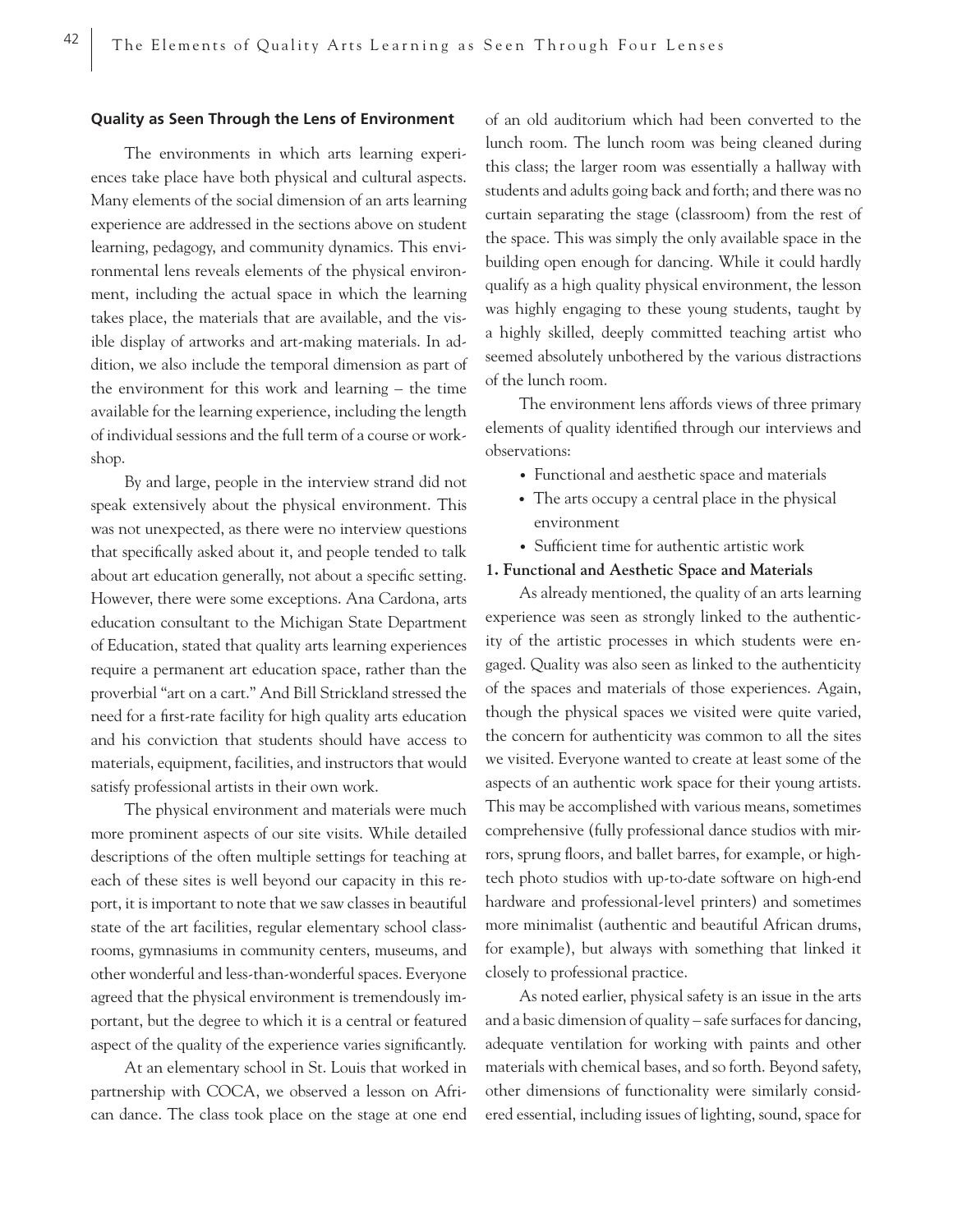## Quality as Seen Through the Lens of Environment

The environments in which arts learning experiences take place have both physical and cultural aspects. Many elements of the social dimension of an arts learning experience are addressed in the sections above on student learning, pedagogy, and community dynamics. This environmental lens reveals elements of the physical environment, including the actual space in which the learning takes place, the materials that are available, and the visible display of artworks and art-making materials. In addition, we also include the temporal dimension as part of the environment for this work and learning – the time available for the learning experience, including the length of individual sessions and the full term of a course or workshop.

By and large, people in the interview strand did not speak extensively about the physical environment. This was not unexpected, as there were no interview questions that specifically asked about it, and people tended to talk about art education generally, not about a specific setting. However, there were some exceptions. Ana Cardona, arts education consultant to the Michigan State Department of Education, stated that quality arts learning experiences require a permanent art education space, rather than the proverbial "art on a cart." And Bill Strickland stressed the need for a first-rate facility for high quality arts education and his conviction that students should have access to materials, equipment, facilities, and instructors that would satisfy professional artists in their own work.

The physical environment and materials were much more prominent aspects of our site visits. While detailed descriptions of the often multiple settings for teaching at each of these sites is well beyond our capacity in this report, it is important to note that we saw classes in beautiful state of the art facilities, regular elementary school classrooms, gymnasiums in community centers, museums, and other wonderful and less-than-wonderful spaces. Everyone agreed that the physical environment is tremendously important, but the degree to which it is a central or featured aspect of the quality of the experience varies significantly.

At an elementary school in St. Louis that worked in partnership with COCA, we observed a lesson on African dance. The class took place on the stage at one end of an old auditorium which had been converted to the lunch room. The lunch room was being cleaned during this class; the larger room was essentially a hallway with students and adults going back and forth; and there was no curtain separating the stage (classroom) from the rest of the space. This was simply the only available space in the building open enough for dancing. While it could hardly qualify as a high quality physical environment, the lesson was highly engaging to these young students, taught by a highly skilled, deeply committed teaching artist who seemed absolutely unbothered by the various distractions of the lunch room.

The environment lens affords views of three primary elements of quality identified through our interviews and observations:

- Functional and aesthetic space and materials
- The arts occupy a central place in the physical environment
- Sufficient time for authentic artistic work

### 1. Functional and Aesthetic Space and Materials

As already mentioned, the quality of an arts learning experience was seen as strongly linked to the authenticity of the artistic processes in which students were engaged. Quality was also seen as linked to the authenticity of the spaces and materials of those experiences. Again, though the physical spaces we visited were quite varied, the concern for authenticity was common to all the sites we visited. Everyone wanted to create at least some of the aspects of an authentic work space for their young artists. This may be accomplished with various means, sometimes comprehensive (fully professional dance studios with mirrors, sprung floors, and ballet barres, for example, or high-tech photo studios with up-to-date software on high-end hardware and professional-level printers) and sometimes more minimalist (authentic and beautiful African drums, for example), but always with something that linked it closely to professional practice.

As noted earlier, physical safety is an issue in the arts and a basic dimension of quality – safe surfaces for dancing, adequate ventilation for working with paints and other materials with chemical bases, and so forth. Beyond safety, other dimensions of functionality were similarly considered essential, including issues of lighting, sound, space for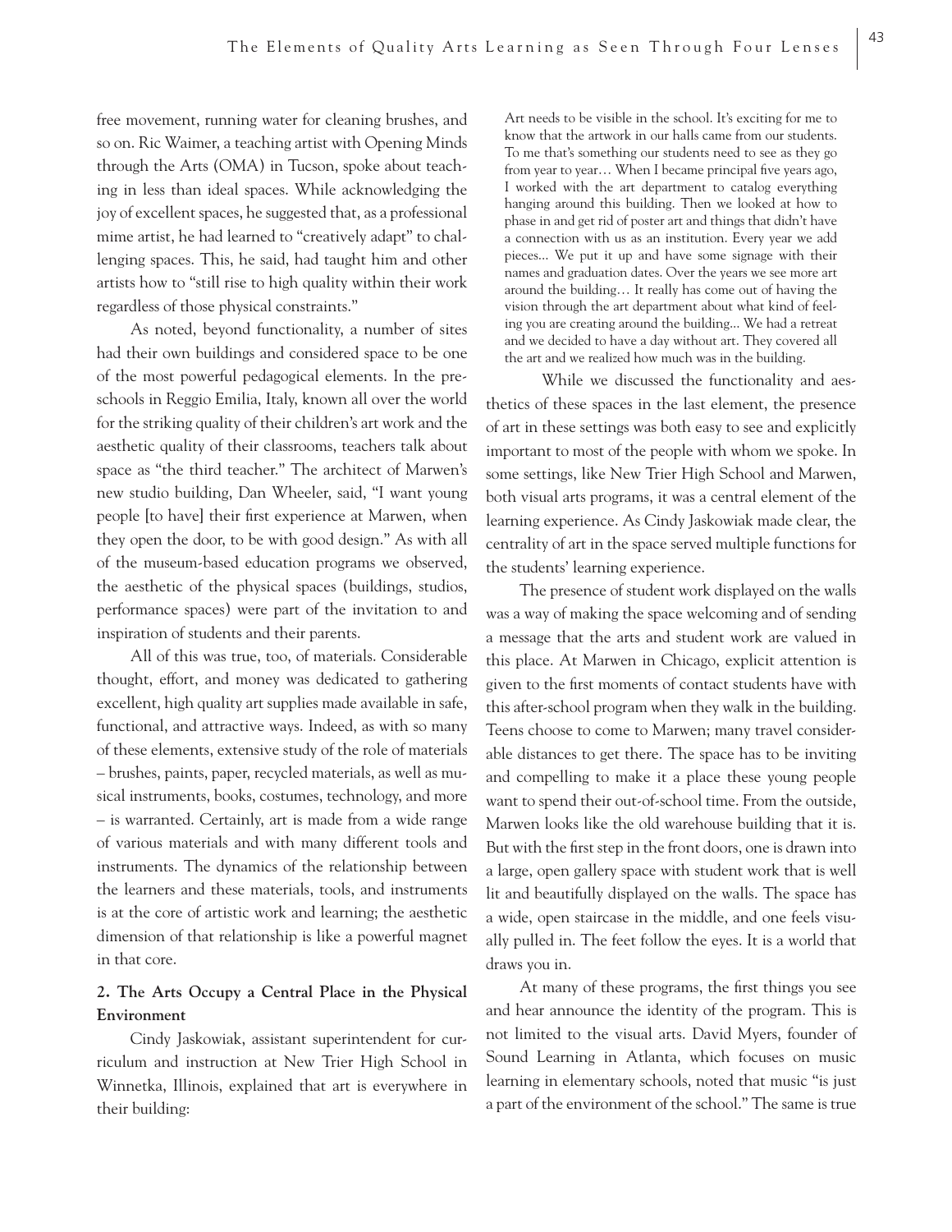free movement, running water for cleaning brushes, and so on. Ric Waimer, a teaching artist with Opening Minds through the Arts (OMA) in Tucson, spoke about teaching in less than ideal spaces. While acknowledging the joy of excellent spaces, he suggested that, as a professional mime artist, he had learned to "creatively adapt" to challenging spaces. This, he said, had taught him and other artists how to "still rise to high quality within their work regardless of those physical constraints."

As noted, beyond functionality, a number of sites had their own buildings and considered space to be one of the most powerful pedagogical elements. In the preschools in Reggio Emilia, Italy, known all over the world for the striking quality of their children's art work and the aesthetic quality of their classrooms, teachers talk about space as "the third teacher." The architect of Marwen's new studio building, Dan Wheeler, said, "I want young people [to have] their first experience at Marwen, when they open the door, to be with good design." As with all of the museum-based education programs we observed, the aesthetic of the physical spaces (buildings, studios, performance spaces) were part of the invitation to and inspiration of students and their parents.

All of this was true, too, of materials. Considerable thought, effort, and money was dedicated to gathering excellent, high quality art supplies made available in safe, functional, and attractive ways. Indeed, as with so many of these elements, extensive study of the role of materials – brushes, paints, paper, recycled materials, as well as musical instruments, books, costumes, technology, and more – is warranted. Certainly, art is made from a wide range of various materials and with many different tools and instruments. The dynamics of the relationship between the learners and these materials, tools, and instruments is at the core of artistic work and learning; the aesthetic dimension of that relationship is like a powerful magnet in that core.

### 2. The Arts Occupy a Central Place in the Physical Environment

Cindy Jaskowiak, assistant superintendent for curriculum and instruction at New Trier High School in Winnetka, Illinois, explained that art is everywhere in their building:

> Art needs to be visible in the school. It's exciting for me to know that the artwork in our halls came from our students. To me that's something our students need to see as they go from year to year… When I became principal five years ago, I worked with the art department to catalog everything hanging around this building. Then we looked at how to phase in and get rid of poster art and things that didn't have a connection with us as an institution. Every year we add pieces... We put it up and have some signage with their names and graduation dates. Over the years we see more art around the building… It really has come out of having the vision through the art department about what kind of feeling you are creating around the building... We had a retreat and we decided to have a day without art. They covered all the art and we realized how much was in the building.

While we discussed the functionality and aesthetics of these spaces in the last element, the presence of art in these settings was both easy to see and explicitly important to most of the people with whom we spoke. In some settings, like New Trier High School and Marwen, both visual arts programs, it was a central element of the learning experience. As Cindy Jaskowiak made clear, the centrality of art in the space served multiple functions for the students' learning experience.

The presence of student work displayed on the walls was a way of making the space welcoming and of sending a message that the arts and student work are valued in this place. At Marwen in Chicago, explicit attention is given to the first moments of contact students have with this after-school program when they walk in the building. Teens choose to come to Marwen; many travel considerable distances to get there. The space has to be inviting and compelling to make it a place these young people want to spend their out-of-school time. From the outside, Marwen looks like the old warehouse building that it is. But with the first step in the front doors, one is drawn into a large, open gallery space with student work that is well lit and beautifully displayed on the walls. The space has a wide, open staircase in the middle, and one feels visually pulled in. The feet follow the eyes. It is a world that draws you in.

At many of these programs, the first things you see and hear announce the identity of the program. This is not limited to the visual arts. David Myers, founder of Sound Learning in Atlanta, which focuses on music learning in elementary schools, noted that music "is just a part of the environment of the school." The same is true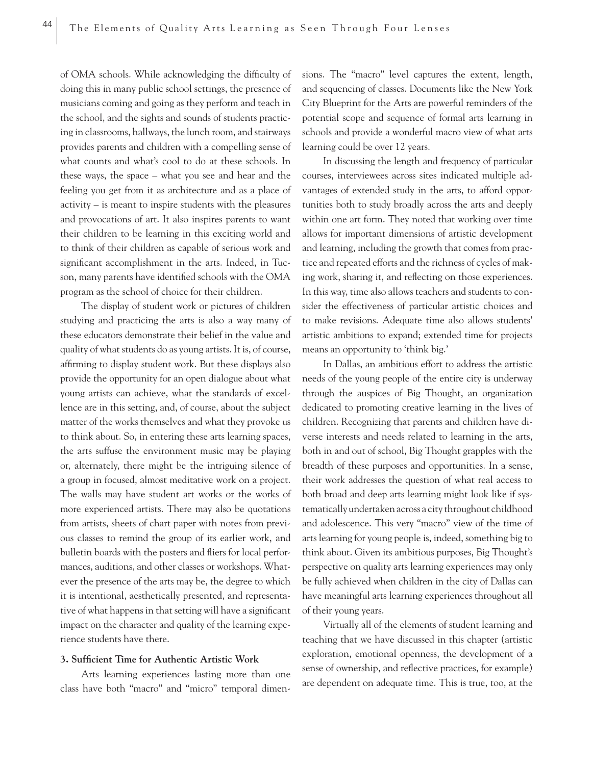of OMA schools. While acknowledging the difficulty of doing this in many public school settings, the presence of musicians coming and going as they perform and teach in the school, and the sights and sounds of students practicing in classrooms, hallways, the lunch room, and stairways provides parents and children with a compelling sense of what counts and what's cool to do at these schools. In these ways, the space – what you see and hear and the feeling you get from it as architecture and as a place of activity – is meant to inspire students with the pleasures and provocations of art. It also inspires parents to want their children to be learning in this exciting world and to think of their children as capable of serious work and significant accomplishment in the arts. Indeed, in Tucson, many parents have identified schools with the OMA program as the school of choice for their children.

The display of student work or pictures of children studying and practicing the arts is also a way many of these educators demonstrate their belief in the value and quality of what students do as young artists. It is, of course, affirming to display student work. But these displays also provide the opportunity for an open dialogue about what young artists can achieve, what the standards of excellence are in this setting, and, of course, about the subject matter of the works themselves and what they provoke us to think about. So, in entering these arts learning spaces, the arts suffuse the environment music may be playing or, alternately, there might be the intriguing silence of a group in focused, almost meditative work on a project. The walls may have student art works or the works of more experienced artists. There may also be quotations from artists, sheets of chart paper with notes from previous classes to remind the group of its earlier work, and bulletin boards with the posters and fliers for local performances, auditions, and other classes or workshops. Whatever the presence of the arts may be, the degree to which it is intentional, aesthetically presented, and representative of what happens in that setting will have a significant impact on the character and quality of the learning experience students have there.

**3. Sufficient Time for Authentic Artistic Work**

Arts learning experiences lasting more than one class have both "macro" and "micro" temporal dimensions. The "macro" level captures the extent, length, and sequencing of classes. Documents like the New York City Blueprint for the Arts are powerful reminders of the potential scope and sequence of formal arts learning in schools and provide a wonderful macro view of what arts learning could be over 12 years.

In discussing the length and frequency of particular courses, interviewees across sites indicated multiple advantages of extended study in the arts, to afford opportunities both to study broadly across the arts and deeply within one art form. They noted that working over time allows for important dimensions of artistic development and learning, including the growth that comes from practice and repeated efforts and the richness of cycles of making work, sharing it, and reflecting on those experiences. In this way, time also allows teachers and students to consider the effectiveness of particular artistic choices and to make revisions. Adequate time also allows students' artistic ambitions to expand; extended time for projects means an opportunity to 'think big.'

In Dallas, an ambitious effort to address the artistic needs of the young people of the entire city is underway through the auspices of Big Thought, an organization dedicated to promoting creative learning in the lives of children. Recognizing that parents and children have diverse interests and needs related to learning in the arts, both in and out of school, Big Thought grapples with the breadth of these purposes and opportunities. In a sense, their work addresses the question of what real access to both broad and deep arts learning might look like if systematically undertaken across a city throughout childhood and adolescence. This very "macro" view of the time of arts learning for young people is, indeed, something big to think about. Given its ambitious purposes, Big Thought's perspective on quality arts learning experiences may only be fully achieved when children in the city of Dallas can have meaningful arts learning experiences throughout all of their young years.

Virtually all of the elements of student learning and teaching that we have discussed in this chapter (artistic exploration, emotional openness, the development of a sense of ownership, and reflective practices, for example) are dependent on adequate time. This is true, too, at the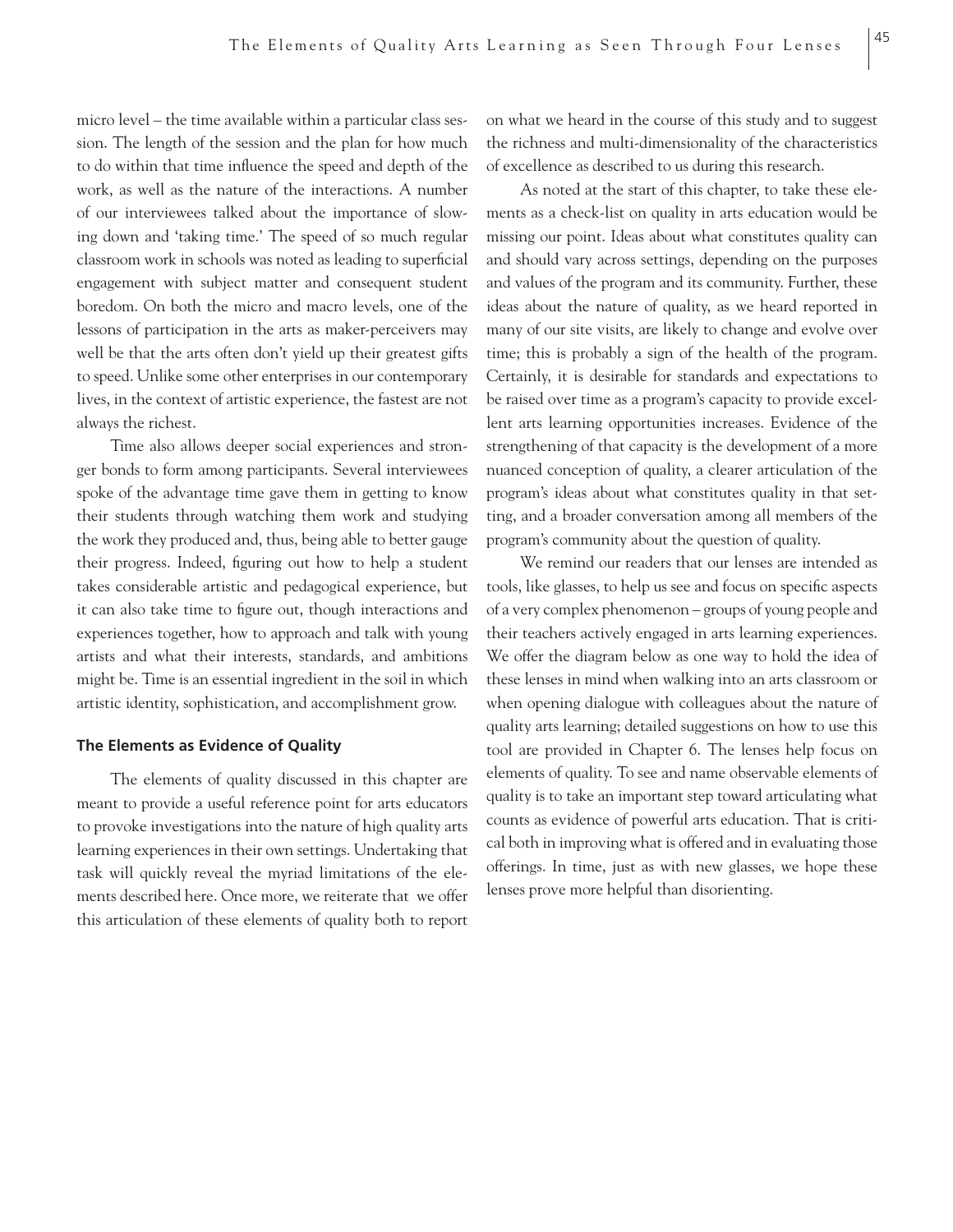micro level – the time available within a particular class session. The length of the session and the plan for how much to do within that time influence the speed and depth of the work, as well as the nature of the interactions. A number of our interviewees talked about the importance of slowing down and 'taking time.' The speed of so much regular classroom work in schools was noted as leading to superficial engagement with subject matter and consequent student boredom. On both the micro and macro levels, one of the lessons of participation in the arts as maker-perceivers may well be that the arts often don't yield up their greatest gifts to speed. Unlike some other enterprises in our contemporary lives, in the context of artistic experience, the fastest are not always the richest.

Time also allows deeper social experiences and stronger bonds to form among participants. Several interviewees spoke of the advantage time gave them in getting to know their students through watching them work and studying the work they produced and, thus, being able to better gauge their progress. Indeed, figuring out how to help a student takes considerable artistic and pedagogical experience, but it can also take time to figure out, though interactions and experiences together, how to approach and talk with young artists and what their interests, standards, and ambitions might be. Time is an essential ingredient in the soil in which artistic identity, sophistication, and accomplishment grow.

### The Elements as Evidence of Quality

The elements of quality discussed in this chapter are meant to provide a useful reference point for arts educators to provoke investigations into the nature of high quality arts learning experiences in their own settings. Undertaking that task will quickly reveal the myriad limitations of the elements described here. Once more, we reiterate that we offer this articulation of these elements of quality both to report on what we heard in the course of this study and to suggest the richness and multi-dimensionality of the characteristics of excellence as described to us during this research.

As noted at the start of this chapter, to take these elements as a check-list on quality in arts education would be missing our point. Ideas about what constitutes quality can and should vary across settings, depending on the purposes and values of the program and its community. Further, these ideas about the nature of quality, as we heard reported in many of our site visits, are likely to change and evolve over time; this is probably a sign of the health of the program. Certainly, it is desirable for standards and expectations to be raised over time as a program's capacity to provide excellent arts learning opportunities increases. Evidence of the strengthening of that capacity is the development of a more nuanced conception of quality, a clearer articulation of the program's ideas about what constitutes quality in that setting, and a broader conversation among all members of the program's community about the question of quality.

We remind our readers that our lenses are intended as tools, like glasses, to help us see and focus on specific aspects of a very complex phenomenon – groups of young people and their teachers actively engaged in arts learning experiences. We offer the diagram below as one way to hold the idea of these lenses in mind when walking into an arts classroom or when opening dialogue with colleagues about the nature of quality arts learning; detailed suggestions on how to use this tool are provided in Chapter 6. The lenses help focus on elements of quality. To see and name observable elements of quality is to take an important step toward articulating what counts as evidence of powerful arts education. That is critical both in improving what is offered and in evaluating those offerings. In time, just as with new glasses, we hope these lenses prove more helpful than disorienting.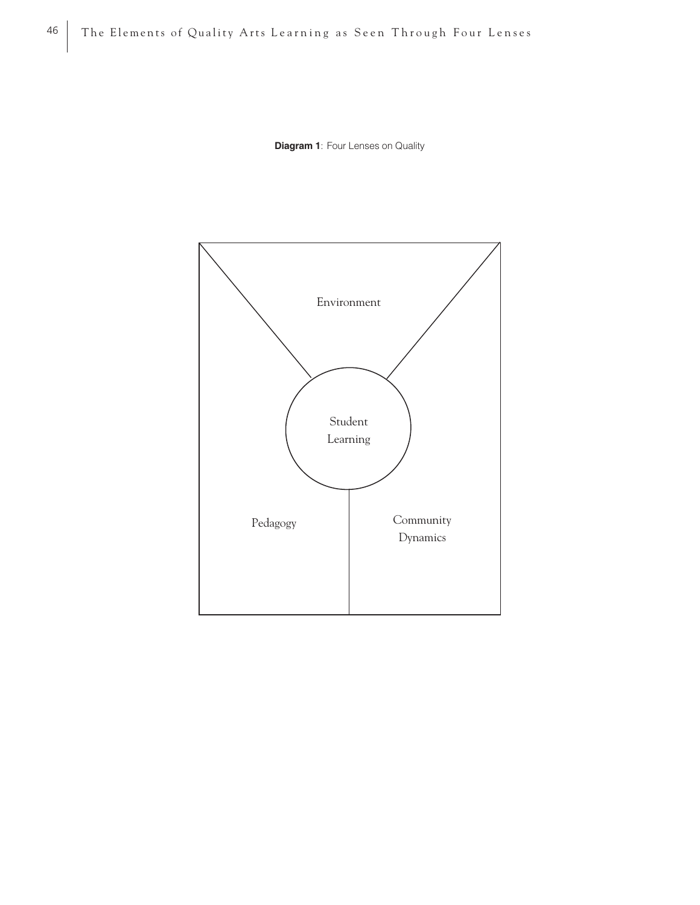**Diagram 1**: Four Lenses on Quality

Environment

Student Learning

Pedagogy

Community Dynamics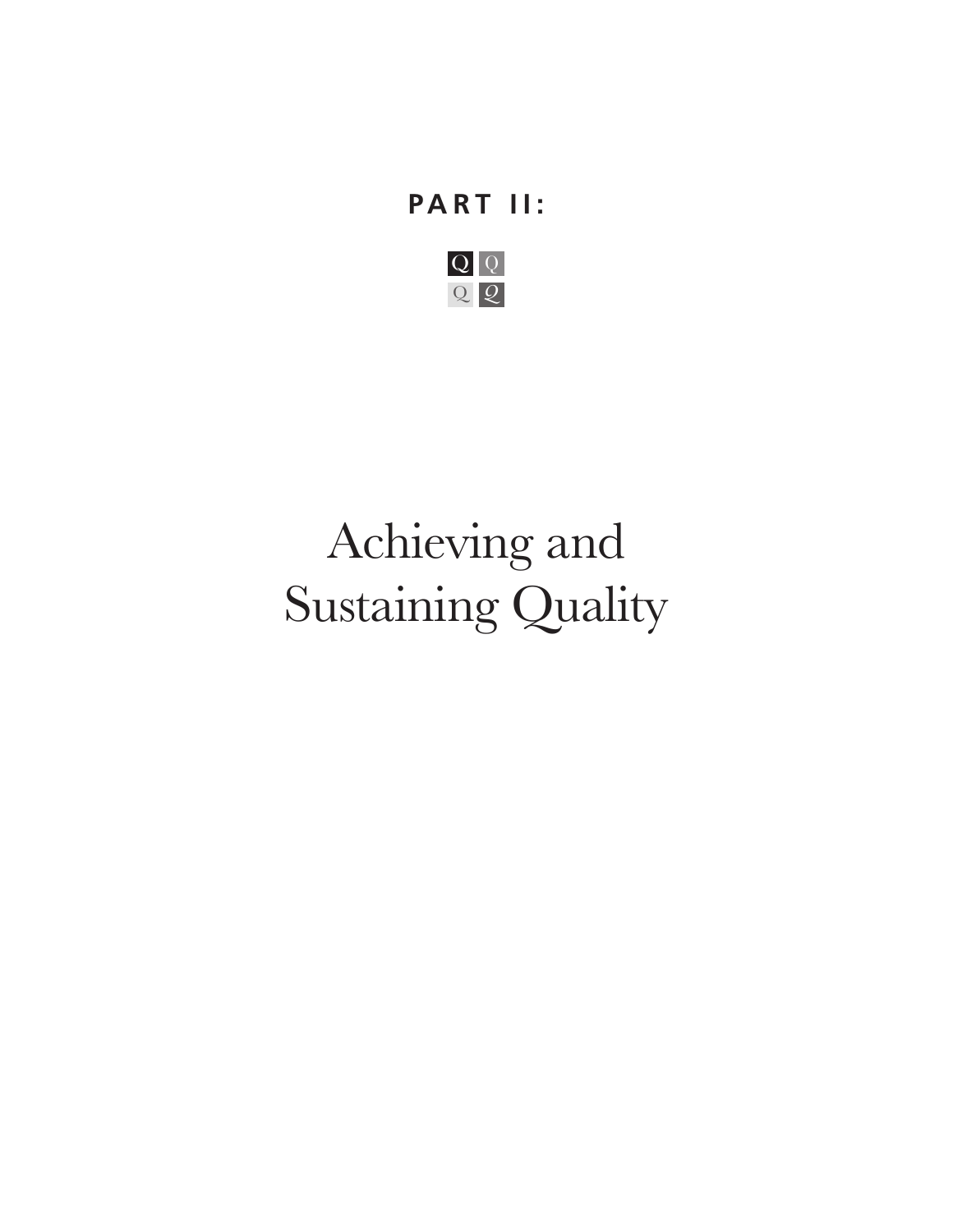# PART II:

# Achieving and Sustaining Quality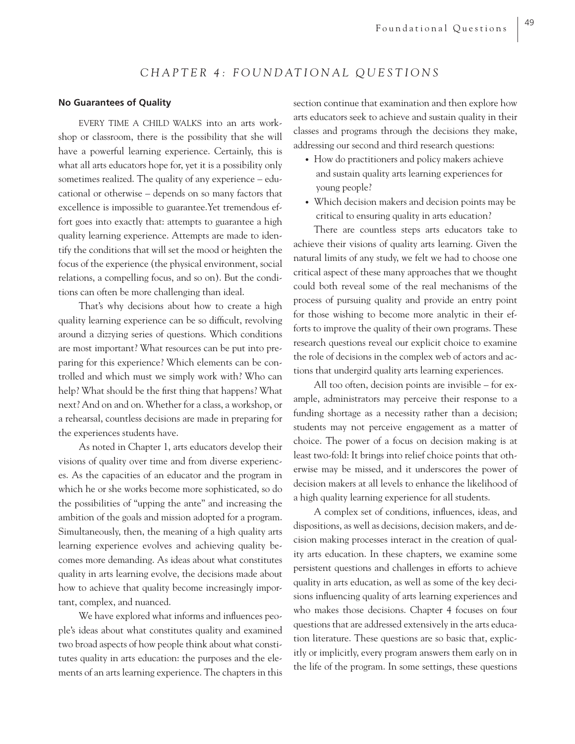## *CHAPTER 4: FOUNDATIONAL QUESTIONS*

### No Guarantees of Quality

EVERY TIME A CHILD WALKS into an arts workshop or classroom, there is the possibility that she will have a powerful learning experience. Certainly, this is what all arts educators hope for, yet it is a possibility only sometimes realized. The quality of any experience – educational or otherwise – depends on so many factors that excellence is impossible to guarantee. Yet tremendous effort goes into exactly that: attempts to guarantee a high quality learning experience. Attempts are made to identify the conditions that will set the mood or heighten the focus of the experience (the physical environment, social relations, a compelling focus, and so on). But the conditions can often be more challenging than ideal.

That's why decisions about how to create a high quality learning experience can be so difficult, revolving around a dizzying series of questions. Which conditions are most important? What resources can be put into preparing for this experience? Which elements can be controlled and which must we simply work with? Who can help? What should be the first thing that happens? What next? And on and on. Whether for a class, a workshop, or a rehearsal, countless decisions are made in preparing for the experiences students have.

As noted in Chapter 1, arts educators develop their visions of quality over time and from diverse experiences. As the capacities of an educator and the program in which he or she works become more sophisticated, so do the possibilities of "upping the ante" and increasing the ambition of the goals and mission adopted for a program. Simultaneously, then, the meaning of a high quality arts learning experience evolves and achieving quality becomes more demanding. As ideas about what constitutes quality in arts learning evolve, the decisions made about how to achieve that quality become increasingly important, complex, and nuanced.

We have explored what informs and influences people's ideas about what constitutes quality and examined two broad aspects of how people think about what constitutes quality in arts education: the purposes and the elements of an arts learning experience. The chapters in this section continue that examination and then explore how arts educators seek to achieve and sustain quality in their classes and programs through the decisions they make, addressing our second and third research questions:

- How do practitioners and policy makers achieve and sustain quality arts learning experiences for young people?
- Which decision makers and decision points may be critical to ensuring quality in arts education?

There are countless steps arts educators take to achieve their visions of quality arts learning. Given the natural limits of any study, we felt we had to choose one critical aspect of these many approaches that we thought could both reveal some of the real mechanisms of the process of pursuing quality and provide an entry point for those wishing to become more analytic in their efforts to improve the quality of their own programs. These research questions reveal our explicit choice to examine the role of decisions in the complex web of actors and actions that undergird quality arts learning experiences.

All too often, decision points are invisible – for example, administrators may perceive their response to a funding shortage as a necessity rather than a decision; students may not perceive engagement as a matter of choice. The power of a focus on decision making is at least two-fold: It brings into relief choice points that otherwise may be missed, and it underscores the power of decision makers at all levels to enhance the likelihood of a high quality learning experience for all students.

A complex set of conditions, influences, ideas, and dispositions, as well as decisions, decision makers, and decision making processes interact in the creation of quality arts education. In these chapters, we examine some persistent questions and challenges in efforts to achieve quality in arts education, as well as some of the key decisions influencing quality of arts learning experiences and who makes those decisions. Chapter 4 focuses on four questions that are addressed extensively in the arts education literature. These questions are so basic that, explicitly or implicitly, every program answers them early on in the life of the program. In some settings, these questions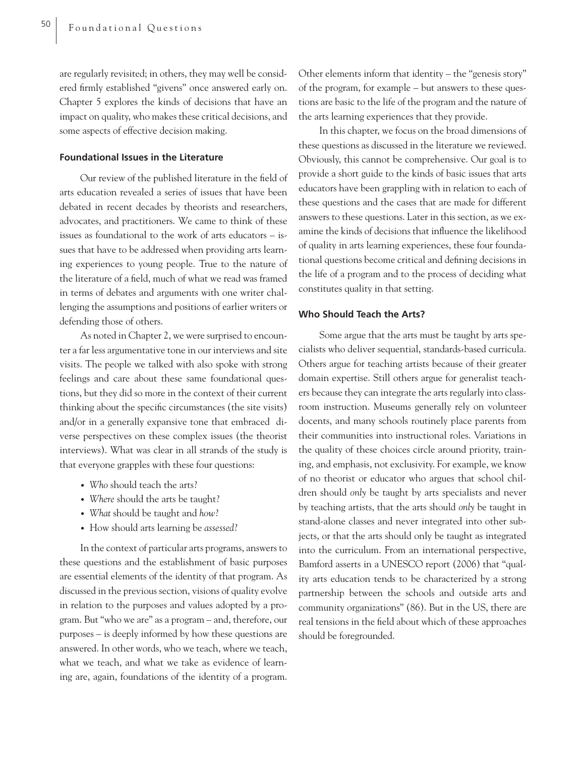are regularly revisited; in others, they may well be considered firmly established "givens" once answered early on. Chapter 5 explores the kinds of decisions that have an impact on quality, who makes these critical decisions, and some aspects of effective decision making.

### Foundational Issues in the Literature

Our review of the published literature in the field of arts education revealed a series of issues that have been debated in recent decades by theorists and researchers, advocates, and practitioners. We came to think of these issues as foundational to the work of arts educators – issues that have to be addressed when providing arts learning experiences to young people. True to the nature of the literature of a field, much of what we read was framed in terms of debates and arguments with one writer challenging the assumptions and positions of earlier writers or defending those of others.

As noted in Chapter 2, we were surprised to encounter a far less argumentative tone in our interviews and site visits. The people we talked with also spoke with strong feelings and care about these same foundational questions, but they did so more in the context of their current thinking about the specific circumstances (the site visits) and/or in a generally expansive tone that embraced diverse perspectives on these complex issues (the theorist interviews). What was clear in all strands of the study is that everyone grapples with these four questions:

- *Who* should teach the arts?
- *Where* should the arts be taught?
- *What* should be taught and *how*?
- How should arts learning be *assessed*?

In the context of particular arts programs, answers to these questions and the establishment of basic purposes are essential elements of the identity of that program. As discussed in the previous section, visions of quality evolve in relation to the purposes and values adopted by a program. But "who we are" as a program – and, therefore, our purposes – is deeply informed by how these questions are answered. In other words, who we teach, where we teach, what we teach, and what we take as evidence of learning are, again, foundations of the identity of a program. Other elements inform that identity – the "genesis story" of the program, for example – but answers to these questions are basic to the life of the program and the nature of the arts learning experiences that they provide.

In this chapter, we focus on the broad dimensions of these questions as discussed in the literature we reviewed. Obviously, this cannot be comprehensive. Our goal is to provide a short guide to the kinds of basic issues that arts educators have been grappling with in relation to each of these questions and the cases that are made for different answers to these questions. Later in this section, as we examine the kinds of decisions that influence the likelihood of quality in arts learning experiences, these four foundational questions become critical and defining decisions in the life of a program and to the process of deciding what constitutes quality in that setting.

### Who Should Teach the Arts?

Some argue that the arts must be taught by arts specialists who deliver sequential, standards-based curricula. Others argue for teaching artists because of their greater domain expertise. Still others argue for generalist teachers because they can integrate the arts regularly into classroom instruction. Museums generally rely on volunteer docents, and many schools routinely place parents from their communities into instructional roles. Variations in the quality of these choices circle around priority, training, and emphasis, not exclusivity. For example, we know of no theorist or educator who argues that school children should *only* be taught by arts specialists and never by teaching artists, that the arts should *only* be taught in stand-alone classes and never integrated into other subjects, or that the arts should only be taught as integrated into the curriculum. From an international perspective, Bamford asserts in a UNESCO report (2006) that "quality arts education tends to be characterized by a strong partnership between the schools and outside arts and community organizations" (86). But in the US, there are real tensions in the field about which of these approaches should be foregrounded.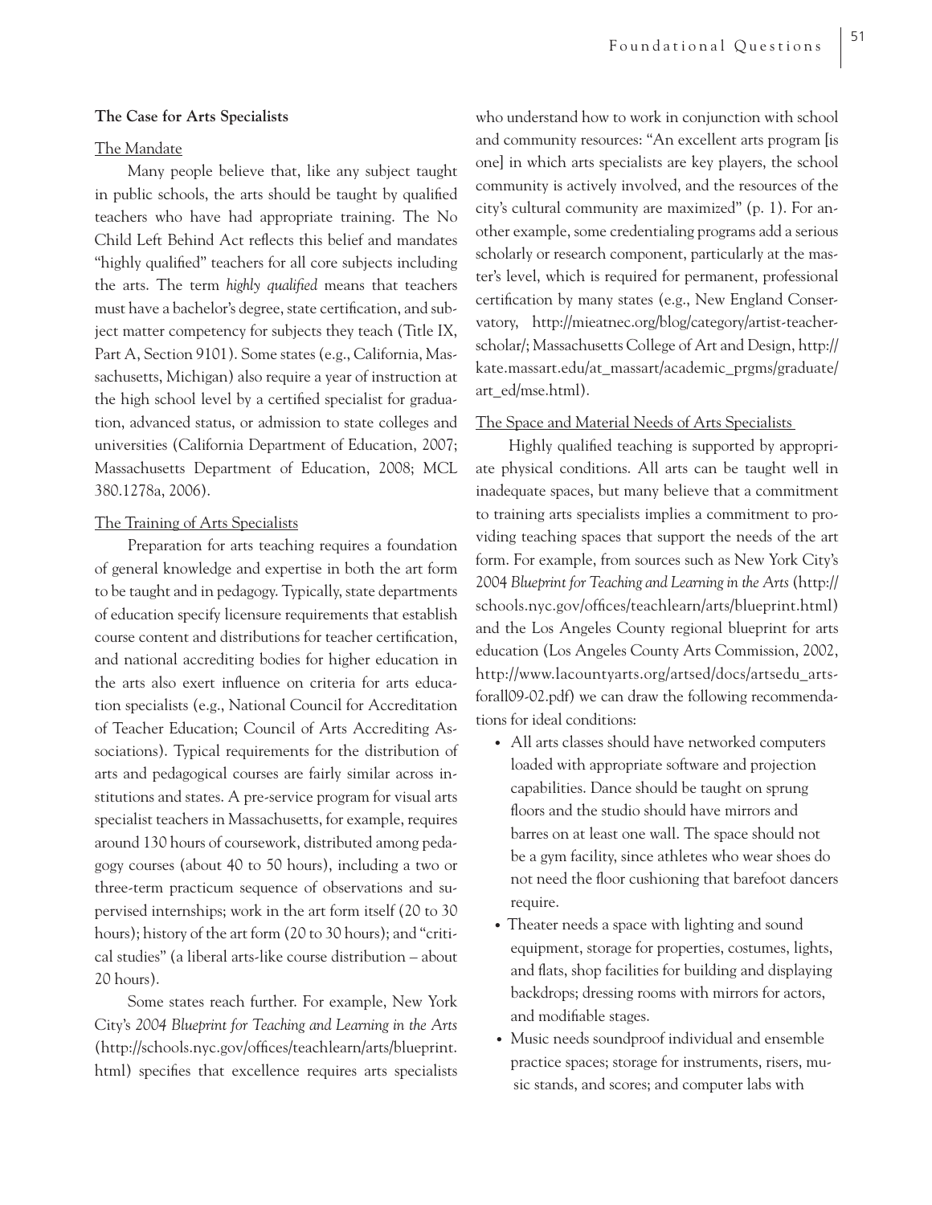**The Case for Arts Specialists**

The Mandate

Many people believe that, like any subject taught in public schools, the arts should be taught by qualified teachers who have had appropriate training. The No Child Left Behind Act reflects this belief and mandates "highly qualified" teachers for all core subjects including the arts. The term *highly qualified* means that teachers must have a bachelor's degree, state certification, and subject matter competency for subjects they teach (Title IX, Part A, Section 9101). Some states (e.g., California, Massachusetts, Michigan) also require a year of instruction at the high school level by a certified specialist for graduation, advanced status, or admission to state colleges and universities (California Department of Education, 2007; Massachusetts Department of Education, 2008; MCL 380.1278a, 2006).

The Training of Arts Specialists

Preparation for arts teaching requires a foundation of general knowledge and expertise in both the art form to be taught and in pedagogy. Typically, state departments of education specify licensure requirements that establish course content and distributions for teacher certification, and national accrediting bodies for higher education in the arts also exert influence on criteria for arts education specialists (e.g., National Council for Accreditation of Teacher Education; Council of Arts Accrediting Associations). Typical requirements for the distribution of arts and pedagogical courses are fairly similar across institutions and states. A pre-service program for visual arts specialist teachers in Massachusetts, for example, requires around 130 hours of coursework, distributed among pedagogy courses (about 40 to 50 hours), including a two or three-term practicum sequence of observations and supervised internships; work in the art form itself (20 to 30 hours); history of the art form (20 to 30 hours); and "critical studies" (a liberal arts-like course distribution – about 20 hours).

Some states reach further. For example, New York City's *2004 Blueprint for Teaching and Learning in the Arts* (http://schools.nyc.gov/offices/teachlearn/arts/blueprint.html) specifies that excellence requires arts specialists who understand how to work in conjunction with school and community resources: "An excellent arts program [is one] in which arts specialists are key players, the school community is actively involved, and the resources of the city's cultural community are maximized" (p. 1). For another example, some credentialing programs add a serious scholarly or research component, particularly at the master's level, which is required for permanent, professional certification by many states (e.g., New England Conservatory, http://mieatnec.org/blog/category/artist-teacher-scholar/; Massachusetts College of Art and Design, http://kate.massart.edu/at_massart/academic_prgms/graduate/art_ed/mse.html).

The Space and Material Needs of Arts Specialists

Highly qualified teaching is supported by appropriate physical conditions. All arts can be taught well in inadequate spaces, but many believe that a commitment to training arts specialists implies a commitment to providing teaching spaces that support the needs of the art form. For example, from sources such as New York City's 2004 *Blueprint for Teaching and Learning in the Arts* (http://schools.nyc.gov/offices/teachlearn/arts/blueprint.html) and the Los Angeles County regional blueprint for arts education (Los Angeles County Arts Commission, 2002, http://www.lacountyarts.org/artsed/docs/artsedu_arts-forall09-02.pdf) we can draw the following recommendations for ideal conditions:

- All arts classes should have networked computers loaded with appropriate software and projection capabilities. Dance should be taught on sprung floors and the studio should have mirrors and barres on at least one wall. The space should not be a gym facility, since athletes who wear shoes do not need the floor cushioning that barefoot dancers require.
- Theater needs a space with lighting and sound equipment, storage for properties, costumes, lights, and flats, shop facilities for building and displaying backdrops; dressing rooms with mirrors for actors, and modifiable stages.
- Music needs soundproof individual and ensemble practice spaces; storage for instruments, risers, music stands, and scores; and computer labs with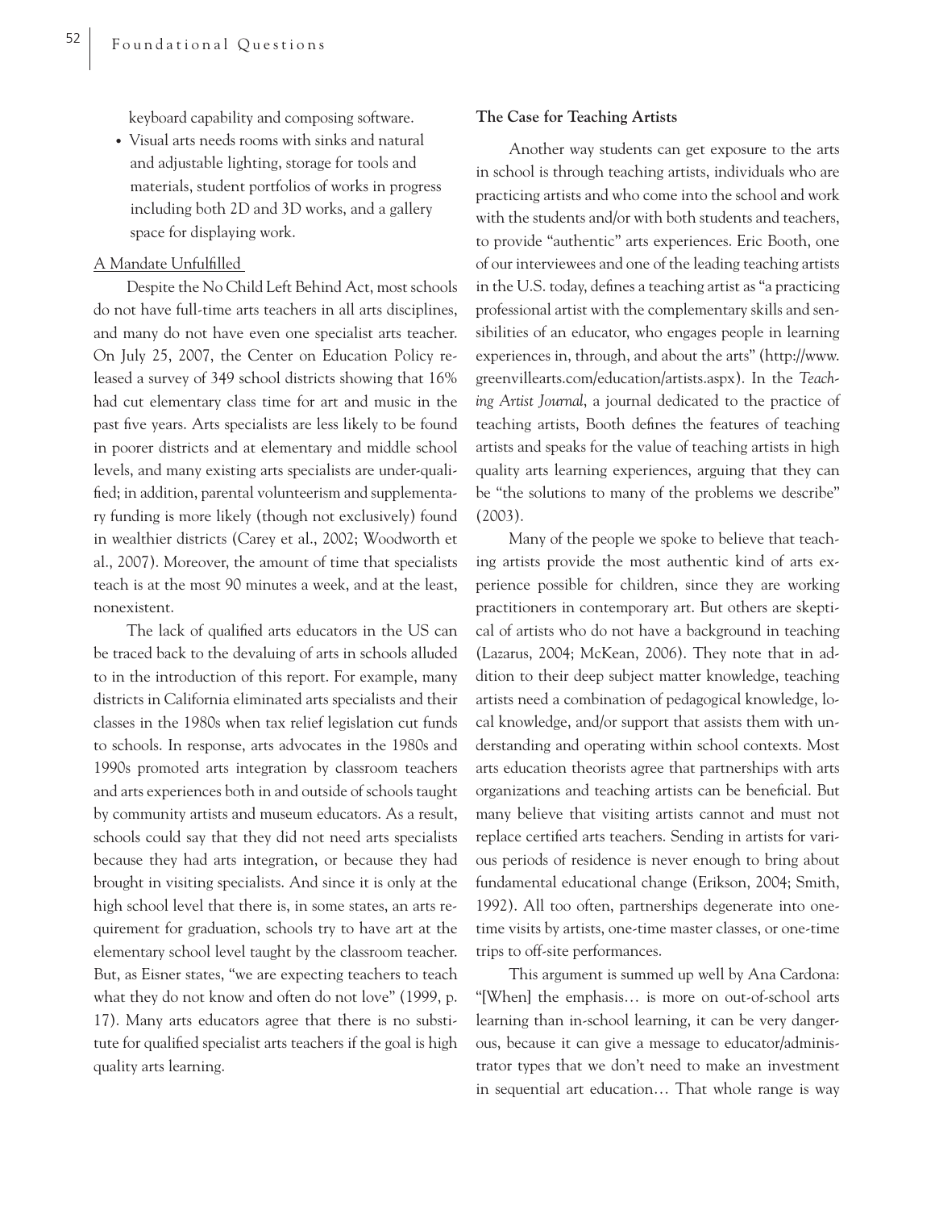keyboard capability and composing software.

- Visual arts needs rooms with sinks and natural and adjustable lighting, storage for tools and materials, student portfolios of works in progress including both 2D and 3D works, and a gallery space for displaying work.

A Mandate Unfulfilled

Despite the No Child Left Behind Act, most schools do not have full-time arts teachers in all arts disciplines, and many do not have even one specialist arts teacher. On July 25, 2007, the Center on Education Policy released a survey of 349 school districts showing that 16% had cut elementary class time for art and music in the past five years. Arts specialists are less likely to be found in poorer districts and at elementary and middle school levels, and many existing arts specialists are under-qualified; in addition, parental volunteerism and supplementary funding is more likely (though not exclusively) found in wealthier districts (Carey et al., 2002; Woodworth et al., 2007). Moreover, the amount of time that specialists teach is at the most 90 minutes a week, and at the least, nonexistent.

The lack of qualified arts educators in the US can be traced back to the devaluing of arts in schools alluded to in the introduction of this report. For example, many districts in California eliminated arts specialists and their classes in the 1980s when tax relief legislation cut funds to schools. In response, arts advocates in the 1980s and 1990s promoted arts integration by classroom teachers and arts experiences both in and outside of schools taught by community artists and museum educators. As a result, schools could say that they did not need arts specialists because they had arts integration, or because they had brought in visiting specialists. And since it is only at the high school level that there is, in some states, an arts requirement for graduation, schools try to have art at the elementary school level taught by the classroom teacher. But, as Eisner states, "we are expecting teachers to teach what they do not know and often do not love" (1999, p. 17). Many arts educators agree that there is no substitute for qualified specialist arts teachers if the goal is high quality arts learning.

**The Case for Teaching Artists**

Another way students can get exposure to the arts in school is through teaching artists, individuals who are practicing artists and who come into the school and work with the students and/or with both students and teachers, to provide "authentic" arts experiences. Eric Booth, one of our interviewees and one of the leading teaching artists in the U.S. today, defines a teaching artist as "a practicing professional artist with the complementary skills and sensibilities of an educator, who engages people in learning experiences in, through, and about the arts" (http://www.greenvillearts.com/education/artists.aspx). In the *Teaching Artist Journal*, a journal dedicated to the practice of teaching artists, Booth defines the features of teaching artists and speaks for the value of teaching artists in high quality arts learning experiences, arguing that they can be "the solutions to many of the problems we describe" (2003).

Many of the people we spoke to believe that teaching artists provide the most authentic kind of arts experience possible for children, since they are working practitioners in contemporary art. But others are skeptical of artists who do not have a background in teaching (Lazarus, 2004; McKean, 2006). They note that in addition to their deep subject matter knowledge, teaching artists need a combination of pedagogical knowledge, local knowledge, and/or support that assists them with understanding and operating within school contexts. Most arts education theorists agree that partnerships with arts organizations and teaching artists can be beneficial. But many believe that visiting artists cannot and must not replace certified arts teachers. Sending in artists for various periods of residence is never enough to bring about fundamental educational change (Erikson, 2004; Smith, 1992). All too often, partnerships degenerate into one-time visits by artists, one-time master classes, or one-time trips to off-site performances.

This argument is summed up well by Ana Cardona: "[When] the emphasis… is more on out-of-school arts learning than in-school learning, it can be very dangerous, because it can give a message to educator/administrator types that we don't need to make an investment in sequential art education… That whole range is way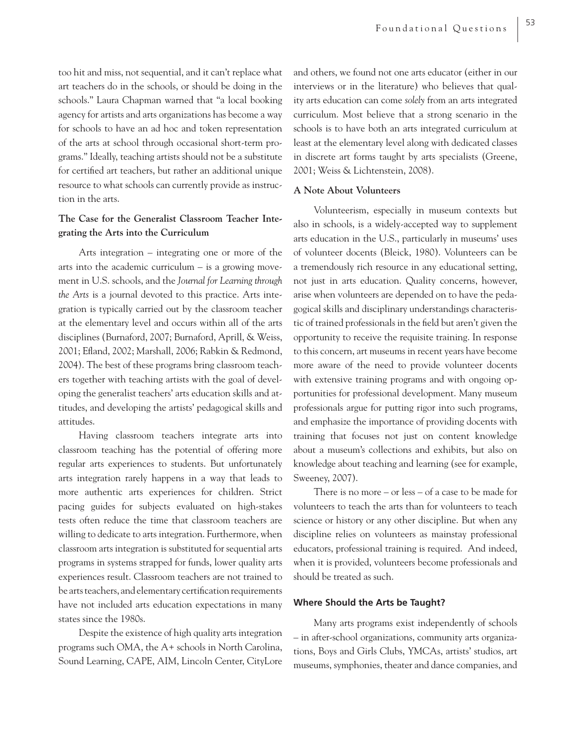too hit and miss, not sequential, and it can't replace what art teachers do in the schools, or should be doing in the schools." Laura Chapman warned that "a local booking agency for artists and arts organizations has become a way for schools to have an ad hoc and token representation of the arts at school through occasional short-term programs." Ideally, teaching artists should not be a substitute for certified art teachers, but rather an additional unique resource to what schools can currently provide as instruction in the arts.

### The Case for the Generalist Classroom Teacher Integrating the Arts into the Curriculum

Arts integration – integrating one or more of the arts into the academic curriculum – is a growing movement in U.S. schools, and the *Journal for Learning through the Arts* is a journal devoted to this practice. Arts integration is typically carried out by the classroom teacher at the elementary level and occurs within all of the arts disciplines (Burnaford, 2007; Burnaford, Aprill, & Weiss, 2001; Efland, 2002; Marshall, 2006; Rabkin & Redmond, 2004). The best of these programs bring classroom teachers together with teaching artists with the goal of developing the generalist teachers' arts education skills and attitudes, and developing the artists' pedagogical skills and attitudes.

Having classroom teachers integrate arts into classroom teaching has the potential of offering more regular arts experiences to students. But unfortunately arts integration rarely happens in a way that leads to more authentic arts experiences for children. Strict pacing guides for subjects evaluated on high-stakes tests often reduce the time that classroom teachers are willing to dedicate to arts integration. Furthermore, when classroom arts integration is substituted for sequential arts programs in systems strapped for funds, lower quality arts experiences result. Classroom teachers are not trained to be arts teachers, and elementary certification requirements have not included arts education expectations in many states since the 1980s.

Despite the existence of high quality arts integration programs such OMA, the A+ schools in North Carolina, Sound Learning, CAPE, AIM, Lincoln Center, CityLore and others, we found not one arts educator (either in our interviews or in the literature) who believes that quality arts education can come *solely* from an arts integrated curriculum. Most believe that a strong scenario in the schools is to have both an arts integrated curriculum at least at the elementary level along with dedicated classes in discrete art forms taught by arts specialists (Greene, 2001; Weiss & Lichtenstein, 2008).

### A Note About Volunteers

Volunteerism, especially in museum contexts but also in schools, is a widely-accepted way to supplement arts education in the U.S., particularly in museums' uses of volunteer docents (Bleick, 1980). Volunteers can be a tremendously rich resource in any educational setting, not just in arts education. Quality concerns, however, arise when volunteers are depended on to have the pedagogical skills and disciplinary understandings characteristic of trained professionals in the field but aren't given the opportunity to receive the requisite training. In response to this concern, art museums in recent years have become more aware of the need to provide volunteer docents with extensive training programs and with ongoing opportunities for professional development. Many museum professionals argue for putting rigor into such programs, and emphasize the importance of providing docents with training that focuses not just on content knowledge about a museum's collections and exhibits, but also on knowledge about teaching and learning (see for example, Sweeney, 2007).

There is no more – or less – of a case to be made for volunteers to teach the arts than for volunteers to teach science or history or any other discipline. But when any discipline relies on volunteers as mainstay professional educators, professional training is required. And indeed, when it is provided, volunteers become professionals and should be treated as such.

## Where Should the Arts be Taught?

Many arts programs exist independently of schools – in after-school organizations, community arts organizations, Boys and Girls Clubs, YMCAs, artists' studios, art museums, symphonies, theater and dance companies, and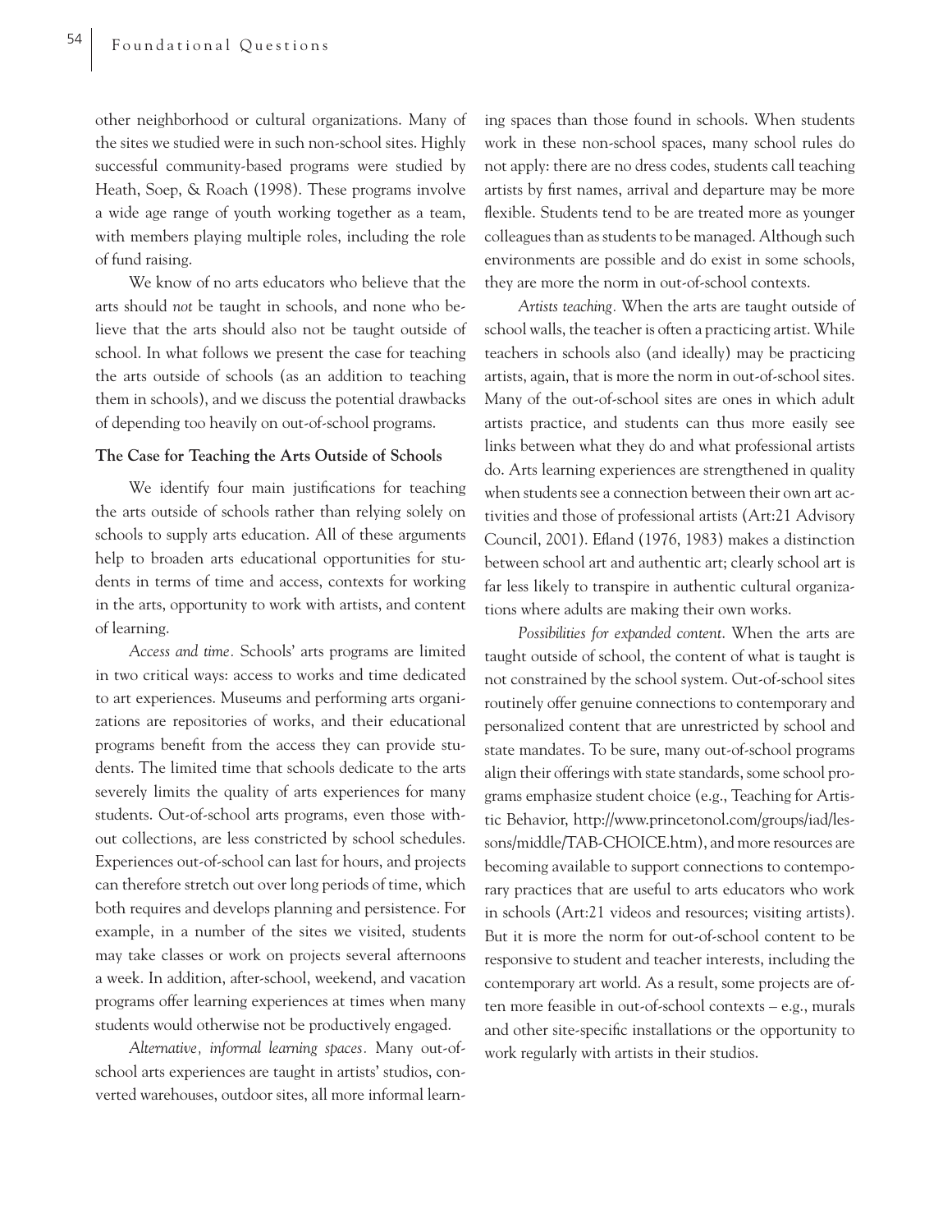other neighborhood or cultural organizations. Many of the sites we studied were in such non-school sites. Highly successful community-based programs were studied by Heath, Soep, & Roach (1998). These programs involve a wide age range of youth working together as a team, with members playing multiple roles, including the role of fund raising.

We know of no arts educators who believe that the arts should *not* be taught in schools, and none who believe that the arts should also not be taught outside of school. In what follows we present the case for teaching the arts outside of schools (as an addition to teaching them in schools), and we discuss the potential drawbacks of depending too heavily on out-of-school programs.

**The Case for Teaching the Arts Outside of Schools**

We identify four main justifications for teaching the arts outside of schools rather than relying solely on schools to supply arts education. All of these arguments help to broaden arts educational opportunities for students in terms of time and access, contexts for working in the arts, opportunity to work with artists, and content of learning.

*Access and time.* Schools' arts programs are limited in two critical ways: access to works and time dedicated to art experiences. Museums and performing arts organizations are repositories of works, and their educational programs benefit from the access they can provide students. The limited time that schools dedicate to the arts severely limits the quality of arts experiences for many students. Out-of-school arts programs, even those without collections, are less constricted by school schedules. Experiences out-of-school can last for hours, and projects can therefore stretch out over long periods of time, which both requires and develops planning and persistence. For example, in a number of the sites we visited, students may take classes or work on projects several afternoons a week. In addition, after-school, weekend, and vacation programs offer learning experiences at times when many students would otherwise not be productively engaged.

*Alternative, informal learning spaces.* Many out-of-school arts experiences are taught in artists' studios, converted warehouses, outdoor sites, all more informal learning spaces than those found in schools. When students work in these non-school spaces, many school rules do not apply: there are no dress codes, students call teaching artists by first names, arrival and departure may be more flexible. Students tend to be are treated more as younger colleagues than as students to be managed. Although such environments are possible and do exist in some schools, they are more the norm in out-of-school contexts.

*Artists teaching.* When the arts are taught outside of school walls, the teacher is often a practicing artist. While teachers in schools also (and ideally) may be practicing artists, again, that is more the norm in out-of-school sites. Many of the out-of-school sites are ones in which adult artists practice, and students can thus more easily see links between what they do and what professional artists do. Arts learning experiences are strengthened in quality when students see a connection between their own art activities and those of professional artists (Art:21 Advisory Council, 2001). Efland (1976, 1983) makes a distinction between school art and authentic art; clearly school art is far less likely to transpire in authentic cultural organizations where adults are making their own works.

*Possibilities for expanded content.* When the arts are taught outside of school, the content of what is taught is not constrained by the school system. Out-of-school sites routinely offer genuine connections to contemporary and personalized content that are unrestricted by school and state mandates. To be sure, many out-of-school programs align their offerings with state standards, some school programs emphasize student choice (e.g., Teaching for Artistic Behavior, http://www.princetonol.com/groups/iad/lessons/middle/TAB-CHOICE.htm), and more resources are becoming available to support connections to contemporary practices that are useful to arts educators who work in schools (Art:21 videos and resources; visiting artists). But it is more the norm for out-of-school content to be responsive to student and teacher interests, including the contemporary art world. As a result, some projects are often more feasible in out-of-school contexts – e.g., murals and other site-specific installations or the opportunity to work regularly with artists in their studios.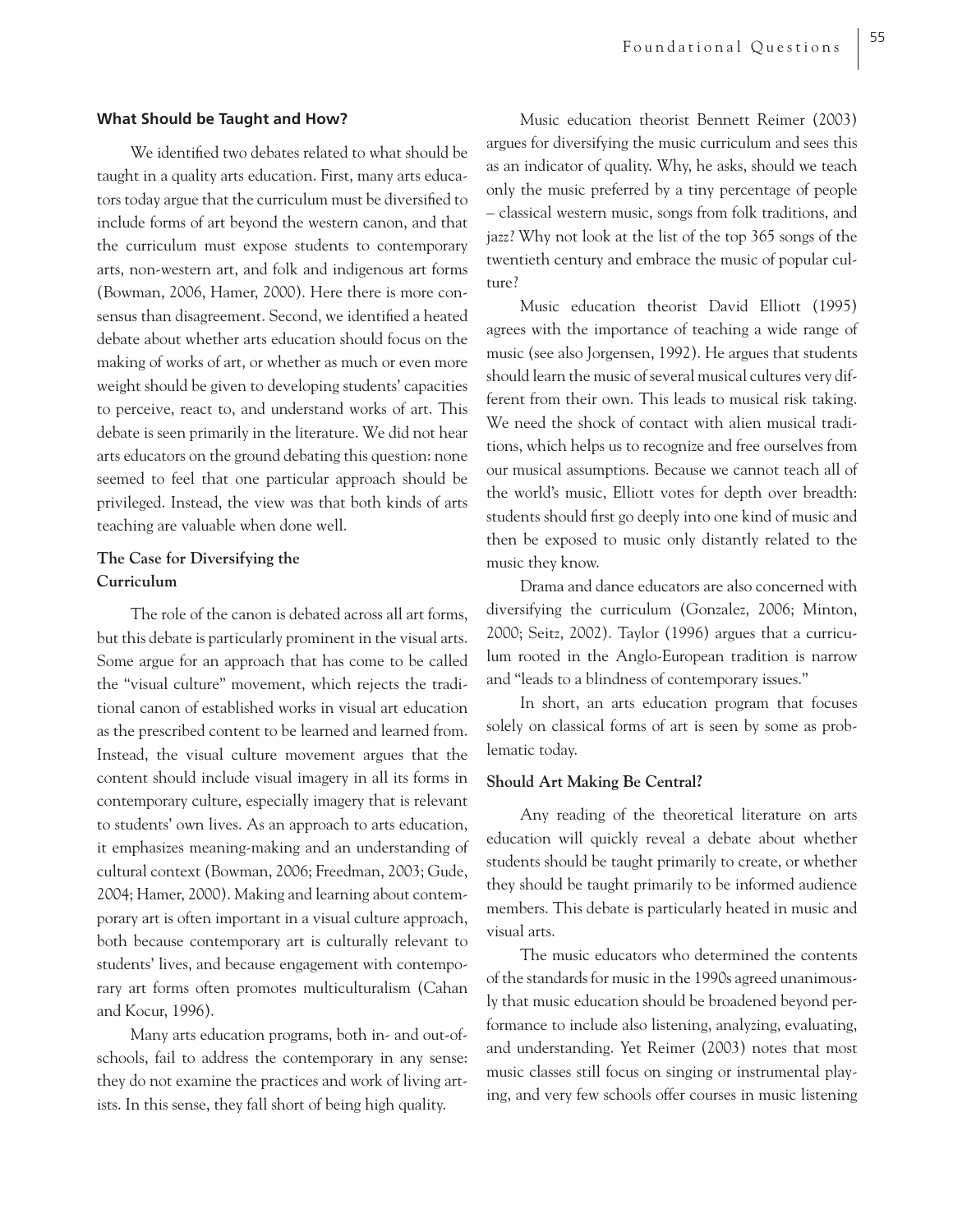### What Should be Taught and How?

We identified two debates related to what should be taught in a quality arts education. First, many arts educators today argue that the curriculum must be diversified to include forms of art beyond the western canon, and that the curriculum must expose students to contemporary arts, non-western art, and folk and indigenous art forms (Bowman, 2006, Hamer, 2000). Here there is more consensus than disagreement. Second, we identified a heated debate about whether arts education should focus on the making of works of art, or whether as much or even more weight should be given to developing students' capacities to perceive, react to, and understand works of art. This debate is seen primarily in the literature. We did not hear arts educators on the ground debating this question: none seemed to feel that one particular approach should be privileged. Instead, the view was that both kinds of arts teaching are valuable when done well.

#### The Case for Diversifying the Curriculum

The role of the canon is debated across all art forms, but this debate is particularly prominent in the visual arts. Some argue for an approach that has come to be called the "visual culture" movement, which rejects the traditional canon of established works in visual art education as the prescribed content to be learned and learned from. Instead, the visual culture movement argues that the content should include visual imagery in all its forms in contemporary culture, especially imagery that is relevant to students' own lives. As an approach to arts education, it emphasizes meaning-making and an understanding of cultural context (Bowman, 2006; Freedman, 2003; Gude, 2004; Hamer, 2000). Making and learning about contemporary art is often important in a visual culture approach, both because contemporary art is culturally relevant to students' lives, and because engagement with contemporary art forms often promotes multiculturalism (Cahan and Kocur, 1996).

Many arts education programs, both in- and out-of-schools, fail to address the contemporary in any sense: they do not examine the practices and work of living artists. In this sense, they fall short of being high quality.

Music education theorist Bennett Reimer (2003) argues for diversifying the music curriculum and sees this as an indicator of quality. Why, he asks, should we teach only the music preferred by a tiny percentage of people – classical western music, songs from folk traditions, and jazz? Why not look at the list of the top 365 songs of the twentieth century and embrace the music of popular culture?

Music education theorist David Elliott (1995) agrees with the importance of teaching a wide range of music (see also Jorgensen, 1992). He argues that students should learn the music of several musical cultures very different from their own. This leads to musical risk taking. We need the shock of contact with alien musical traditions, which helps us to recognize and free ourselves from our musical assumptions. Because we cannot teach all of the world's music, Elliott votes for depth over breadth: students should first go deeply into one kind of music and then be exposed to music only distantly related to the music they know.

Drama and dance educators are also concerned with diversifying the curriculum (Gonzalez, 2006; Minton, 2000; Seitz, 2002). Taylor (1996) argues that a curriculum rooted in the Anglo-European tradition is narrow and "leads to a blindness of contemporary issues."

In short, an arts education program that focuses solely on classical forms of art is seen by some as problematic today.

#### Should Art Making Be Central?

Any reading of the theoretical literature on arts education will quickly reveal a debate about whether students should be taught primarily to create, or whether they should be taught primarily to be informed audience members. This debate is particularly heated in music and visual arts.

The music educators who determined the contents of the standards for music in the 1990s agreed unanimously that music education should be broadened beyond performance to include also listening, analyzing, evaluating, and understanding. Yet Reimer (2003) notes that most music classes still focus on singing or instrumental playing, and very few schools offer courses in music listening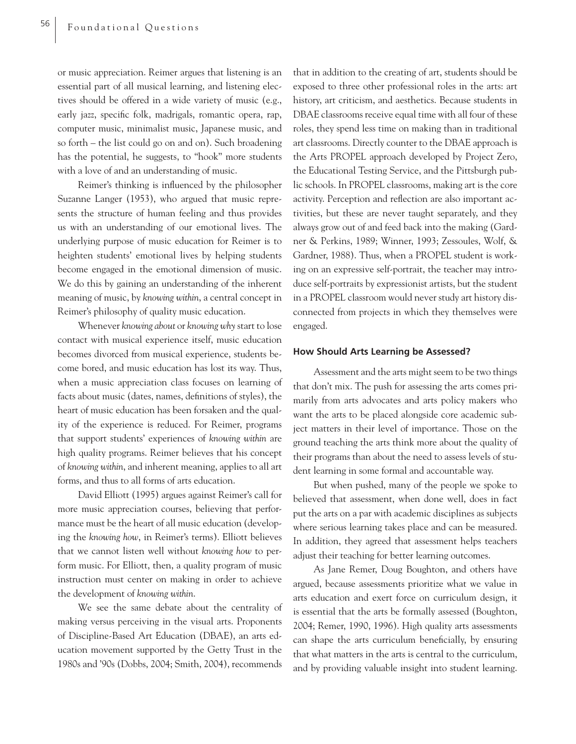or music appreciation. Reimer argues that listening is an essential part of all musical learning, and listening electives should be offered in a wide variety of music (e.g., early jazz, specific folk, madrigals, romantic opera, rap, computer music, minimalist music, Japanese music, and so forth – the list could go on and on). Such broadening has the potential, he suggests, to "hook" more students with a love of and an understanding of music.

Reimer's thinking is influenced by the philosopher Suzanne Langer (1953), who argued that music represents the structure of human feeling and thus provides us with an understanding of our emotional lives. The underlying purpose of music education for Reimer is to heighten students' emotional lives by helping students become engaged in the emotional dimension of music. We do this by gaining an understanding of the inherent meaning of music, by *knowing within*, a central concept in Reimer's philosophy of quality music education.

Whenever *knowing about* or *knowing why* start to lose contact with musical experience itself, music education becomes divorced from musical experience, students become bored, and music education has lost its way. Thus, when a music appreciation class focuses on learning of facts about music (dates, names, definitions of styles), the heart of music education has been forsaken and the quality of the experience is reduced. For Reimer, programs that support students' experiences of *knowing within* are high quality programs. Reimer believes that his concept of *knowing within*, and inherent meaning, applies to all art forms, and thus to all forms of arts education.

David Elliott (1995) argues against Reimer's call for more music appreciation courses, believing that performance must be the heart of all music education (developing the *knowing how*, in Reimer's terms). Elliott believes that we cannot listen well without *knowing how* to perform music. For Elliott, then, a quality program of music instruction must center on making in order to achieve the development of *knowing within*.

We see the same debate about the centrality of making versus perceiving in the visual arts. Proponents of Discipline-Based Art Education (DBAE), an arts education movement supported by the Getty Trust in the 1980s and '90s (Dobbs, 2004; Smith, 2004), recommends that in addition to the creating of art, students should be exposed to three other professional roles in the arts: art history, art criticism, and aesthetics. Because students in DBAE classrooms receive equal time with all four of these roles, they spend less time on making than in traditional art classrooms. Directly counter to the DBAE approach is the Arts PROPEL approach developed by Project Zero, the Educational Testing Service, and the Pittsburgh public schools. In PROPEL classrooms, making art is the core activity. Perception and reflection are also important activities, but these are never taught separately, and they always grow out of and feed back into the making (Gardner & Perkins, 1989; Winner, 1993; Zessoules, Wolf, & Gardner, 1988). Thus, when a PROPEL student is working on an expressive self-portrait, the teacher may introduce self-portraits by expressionist artists, but the student in a PROPEL classroom would never study art history disconnected from projects in which they themselves were engaged.

### How Should Arts Learning be Assessed?

Assessment and the arts might seem to be two things that don't mix. The push for assessing the arts comes primarily from arts advocates and arts policy makers who want the arts to be placed alongside core academic subject matters in their level of importance. Those on the ground teaching the arts think more about the quality of their programs than about the need to assess levels of student learning in some formal and accountable way.

But when pushed, many of the people we spoke to believed that assessment, when done well, does in fact put the arts on a par with academic disciplines as subjects where serious learning takes place and can be measured. In addition, they agreed that assessment helps teachers adjust their teaching for better learning outcomes.

As Jane Remer, Doug Boughton, and others have argued, because assessments prioritize what we value in arts education and exert force on curriculum design, it is essential that the arts be formally assessed (Boughton, 2004; Remer, 1990, 1996). High quality arts assessments can shape the arts curriculum beneficially, by ensuring that what matters in the arts is central to the curriculum, and by providing valuable insight into student learning.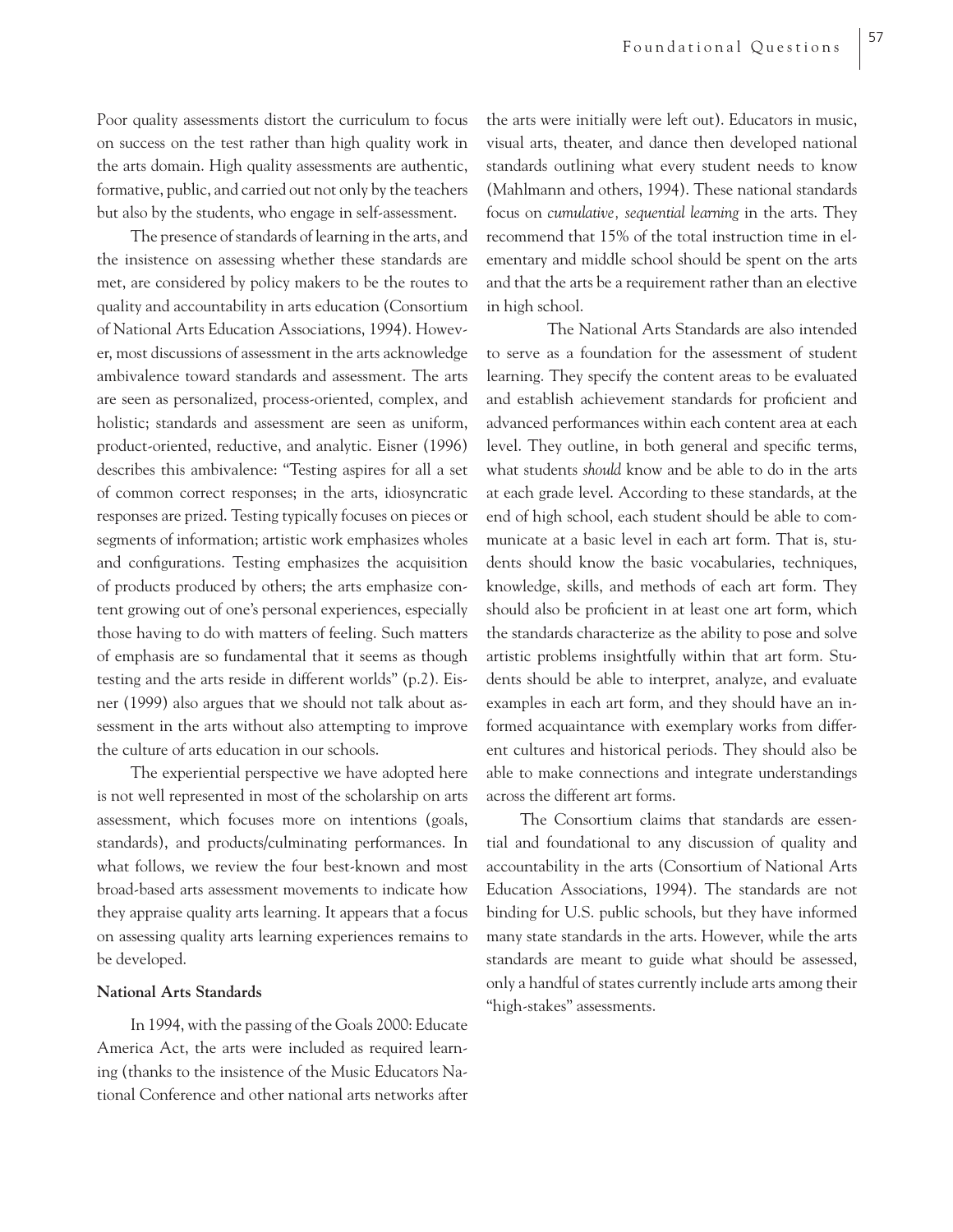Poor quality assessments distort the curriculum to focus on success on the test rather than high quality work in the arts domain. High quality assessments are authentic, formative, public, and carried out not only by the teachers but also by the students, who engage in self-assessment.

The presence of standards of learning in the arts, and the insistence on assessing whether these standards are met, are considered by policy makers to be the routes to quality and accountability in arts education (Consortium of National Arts Education Associations, 1994). However, most discussions of assessment in the arts acknowledge ambivalence toward standards and assessment. The arts are seen as personalized, process-oriented, complex, and holistic; standards and assessment are seen as uniform, product-oriented, reductive, and analytic. Eisner (1996) describes this ambivalence: "Testing aspires for all a set of common correct responses; in the arts, idiosyncratic responses are prized. Testing typically focuses on pieces or segments of information; artistic work emphasizes wholes and configurations. Testing emphasizes the acquisition of products produced by others; the arts emphasize content growing out of one's personal experiences, especially those having to do with matters of feeling. Such matters of emphasis are so fundamental that it seems as though testing and the arts reside in different worlds" (p.2). Eisner (1999) also argues that we should not talk about assessment in the arts without also attempting to improve the culture of arts education in our schools.

The experiential perspective we have adopted here is not well represented in most of the scholarship on arts assessment, which focuses more on intentions (goals, standards), and products/culminating performances. In what follows, we review the four best-known and most broad-based arts assessment movements to indicate how they appraise quality arts learning. It appears that a focus on assessing quality arts learning experiences remains to be developed.

**National Arts Standards**

In 1994, with the passing of the Goals 2000: Educate America Act, the arts were included as required learning (thanks to the insistence of the Music Educators National Conference and other national arts networks after the arts were initially were left out). Educators in music, visual arts, theater, and dance then developed national standards outlining what every student needs to know (Mahlmann and others, 1994). These national standards focus on *cumulative, sequential learning* in the arts. They recommend that 15% of the total instruction time in elementary and middle school should be spent on the arts and that the arts be a requirement rather than an elective in high school.

The National Arts Standards are also intended to serve as a foundation for the assessment of student learning. They specify the content areas to be evaluated and establish achievement standards for proficient and advanced performances within each content area at each level. They outline, in both general and specific terms, what students *should* know and be able to do in the arts at each grade level. According to these standards, at the end of high school, each student should be able to communicate at a basic level in each art form. That is, students should know the basic vocabularies, techniques, knowledge, skills, and methods of each art form. They should also be proficient in at least one art form, which the standards characterize as the ability to pose and solve artistic problems insightfully within that art form. Students should be able to interpret, analyze, and evaluate examples in each art form, and they should have an informed acquaintance with exemplary works from different cultures and historical periods. They should also be able to make connections and integrate understandings across the different art forms.

The Consortium claims that standards are essential and foundational to any discussion of quality and accountability in the arts (Consortium of National Arts Education Associations, 1994). The standards are not binding for U.S. public schools, but they have informed many state standards in the arts. However, while the arts standards are meant to guide what should be assessed, only a handful of states currently include arts among their "high-stakes" assessments.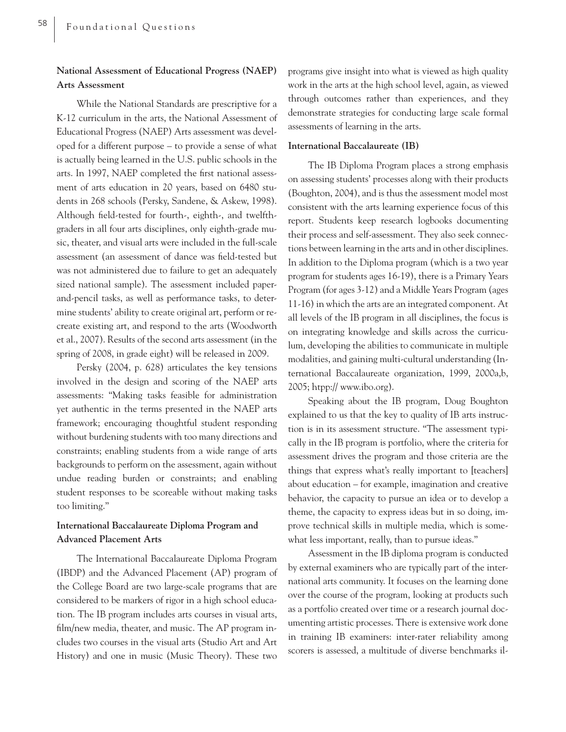### National Assessment of Educational Progress (NAEP) Arts Assessment

While the National Standards are prescriptive for a K-12 curriculum in the arts, the National Assessment of Educational Progress (NAEP) Arts assessment was developed for a different purpose – to provide a sense of what is actually being learned in the U.S. public schools in the arts. In 1997, NAEP completed the first national assessment of arts education in 20 years, based on 6480 students in 268 schools (Persky, Sandene, & Askew, 1998). Although field-tested for fourth-, eighth-, and twelfth-graders in all four arts disciplines, only eighth-grade music, theater, and visual arts were included in the full-scale assessment (an assessment of dance was field-tested but was not administered due to failure to get an adequately sized national sample). The assessment included paper-and-pencil tasks, as well as performance tasks, to determine students' ability to create original art, perform or re-create existing art, and respond to the arts (Woodworth et al., 2007). Results of the second arts assessment (in the spring of 2008, in grade eight) will be released in 2009.

Persky (2004, p. 628) articulates the key tensions involved in the design and scoring of the NAEP arts assessments: "Making tasks feasible for administration yet authentic in the terms presented in the NAEP arts framework; encouraging thoughtful student responding without burdening students with too many directions and constraints; enabling students from a wide range of arts backgrounds to perform on the assessment, again without undue reading burden or constraints; and enabling student responses to be scoreable without making tasks too limiting."

### International Baccalaureate Diploma Program and Advanced Placement Arts

The International Baccalaureate Diploma Program (IBDP) and the Advanced Placement (AP) program of the College Board are two large-scale programs that are considered to be markers of rigor in a high school education. The IB program includes arts courses in visual arts, film/new media, theater, and music. The AP program includes two courses in the visual arts (Studio Art and Art History) and one in music (Music Theory). These two programs give insight into what is viewed as high quality work in the arts at the high school level, again, as viewed through outcomes rather than experiences, and they demonstrate strategies for conducting large scale formal assessments of learning in the arts.

#### International Baccalaureate (IB)

The IB Diploma Program places a strong emphasis on assessing students' processes along with their products (Boughton, 2004), and is thus the assessment model most consistent with the arts learning experience focus of this report. Students keep research logbooks documenting their process and self-assessment. They also seek connections between learning in the arts and in other disciplines. In addition to the Diploma program (which is a two year program for students ages 16-19), there is a Primary Years Program (for ages 3-12) and a Middle Years Program (ages 11-16) in which the arts are an integrated component. At all levels of the IB program in all disciplines, the focus is on integrating knowledge and skills across the curriculum, developing the abilities to communicate in multiple modalities, and gaining multi-cultural understanding (International Baccalaureate organization, 1999, 2000a,b, 2005; htpp:// www.ibo.org).

Speaking about the IB program, Doug Boughton explained to us that the key to quality of IB arts instruction is in its assessment structure. "The assessment typically in the IB program is portfolio, where the criteria for assessment drives the program and those criteria are the things that express what's really important to [teachers] about education – for example, imagination and creative behavior, the capacity to pursue an idea or to develop a theme, the capacity to express ideas but in so doing, improve technical skills in multiple media, which is somewhat less important, really, than to pursue ideas."

Assessment in the IB diploma program is conducted by external examiners who are typically part of the international arts community. It focuses on the learning done over the course of the program, looking at products such as a portfolio created over time or a research journal documenting artistic processes. There is extensive work done in training IB examiners: inter-rater reliability among scorers is assessed, a multitude of diverse benchmarks il-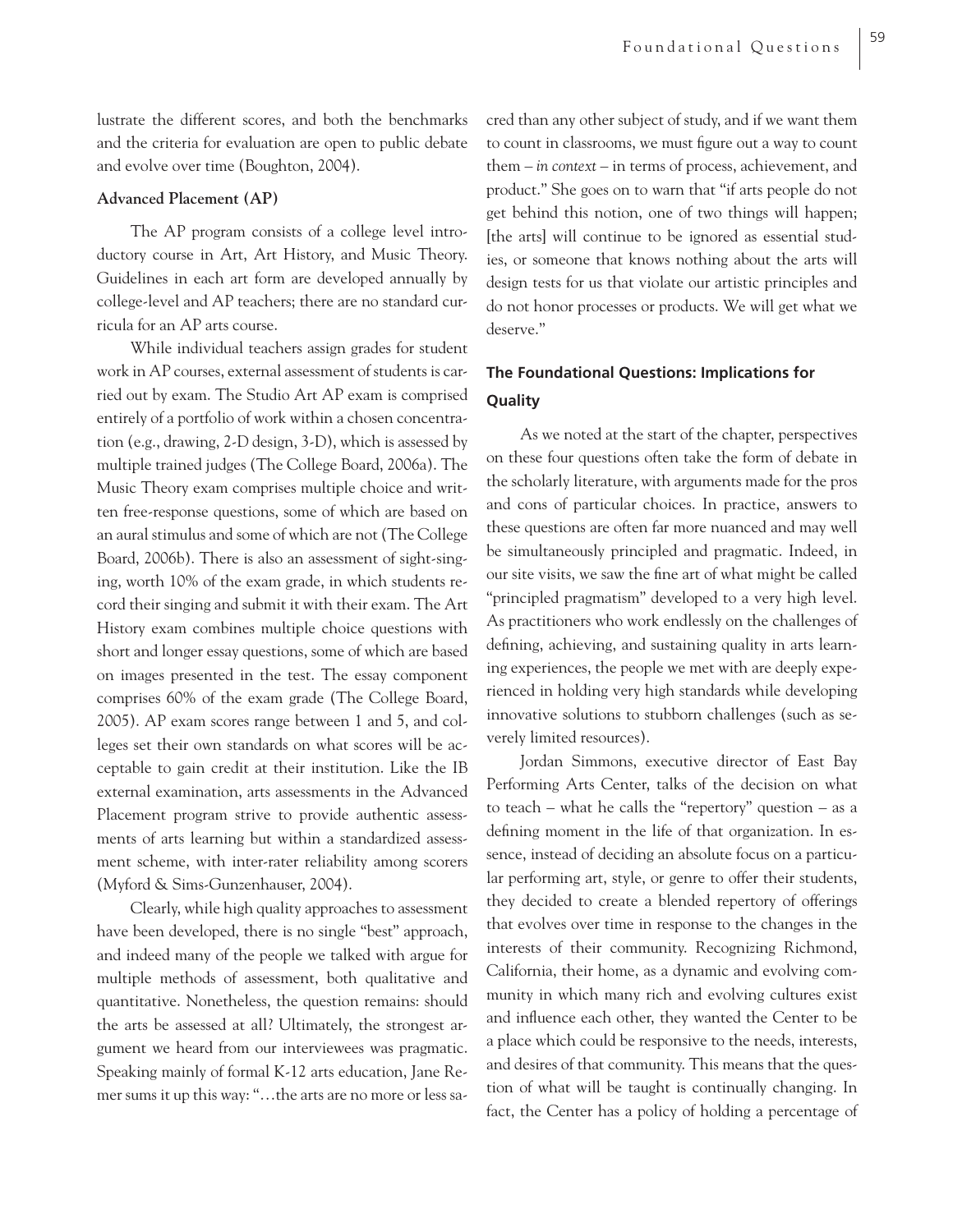lustrate the different scores, and both the benchmarks and the criteria for evaluation are open to public debate and evolve over time (Boughton, 2004).

**Advanced Placement (AP)**

The AP program consists of a college level introductory course in Art, Art History, and Music Theory. Guidelines in each art form are developed annually by college-level and AP teachers; there are no standard curricula for an AP arts course.

While individual teachers assign grades for student work in AP courses, external assessment of students is carried out by exam. The Studio Art AP exam is comprised entirely of a portfolio of work within a chosen concentration (e.g., drawing, 2-D design, 3-D), which is assessed by multiple trained judges (The College Board, 2006a). The Music Theory exam comprises multiple choice and written free-response questions, some of which are based on an aural stimulus and some of which are not (The College Board, 2006b). There is also an assessment of sight-singing, worth 10% of the exam grade, in which students record their singing and submit it with their exam. The Art History exam combines multiple choice questions with short and longer essay questions, some of which are based on images presented in the test. The essay component comprises 60% of the exam grade (The College Board, 2005). AP exam scores range between 1 and 5, and colleges set their own standards on what scores will be acceptable to gain credit at their institution. Like the IB external examination, arts assessments in the Advanced Placement program strive to provide authentic assessments of arts learning but within a standardized assessment scheme, with inter-rater reliability among scorers (Myford & Sims-Gunzenhauser, 2004).

Clearly, while high quality approaches to assessment have been developed, there is no single "best" approach, and indeed many of the people we talked with argue for multiple methods of assessment, both qualitative and quantitative. Nonetheless, the question remains: should the arts be assessed at all? Ultimately, the strongest argument we heard from our interviewees was pragmatic. Speaking mainly of formal K-12 arts education, Jane Remer sums it up this way: "…the arts are no more or less sacred than any other subject of study, and if we want them to count in classrooms, we must figure out a way to count them – *in context* – in terms of process, achievement, and product." She goes on to warn that "if arts people do not get behind this notion, one of two things will happen; [the arts] will continue to be ignored as essential studies, or someone that knows nothing about the arts will design tests for us that violate our artistic principles and do not honor processes or products. We will get what we deserve."

## The Foundational Questions: Implications for Quality

As we noted at the start of the chapter, perspectives on these four questions often take the form of debate in the scholarly literature, with arguments made for the pros and cons of particular choices. In practice, answers to these questions are often far more nuanced and may well be simultaneously principled and pragmatic. Indeed, in our site visits, we saw the fine art of what might be called "principled pragmatism" developed to a very high level. As practitioners who work endlessly on the challenges of defining, achieving, and sustaining quality in arts learning experiences, the people we met with are deeply experienced in holding very high standards while developing innovative solutions to stubborn challenges (such as severely limited resources).

Jordan Simmons, executive director of East Bay Performing Arts Center, talks of the decision on what to teach – what he calls the "repertory" question – as a defining moment in the life of that organization. In essence, instead of deciding an absolute focus on a particular performing art, style, or genre to offer their students, they decided to create a blended repertory of offerings that evolves over time in response to the changes in the interests of their community. Recognizing Richmond, California, their home, as a dynamic and evolving community in which many rich and evolving cultures exist and influence each other, they wanted the Center to be a place which could be responsive to the needs, interests, and desires of that community. This means that the question of what will be taught is continually changing. In fact, the Center has a policy of holding a percentage of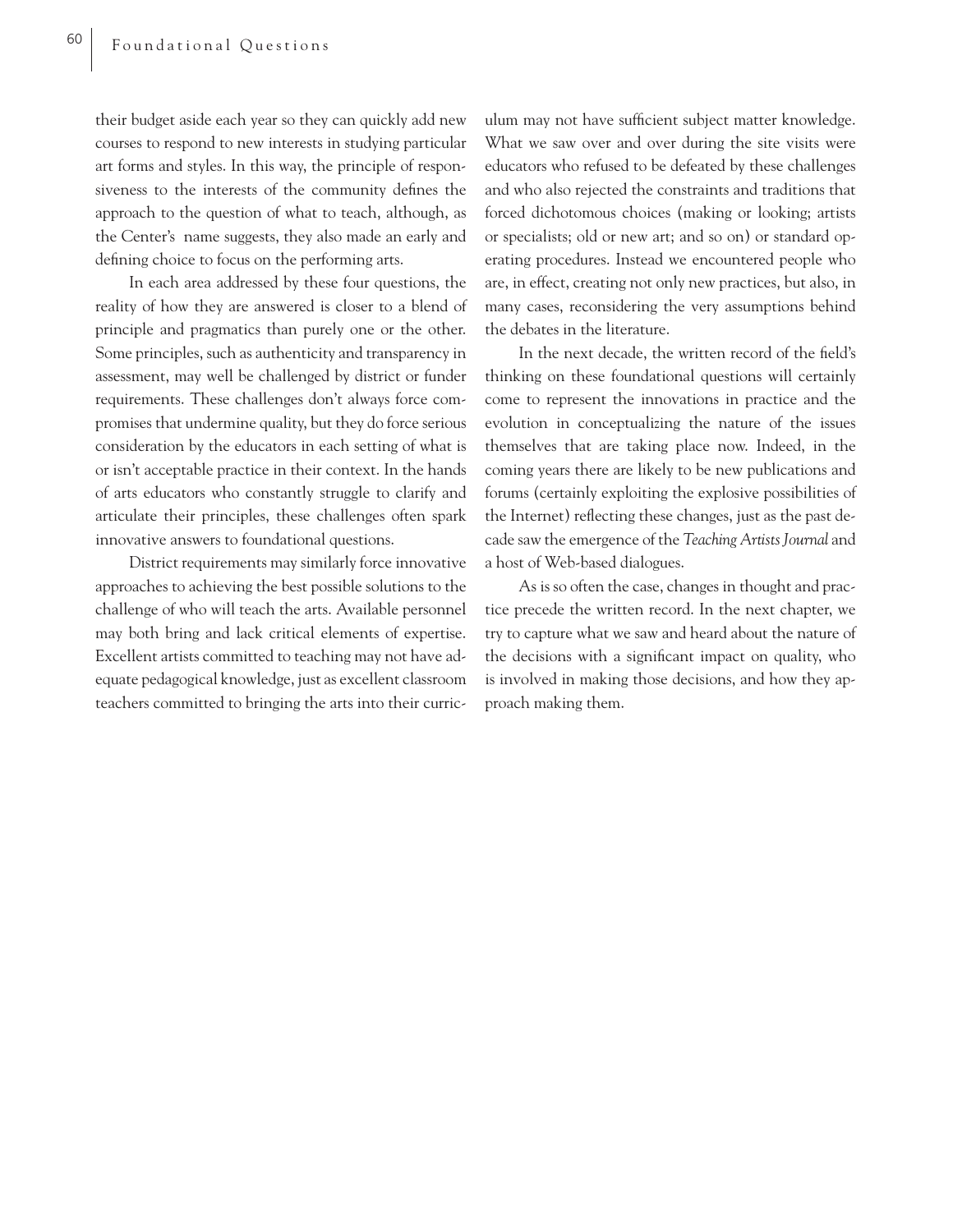their budget aside each year so they can quickly add new courses to respond to new interests in studying particular art forms and styles. In this way, the principle of responsiveness to the interests of the community defines the approach to the question of what to teach, although, as the Center's name suggests, they also made an early and defining choice to focus on the performing arts.

In each area addressed by these four questions, the reality of how they are answered is closer to a blend of principle and pragmatics than purely one or the other. Some principles, such as authenticity and transparency in assessment, may well be challenged by district or funder requirements. These challenges don't always force compromises that undermine quality, but they do force serious consideration by the educators in each setting of what is or isn't acceptable practice in their context. In the hands of arts educators who constantly struggle to clarify and articulate their principles, these challenges often spark innovative answers to foundational questions.

District requirements may similarly force innovative approaches to achieving the best possible solutions to the challenge of who will teach the arts. Available personnel may both bring and lack critical elements of expertise. Excellent artists committed to teaching may not have adequate pedagogical knowledge, just as excellent classroom teachers committed to bringing the arts into their curriculum may not have sufficient subject matter knowledge. What we saw over and over during the site visits were educators who refused to be defeated by these challenges and who also rejected the constraints and traditions that forced dichotomous choices (making or looking; artists or specialists; old or new art; and so on) or standard operating procedures. Instead we encountered people who are, in effect, creating not only new practices, but also, in many cases, reconsidering the very assumptions behind the debates in the literature.

In the next decade, the written record of the field's thinking on these foundational questions will certainly come to represent the innovations in practice and the evolution in conceptualizing the nature of the issues themselves that are taking place now. Indeed, in the coming years there are likely to be new publications and forums (certainly exploiting the explosive possibilities of the Internet) reflecting these changes, just as the past decade saw the emergence of the *Teaching Artists Journal* and a host of Web-based dialogues.

As is so often the case, changes in thought and practice precede the written record. In the next chapter, we try to capture what we saw and heard about the nature of the decisions with a significant impact on quality, who is involved in making those decisions, and how they approach making them.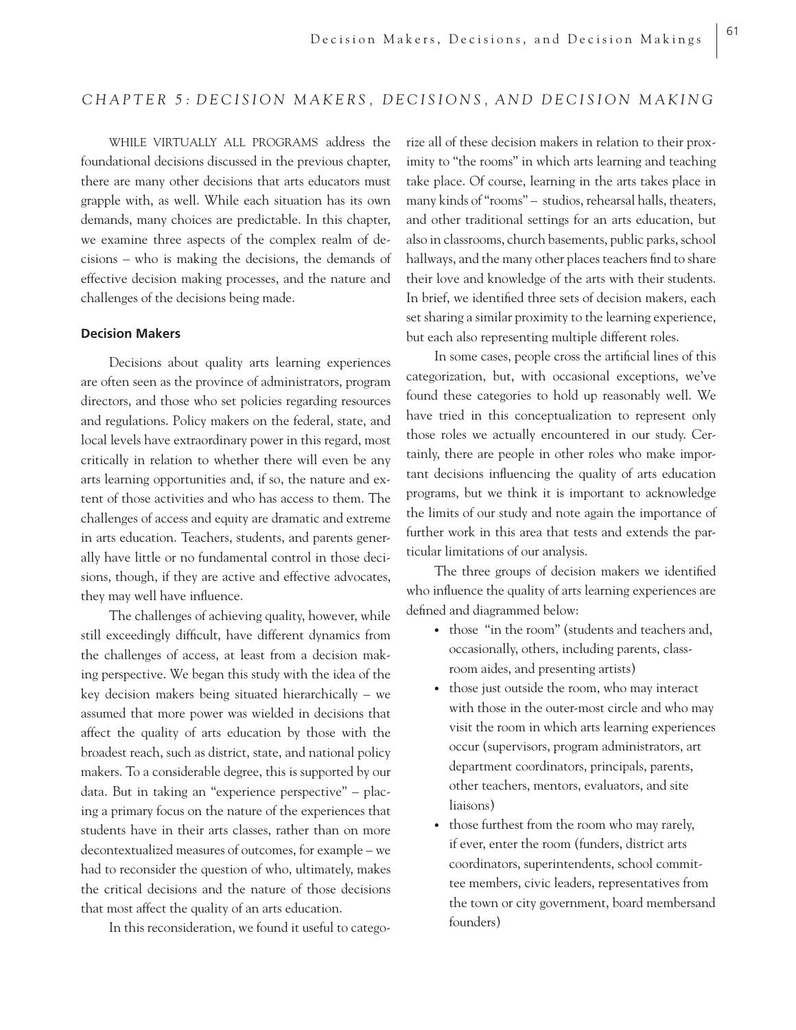## CHAPTER 5: DECISION MAKERS, DECISIONS, AND DECISION MAKING

WHILE VIRTUALLY ALL PROGRAMS address the foundational decisions discussed in the previous chapter, there are many other decisions that arts educators must grapple with, as well. While each situation has its own demands, many choices are predictable. In this chapter, we examine three aspects of the complex realm of decisions – who is making the decisions, the demands of effective decision making processes, and the nature and challenges of the decisions being made.

### Decision Makers

Decisions about quality arts learning experiences are often seen as the province of administrators, program directors, and those who set policies regarding resources and regulations. Policy makers on the federal, state, and local levels have extraordinary power in this regard, most critically in relation to whether there will even be any arts learning opportunities and, if so, the nature and extent of those activities and who has access to them. The challenges of access and equity are dramatic and extreme in arts education. Teachers, students, and parents generally have little or no fundamental control in those decisions, though, if they are active and effective advocates, they may well have influence.

The challenges of achieving quality, however, while still exceedingly difficult, have different dynamics from the challenges of access, at least from a decision making perspective. We began this study with the idea of the key decision makers being situated hierarchically – we assumed that more power was wielded in decisions that affect the quality of arts education by those with the broadest reach, such as district, state, and national policy makers. To a considerable degree, this is supported by our data. But in taking an "experience perspective" – placing a primary focus on the nature of the experiences that students have in their arts classes, rather than on more decontextualized measures of outcomes, for example – we had to reconsider the question of who, ultimately, makes the critical decisions and the nature of those decisions that most affect the quality of an arts education.

In this reconsideration, we found it useful to categorize all of these decision makers in relation to their proximity to "the rooms" in which arts learning and teaching take place. Of course, learning in the arts takes place in many kinds of "rooms" – studios, rehearsal halls, theaters, and other traditional settings for an arts education, but also in classrooms, church basements, public parks, school hallways, and the many other places teachers find to share their love and knowledge of the arts with their students. In brief, we identified three sets of decision makers, each set sharing a similar proximity to the learning experience, but each also representing multiple different roles.

In some cases, people cross the artificial lines of this categorization, but, with occasional exceptions, we've found these categories to hold up reasonably well. We have tried in this conceptualization to represent only those roles we actually encountered in our study. Certainly, there are people in other roles who make important decisions influencing the quality of arts education programs, but we think it is important to acknowledge the limits of our study and note again the importance of further work in this area that tests and extends the particular limitations of our analysis.

The three groups of decision makers we identified who influence the quality of arts learning experiences are defined and diagrammed below:

- those "in the room" (students and teachers and, occasionally, others, including parents, classroom aides, and presenting artists)
- those just outside the room, who may interact with those in the outer-most circle and who may visit the room in which arts learning experiences occur (supervisors, program administrators, art department coordinators, principals, parents, other teachers, mentors, evaluators, and site liaisons)
- those furthest from the room who may rarely, if ever, enter the room (funders, district arts coordinators, superintendents, school committee members, civic leaders, representatives from the town or city government, board membersand founders)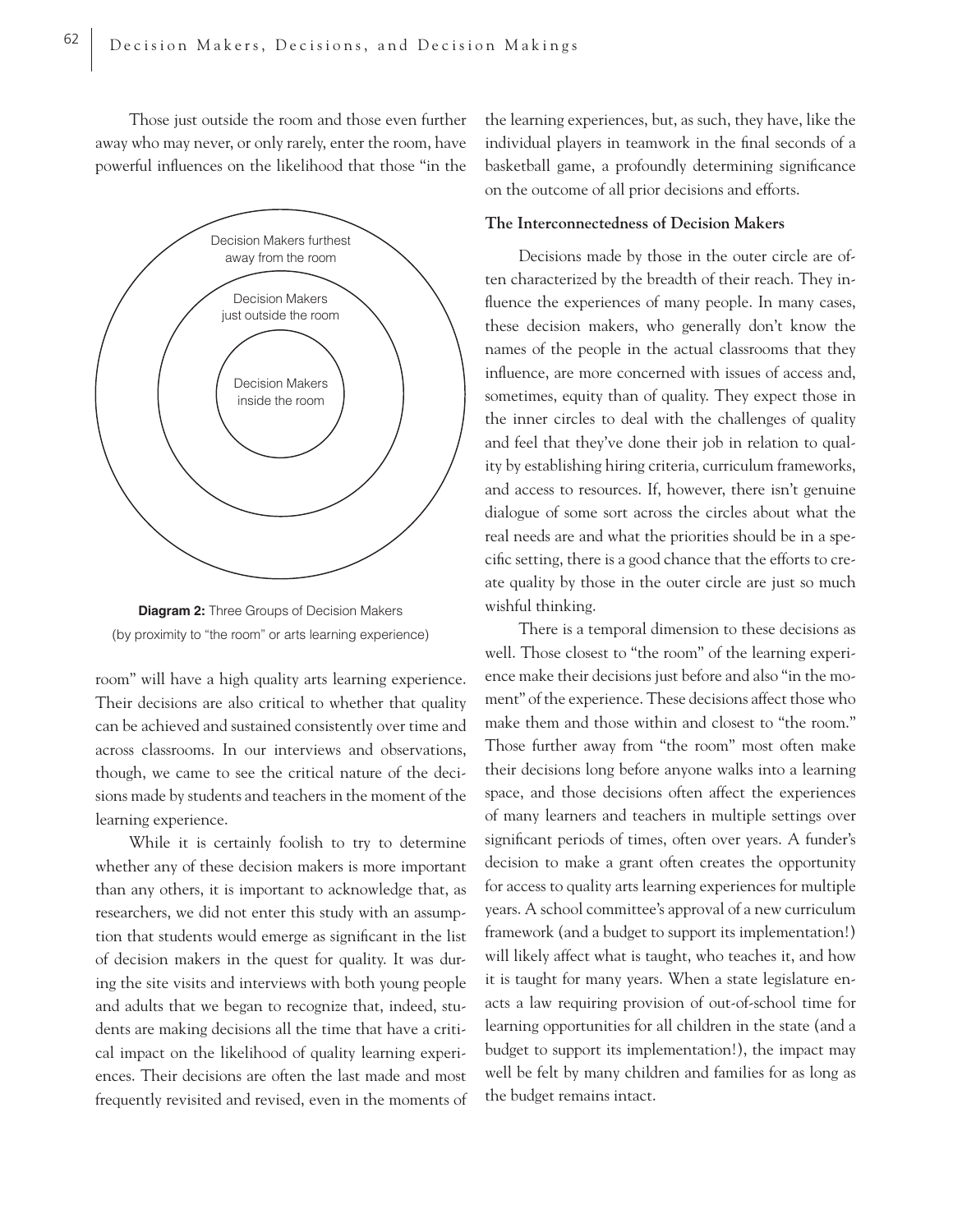Those just outside the room and those even further away who may never, or only rarely, enter the room, have powerful influences on the likelihood that those "in the room" will have a high quality arts learning experience. Their decisions are also critical to whether that quality can be achieved and sustained consistently over time and across classrooms. In our interviews and observations, though, we came to see the critical nature of the decisions made by students and teachers in the moment of the learning experience.

Decision Makers furthest away from the room

Decision Makers just outside the room

Decision Makers inside the room

**Diagram 2:** Three Groups of Decision Makers (by proximity to "the room" or arts learning experience)

While it is certainly foolish to try to determine whether any of these decision makers is more important than any others, it is important to acknowledge that, as researchers, we did not enter this study with an assumption that students would emerge as significant in the list of decision makers in the quest for quality. It was during the site visits and interviews with both young people and adults that we began to recognize that, indeed, students are making decisions all the time that have a critical impact on the likelihood of quality learning experiences. Their decisions are often the last made and most frequently revisited and revised, even in the moments of the learning experiences, but, as such, they have, like the individual players in teamwork in the final seconds of a basketball game, a profoundly determining significance on the outcome of all prior decisions and efforts.

### The Interconnectedness of Decision Makers

Decisions made by those in the outer circle are often characterized by the breadth of their reach. They influence the experiences of many people. In many cases, these decision makers, who generally don't know the names of the people in the actual classrooms that they influence, are more concerned with issues of access and, sometimes, equity than of quality. They expect those in the inner circles to deal with the challenges of quality and feel that they've done their job in relation to quality by establishing hiring criteria, curriculum frameworks, and access to resources. If, however, there isn't genuine dialogue of some sort across the circles about what the real needs are and what the priorities should be in a specific setting, there is a good chance that the efforts to create quality by those in the outer circle are just so much wishful thinking.

There is a temporal dimension to these decisions as well. Those closest to "the room" of the learning experience make their decisions just before and also "in the moment" of the experience. These decisions affect those who make them and those within and closest to "the room." Those further away from "the room" most often make their decisions long before anyone walks into a learning space, and those decisions often affect the experiences of many learners and teachers in multiple settings over significant periods of times, often over years. A funder's decision to make a grant often creates the opportunity for access to quality arts learning experiences for multiple years. A school committee's approval of a new curriculum framework (and a budget to support its implementation!) will likely affect what is taught, who teaches it, and how it is taught for many years. When a state legislature enacts a law requiring provision of out-of-school time for learning opportunities for all children in the state (and a budget to support its implementation!), the impact may well be felt by many children and families for as long as the budget remains intact.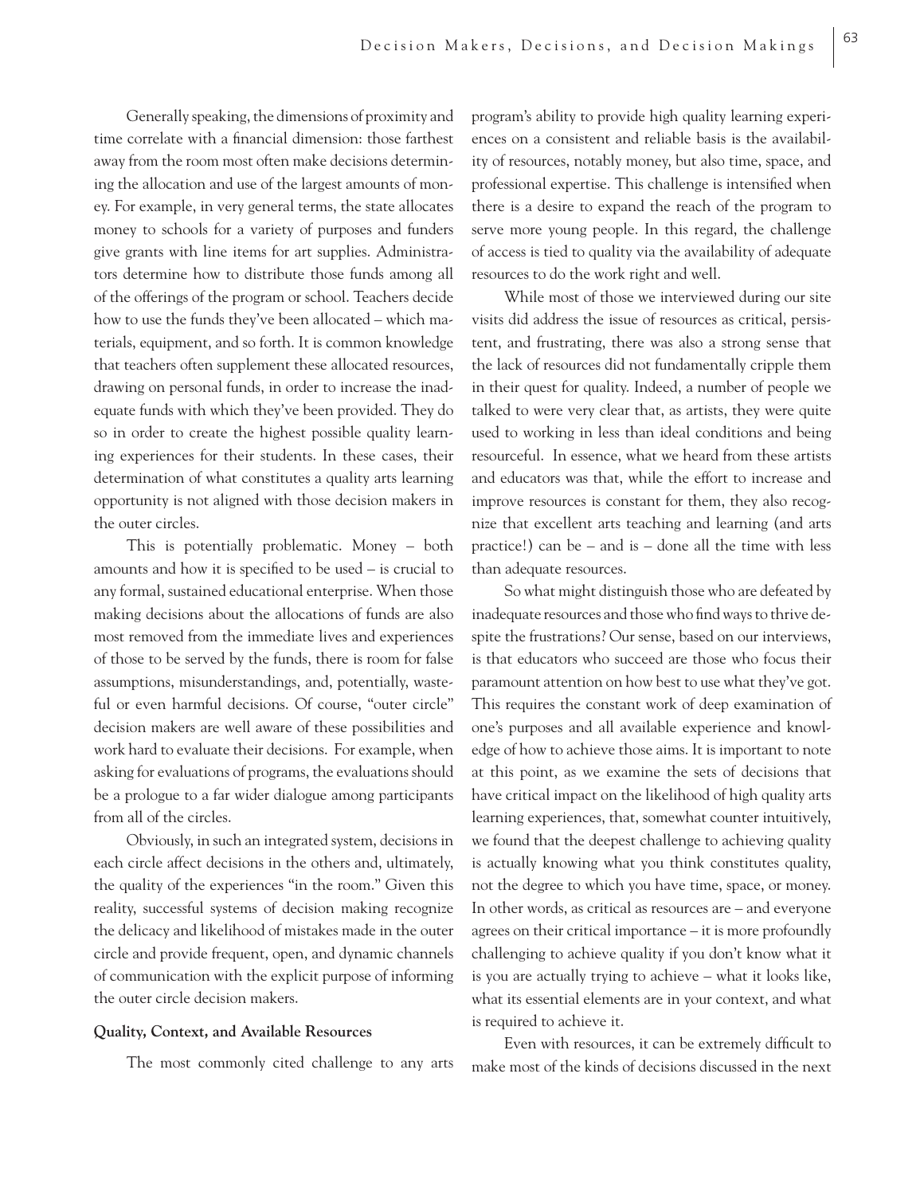Generally speaking, the dimensions of proximity and time correlate with a financial dimension: those farthest away from the room most often make decisions determining the allocation and use of the largest amounts of money. For example, in very general terms, the state allocates money to schools for a variety of purposes and funders give grants with line items for art supplies. Administrators determine how to distribute those funds among all of the offerings of the program or school. Teachers decide how to use the funds they've been allocated – which materials, equipment, and so forth. It is common knowledge that teachers often supplement these allocated resources, drawing on personal funds, in order to increase the inadequate funds with which they've been provided. They do so in order to create the highest possible quality learning experiences for their students. In these cases, their determination of what constitutes a quality arts learning opportunity is not aligned with those decision makers in the outer circles.

This is potentially problematic. Money – both amounts and how it is specified to be used – is crucial to any formal, sustained educational enterprise. When those making decisions about the allocations of funds are also most removed from the immediate lives and experiences of those to be served by the funds, there is room for false assumptions, misunderstandings, and, potentially, wasteful or even harmful decisions. Of course, "outer circle" decision makers are well aware of these possibilities and work hard to evaluate their decisions. For example, when asking for evaluations of programs, the evaluations should be a prologue to a far wider dialogue among participants from all of the circles.

Obviously, in such an integrated system, decisions in each circle affect decisions in the others and, ultimately, the quality of the experiences "in the room." Given this reality, successful systems of decision making recognize the delicacy and likelihood of mistakes made in the outer circle and provide frequent, open, and dynamic channels of communication with the explicit purpose of informing the outer circle decision makers.

**Quality, Context, and Available Resources**

The most commonly cited challenge to any arts program's ability to provide high quality learning experiences on a consistent and reliable basis is the availability of resources, notably money, but also time, space, and professional expertise. This challenge is intensified when there is a desire to expand the reach of the program to serve more young people. In this regard, the challenge of access is tied to quality via the availability of adequate resources to do the work right and well.

While most of those we interviewed during our site visits did address the issue of resources as critical, persistent, and frustrating, there was also a strong sense that the lack of resources did not fundamentally cripple them in their quest for quality. Indeed, a number of people we talked to were very clear that, as artists, they were quite used to working in less than ideal conditions and being resourceful. In essence, what we heard from these artists and educators was that, while the effort to increase and improve resources is constant for them, they also recognize that excellent arts teaching and learning (and arts practice!) can be – and is – done all the time with less than adequate resources.

So what might distinguish those who are defeated by inadequate resources and those who find ways to thrive despite the frustrations? Our sense, based on our interviews, is that educators who succeed are those who focus their paramount attention on how best to use what they've got. This requires the constant work of deep examination of one's purposes and all available experience and knowledge of how to achieve those aims. It is important to note at this point, as we examine the sets of decisions that have critical impact on the likelihood of high quality arts learning experiences, that, somewhat counter intuitively, we found that the deepest challenge to achieving quality is actually knowing what you think constitutes quality, not the degree to which you have time, space, or money. In other words, as critical as resources are – and everyone agrees on their critical importance – it is more profoundly challenging to achieve quality if you don't know what it is you are actually trying to achieve – what it looks like, what its essential elements are in your context, and what is required to achieve it.

Even with resources, it can be extremely difficult to make most of the kinds of decisions discussed in the next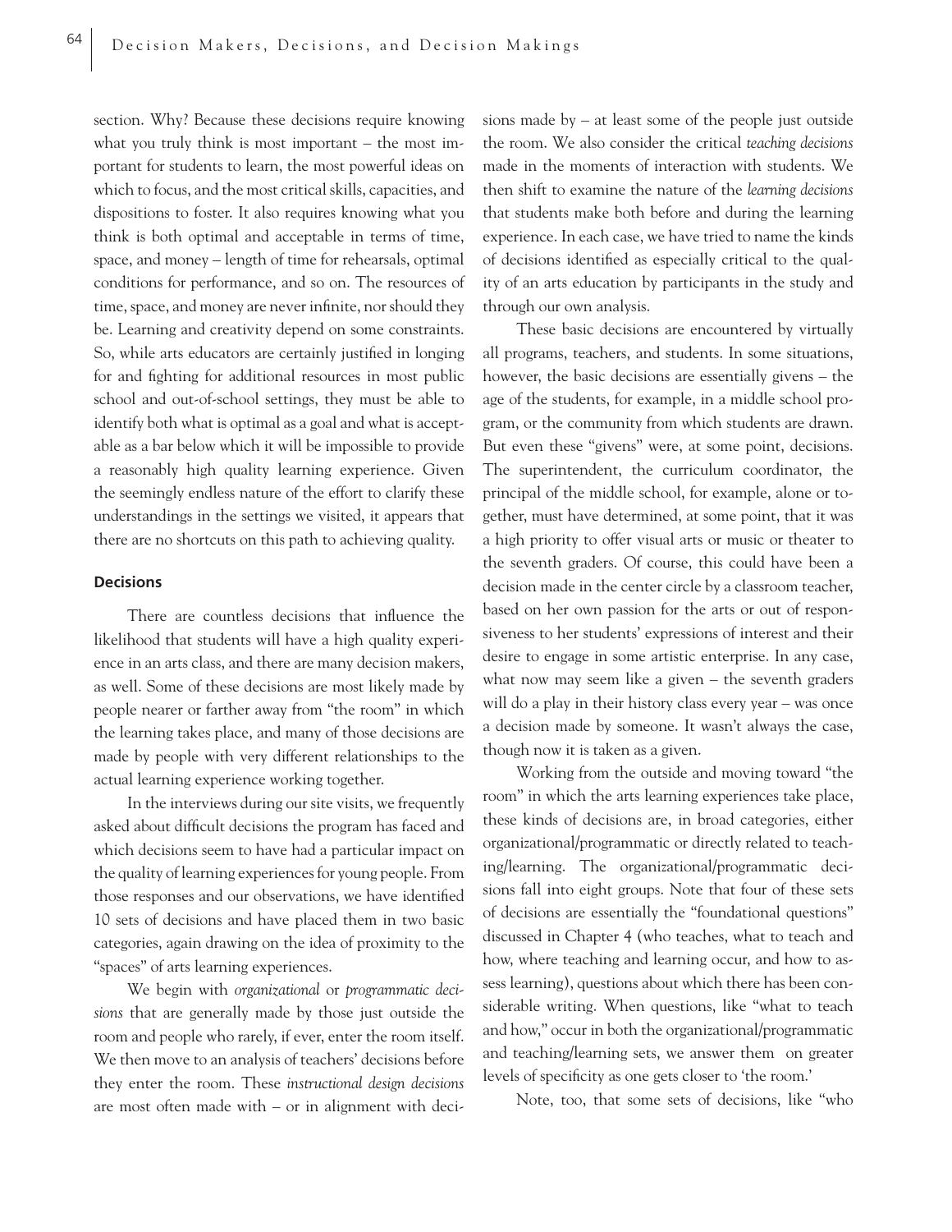section. Why? Because these decisions require knowing what you truly think is most important – the most important for students to learn, the most powerful ideas on which to focus, and the most critical skills, capacities, and dispositions to foster. It also requires knowing what you think is both optimal and acceptable in terms of time, space, and money – length of time for rehearsals, optimal conditions for performance, and so on. The resources of time, space, and money are never infinite, nor should they be. Learning and creativity depend on some constraints. So, while arts educators are certainly justified in longing for and fighting for additional resources in most public school and out-of-school settings, they must be able to identify both what is optimal as a goal and what is acceptable as a bar below which it will be impossible to provide a reasonably high quality learning experience. Given the seemingly endless nature of the effort to clarify these understandings in the settings we visited, it appears that there are no shortcuts on this path to achieving quality.

### Decisions

There are countless decisions that influence the likelihood that students will have a high quality experience in an arts class, and there are many decision makers, as well. Some of these decisions are most likely made by people nearer or farther away from "the room" in which the learning takes place, and many of those decisions are made by people with very different relationships to the actual learning experience working together.

In the interviews during our site visits, we frequently asked about difficult decisions the program has faced and which decisions seem to have had a particular impact on the quality of learning experiences for young people. From those responses and our observations, we have identified 10 sets of decisions and have placed them in two basic categories, again drawing on the idea of proximity to the "spaces" of arts learning experiences.

We begin with *organizational* or *programmatic decisions* that are generally made by those just outside the room and people who rarely, if ever, enter the room itself. We then move to an analysis of teachers' decisions before they enter the room. These *instructional design decisions* are most often made with – or in alignment with decisions made by – at least some of the people just outside the room. We also consider the critical *teaching decisions* made in the moments of interaction with students. We then shift to examine the nature of the *learning decisions* that students make both before and during the learning experience. In each case, we have tried to name the kinds of decisions identified as especially critical to the quality of an arts education by participants in the study and through our own analysis.

These basic decisions are encountered by virtually all programs, teachers, and students. In some situations, however, the basic decisions are essentially givens – the age of the students, for example, in a middle school program, or the community from which students are drawn. But even these "givens" were, at some point, decisions. The superintendent, the curriculum coordinator, the principal of the middle school, for example, alone or together, must have determined, at some point, that it was a high priority to offer visual arts or music or theater to the seventh graders. Of course, this could have been a decision made in the center circle by a classroom teacher, based on her own passion for the arts or out of responsiveness to her students' expressions of interest and their desire to engage in some artistic enterprise. In any case, what now may seem like a given – the seventh graders will do a play in their history class every year – was once a decision made by someone. It wasn't always the case, though now it is taken as a given.

Working from the outside and moving toward "the room" in which the arts learning experiences take place, these kinds of decisions are, in broad categories, either organizational/programmatic or directly related to teaching/learning. The organizational/programmatic decisions fall into eight groups. Note that four of these sets of decisions are essentially the "foundational questions" discussed in Chapter 4 (who teaches, what to teach and how, where teaching and learning occur, and how to assess learning), questions about which there has been considerable writing. When questions, like "what to teach and how," occur in both the organizational/programmatic and teaching/learning sets, we answer them on greater levels of specificity as one gets closer to 'the room.'

Note, too, that some sets of decisions, like "who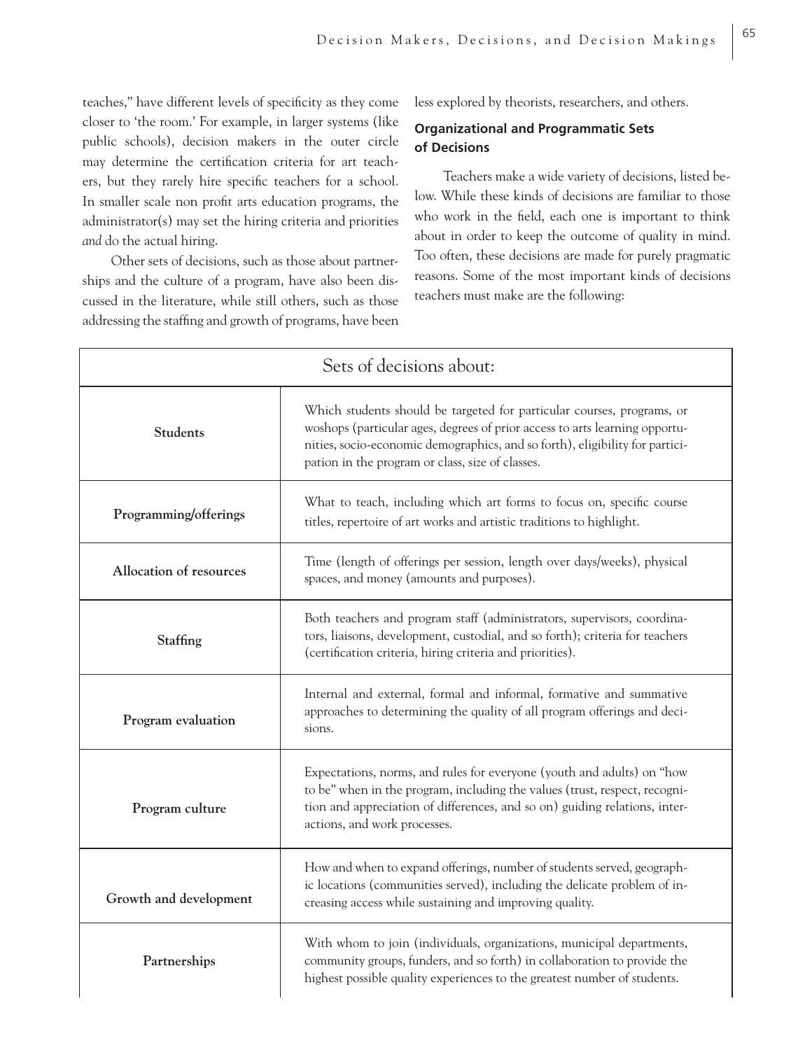teaches," have different levels of specificity as they come closer to 'the room.' For example, in larger systems (like public schools), decision makers in the outer circle may determine the certification criteria for art teachers, but they rarely hire specific teachers for a school. In smaller scale non profit arts education programs, the administrator(s) may set the hiring criteria and priorities *and* do the actual hiring.

Other sets of decisions, such as those about partnerships and the culture of a program, have also been discussed in the literature, while still others, such as those addressing the staffing and growth of programs, have been less explored by theorists, researchers, and others.

### Organizational and Programmatic Sets of Decisions

Teachers make a wide variety of decisions, listed below. While these kinds of decisions are familiar to those who work in the field, each one is important to think about in order to keep the outcome of quality in mind. Too often, these decisions are made for purely pragmatic reasons. Some of the most important kinds of decisions teachers must make are the following:

| Sets of decisions about: | |
|---|---|
| **Students** | Which students should be targeted for particular courses, programs, or woshops (particular ages, degrees of prior access to arts learning opportunities, socio-economic demographics, and so forth), eligibility for participation in the program or class, size of classes. |
| **Programming/offerings** | What to teach, including which art forms to focus on, specific course titles, repertoire of art works and artistic traditions to highlight. |
| **Allocation of resources** | Time (length of offerings per session, length over days/weeks), physical spaces, and money (amounts and purposes). |
| **Staffing** | Both teachers and program staff (administrators, supervisors, coordinators, liaisons, development, custodial, and so forth); criteria for teachers (certification criteria, hiring criteria and priorities). |
| **Program evaluation** | Internal and external, formal and informal, formative and summative approaches to determining the quality of all program offerings and decisions. |
| **Program culture** | Expectations, norms, and rules for everyone (youth and adults) on "how to be" when in the program, including the values (trust, respect, recognition and appreciation of differences, and so on) guiding relations, interactions, and work processes. |
| **Growth and development** | How and when to expand offerings, number of students served, geographic locations (communities served), including the delicate problem of increasing access while sustaining and improving quality. |
| **Partnerships** | With whom to join (individuals, organizations, municipal departments, community groups, funders, and so forth) in collaboration to provide the highest possible quality experiences to the greatest number of students. |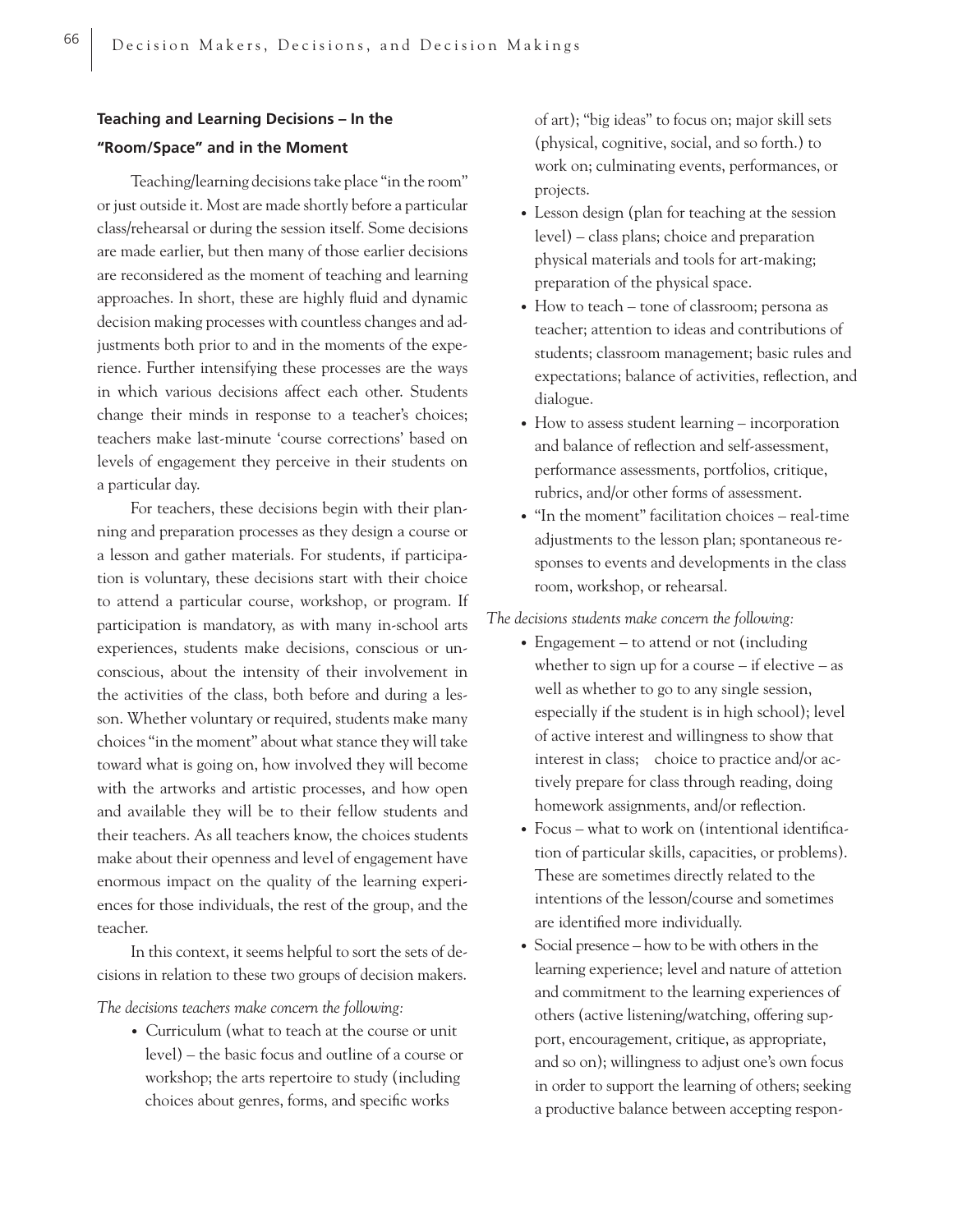### Teaching and Learning Decisions – In the "Room/Space" and in the Moment

Teaching/learning decisions take place "in the room" or just outside it. Most are made shortly before a particular class/rehearsal or during the session itself. Some decisions are made earlier, but then many of those earlier decisions are reconsidered as the moment of teaching and learning approaches. In short, these are highly fluid and dynamic decision making processes with countless changes and adjustments both prior to and in the moments of the experience. Further intensifying these processes are the ways in which various decisions affect each other. Students change their minds in response to a teacher's choices; teachers make last-minute 'course corrections' based on levels of engagement they perceive in their students on a particular day.

For teachers, these decisions begin with their planning and preparation processes as they design a course or a lesson and gather materials. For students, if participation is voluntary, these decisions start with their choice to attend a particular course, workshop, or program. If participation is mandatory, as with many in-school arts experiences, students make decisions, conscious or unconscious, about the intensity of their involvement in the activities of the class, both before and during a lesson. Whether voluntary or required, students make many choices "in the moment" about what stance they will take toward what is going on, how involved they will become with the artworks and artistic processes, and how open and available they will be to their fellow students and their teachers. As all teachers know, the choices students make about their openness and level of engagement have enormous impact on the quality of the learning experiences for those individuals, the rest of the group, and the teacher.

In this context, it seems helpful to sort the sets of decisions in relation to these two groups of decision makers.

*The decisions teachers make concern the following:*

- Curriculum (what to teach at the course or unit level) – the basic focus and outline of a course or workshop; the arts repertoire to study (including choices about genres, forms, and specific works of art); "big ideas" to focus on; major skill sets (physical, cognitive, social, and so forth.) to work on; culminating events, performances, or projects.
- Lesson design (plan for teaching at the session level) – class plans; choice and preparation physical materials and tools for art-making; preparation of the physical space.
- How to teach – tone of classroom; persona as teacher; attention to ideas and contributions of students; classroom management; basic rules and expectations; balance of activities, reflection, and dialogue.
- How to assess student learning – incorporation and balance of reflection and self-assessment, performance assessments, portfolios, critique, rubrics, and/or other forms of assessment.
- "In the moment" facilitation choices – real-time adjustments to the lesson plan; spontaneous responses to events and developments in the class room, workshop, or rehearsal.

*The decisions students make concern the following:*

- Engagement – to attend or not (including whether to sign up for a course – if elective – as well as whether to go to any single session, especially if the student is in high school); level of active interest and willingness to show that interest in class; choice to practice and/or actively prepare for class through reading, doing homework assignments, and/or reflection.
- Focus – what to work on (intentional identification of particular skills, capacities, or problems). These are sometimes directly related to the intentions of the lesson/course and sometimes are identified more individually.
- Social presence – how to be with others in the learning experience; level and nature of attetion and commitment to the learning experiences of others (active listening/watching, offering support, encouragement, critique, as appropriate, and so on); willingness to adjust one's own focus in order to support the learning of others; seeking a productive balance between accepting respon-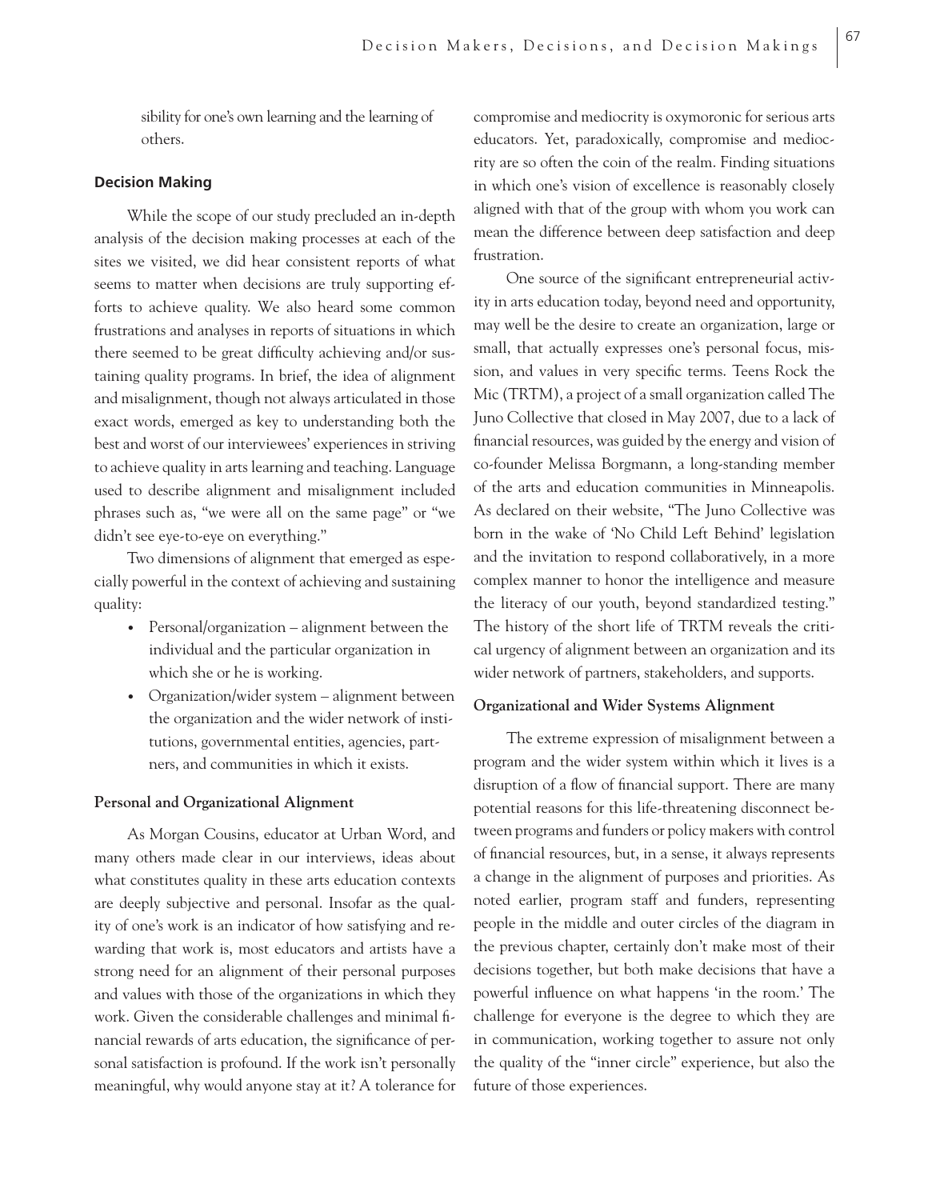sibility for one's own learning and the learning of others.

### Decision Making

While the scope of our study precluded an in-depth analysis of the decision making processes at each of the sites we visited, we did hear consistent reports of what seems to matter when decisions are truly supporting efforts to achieve quality. We also heard some common frustrations and analyses in reports of situations in which there seemed to be great difficulty achieving and/or sustaining quality programs. In brief, the idea of alignment and misalignment, though not always articulated in those exact words, emerged as key to understanding both the best and worst of our interviewees' experiences in striving to achieve quality in arts learning and teaching. Language used to describe alignment and misalignment included phrases such as, "we were all on the same page" or "we didn't see eye-to-eye on everything."

Two dimensions of alignment that emerged as especially powerful in the context of achieving and sustaining quality:

- Personal/organization – alignment between the individual and the particular organization in which she or he is working.
- Organization/wider system – alignment between the organization and the wider network of institutions, governmental entities, agencies, partners, and communities in which it exists.

#### Personal and Organizational Alignment

As Morgan Cousins, educator at Urban Word, and many others made clear in our interviews, ideas about what constitutes quality in these arts education contexts are deeply subjective and personal. Insofar as the quality of one's work is an indicator of how satisfying and rewarding that work is, most educators and artists have a strong need for an alignment of their personal purposes and values with those of the organizations in which they work. Given the considerable challenges and minimal financial rewards of arts education, the significance of personal satisfaction is profound. If the work isn't personally meaningful, why would anyone stay at it? A tolerance for compromise and mediocrity is oxymoronic for serious arts educators. Yet, paradoxically, compromise and mediocrity are so often the coin of the realm. Finding situations in which one's vision of excellence is reasonably closely aligned with that of the group with whom you work can mean the difference between deep satisfaction and deep frustration.

One source of the significant entrepreneurial activity in arts education today, beyond need and opportunity, may well be the desire to create an organization, large or small, that actually expresses one's personal focus, mission, and values in very specific terms. Teens Rock the Mic (TRTM), a project of a small organization called The Juno Collective that closed in May 2007, due to a lack of financial resources, was guided by the energy and vision of co-founder Melissa Borgmann, a long-standing member of the arts and education communities in Minneapolis. As declared on their website, "The Juno Collective was born in the wake of 'No Child Left Behind' legislation and the invitation to respond collaboratively, in a more complex manner to honor the intelligence and measure the literacy of our youth, beyond standardized testing." The history of the short life of TRTM reveals the critical urgency of alignment between an organization and its wider network of partners, stakeholders, and supports.

#### Organizational and Wider Systems Alignment

The extreme expression of misalignment between a program and the wider system within which it lives is a disruption of a flow of financial support. There are many potential reasons for this life-threatening disconnect between programs and funders or policy makers with control of financial resources, but, in a sense, it always represents a change in the alignment of purposes and priorities. As noted earlier, program staff and funders, representing people in the middle and outer circles of the diagram in the previous chapter, certainly don't make most of their decisions together, but both make decisions that have a powerful influence on what happens 'in the room.' The challenge for everyone is the degree to which they are in communication, working together to assure not only the quality of the "inner circle" experience, but also the future of those experiences.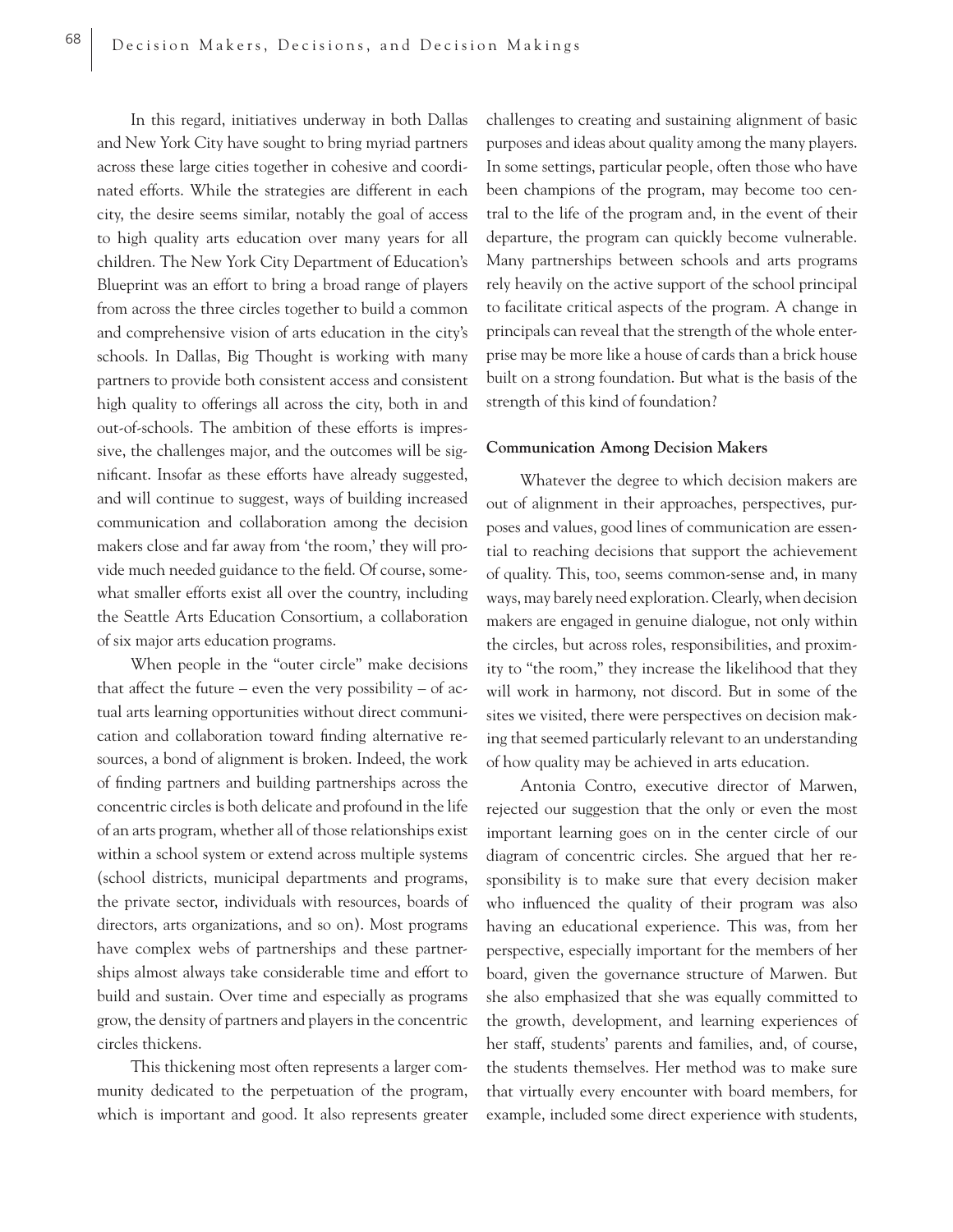In this regard, initiatives underway in both Dallas and New York City have sought to bring myriad partners across these large cities together in cohesive and coordinated efforts. While the strategies are different in each city, the desire seems similar, notably the goal of access to high quality arts education over many years for all children. The New York City Department of Education's Blueprint was an effort to bring a broad range of players from across the three circles together to build a common and comprehensive vision of arts education in the city's schools. In Dallas, Big Thought is working with many partners to provide both consistent access and consistent high quality to offerings all across the city, both in and out-of-schools. The ambition of these efforts is impressive, the challenges major, and the outcomes will be significant. Insofar as these efforts have already suggested, and will continue to suggest, ways of building increased communication and collaboration among the decision makers close and far away from 'the room,' they will provide much needed guidance to the field. Of course, somewhat smaller efforts exist all over the country, including the Seattle Arts Education Consortium, a collaboration of six major arts education programs.

When people in the "outer circle" make decisions that affect the future – even the very possibility – of actual arts learning opportunities without direct communication and collaboration toward finding alternative resources, a bond of alignment is broken. Indeed, the work of finding partners and building partnerships across the concentric circles is both delicate and profound in the life of an arts program, whether all of those relationships exist within a school system or extend across multiple systems (school districts, municipal departments and programs, the private sector, individuals with resources, boards of directors, arts organizations, and so on). Most programs have complex webs of partnerships and these partnerships almost always take considerable time and effort to build and sustain. Over time and especially as programs grow, the density of partners and players in the concentric circles thickens.

This thickening most often represents a larger community dedicated to the perpetuation of the program, which is important and good. It also represents greater challenges to creating and sustaining alignment of basic purposes and ideas about quality among the many players. In some settings, particular people, often those who have been champions of the program, may become too central to the life of the program and, in the event of their departure, the program can quickly become vulnerable. Many partnerships between schools and arts programs rely heavily on the active support of the school principal to facilitate critical aspects of the program. A change in principals can reveal that the strength of the whole enterprise may be more like a house of cards than a brick house built on a strong foundation. But what is the basis of the strength of this kind of foundation?

**Communication Among Decision Makers**

Whatever the degree to which decision makers are out of alignment in their approaches, perspectives, purposes and values, good lines of communication are essential to reaching decisions that support the achievement of quality. This, too, seems common-sense and, in many ways, may barely need exploration. Clearly, when decision makers are engaged in genuine dialogue, not only within the circles, but across roles, responsibilities, and proximity to "the room," they increase the likelihood that they will work in harmony, not discord. But in some of the sites we visited, there were perspectives on decision making that seemed particularly relevant to an understanding of how quality may be achieved in arts education.

Antonia Contro, executive director of Marwen, rejected our suggestion that the only or even the most important learning goes on in the center circle of our diagram of concentric circles. She argued that her responsibility is to make sure that every decision maker who influenced the quality of their program was also having an educational experience. This was, from her perspective, especially important for the members of her board, given the governance structure of Marwen. But she also emphasized that she was equally committed to the growth, development, and learning experiences of her staff, students' parents and families, and, of course, the students themselves. Her method was to make sure that virtually every encounter with board members, for example, included some direct experience with students,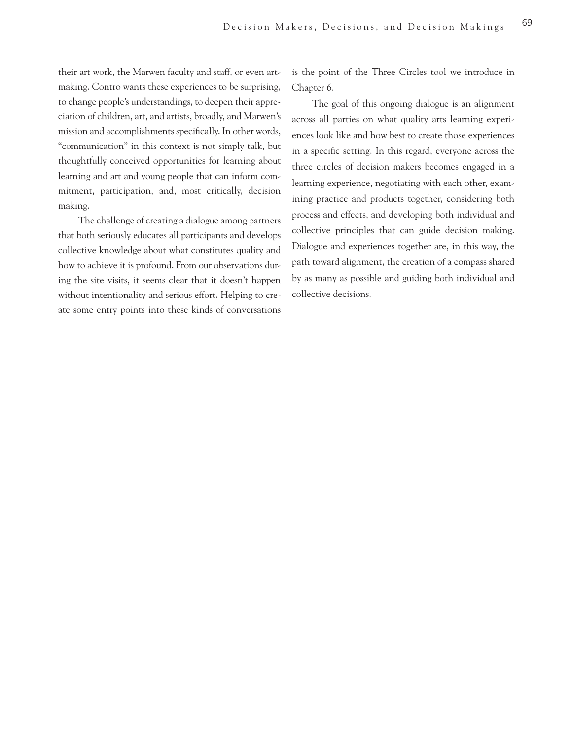their art work, the Marwen faculty and staff, or even art-making. Contro wants these experiences to be surprising, to change people's understandings, to deepen their appreciation of children, art, and artists, broadly, and Marwen's mission and accomplishments specifically. In other words, "communication" in this context is not simply talk, but thoughtfully conceived opportunities for learning about learning and art and young people that can inform commitment, participation, and, most critically, decision making.

The challenge of creating a dialogue among partners that both seriously educates all participants and develops collective knowledge about what constitutes quality and how to achieve it is profound. From our observations during the site visits, it seems clear that it doesn't happen without intentionality and serious effort. Helping to create some entry points into these kinds of conversations is the point of the Three Circles tool we introduce in Chapter 6.

The goal of this ongoing dialogue is an alignment across all parties on what quality arts learning experiences look like and how best to create those experiences in a specific setting. In this regard, everyone across the three circles of decision makers becomes engaged in a learning experience, negotiating with each other, examining practice and products together, considering both process and effects, and developing both individual and collective principles that can guide decision making. Dialogue and experiences together are, in this way, the path toward alignment, the creation of a compass shared by as many as possible and guiding both individual and collective decisions.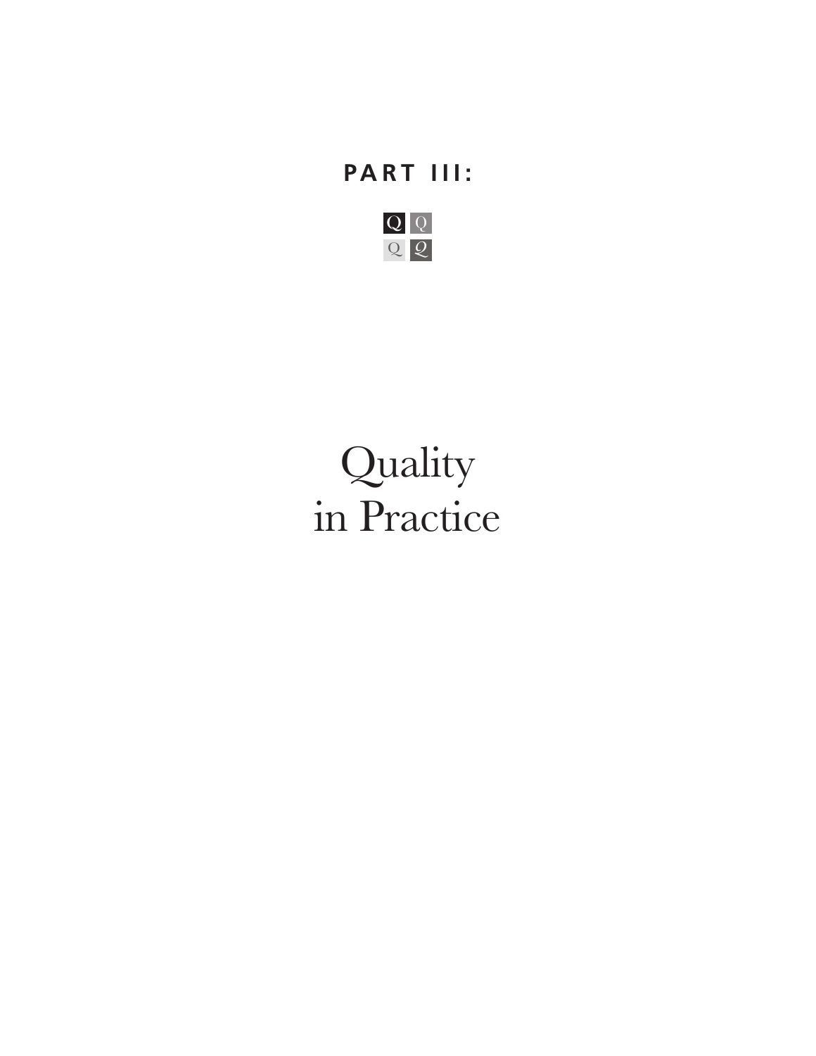# PART III:

# Quality in Practice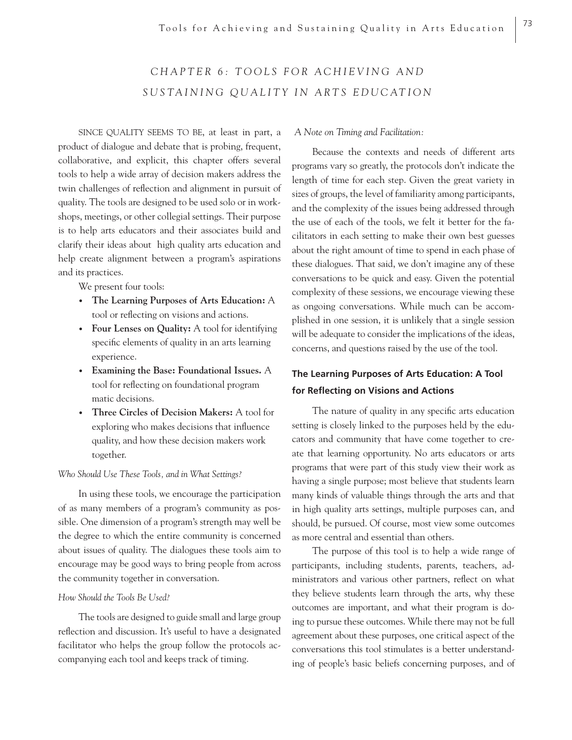# *CHAPTER 6: TOOLS FOR ACHIEVING AND SUSTAINING QUALITY IN ARTS EDUCATION*

SINCE QUALITY SEEMS TO BE, at least in part, a product of dialogue and debate that is probing, frequent, collaborative, and explicit, this chapter offers several tools to help a wide array of decision makers address the twin challenges of reflection and alignment in pursuit of quality. The tools are designed to be used solo or in workshops, meetings, or other collegial settings. Their purpose is to help arts educators and their associates build and clarify their ideas about high quality arts education and help create alignment between a program's aspirations and its practices.

We present four tools:

- **The Learning Purposes of Arts Education:** A tool or reflecting on visions and actions.
- **Four Lenses on Quality:** A tool for identifying specific elements of quality in an arts learning experience.
- **Examining the Base: Foundational Issues.** A tool for reflecting on foundational program matic decisions.
- **Three Circles of Decision Makers:** A tool for exploring who makes decisions that influence quality, and how these decision makers work together.

*Who Should Use These Tools, and in What Settings?*

In using these tools, we encourage the participation of as many members of a program's community as possible. One dimension of a program's strength may well be the degree to which the entire community is concerned about issues of quality. The dialogues these tools aim to encourage may be good ways to bring people from across the community together in conversation.

*How Should the Tools Be Used?*

The tools are designed to guide small and large group reflection and discussion. It's useful to have a designated facilitator who helps the group follow the protocols accompanying each tool and keeps track of timing.

*A Note on Timing and Facilitation:*

Because the contexts and needs of different arts programs vary so greatly, the protocols don't indicate the length of time for each step. Given the great variety in sizes of groups, the level of familiarity among participants, and the complexity of the issues being addressed through the use of each of the tools, we felt it better for the facilitators in each setting to make their own best guesses about the right amount of time to spend in each phase of these dialogues. That said, we don't imagine any of these conversations to be quick and easy. Given the potential complexity of these sessions, we encourage viewing these as ongoing conversations. While much can be accomplished in one session, it is unlikely that a single session will be adequate to consider the implications of the ideas, concerns, and questions raised by the use of the tool.

## The Learning Purposes of Arts Education: A Tool for Reflecting on Visions and Actions

The nature of quality in any specific arts education setting is closely linked to the purposes held by the educators and community that have come together to create that learning opportunity. No arts educators or arts programs that were part of this study view their work as having a single purpose; most believe that students learn many kinds of valuable things through the arts and that in high quality arts settings, multiple purposes can, and should, be pursued. Of course, most view some outcomes as more central and essential than others.

The purpose of this tool is to help a wide range of participants, including students, parents, teachers, administrators and various other partners, reflect on what they believe students learn through the arts, why these outcomes are important, and what their program is doing to pursue these outcomes. While there may not be full agreement about these purposes, one critical aspect of the conversations this tool stimulates is a better understanding of people's basic beliefs concerning purposes, and of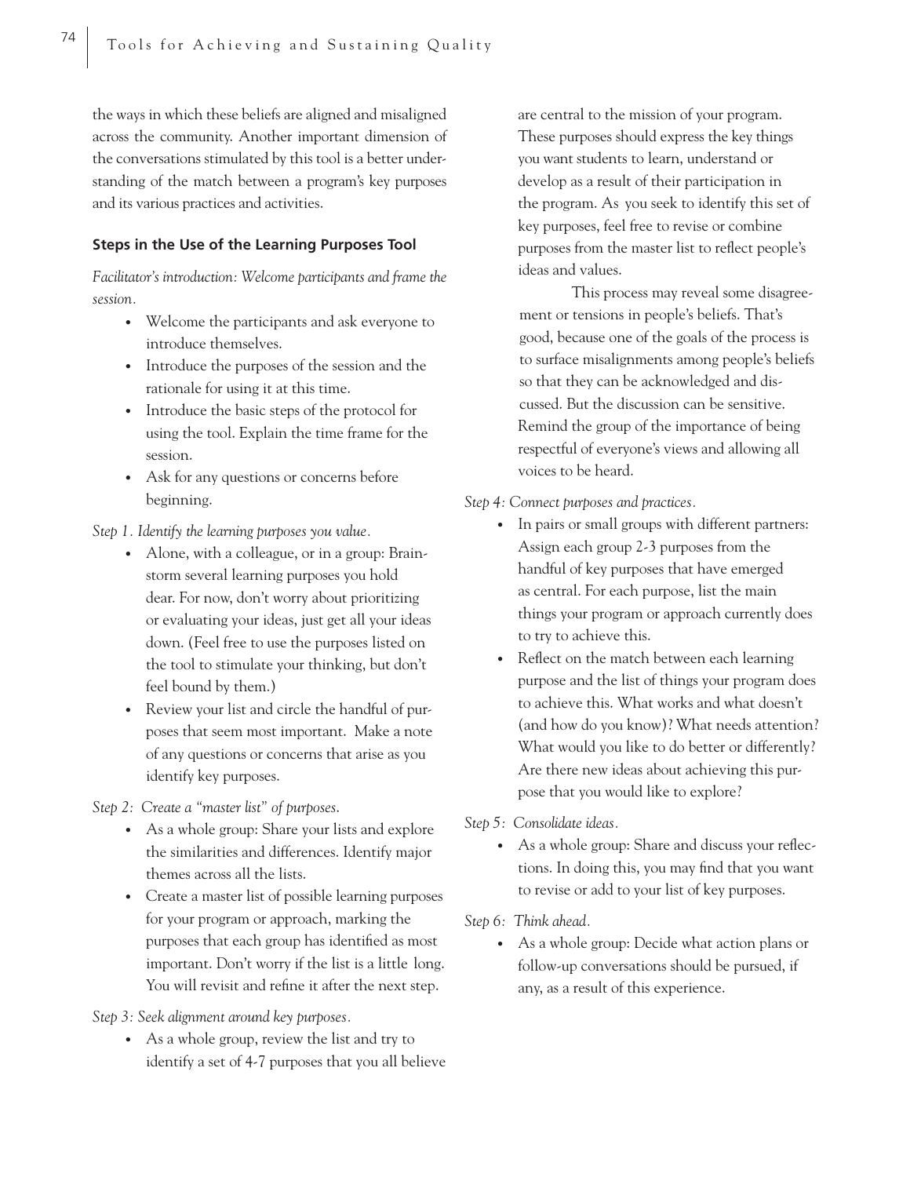the ways in which these beliefs are aligned and misaligned across the community. Another important dimension of the conversations stimulated by this tool is a better understanding of the match between a program's key purposes and its various practices and activities.

### Steps in the Use of the Learning Purposes Tool

*Facilitator's introduction: Welcome participants and frame the session.*

- Welcome the participants and ask everyone to introduce themselves.
- Introduce the purposes of the session and the rationale for using it at this time.
- Introduce the basic steps of the protocol for using the tool. Explain the time frame for the session.
- Ask for any questions or concerns before beginning.

*Step 1. Identify the learning purposes you value.*

- Alone, with a colleague, or in a group: Brainstorm several learning purposes you hold dear. For now, don't worry about prioritizing or evaluating your ideas, just get all your ideas down. (Feel free to use the purposes listed on the tool to stimulate your thinking, but don't feel bound by them.)
- Review your list and circle the handful of purposes that seem most important. Make a note of any questions or concerns that arise as you identify key purposes.

*Step 2: Create a "master list" of purposes.*

- As a whole group: Share your lists and explore the similarities and differences. Identify major themes across all the lists.
- Create a master list of possible learning purposes for your program or approach, marking the purposes that each group has identified as most important. Don't worry if the list is a little long. You will revisit and refine it after the next step.

*Step 3: Seek alignment around key purposes.*

- As a whole group, review the list and try to identify a set of 4-7 purposes that you all believe are central to the mission of your program. These purposes should express the key things you want students to learn, understand or develop as a result of their participation in the program. As you seek to identify this set of key purposes, feel free to revise or combine purposes from the master list to reflect people's ideas and values.

  This process may reveal some disagreement or tensions in people's beliefs. That's good, because one of the goals of the process is to surface misalignments among people's beliefs so that they can be acknowledged and discussed. But the discussion can be sensitive. Remind the group of the importance of being respectful of everyone's views and allowing all voices to be heard.

*Step 4: Connect purposes and practices.*

- In pairs or small groups with different partners: Assign each group 2-3 purposes from the handful of key purposes that have emerged as central. For each purpose, list the main things your program or approach currently does to try to achieve this.
- Reflect on the match between each learning purpose and the list of things your program does to achieve this. What works and what doesn't (and how do you know)? What needs attention? What would you like to do better or differently? Are there new ideas about achieving this purpose that you would like to explore?

*Step 5: Consolidate ideas.*

- As a whole group: Share and discuss your reflections. In doing this, you may find that you want to revise or add to your list of key purposes.

*Step 6: Think ahead.*

- As a whole group: Decide what action plans or follow-up conversations should be pursued, if any, as a result of this experience.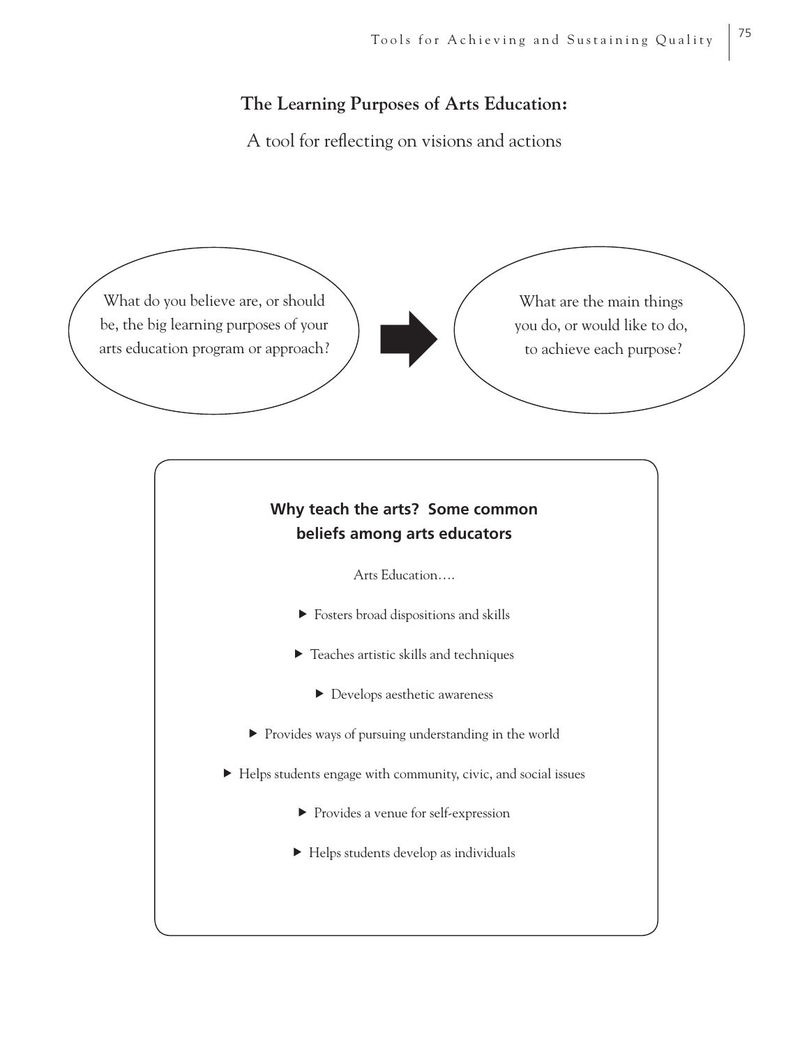## The Learning Purposes of Arts Education:

A tool for reflecting on visions and actions

What do you believe are, or should be, the big learning purposes of your arts education program or approach?

What are the main things you do, or would like to do, to achieve each purpose?

### Why teach the arts? Some common beliefs among arts educators

Arts Education….

- Fosters broad dispositions and skills
- Teaches artistic skills and techniques
- Develops aesthetic awareness
- Provides ways of pursuing understanding in the world
- Helps students engage with community, civic, and social issues
- Provides a venue for self-expression
- Helps students develop as individuals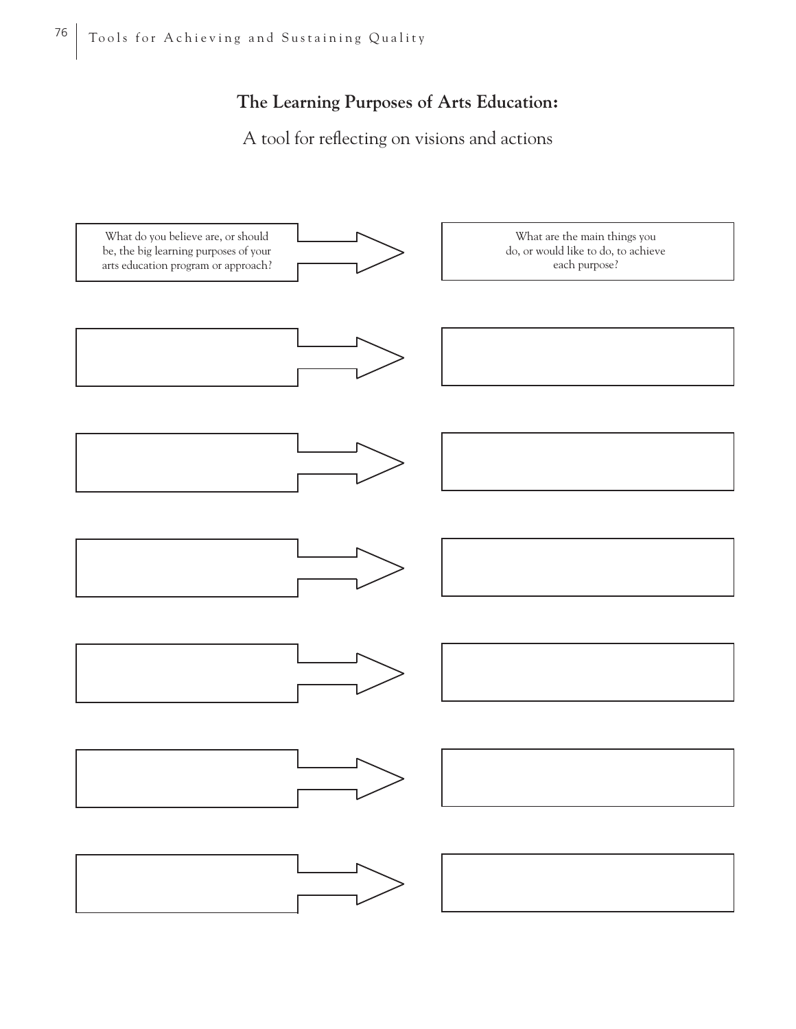**The Learning Purposes of Arts Education:**

A tool for reflecting on visions and actions

| What do you believe are, or should be, the big learning purposes of your arts education program or approach? | → | What are the main things you do, or would like to do, to achieve each purpose? |
| --- | --- | --- |
| | → | |
| | → | |
| | → | |
| | → | |
| | → | |
| | → | |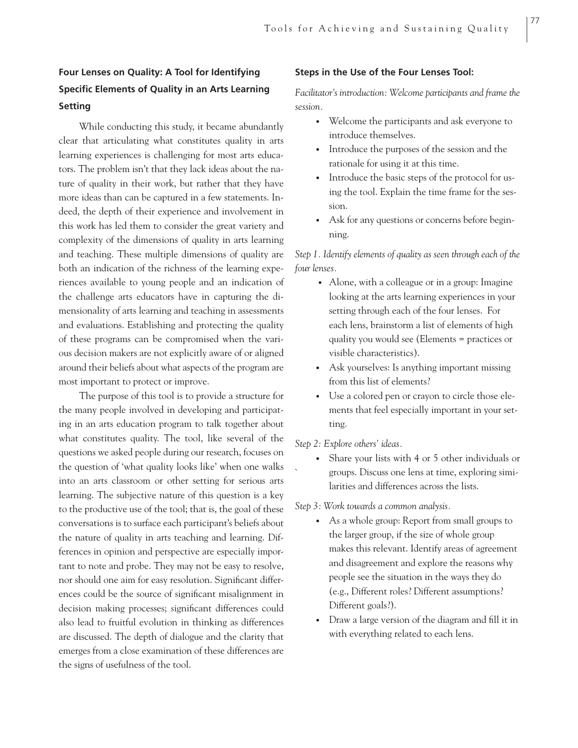### Four Lenses on Quality: A Tool for Identifying Specific Elements of Quality in an Arts Learning Setting

While conducting this study, it became abundantly clear that articulating what constitutes quality in arts learning experiences is challenging for most arts educators. The problem isn't that they lack ideas about the nature of quality in their work, but rather that they have more ideas than can be captured in a few statements. Indeed, the depth of their experience and involvement in this work has led them to consider the great variety and complexity of the dimensions of quality in arts learning and teaching. These multiple dimensions of quality are both an indication of the richness of the learning experiences available to young people and an indication of the challenge arts educators have in capturing the dimensionality of arts learning and teaching in assessments and evaluations. Establishing and protecting the quality of these programs can be compromised when the various decision makers are not explicitly aware of or aligned around their beliefs about what aspects of the program are most important to protect or improve.

The purpose of this tool is to provide a structure for the many people involved in developing and participating in an arts education program to talk together about what constitutes quality. The tool, like several of the questions we asked people during our research, focuses on the question of 'what quality looks like' when one walks into an arts classroom or other setting for serious arts learning. The subjective nature of this question is a key to the productive use of the tool; that is, the goal of these conversations is to surface each participant's beliefs about the nature of quality in arts teaching and learning. Differences in opinion and perspective are especially important to note and probe. They may not be easy to resolve, nor should one aim for easy resolution. Significant differences could be the source of significant misalignment in decision making processes; significant differences could also lead to fruitful evolution in thinking as differences are discussed. The depth of dialogue and the clarity that emerges from a close examination of these differences are the signs of usefulness of the tool.

#### Steps in the Use of the Four Lenses Tool:

*Facilitator's introduction: Welcome participants and frame the session.*

- Welcome the participants and ask everyone to introduce themselves.
- Introduce the purposes of the session and the rationale for using it at this time.
- Introduce the basic steps of the protocol for using the tool. Explain the time frame for the session.
- Ask for any questions or concerns before beginning.

*Step 1. Identify elements of quality as seen through each of the four lenses.*

- Alone, with a colleague or in a group: Imagine looking at the arts learning experiences in your setting through each of the four lenses. For each lens, brainstorm a list of elements of high quality you would see (Elements = practices or visible characteristics).
- Ask yourselves: Is anything important missing from this list of elements?
- Use a colored pen or crayon to circle those elements that feel especially important in your setting.

*Step 2: Explore others' ideas.*

- Share your lists with 4 or 5 other individuals or groups. Discuss one lens at time, exploring similarities and differences across the lists.

*Step 3: Work towards a common analysis.*

- As a whole group: Report from small groups to the larger group, if the size of whole group makes this relevant. Identify areas of agreement and disagreement and explore the reasons why people see the situation in the ways they do (e.g., Different roles? Different assumptions? Different goals?).
- Draw a large version of the diagram and fill it in with everything related to each lens.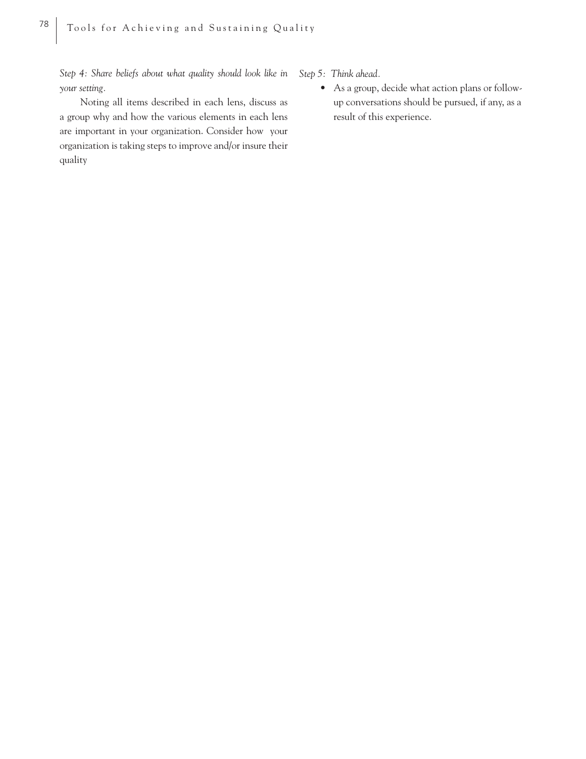*Step 4: Share beliefs about what quality should look like in your setting.*

Noting all items described in each lens, discuss as a group why and how the various elements in each lens are important in your organization. Consider how your organization is taking steps to improve and/or insure their quality

*Step 5: Think ahead.*

- As a group, decide what action plans or follow-up conversations should be pursued, if any, as a result of this experience.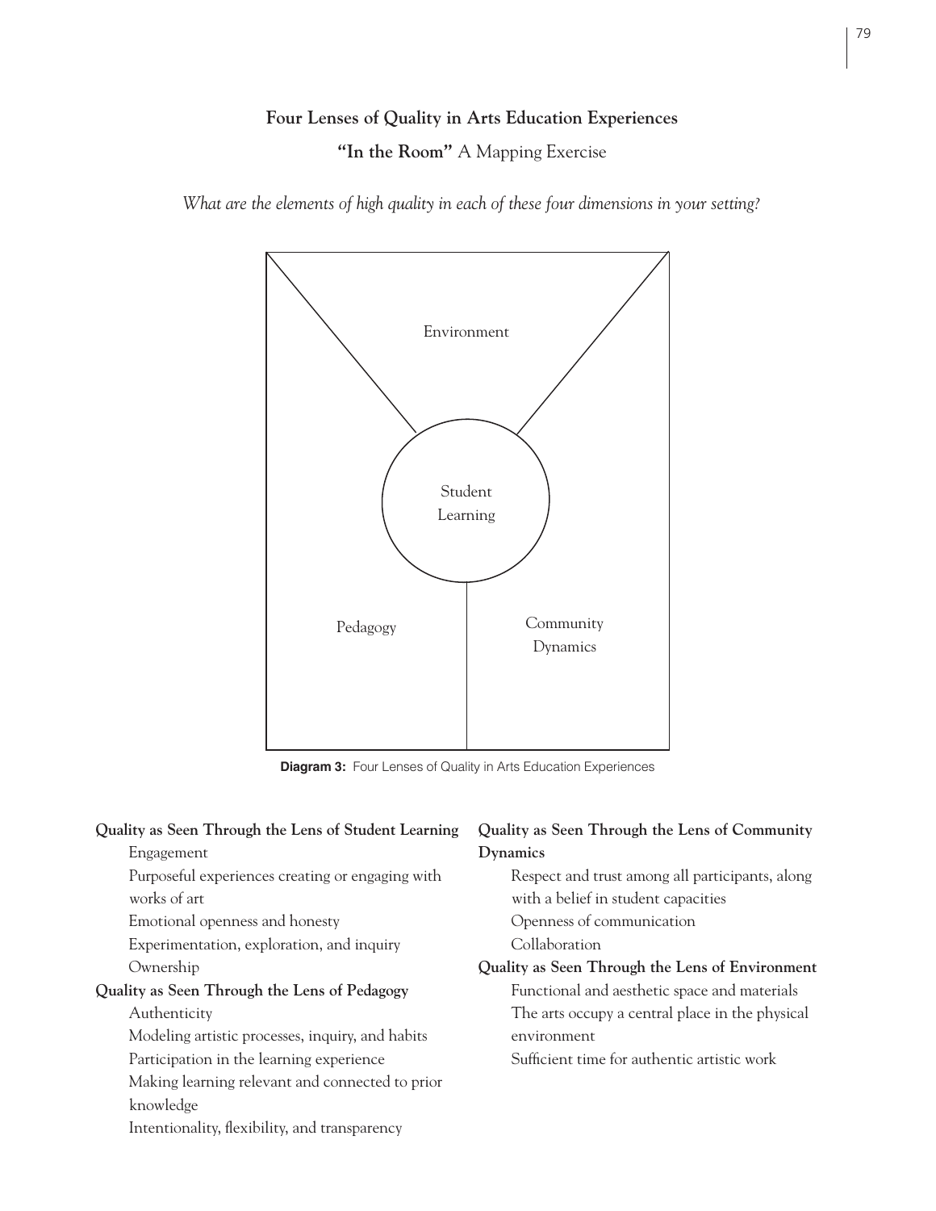## Four Lenses of Quality in Arts Education Experiences

**"In the Room"** A Mapping Exercise

*What are the elements of high quality in each of these four dimensions in your setting?*

Environment

Student Learning

Pedagogy

Community Dynamics

**Diagram 3:** Four Lenses of Quality in Arts Education Experiences

**Quality as Seen Through the Lens of Student Learning**

- Engagement
- Purposeful experiences creating or engaging with works of art
- Emotional openness and honesty
- Experimentation, exploration, and inquiry
- Ownership

**Quality as Seen Through the Lens of Pedagogy**

- Authenticity
- Modeling artistic processes, inquiry, and habits
- Participation in the learning experience
- Making learning relevant and connected to prior knowledge
- Intentionality, flexibility, and transparency

**Quality as Seen Through the Lens of Community Dynamics**

- Respect and trust among all participants, along with a belief in student capacities
- Openness of communication
- Collaboration

**Quality as Seen Through the Lens of Environment**

- Functional and aesthetic space and materials
- The arts occupy a central place in the physical environment
- Sufficient time for authentic artistic work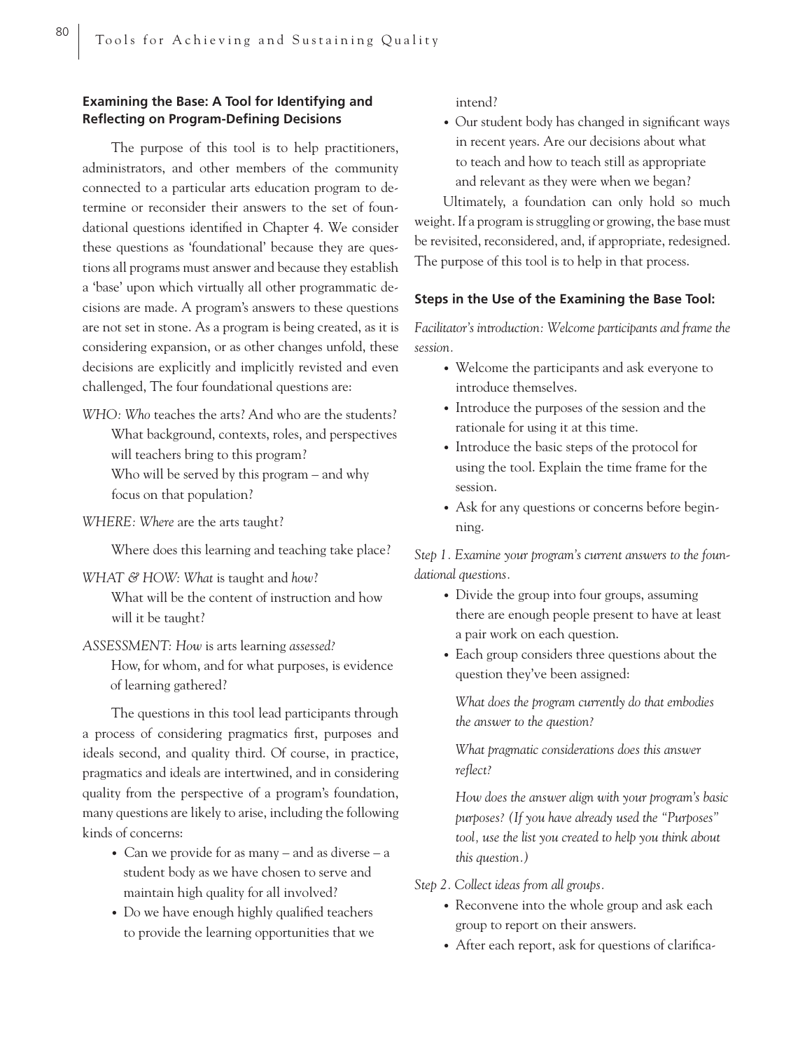### Examining the Base: A Tool for Identifying and Reflecting on Program-Defining Decisions

The purpose of this tool is to help practitioners, administrators, and other members of the community connected to a particular arts education program to determine or reconsider their answers to the set of foundational questions identified in Chapter 4. We consider these questions as 'foundational' because they are questions all programs must answer and because they establish a 'base' upon which virtually all other programmatic decisions are made. A program's answers to these questions are not set in stone. As a program is being created, as it is considering expansion, or as other changes unfold, these decisions are explicitly and implicitly revisted and even challenged, The four foundational questions are:

*WHO: Who* teaches the arts? And who are the students?
What background, contexts, roles, and perspectives will teachers bring to this program?
Who will be served by this program – and why focus on that population?

*WHERE: Where* are the arts taught?

Where does this learning and teaching take place?

*WHAT & HOW: What* is taught and *how*?
What will be the content of instruction and how will it be taught?

*ASSESSMENT: How* is arts learning *assessed?*
How, for whom, and for what purposes, is evidence of learning gathered?

The questions in this tool lead participants through a process of considering pragmatics first, purposes and ideals second, and quality third. Of course, in practice, pragmatics and ideals are intertwined, and in considering quality from the perspective of a program's foundation, many questions are likely to arise, including the following kinds of concerns:

- Can we provide for as many – and as diverse – a student body as we have chosen to serve and maintain high quality for all involved?
- Do we have enough highly qualified teachers to provide the learning opportunities that we intend?
- Our student body has changed in significant ways in recent years. Are our decisions about what to teach and how to teach still as appropriate and relevant as they were when we began?

Ultimately, a foundation can only hold so much weight. If a program is struggling or growing, the base must be revisited, reconsidered, and, if appropriate, redesigned. The purpose of this tool is to help in that process.

### Steps in the Use of the Examining the Base Tool:

*Facilitator's introduction: Welcome participants and frame the session.*

- Welcome the participants and ask everyone to introduce themselves.
- Introduce the purposes of the session and the rationale for using it at this time.
- Introduce the basic steps of the protocol for using the tool. Explain the time frame for the session.
- Ask for any questions or concerns before beginning.

*Step 1. Examine your program's current answers to the foundational questions.*

- Divide the group into four groups, assuming there are enough people present to have at least a pair work on each question.
- Each group considers three questions about the question they've been assigned:

  *What does the program currently do that embodies the answer to the question?*

  *What pragmatic considerations does this answer reflect?*

  *How does the answer align with your program's basic purposes? (If you have already used the "Purposes" tool, use the list you created to help you think about this question.)*

*Step 2. Collect ideas from all groups.*

- Reconvene into the whole group and ask each group to report on their answers.
- After each report, ask for questions of clarifica-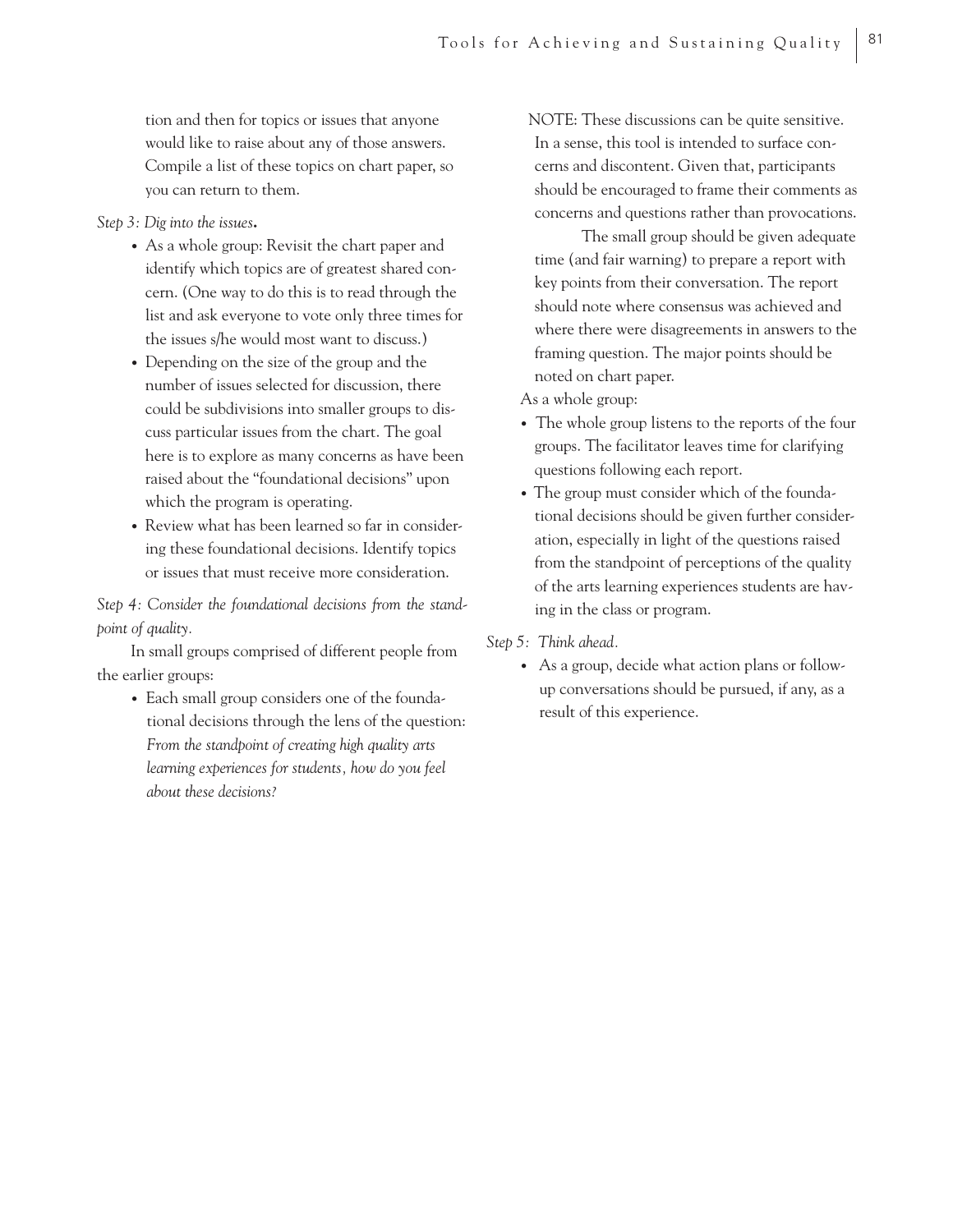tion and then for topics or issues that anyone would like to raise about any of those answers. Compile a list of these topics on chart paper, so you can return to them.

*Step 3: Dig into the issues.*

- As a whole group: Revisit the chart paper and identify which topics are of greatest shared concern. (One way to do this is to read through the list and ask everyone to vote only three times for the issues s/he would most want to discuss.)
- Depending on the size of the group and the number of issues selected for discussion, there could be subdivisions into smaller groups to discuss particular issues from the chart. The goal here is to explore as many concerns as have been raised about the "foundational decisions" upon which the program is operating.
- Review what has been learned so far in considering these foundational decisions. Identify topics or issues that must receive more consideration.

*Step 4: Consider the foundational decisions from the standpoint of quality.*

In small groups comprised of different people from the earlier groups:

- Each small group considers one of the foundational decisions through the lens of the question: *From the standpoint of creating high quality arts learning experiences for students, how do you feel about these decisions?*

NOTE: These discussions can be quite sensitive. In a sense, this tool is intended to surface concerns and discontent. Given that, participants should be encouraged to frame their comments as concerns and questions rather than provocations.

The small group should be given adequate time (and fair warning) to prepare a report with key points from their conversation. The report should note where consensus was achieved and where there were disagreements in answers to the framing question. The major points should be noted on chart paper.

As a whole group:

- The whole group listens to the reports of the four groups. The facilitator leaves time for clarifying questions following each report.
- The group must consider which of the foundational decisions should be given further consideration, especially in light of the questions raised from the standpoint of perceptions of the quality of the arts learning experiences students are having in the class or program.

*Step 5: Think ahead.*

- As a group, decide what action plans or follow-up conversations should be pursued, if any, as a result of this experience.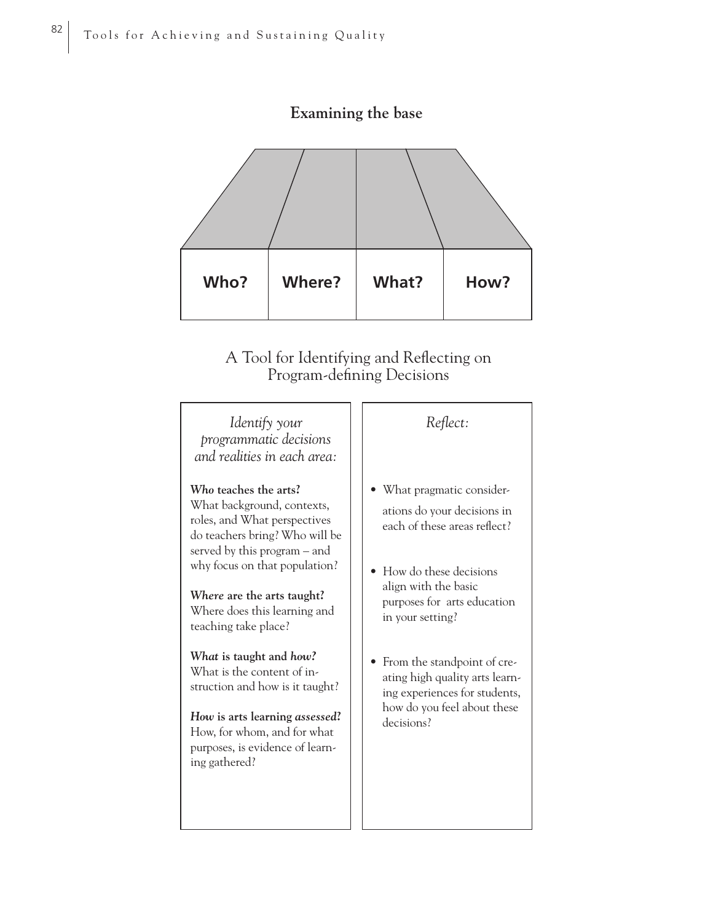## Examining the base

| Who? | Where? | What? | How? |
|---|---|---|---|

### A Tool for Identifying and Reflecting on Program-defining Decisions

*Identify your programmatic decisions and realities in each area:*

***Who* teaches the arts?**
What background, contexts, roles, and What perspectives do teachers bring? Who will be served by this program – and why focus on that population?

***Where* are the arts taught?**
Where does this learning and teaching take place?

***What* is taught and *how?***
What is the content of instruction and how is it taught?

***How* is arts learning *assessed?***
How, for whom, and for what purposes, is evidence of learning gathered?

*Reflect:*

- What pragmatic considerations do your decisions in each of these areas reflect?
- How do these decisions align with the basic purposes for arts education in your setting?
- From the standpoint of creating high quality arts learning experiences for students, how do you feel about these decisions?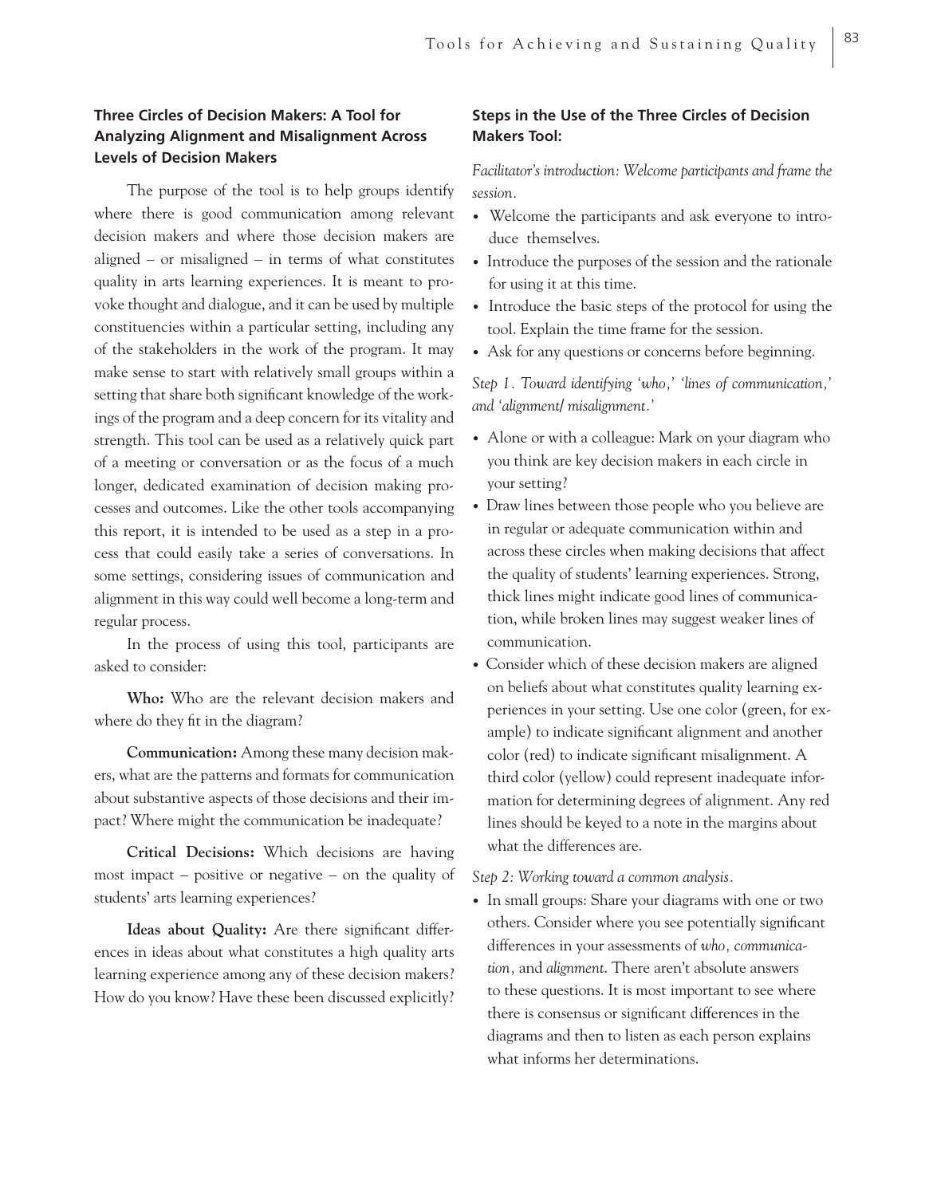### Three Circles of Decision Makers: A Tool for Analyzing Alignment and Misalignment Across Levels of Decision Makers

The purpose of the tool is to help groups identify where there is good communication among relevant decision makers and where those decision makers are aligned – or misaligned – in terms of what constitutes quality in arts learning experiences. It is meant to provoke thought and dialogue, and it can be used by multiple constituencies within a particular setting, including any of the stakeholders in the work of the program. It may make sense to start with relatively small groups within a setting that share both significant knowledge of the workings of the program and a deep concern for its vitality and strength. This tool can be used as a relatively quick part of a meeting or conversation or as the focus of a much longer, dedicated examination of decision making processes and outcomes. Like the other tools accompanying this report, it is intended to be used as a step in a process that could easily take a series of conversations. In some settings, considering issues of communication and alignment in this way could well become a long-term and regular process.

In the process of using this tool, participants are asked to consider:

**Who:** Who are the relevant decision makers and where do they fit in the diagram?

**Communication:** Among these many decision makers, what are the patterns and formats for communication about substantive aspects of those decisions and their impact? Where might the communication be inadequate?

**Critical Decisions:** Which decisions are having most impact – positive or negative – on the quality of students' arts learning experiences?

**Ideas about Quality:** Are there significant differences in ideas about what constitutes a high quality arts learning experience among any of these decision makers? How do you know? Have these been discussed explicitly?

### Steps in the Use of the Three Circles of Decision Makers Tool:

*Facilitator's introduction: Welcome participants and frame the session.*

- Welcome the participants and ask everyone to introduce themselves.
- Introduce the purposes of the session and the rationale for using it at this time.
- Introduce the basic steps of the protocol for using the tool. Explain the time frame for the session.
- Ask for any questions or concerns before beginning.

*Step 1. Toward identifying 'who,' 'lines of communication,' and 'alignment/ misalignment.'*

- Alone or with a colleague: Mark on your diagram who you think are key decision makers in each circle in your setting?
- Draw lines between those people who you believe are in regular or adequate communication within and across these circles when making decisions that affect the quality of students' learning experiences. Strong, thick lines might indicate good lines of communication, while broken lines may suggest weaker lines of communication.
- Consider which of these decision makers are aligned on beliefs about what constitutes quality learning experiences in your setting. Use one color (green, for example) to indicate significant alignment and another color (red) to indicate significant misalignment. A third color (yellow) could represent inadequate information for determining degrees of alignment. Any red lines should be keyed to a note in the margins about what the differences are.

*Step 2: Working toward a common analysis.*

- In small groups: Share your diagrams with one or two others. Consider where you see potentially significant differences in your assessments of *who, communication*, and *alignment*. There aren't absolute answers to these questions. It is most important to see where there is consensus or significant differences in the diagrams and then to listen as each person explains what informs her determinations.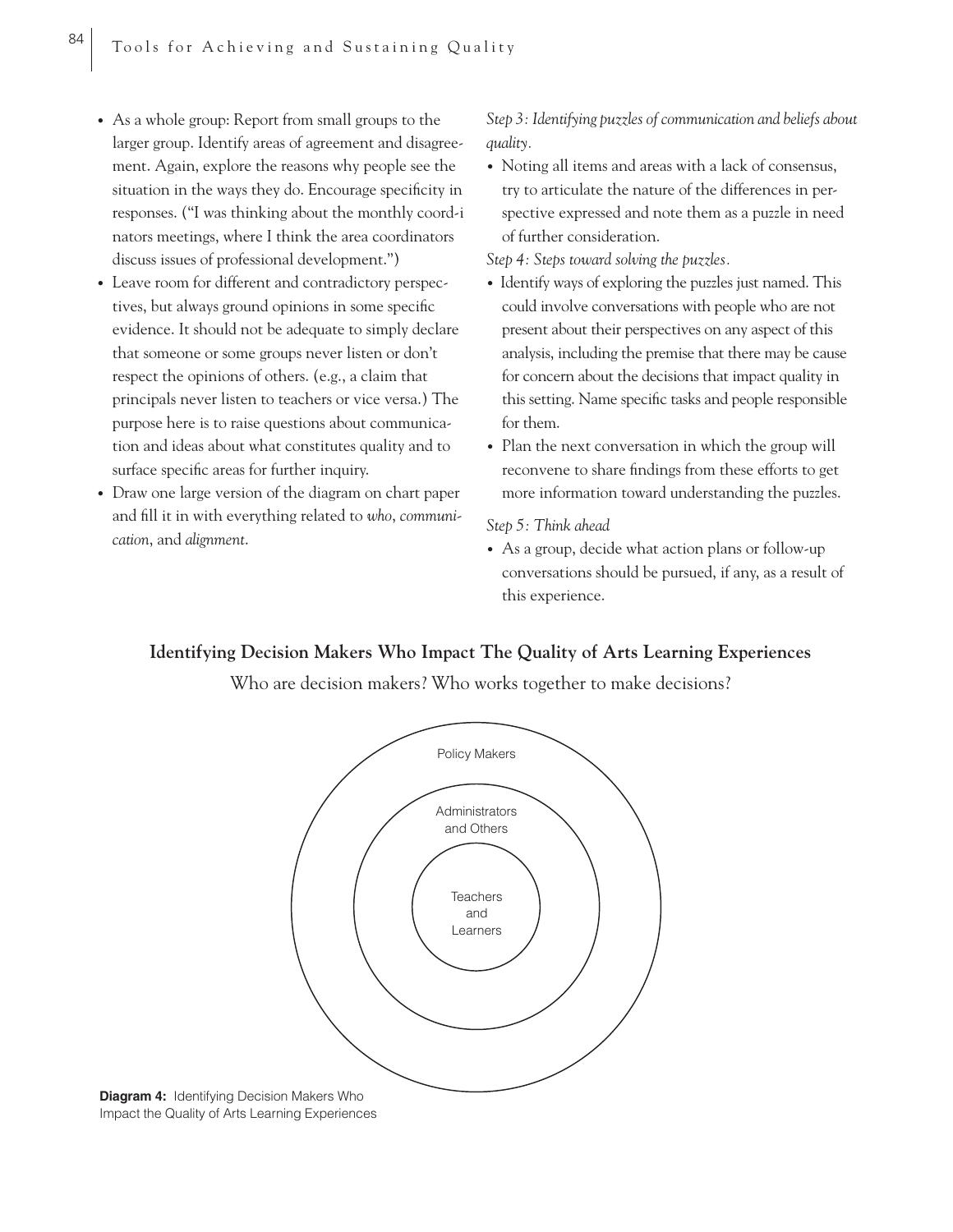- As a whole group: Report from small groups to the larger group. Identify areas of agreement and disagreement. Again, explore the reasons why people see the situation in the ways they do. Encourage specificity in responses. ("I was thinking about the monthly coord-inators meetings, where I think the area coordinators discuss issues of professional development.")
- Leave room for different and contradictory perspectives, but always ground opinions in some specific evidence. It should not be adequate to simply declare that someone or some groups never listen or don't respect the opinions of others. (e.g., a claim that principals never listen to teachers or vice versa.) The purpose here is to raise questions about communication and ideas about what constitutes quality and to surface specific areas for further inquiry.
- Draw one large version of the diagram on chart paper and fill it in with everything related to *who*, *communication*, and *alignment*.

*Step 3: Identifying puzzles of communication and beliefs about quality.*

- Noting all items and areas with a lack of consensus, try to articulate the nature of the differences in perspective expressed and note them as a puzzle in need of further consideration.

*Step 4: Steps toward solving the puzzles.*

- Identify ways of exploring the puzzles just named. This could involve conversations with people who are not present about their perspectives on any aspect of this analysis, including the premise that there may be cause for concern about the decisions that impact quality in this setting. Name specific tasks and people responsible for them.
- Plan the next conversation in which the group will reconvene to share findings from these efforts to get more information toward understanding the puzzles.

*Step 5: Think ahead*

- As a group, decide what action plans or follow-up conversations should be pursued, if any, as a result of this experience.

**Identifying Decision Makers Who Impact The Quality of Arts Learning Experiences**

Who are decision makers? Who works together to make decisions?

Policy Makers

Administrators and Others

Teachers and Learners

**Diagram 4:** Identifying Decision Makers Who Impact the Quality of Arts Learning Experiences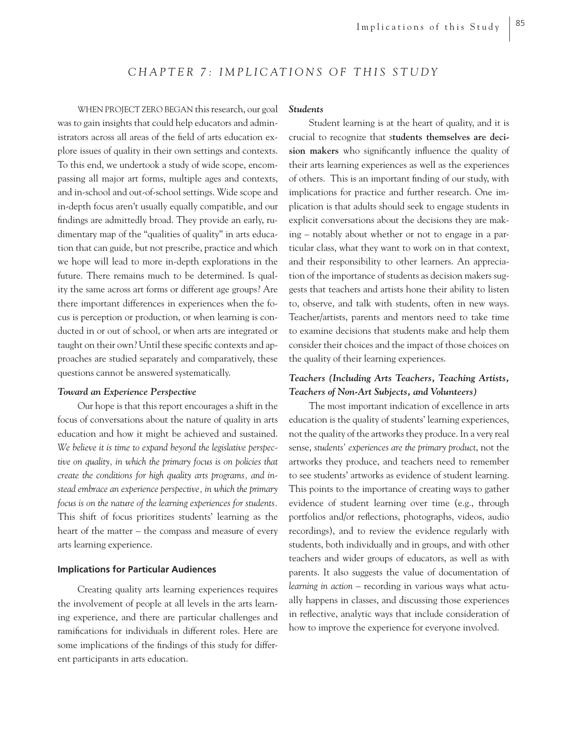## CHAPTER 7: IMPLICATIONS OF THIS STUDY

WHEN PROJECT ZERO BEGAN this research, our goal was to gain insights that could help educators and administrators across all areas of the field of arts education explore issues of quality in their own settings and contexts. To this end, we undertook a study of wide scope, encompassing all major art forms, multiple ages and contexts, and in-school and out-of-school settings. Wide scope and in-depth focus aren't usually equally compatible, and our findings are admittedly broad. They provide an early, rudimentary map of the "qualities of quality" in arts education that can guide, but not prescribe, practice and which we hope will lead to more in-depth explorations in the future. There remains much to be determined. Is quality the same across art forms or different age groups? Are there important differences in experiences when the focus is perception or production, or when learning is conducted in or out of school, or when arts are integrated or taught on their own? Until these specific contexts and approaches are studied separately and comparatively, these questions cannot be answered systematically.

### *Toward an Experience Perspective*

Our hope is that this report encourages a shift in the focus of conversations about the nature of quality in arts education and how it might be achieved and sustained. *We believe it is time to expand beyond the legislative perspective on quality, in which the primary focus is on policies that create the conditions for high quality arts programs, and instead embrace an experience perspective, in which the primary focus is on the nature of the learning experiences for students.* This shift of focus prioritizes students' learning as the heart of the matter – the compass and measure of every arts learning experience.

### Implications for Particular Audiences

Creating quality arts learning experiences requires the involvement of people at all levels in the arts learning experience, and there are particular challenges and ramifications for individuals in different roles. Here are some implications of the findings of this study for different participants in arts education.

#### *Students*

Student learning is at the heart of quality, and it is crucial to recognize that s**tudents themselves are decision makers** who significantly influence the quality of their arts learning experiences as well as the experiences of others. This is an important finding of our study, with implications for practice and further research. One implication is that adults should seek to engage students in explicit conversations about the decisions they are making – notably about whether or not to engage in a particular class, what they want to work on in that context, and their responsibility to other learners. An appreciation of the importance of students as decision makers suggests that teachers and artists hone their ability to listen to, observe, and talk with students, often in new ways. Teacher/artists, parents and mentors need to take time to examine decisions that students make and help them consider their choices and the impact of those choices on the quality of their learning experiences.

#### *Teachers (Including Arts Teachers, Teaching Artists, Teachers of Non-Art Subjects, and Volunteers)*

The most important indication of excellence in arts education is the quality of students' learning experiences, not the quality of the artworks they produce. In a very real sense, *students' experiences are the primary product*, not the artworks they produce, and teachers need to remember to see students' artworks as evidence of student learning. This points to the importance of creating ways to gather evidence of student learning over time (e.g., through portfolios and/or reflections, photographs, videos, audio recordings), and to review the evidence regularly with students, both individually and in groups, and with other teachers and wider groups of educators, as well as with parents. It also suggests the value of documentation of *learning in action* – recording in various ways what actually happens in classes, and discussing those experiences in reflective, analytic ways that include consideration of how to improve the experience for everyone involved.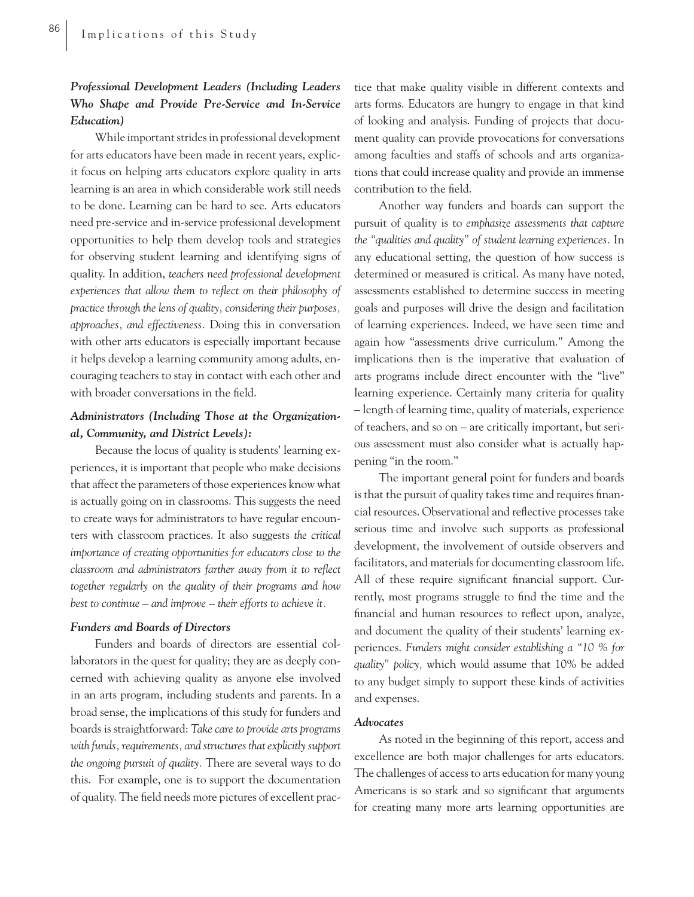### *Professional Development Leaders (Including Leaders Who Shape and Provide Pre-Service and In-Service Education)*

While important strides in professional development for arts educators have been made in recent years, explicit focus on helping arts educators explore quality in arts learning is an area in which considerable work still needs to be done. Learning can be hard to see. Arts educators need pre-service and in-service professional development opportunities to help them develop tools and strategies for observing student learning and identifying signs of quality. In addition, *teachers need professional development experiences that allow them to reflect on their philosophy of practice through the lens of quality, considering their purposes, approaches, and effectiveness.* Doing this in conversation with other arts educators is especially important because it helps develop a learning community among adults, encouraging teachers to stay in contact with each other and with broader conversations in the field.

### *Administrators (Including Those at the Organizational, Community, and District Levels):*

Because the locus of quality is students' learning experiences, it is important that people who make decisions that affect the parameters of those experiences know what is actually going on in classrooms. This suggests the need to create ways for administrators to have regular encounters with classroom practices. It also suggests *the critical importance of creating opportunities for educators close to the classroom and administrators farther away from it to reflect together regularly on the quality of their programs and how best to continue – and improve – their efforts to achieve it.*

### *Funders and Boards of Directors*

Funders and boards of directors are essential collaborators in the quest for quality; they are as deeply concerned with achieving quality as anyone else involved in an arts program, including students and parents. In a broad sense, the implications of this study for funders and boards is straightforward: *Take care to provide arts programs with funds, requirements, and structures that explicitly support the ongoing pursuit of quality.* There are several ways to do this. For example, one is to support the documentation of quality. The field needs more pictures of excellent practice that make quality visible in different contexts and arts forms. Educators are hungry to engage in that kind of looking and analysis. Funding of projects that document quality can provide provocations for conversations among faculties and staffs of schools and arts organizations that could increase quality and provide an immense contribution to the field.

Another way funders and boards can support the pursuit of quality is to *emphasize assessments that capture the "qualities and quality" of student learning experiences.* In any educational setting, the question of how success is determined or measured is critical. As many have noted, assessments established to determine success in meeting goals and purposes will drive the design and facilitation of learning experiences. Indeed, we have seen time and again how "assessments drive curriculum." Among the implications then is the imperative that evaluation of arts programs include direct encounter with the "live" learning experience. Certainly many criteria for quality – length of learning time, quality of materials, experience of teachers, and so on – are critically important, but serious assessment must also consider what is actually happening "in the room."

The important general point for funders and boards is that the pursuit of quality takes time and requires financial resources. Observational and reflective processes take serious time and involve such supports as professional development, the involvement of outside observers and facilitators, and materials for documenting classroom life. All of these require significant financial support. Currently, most programs struggle to find the time and the financial and human resources to reflect upon, analyze, and document the quality of their students' learning experiences. *Funders might consider establishing a "10 % for quality" policy,* which would assume that 10% be added to any budget simply to support these kinds of activities and expenses.

### *Advocates*

As noted in the beginning of this report, access and excellence are both major challenges for arts educators. The challenges of access to arts education for many young Americans is so stark and so significant that arguments for creating many more arts learning opportunities are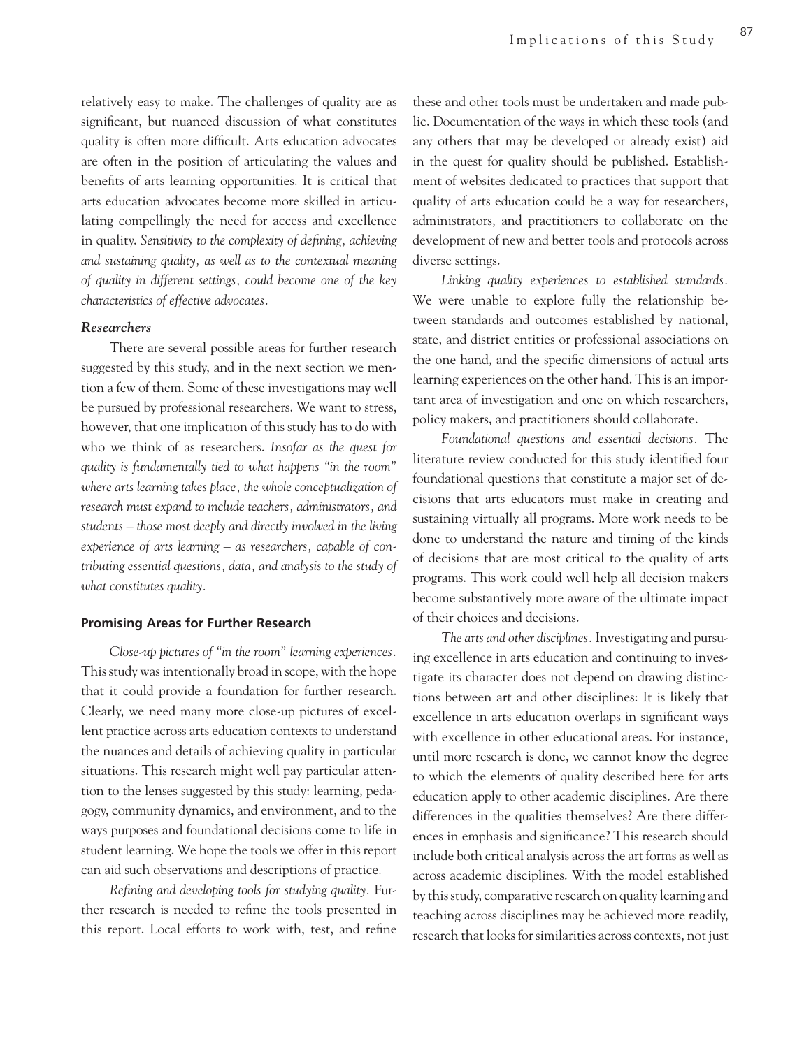relatively easy to make. The challenges of quality are as significant, but nuanced discussion of what constitutes quality is often more difficult. Arts education advocates are often in the position of articulating the values and benefits of arts learning opportunities. It is critical that arts education advocates become more skilled in articulating compellingly the need for access and excellence in quality. *Sensitivity to the complexity of defining, achieving and sustaining quality, as well as to the contextual meaning of quality in different settings, could become one of the key characteristics of effective advocates.*

### *Researchers*

There are several possible areas for further research suggested by this study, and in the next section we mention a few of them. Some of these investigations may well be pursued by professional researchers. We want to stress, however, that one implication of this study has to do with who we think of as researchers. *Insofar as the quest for quality is fundamentally tied to what happens "in the room" where arts learning takes place, the whole conceptualization of research must expand to include teachers, administrators, and students – those most deeply and directly involved in the living experience of arts learning – as researchers, capable of contributing essential questions, data, and analysis to the study of what constitutes quality.*

## Promising Areas for Further Research

*Close-up pictures of "in the room" learning experiences.* This study was intentionally broad in scope, with the hope that it could provide a foundation for further research. Clearly, we need many more close-up pictures of excellent practice across arts education contexts to understand the nuances and details of achieving quality in particular situations. This research might well pay particular attention to the lenses suggested by this study: learning, pedagogy, community dynamics, and environment, and to the ways purposes and foundational decisions come to life in student learning. We hope the tools we offer in this report can aid such observations and descriptions of practice.

*Refining and developing tools for studying quality.* Further research is needed to refine the tools presented in this report. Local efforts to work with, test, and refine these and other tools must be undertaken and made public. Documentation of the ways in which these tools (and any others that may be developed or already exist) aid in the quest for quality should be published. Establishment of websites dedicated to practices that support that quality of arts education could be a way for researchers, administrators, and practitioners to collaborate on the development of new and better tools and protocols across diverse settings.

*Linking quality experiences to established standards.* We were unable to explore fully the relationship between standards and outcomes established by national, state, and district entities or professional associations on the one hand, and the specific dimensions of actual arts learning experiences on the other hand. This is an important area of investigation and one on which researchers, policy makers, and practitioners should collaborate.

*Foundational questions and essential decisions.* The literature review conducted for this study identified four foundational questions that constitute a major set of decisions that arts educators must make in creating and sustaining virtually all programs. More work needs to be done to understand the nature and timing of the kinds of decisions that are most critical to the quality of arts programs. This work could well help all decision makers become substantively more aware of the ultimate impact of their choices and decisions.

*The arts and other disciplines.* Investigating and pursuing excellence in arts education and continuing to investigate its character does not depend on drawing distinctions between art and other disciplines: It is likely that excellence in arts education overlaps in significant ways with excellence in other educational areas. For instance, until more research is done, we cannot know the degree to which the elements of quality described here for arts education apply to other academic disciplines. Are there differences in the qualities themselves? Are there differences in emphasis and significance? This research should include both critical analysis across the art forms as well as across academic disciplines. With the model established by this study, comparative research on quality learning and teaching across disciplines may be achieved more readily, research that looks for similarities across contexts, not just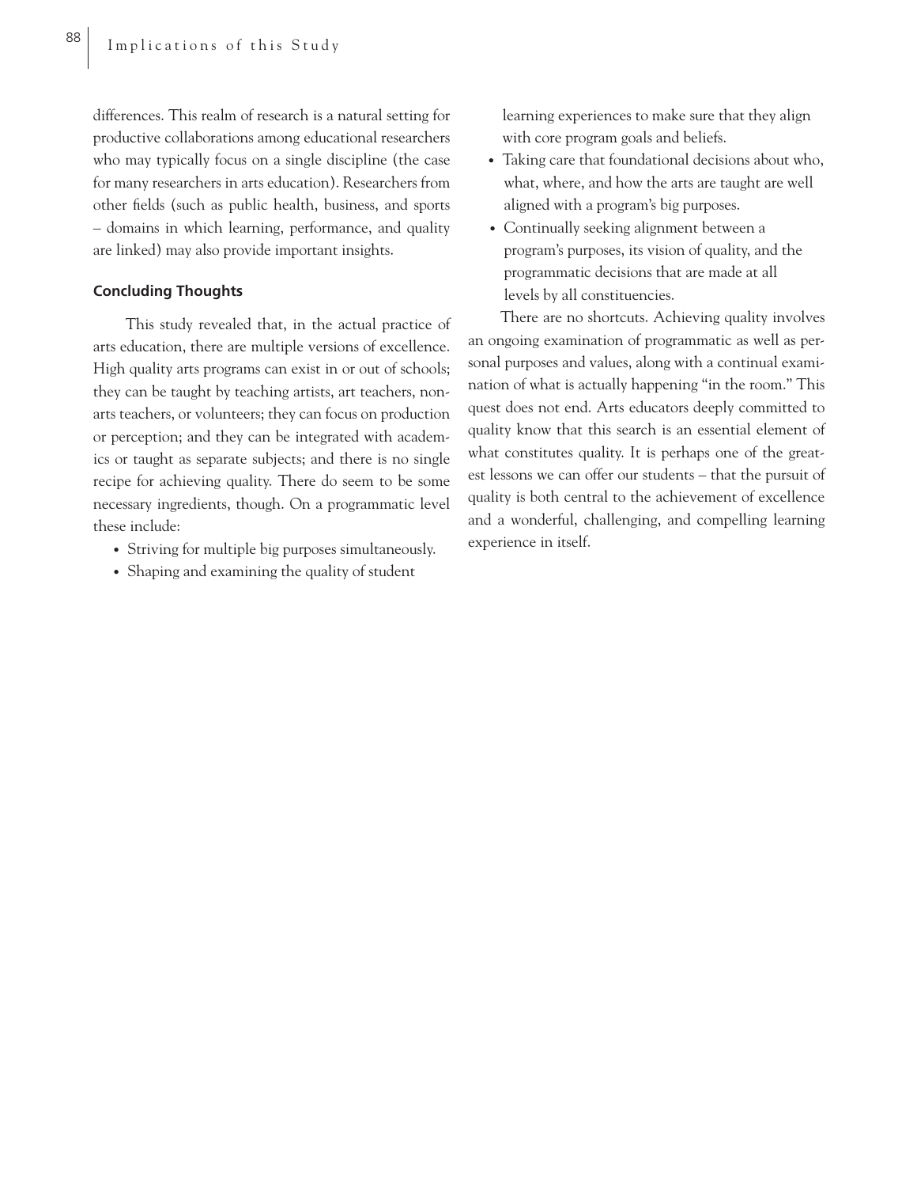differences. This realm of research is a natural setting for productive collaborations among educational researchers who may typically focus on a single discipline (the case for many researchers in arts education). Researchers from other fields (such as public health, business, and sports – domains in which learning, performance, and quality are linked) may also provide important insights.

### Concluding Thoughts

This study revealed that, in the actual practice of arts education, there are multiple versions of excellence. High quality arts programs can exist in or out of schools; they can be taught by teaching artists, art teachers, non-arts teachers, or volunteers; they can focus on production or perception; and they can be integrated with academics or taught as separate subjects; and there is no single recipe for achieving quality. There do seem to be some necessary ingredients, though. On a programmatic level these include:

- Striving for multiple big purposes simultaneously.
- Shaping and examining the quality of student learning experiences to make sure that they align with core program goals and beliefs.
- Taking care that foundational decisions about who, what, where, and how the arts are taught are well aligned with a program's big purposes.
- Continually seeking alignment between a program's purposes, its vision of quality, and the programmatic decisions that are made at all levels by all constituencies.

There are no shortcuts. Achieving quality involves an ongoing examination of programmatic as well as personal purposes and values, along with a continual examination of what is actually happening "in the room." This quest does not end. Arts educators deeply committed to quality know that this search is an essential element of what constitutes quality. It is perhaps one of the greatest lessons we can offer our students – that the pursuit of quality is both central to the achievement of excellence and a wonderful, challenging, and compelling learning experience in itself.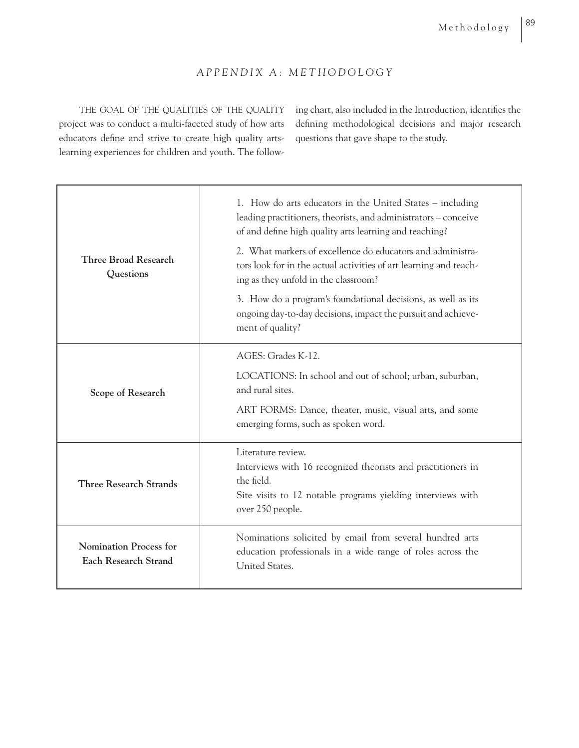## APPENDIX A: METHODOLOGY

THE GOAL OF THE QUALITIES OF THE QUALITY project was to conduct a multi-faceted study of how arts educators define and strive to create high quality arts-learning experiences for children and youth. The following chart, also included in the Introduction, identifies the defining methodological decisions and major research questions that gave shape to the study.

| | |
|---|---|
| **Three Broad Research Questions** | 1. How do arts educators in the United States – including leading practitioners, theorists, and administrators – conceive of and define high quality arts learning and teaching?<br><br>2. What markers of excellence do educators and administrators look for in the actual activities of art learning and teaching as they unfold in the classroom?<br><br>3. How do a program's foundational decisions, as well as its ongoing day-to-day decisions, impact the pursuit and achievement of quality? |
| **Scope of Research** | AGES: Grades K-12.<br><br>LOCATIONS: In school and out of school; urban, suburban, and rural sites.<br><br>ART FORMS: Dance, theater, music, visual arts, and some emerging forms, such as spoken word. |
| **Three Research Strands** | Literature review.<br>Interviews with 16 recognized theorists and practitioners in the field.<br>Site visits to 12 notable programs yielding interviews with over 250 people. |
| **Nomination Process for Each Research Strand** | Nominations solicited by email from several hundred arts education professionals in a wide range of roles across the United States. |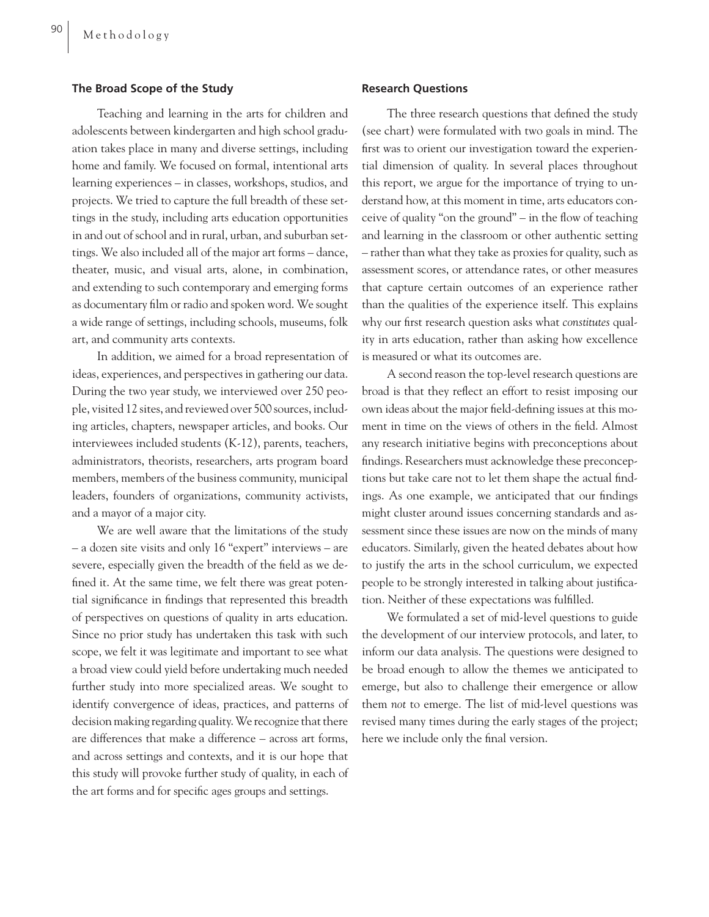### The Broad Scope of the Study

Teaching and learning in the arts for children and adolescents between kindergarten and high school graduation takes place in many and diverse settings, including home and family. We focused on formal, intentional arts learning experiences – in classes, workshops, studios, and projects. We tried to capture the full breadth of these settings in the study, including arts education opportunities in and out of school and in rural, urban, and suburban settings. We also included all of the major art forms – dance, theater, music, and visual arts, alone, in combination, and extending to such contemporary and emerging forms as documentary film or radio and spoken word. We sought a wide range of settings, including schools, museums, folk art, and community arts contexts.

In addition, we aimed for a broad representation of ideas, experiences, and perspectives in gathering our data. During the two year study, we interviewed over 250 people, visited 12 sites, and reviewed over 500 sources, including articles, chapters, newspaper articles, and books. Our interviewees included students (K-12), parents, teachers, administrators, theorists, researchers, arts program board members, members of the business community, municipal leaders, founders of organizations, community activists, and a mayor of a major city.

We are well aware that the limitations of the study – a dozen site visits and only 16 "expert" interviews – are severe, especially given the breadth of the field as we defined it. At the same time, we felt there was great potential significance in findings that represented this breadth of perspectives on questions of quality in arts education. Since no prior study has undertaken this task with such scope, we felt it was legitimate and important to see what a broad view could yield before undertaking much needed further study into more specialized areas. We sought to identify convergence of ideas, practices, and patterns of decision making regarding quality. We recognize that there are differences that make a difference – across art forms, and across settings and contexts, and it is our hope that this study will provoke further study of quality, in each of the art forms and for specific ages groups and settings.

### Research Questions

The three research questions that defined the study (see chart) were formulated with two goals in mind. The first was to orient our investigation toward the experiential dimension of quality. In several places throughout this report, we argue for the importance of trying to understand how, at this moment in time, arts educators conceive of quality "on the ground" – in the flow of teaching and learning in the classroom or other authentic setting – rather than what they take as proxies for quality, such as assessment scores, or attendance rates, or other measures that capture certain outcomes of an experience rather than the qualities of the experience itself. This explains why our first research question asks what *constitutes* quality in arts education, rather than asking how excellence is measured or what its outcomes are.

A second reason the top-level research questions are broad is that they reflect an effort to resist imposing our own ideas about the major field-defining issues at this moment in time on the views of others in the field. Almost any research initiative begins with preconceptions about findings. Researchers must acknowledge these preconceptions but take care not to let them shape the actual findings. As one example, we anticipated that our findings might cluster around issues concerning standards and assessment since these issues are now on the minds of many educators. Similarly, given the heated debates about how to justify the arts in the school curriculum, we expected people to be strongly interested in talking about justification. Neither of these expectations was fulfilled.

We formulated a set of mid-level questions to guide the development of our interview protocols, and later, to inform our data analysis. The questions were designed to be broad enough to allow the themes we anticipated to emerge, but also to challenge their emergence or allow them *not* to emerge. The list of mid-level questions was revised many times during the early stages of the project; here we include only the final version.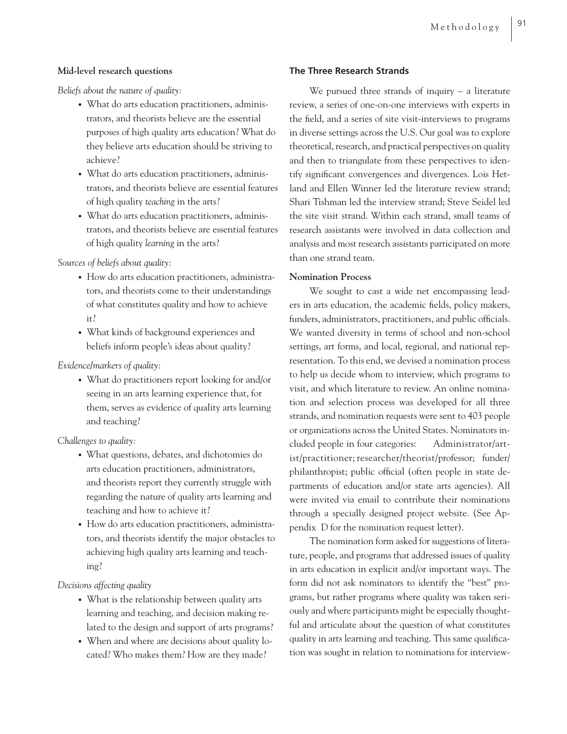**Mid-level research questions**

*Beliefs about the nature of quality:*

- What do arts education practitioners, administrators, and theorists believe are the essential purposes of high quality arts education? What do they believe arts education should be striving to achieve?
- What do arts education practitioners, administrators, and theorists believe are essential features of high quality *teaching* in the arts?
- What do arts education practitioners, administrators, and theorists believe are essential features of high quality *learning* in the arts?

*Sources of beliefs about quality:*

- How do arts education practitioners, administrators, and theorists come to their understandings of what constitutes quality and how to achieve it?
- What kinds of background experiences and beliefs inform people's ideas about quality?

*Evidence/markers of quality:*

- What do practitioners report looking for and/or seeing in an arts learning experience that, for them, serves as evidence of quality arts learning and teaching?

*Challenges to quality:*

- What questions, debates, and dichotomies do arts education practitioners, administrators, and theorists report they currently struggle with regarding the nature of quality arts learning and teaching and how to achieve it?
- How do arts education practitioners, administrators, and theorists identify the major obstacles to achieving high quality arts learning and teaching?

*Decisions affecting quality*

- What is the relationship between quality arts learning and teaching, and decision making related to the design and support of arts programs?
- When and where are decisions about quality located? Who makes them? How are they made?

## The Three Research Strands

We pursued three strands of inquiry – a literature review, a series of one-on-one interviews with experts in the field, and a series of site visit-interviews to programs in diverse settings across the U.S. Our goal was to explore theoretical, research, and practical perspectives on quality and then to triangulate from these perspectives to identify significant convergences and divergences. Lois Hetland and Ellen Winner led the literature review strand; Shari Tishman led the interview strand; Steve Seidel led the site visit strand. Within each strand, small teams of research assistants were involved in data collection and analysis and most research assistants participated on more than one strand team.

**Nomination Process**

We sought to cast a wide net encompassing leaders in arts education, the academic fields, policy makers, funders, administrators, practitioners, and public officials. We wanted diversity in terms of school and non-school settings, art forms, and local, regional, and national representation. To this end, we devised a nomination process to help us decide whom to interview, which programs to visit, and which literature to review. An online nomination and selection process was developed for all three strands, and nomination requests were sent to 403 people or organizations across the United States. Nominators included people in four categories: Administrator/artist/practitioner; researcher/theorist/professor; funder/philanthropist; public official (often people in state departments of education and/or state arts agencies). All were invited via email to contribute their nominations through a specially designed project website. (See Appendix D for the nomination request letter).

The nomination form asked for suggestions of literature, people, and programs that addressed issues of quality in arts education in explicit and/or important ways. The form did not ask nominators to identify the "best" programs, but rather programs where quality was taken seriously and where participants might be especially thoughtful and articulate about the question of what constitutes quality in arts learning and teaching. This same qualification was sought in relation to nominations for interview-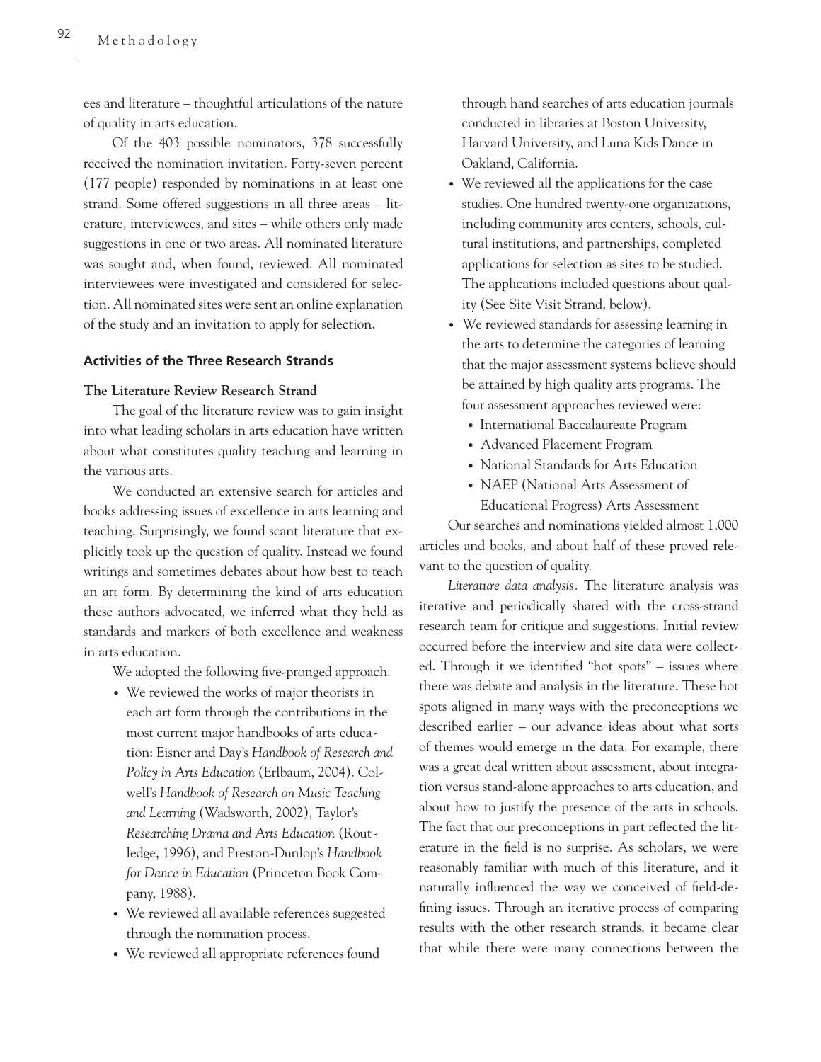ees and literature – thoughtful articulations of the nature of quality in arts education.

Of the 403 possible nominators, 378 successfully received the nomination invitation. Forty-seven percent (177 people) responded by nominations in at least one strand. Some offered suggestions in all three areas – literature, interviewees, and sites – while others only made suggestions in one or two areas. All nominated literature was sought and, when found, reviewed. All nominated interviewees were investigated and considered for selection. All nominated sites were sent an online explanation of the study and an invitation to apply for selection.

### Activities of the Three Research Strands

#### The Literature Review Research Strand

The goal of the literature review was to gain insight into what leading scholars in arts education have written about what constitutes quality teaching and learning in the various arts.

We conducted an extensive search for articles and books addressing issues of excellence in arts learning and teaching. Surprisingly, we found scant literature that explicitly took up the question of quality. Instead we found writings and sometimes debates about how best to teach an art form. By determining the kind of arts education these authors advocated, we inferred what they held as standards and markers of both excellence and weakness in arts education.

We adopted the following five-pronged approach.

- We reviewed the works of major theorists in each art form through the contributions in the most current major handbooks of arts education: Eisner and Day's *Handbook of Research and Policy in Arts Education* (Erlbaum, 2004). Colwell's *Handbook of Research on Music Teaching and Learning* (Wadsworth, 2002), Taylor's *Researching Drama and Arts Education* (Routledge, 1996), and Preston-Dunlop's *Handbook for Dance in Education* (Princeton Book Company, 1988).
- We reviewed all available references suggested through the nomination process.
- We reviewed all appropriate references found through hand searches of arts education journals conducted in libraries at Boston University, Harvard University, and Luna Kids Dance in Oakland, California.
- We reviewed all the applications for the case studies. One hundred twenty-one organizations, including community arts centers, schools, cultural institutions, and partnerships, completed applications for selection as sites to be studied. The applications included questions about quality (See Site Visit Strand, below).
- We reviewed standards for assessing learning in the arts to determine the categories of learning that the major assessment systems believe should be attained by high quality arts programs. The four assessment approaches reviewed were:
  - International Baccalaureate Program
  - Advanced Placement Program
  - National Standards for Arts Education
  - NAEP (National Arts Assessment of Educational Progress) Arts Assessment

Our searches and nominations yielded almost 1,000 articles and books, and about half of these proved relevant to the question of quality.

*Literature data analysis.* The literature analysis was iterative and periodically shared with the cross-strand research team for critique and suggestions. Initial review occurred before the interview and site data were collected. Through it we identified "hot spots" – issues where there was debate and analysis in the literature. These hot spots aligned in many ways with the preconceptions we described earlier – our advance ideas about what sorts of themes would emerge in the data. For example, there was a great deal written about assessment, about integration versus stand-alone approaches to arts education, and about how to justify the presence of the arts in schools. The fact that our preconceptions in part reflected the literature in the field is no surprise. As scholars, we were reasonably familiar with much of this literature, and it naturally influenced the way we conceived of field-defining issues. Through an iterative process of comparing results with the other research strands, it became clear that while there were many connections between the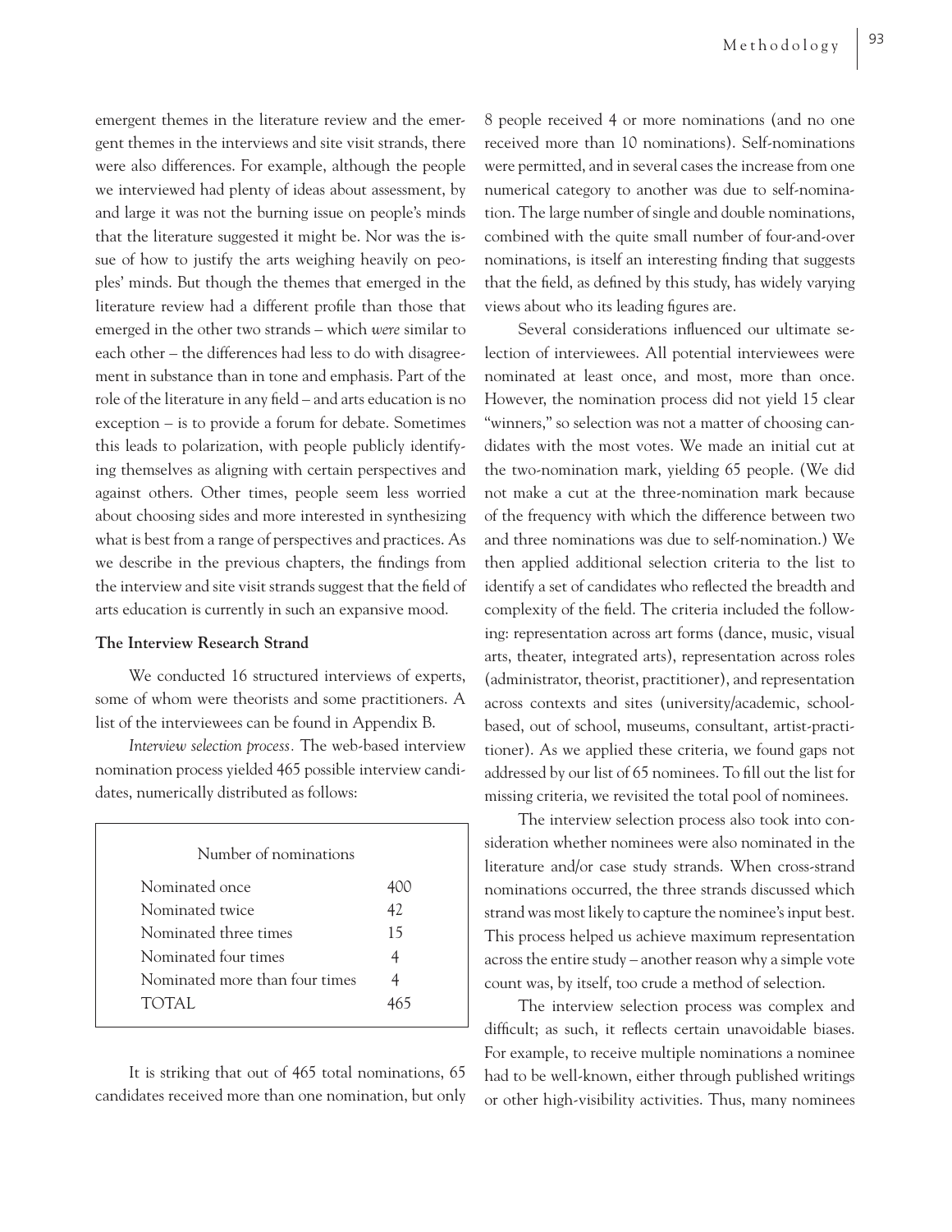emergent themes in the literature review and the emergent themes in the interviews and site visit strands, there were also differences. For example, although the people we interviewed had plenty of ideas about assessment, by and large it was not the burning issue on people's minds that the literature suggested it might be. Nor was the issue of how to justify the arts weighing heavily on peoples' minds. But though the themes that emerged in the literature review had a different profile than those that emerged in the other two strands – which *were* similar to each other – the differences had less to do with disagreement in substance than in tone and emphasis. Part of the role of the literature in any field – and arts education is no exception – is to provide a forum for debate. Sometimes this leads to polarization, with people publicly identifying themselves as aligning with certain perspectives and against others. Other times, people seem less worried about choosing sides and more interested in synthesizing what is best from a range of perspectives and practices. As we describe in the previous chapters, the findings from the interview and site visit strands suggest that the field of arts education is currently in such an expansive mood.

**The Interview Research Strand**

We conducted 16 structured interviews of experts, some of whom were theorists and some practitioners. A list of the interviewees can be found in Appendix B.

*Interview selection process.* The web-based interview nomination process yielded 465 possible interview candidates, numerically distributed as follows:

| Number of nominations | |
|---|---|
| Nominated once | 400 |
| Nominated twice | 42 |
| Nominated three times | 15 |
| Nominated four times | 4 |
| Nominated more than four times | 4 |
| TOTAL | 465 |

It is striking that out of 465 total nominations, 65 candidates received more than one nomination, but only 8 people received 4 or more nominations (and no one received more than 10 nominations). Self-nominations were permitted, and in several cases the increase from one numerical category to another was due to self-nomination. The large number of single and double nominations, combined with the quite small number of four-and-over nominations, is itself an interesting finding that suggests that the field, as defined by this study, has widely varying views about who its leading figures are.

Several considerations influenced our ultimate selection of interviewees. All potential interviewees were nominated at least once, and most, more than once. However, the nomination process did not yield 15 clear "winners," so selection was not a matter of choosing candidates with the most votes. We made an initial cut at the two-nomination mark, yielding 65 people. (We did not make a cut at the three-nomination mark because of the frequency with which the difference between two and three nominations was due to self-nomination.) We then applied additional selection criteria to the list to identify a set of candidates who reflected the breadth and complexity of the field. The criteria included the following: representation across art forms (dance, music, visual arts, theater, integrated arts), representation across roles (administrator, theorist, practitioner), and representation across contexts and sites (university/academic, school-based, out of school, museums, consultant, artist-practitioner). As we applied these criteria, we found gaps not addressed by our list of 65 nominees. To fill out the list for missing criteria, we revisited the total pool of nominees.

The interview selection process also took into consideration whether nominees were also nominated in the literature and/or case study strands. When cross-strand nominations occurred, the three strands discussed which strand was most likely to capture the nominee's input best. This process helped us achieve maximum representation across the entire study – another reason why a simple vote count was, by itself, too crude a method of selection.

The interview selection process was complex and difficult; as such, it reflects certain unavoidable biases. For example, to receive multiple nominations a nominee had to be well-known, either through published writings or other high-visibility activities. Thus, many nominees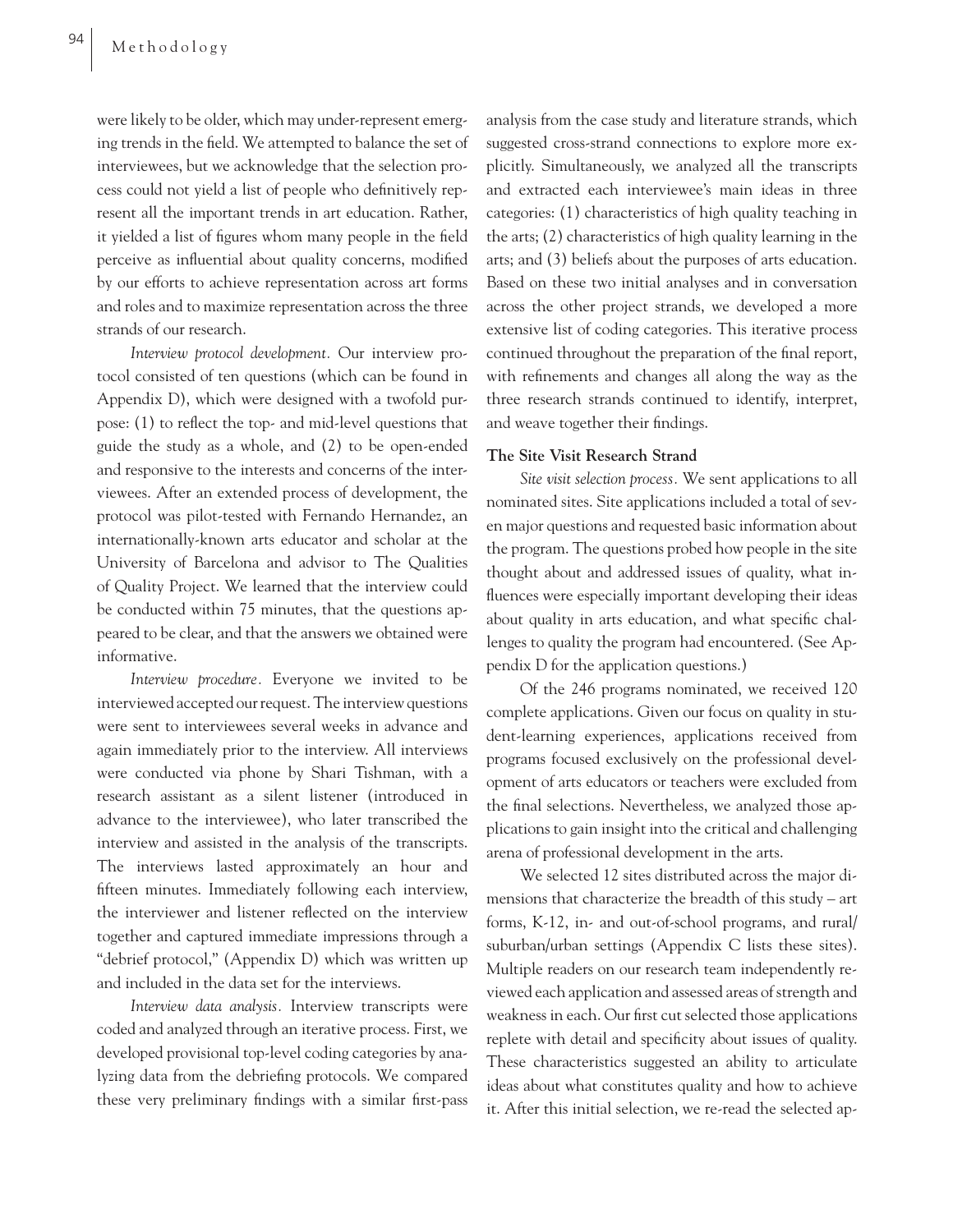were likely to be older, which may under-represent emerging trends in the field. We attempted to balance the set of interviewees, but we acknowledge that the selection process could not yield a list of people who definitively represent all the important trends in art education. Rather, it yielded a list of figures whom many people in the field perceive as influential about quality concerns, modified by our efforts to achieve representation across art forms and roles and to maximize representation across the three strands of our research.

*Interview protocol development.* Our interview protocol consisted of ten questions (which can be found in Appendix D), which were designed with a twofold purpose: (1) to reflect the top- and mid-level questions that guide the study as a whole, and (2) to be open-ended and responsive to the interests and concerns of the interviewees. After an extended process of development, the protocol was pilot-tested with Fernando Hernandez, an internationally-known arts educator and scholar at the University of Barcelona and advisor to The Qualities of Quality Project. We learned that the interview could be conducted within 75 minutes, that the questions appeared to be clear, and that the answers we obtained were informative.

*Interview procedure.* Everyone we invited to be interviewed accepted our request. The interview questions were sent to interviewees several weeks in advance and again immediately prior to the interview. All interviews were conducted via phone by Shari Tishman, with a research assistant as a silent listener (introduced in advance to the interviewee), who later transcribed the interview and assisted in the analysis of the transcripts. The interviews lasted approximately an hour and fifteen minutes. Immediately following each interview, the interviewer and listener reflected on the interview together and captured immediate impressions through a "debrief protocol," (Appendix D) which was written up and included in the data set for the interviews.

*Interview data analysis.* Interview transcripts were coded and analyzed through an iterative process. First, we developed provisional top-level coding categories by analyzing data from the debriefing protocols. We compared these very preliminary findings with a similar first-pass analysis from the case study and literature strands, which suggested cross-strand connections to explore more explicitly. Simultaneously, we analyzed all the transcripts and extracted each interviewee's main ideas in three categories: (1) characteristics of high quality teaching in the arts; (2) characteristics of high quality learning in the arts; and (3) beliefs about the purposes of arts education. Based on these two initial analyses and in conversation across the other project strands, we developed a more extensive list of coding categories. This iterative process continued throughout the preparation of the final report, with refinements and changes all along the way as the three research strands continued to identify, interpret, and weave together their findings.

**The Site Visit Research Strand**

*Site visit selection process.* We sent applications to all nominated sites. Site applications included a total of seven major questions and requested basic information about the program. The questions probed how people in the site thought about and addressed issues of quality, what influences were especially important developing their ideas about quality in arts education, and what specific challenges to quality the program had encountered. (See Appendix D for the application questions.)

Of the 246 programs nominated, we received 120 complete applications. Given our focus on quality in student-learning experiences, applications received from programs focused exclusively on the professional development of arts educators or teachers were excluded from the final selections. Nevertheless, we analyzed those applications to gain insight into the critical and challenging arena of professional development in the arts.

We selected 12 sites distributed across the major dimensions that characterize the breadth of this study – art forms, K-12, in- and out-of-school programs, and rural/suburban/urban settings (Appendix C lists these sites). Multiple readers on our research team independently reviewed each application and assessed areas of strength and weakness in each. Our first cut selected those applications replete with detail and specificity about issues of quality. These characteristics suggested an ability to articulate ideas about what constitutes quality and how to achieve it. After this initial selection, we re-read the selected ap-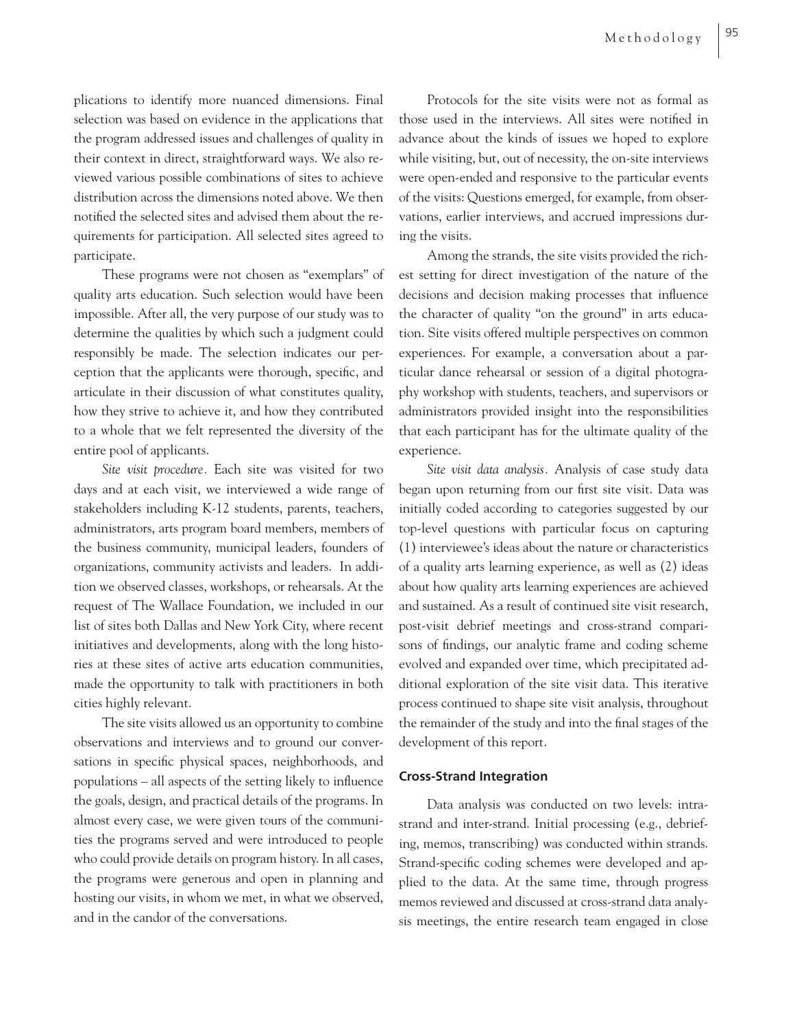plications to identify more nuanced dimensions. Final selection was based on evidence in the applications that the program addressed issues and challenges of quality in their context in direct, straightforward ways. We also reviewed various possible combinations of sites to achieve distribution across the dimensions noted above. We then notified the selected sites and advised them about the requirements for participation. All selected sites agreed to participate.

These programs were not chosen as "exemplars" of quality arts education. Such selection would have been impossible. After all, the very purpose of our study was to determine the qualities by which such a judgment could responsibly be made. The selection indicates our perception that the applicants were thorough, specific, and articulate in their discussion of what constitutes quality, how they strive to achieve it, and how they contributed to a whole that we felt represented the diversity of the entire pool of applicants.

*Site visit procedure.* Each site was visited for two days and at each visit, we interviewed a wide range of stakeholders including K-12 students, parents, teachers, administrators, arts program board members, members of the business community, municipal leaders, founders of organizations, community activists and leaders. In addition we observed classes, workshops, or rehearsals. At the request of The Wallace Foundation, we included in our list of sites both Dallas and New York City, where recent initiatives and developments, along with the long histories at these sites of active arts education communities, made the opportunity to talk with practitioners in both cities highly relevant.

The site visits allowed us an opportunity to combine observations and interviews and to ground our conversations in specific physical spaces, neighborhoods, and populations – all aspects of the setting likely to influence the goals, design, and practical details of the programs. In almost every case, we were given tours of the communities the programs served and were introduced to people who could provide details on program history. In all cases, the programs were generous and open in planning and hosting our visits, in whom we met, in what we observed, and in the candor of the conversations.

Protocols for the site visits were not as formal as those used in the interviews. All sites were notified in advance about the kinds of issues we hoped to explore while visiting, but, out of necessity, the on-site interviews were open-ended and responsive to the particular events of the visits: Questions emerged, for example, from observations, earlier interviews, and accrued impressions during the visits.

Among the strands, the site visits provided the richest setting for direct investigation of the nature of the decisions and decision making processes that influence the character of quality "on the ground" in arts education. Site visits offered multiple perspectives on common experiences. For example, a conversation about a particular dance rehearsal or session of a digital photography workshop with students, teachers, and supervisors or administrators provided insight into the responsibilities that each participant has for the ultimate quality of the experience.

*Site visit data analysis.* Analysis of case study data began upon returning from our first site visit. Data was initially coded according to categories suggested by our top-level questions with particular focus on capturing (1) interviewee's ideas about the nature or characteristics of a quality arts learning experience, as well as (2) ideas about how quality arts learning experiences are achieved and sustained. As a result of continued site visit research, post-visit debrief meetings and cross-strand comparisons of findings, our analytic frame and coding scheme evolved and expanded over time, which precipitated additional exploration of the site visit data. This iterative process continued to shape site visit analysis, throughout the remainder of the study and into the final stages of the development of this report.

### Cross-Strand Integration

Data analysis was conducted on two levels: intra-strand and inter-strand. Initial processing (e.g., debriefing, memos, transcribing) was conducted within strands. Strand-specific coding schemes were developed and applied to the data. At the same time, through progress memos reviewed and discussed at cross-strand data analysis meetings, the entire research team engaged in close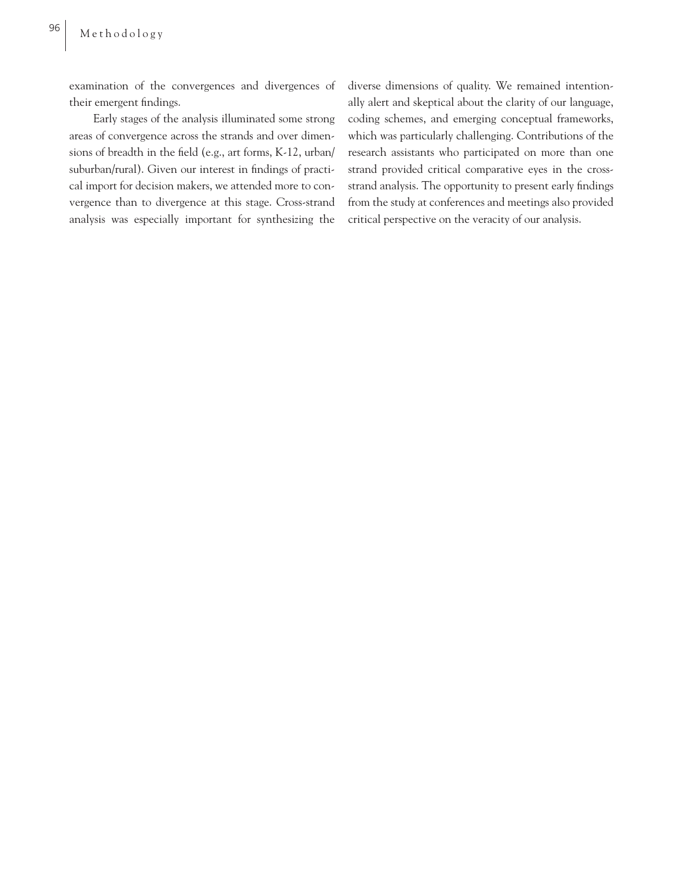examination of the convergences and divergences of their emergent findings.

Early stages of the analysis illuminated some strong areas of convergence across the strands and over dimensions of breadth in the field (e.g., art forms, K-12, urban/suburban/rural). Given our interest in findings of practical import for decision makers, we attended more to convergence than to divergence at this stage. Cross-strand analysis was especially important for synthesizing the diverse dimensions of quality. We remained intentionally alert and skeptical about the clarity of our language, coding schemes, and emerging conceptual frameworks, which was particularly challenging. Contributions of the research assistants who participated on more than one strand provided critical comparative eyes in the cross-strand analysis. The opportunity to present early findings from the study at conferences and meetings also provided critical perspective on the veracity of our analysis.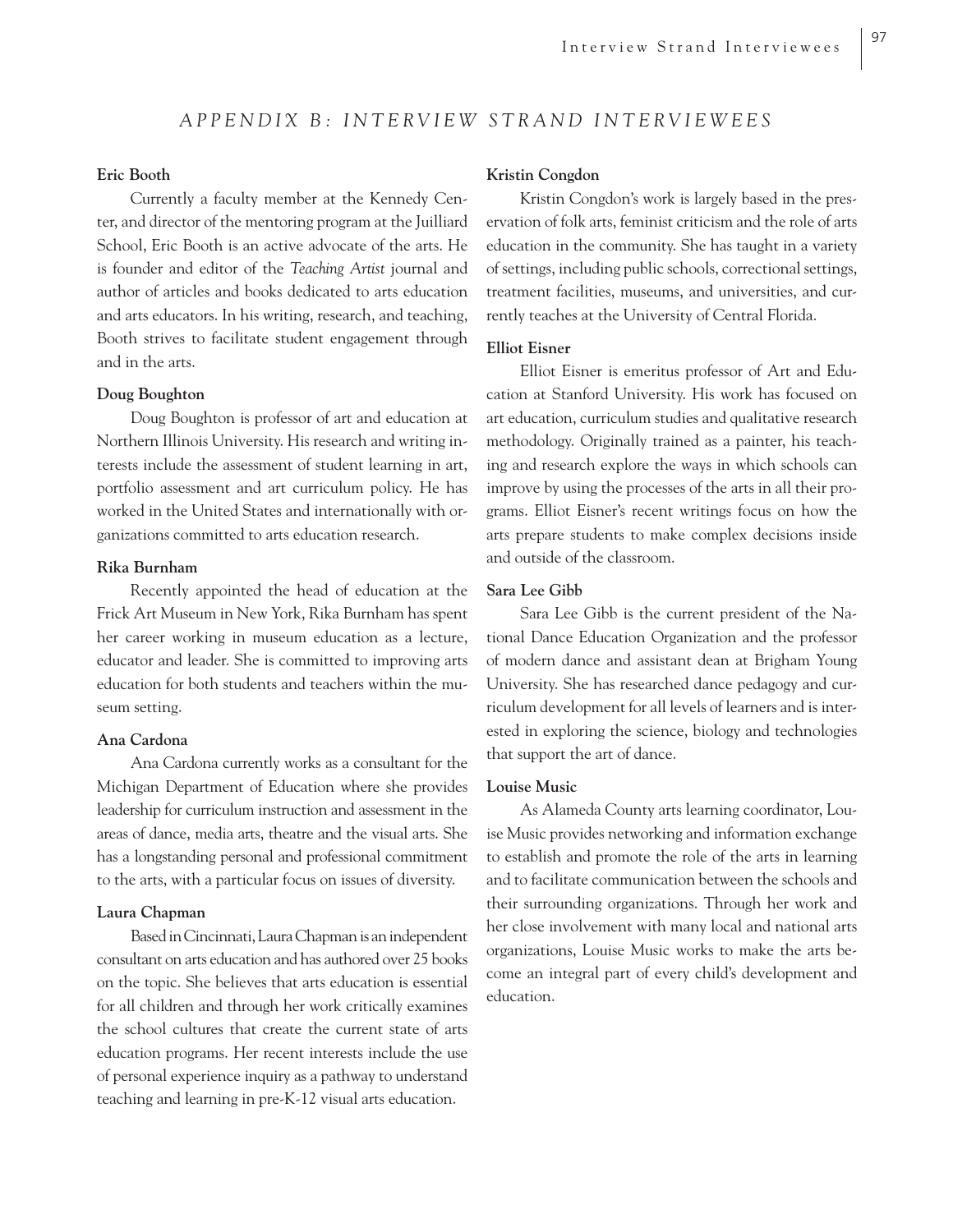## APPENDIX B: INTERVIEW STRAND INTERVIEWEES

**Eric Booth**

Currently a faculty member at the Kennedy Center, and director of the mentoring program at the Juilliard School, Eric Booth is an active advocate of the arts. He is founder and editor of the *Teaching Artist* journal and author of articles and books dedicated to arts education and arts educators. In his writing, research, and teaching, Booth strives to facilitate student engagement through and in the arts.

**Doug Boughton**

Doug Boughton is professor of art and education at Northern Illinois University. His research and writing interests include the assessment of student learning in art, portfolio assessment and art curriculum policy. He has worked in the United States and internationally with organizations committed to arts education research.

**Rika Burnham**

Recently appointed the head of education at the Frick Art Museum in New York, Rika Burnham has spent her career working in museum education as a lecture, educator and leader. She is committed to improving arts education for both students and teachers within the museum setting.

**Ana Cardona**

Ana Cardona currently works as a consultant for the Michigan Department of Education where she provides leadership for curriculum instruction and assessment in the areas of dance, media arts, theatre and the visual arts. She has a longstanding personal and professional commitment to the arts, with a particular focus on issues of diversity.

**Laura Chapman**

Based in Cincinnati, Laura Chapman is an independent consultant on arts education and has authored over 25 books on the topic. She believes that arts education is essential for all children and through her work critically examines the school cultures that create the current state of arts education programs. Her recent interests include the use of personal experience inquiry as a pathway to understand teaching and learning in pre-K-12 visual arts education.

**Kristin Congdon**

Kristin Congdon's work is largely based in the preservation of folk arts, feminist criticism and the role of arts education in the community. She has taught in a variety of settings, including public schools, correctional settings, treatment facilities, museums, and universities, and currently teaches at the University of Central Florida.

**Elliot Eisner**

Elliot Eisner is emeritus professor of Art and Education at Stanford University. His work has focused on art education, curriculum studies and qualitative research methodology. Originally trained as a painter, his teaching and research explore the ways in which schools can improve by using the processes of the arts in all their programs. Elliot Eisner's recent writings focus on how the arts prepare students to make complex decisions inside and outside of the classroom.

**Sara Lee Gibb**

Sara Lee Gibb is the current president of the National Dance Education Organization and the professor of modern dance and assistant dean at Brigham Young University. She has researched dance pedagogy and curriculum development for all levels of learners and is interested in exploring the science, biology and technologies that support the art of dance.

**Louise Music**

As Alameda County arts learning coordinator, Louise Music provides networking and information exchange to establish and promote the role of the arts in learning and to facilitate communication between the schools and their surrounding organizations. Through her work and her close involvement with many local and national arts organizations, Louise Music works to make the arts become an integral part of every child's development and education.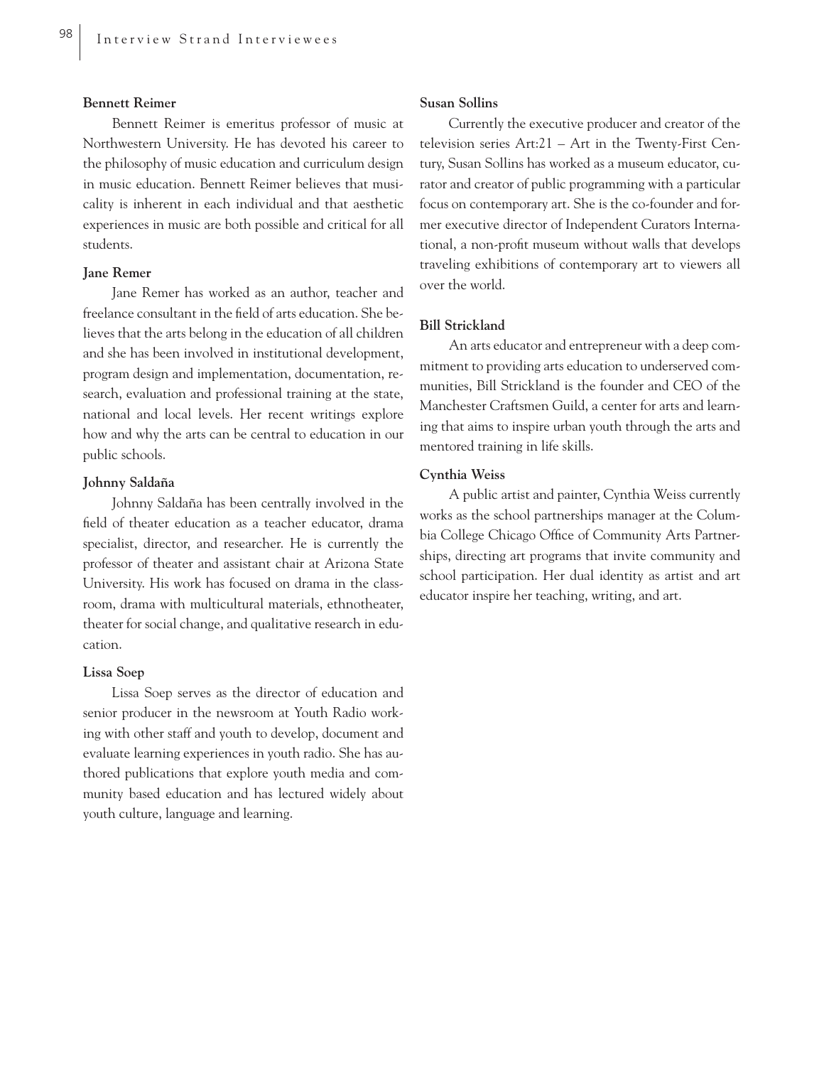**Bennett Reimer**

Bennett Reimer is emeritus professor of music at Northwestern University. He has devoted his career to the philosophy of music education and curriculum design in music education. Bennett Reimer believes that musicality is inherent in each individual and that aesthetic experiences in music are both possible and critical for all students.

**Jane Remer**

Jane Remer has worked as an author, teacher and freelance consultant in the field of arts education. She believes that the arts belong in the education of all children and she has been involved in institutional development, program design and implementation, documentation, research, evaluation and professional training at the state, national and local levels. Her recent writings explore how and why the arts can be central to education in our public schools.

**Johnny Saldaña**

Johnny Saldaña has been centrally involved in the field of theater education as a teacher educator, drama specialist, director, and researcher. He is currently the professor of theater and assistant chair at Arizona State University. His work has focused on drama in the classroom, drama with multicultural materials, ethnotheater, theater for social change, and qualitative research in education.

**Lissa Soep**

Lissa Soep serves as the director of education and senior producer in the newsroom at Youth Radio working with other staff and youth to develop, document and evaluate learning experiences in youth radio. She has authored publications that explore youth media and community based education and has lectured widely about youth culture, language and learning.

**Susan Sollins**

Currently the executive producer and creator of the television series Art:21 – Art in the Twenty-First Century, Susan Sollins has worked as a museum educator, curator and creator of public programming with a particular focus on contemporary art. She is the co-founder and former executive director of Independent Curators International, a non-profit museum without walls that develops traveling exhibitions of contemporary art to viewers all over the world.

**Bill Strickland**

An arts educator and entrepreneur with a deep commitment to providing arts education to underserved communities, Bill Strickland is the founder and CEO of the Manchester Craftsmen Guild, a center for arts and learning that aims to inspire urban youth through the arts and mentored training in life skills.

**Cynthia Weiss**

A public artist and painter, Cynthia Weiss currently works as the school partnerships manager at the Columbia College Chicago Office of Community Arts Partnerships, directing art programs that invite community and school participation. Her dual identity as artist and art educator inspire her teaching, writing, and art.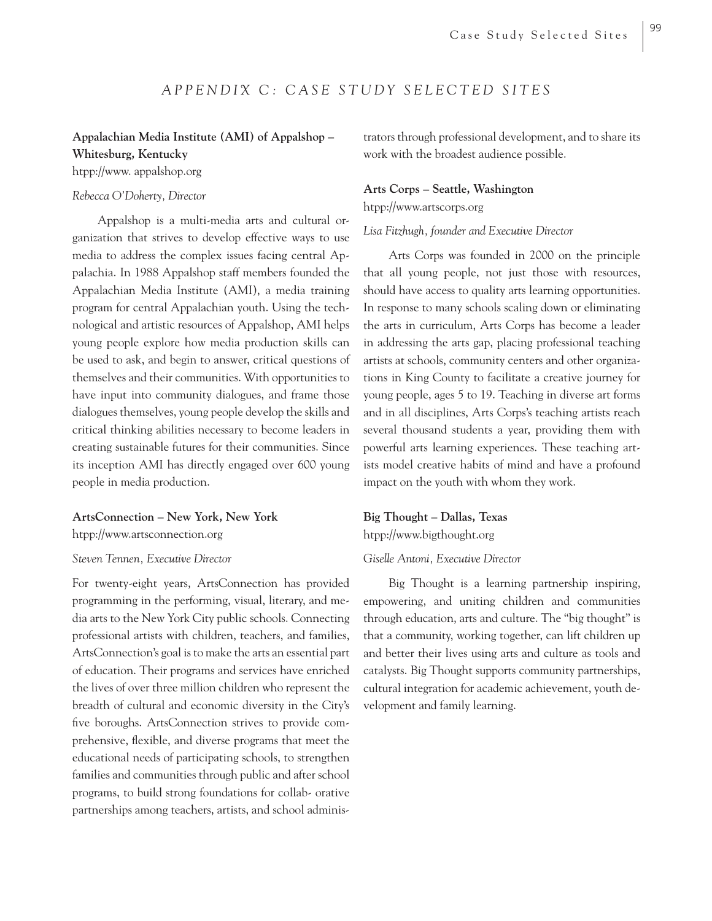## *APPENDIX C: CASE STUDY SELECTED SITES*

**Appalachian Media Institute (AMI) of Appalshop – Whitesburg, Kentucky**

htpp://www. appalshop.org

*Rebecca O'Doherty, Director*

Appalshop is a multi-media arts and cultural organization that strives to develop effective ways to use media to address the complex issues facing central Appalachia. In 1988 Appalshop staff members founded the Appalachian Media Institute (AMI), a media training program for central Appalachian youth. Using the technological and artistic resources of Appalshop, AMI helps young people explore how media production skills can be used to ask, and begin to answer, critical questions of themselves and their communities. With opportunities to have input into community dialogues, and frame those dialogues themselves, young people develop the skills and critical thinking abilities necessary to become leaders in creating sustainable futures for their communities. Since its inception AMI has directly engaged over 600 young people in media production.

**ArtsConnection – New York, New York**

htpp://www.artsconnection.org

*Steven Tennen, Executive Director*

For twenty-eight years, ArtsConnection has provided programming in the performing, visual, literary, and media arts to the New York City public schools. Connecting professional artists with children, teachers, and families, ArtsConnection's goal is to make the arts an essential part of education. Their programs and services have enriched the lives of over three million children who represent the breadth of cultural and economic diversity in the City's five boroughs. ArtsConnection strives to provide comprehensive, flexible, and diverse programs that meet the educational needs of participating schools, to strengthen families and communities through public and after school programs, to build strong foundations for collab- orative partnerships among teachers, artists, and school administrators through professional development, and to share its work with the broadest audience possible.

**Arts Corps – Seattle, Washington**

htpp://www.artscorps.org

*Lisa Fitzhugh, founder and Executive Director*

Arts Corps was founded in 2000 on the principle that all young people, not just those with resources, should have access to quality arts learning opportunities. In response to many schools scaling down or eliminating the arts in curriculum, Arts Corps has become a leader in addressing the arts gap, placing professional teaching artists at schools, community centers and other organizations in King County to facilitate a creative journey for young people, ages 5 to 19. Teaching in diverse art forms and in all disciplines, Arts Corps's teaching artists reach several thousand students a year, providing them with powerful arts learning experiences. These teaching artists model creative habits of mind and have a profound impact on the youth with whom they work.

**Big Thought – Dallas, Texas**

htpp://www.bigthought.org

*Giselle Antoni, Executive Director*

Big Thought is a learning partnership inspiring, empowering, and uniting children and communities through education, arts and culture. The "big thought" is that a community, working together, can lift children up and better their lives using arts and culture as tools and catalysts. Big Thought supports community partnerships, cultural integration for academic achievement, youth development and family learning.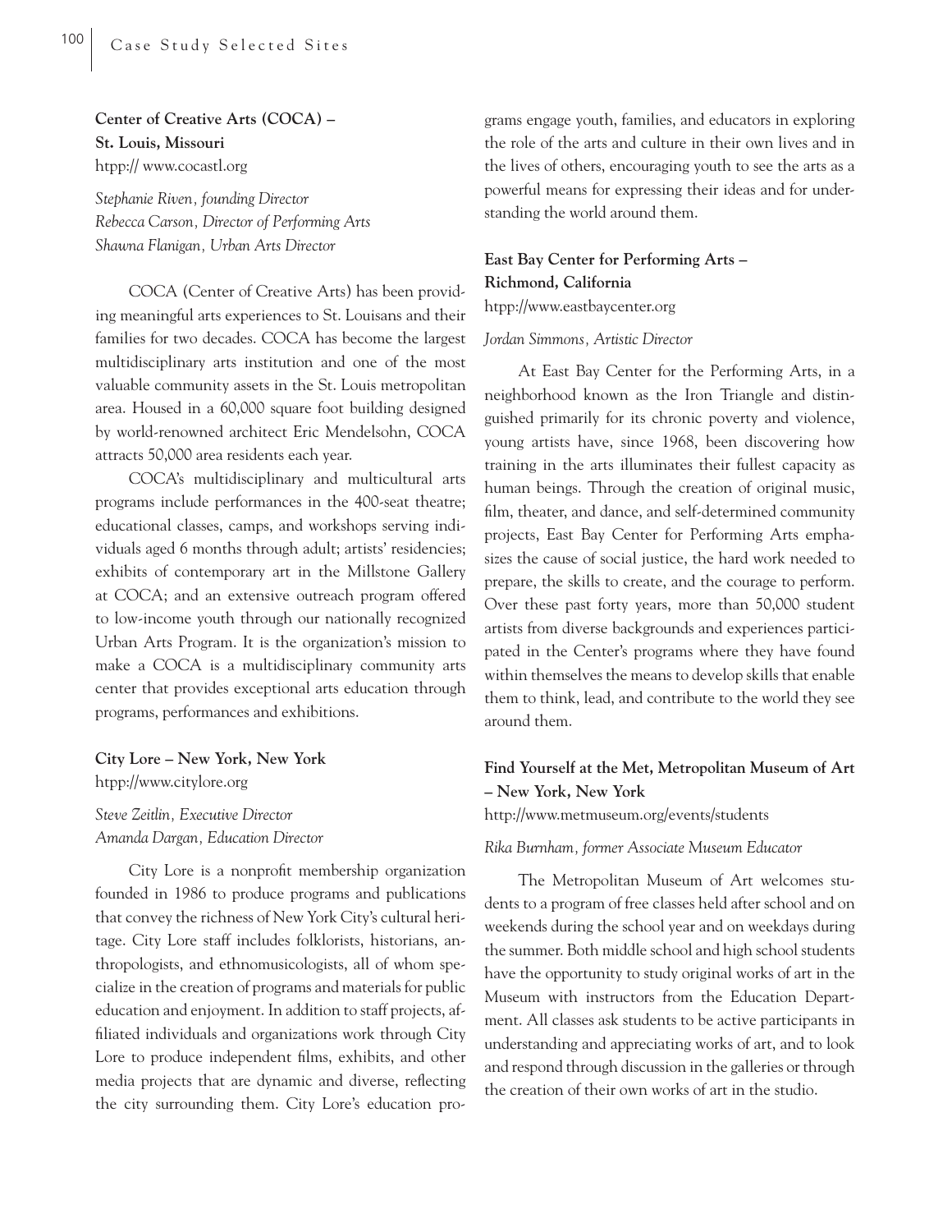**Center of Creative Arts (COCA) – St. Louis, Missouri**
htpp:// www.cocastl.org

*Stephanie Riven, founding Director*
*Rebecca Carson, Director of Performing Arts*
*Shawna Flanigan, Urban Arts Director*

COCA (Center of Creative Arts) has been providing meaningful arts experiences to St. Louisans and their families for two decades. COCA has become the largest multidisciplinary arts institution and one of the most valuable community assets in the St. Louis metropolitan area. Housed in a 60,000 square foot building designed by world-renowned architect Eric Mendelsohn, COCA attracts 50,000 area residents each year.

COCA's multidisciplinary and multicultural arts programs include performances in the 400-seat theatre; educational classes, camps, and workshops serving individuals aged 6 months through adult; artists' residencies; exhibits of contemporary art in the Millstone Gallery at COCA; and an extensive outreach program offered to low-income youth through our nationally recognized Urban Arts Program. It is the organization's mission to make a COCA is a multidisciplinary community arts center that provides exceptional arts education through programs, performances and exhibitions.

**City Lore – New York, New York**
htpp://www.citylore.org

*Steve Zeitlin, Executive Director*
*Amanda Dargan, Education Director*

City Lore is a nonprofit membership organization founded in 1986 to produce programs and publications that convey the richness of New York City's cultural heritage. City Lore staff includes folklorists, historians, anthropologists, and ethnomusicologists, all of whom specialize in the creation of programs and materials for public education and enjoyment. In addition to staff projects, affiliated individuals and organizations work through City Lore to produce independent films, exhibits, and other media projects that are dynamic and diverse, reflecting the city surrounding them. City Lore's education programs engage youth, families, and educators in exploring the role of the arts and culture in their own lives and in the lives of others, encouraging youth to see the arts as a powerful means for expressing their ideas and for understanding the world around them.

**East Bay Center for Performing Arts – Richmond, California**
htpp://www.eastbaycenter.org

*Jordan Simmons, Artistic Director*

At East Bay Center for the Performing Arts, in a neighborhood known as the Iron Triangle and distinguished primarily for its chronic poverty and violence, young artists have, since 1968, been discovering how training in the arts illuminates their fullest capacity as human beings. Through the creation of original music, film, theater, and dance, and self-determined community projects, East Bay Center for Performing Arts emphasizes the cause of social justice, the hard work needed to prepare, the skills to create, and the courage to perform. Over these past forty years, more than 50,000 student artists from diverse backgrounds and experiences participated in the Center's programs where they have found within themselves the means to develop skills that enable them to think, lead, and contribute to the world they see around them.

**Find Yourself at the Met, Metropolitan Museum of Art – New York, New York**
http://www.metmuseum.org/events/students

*Rika Burnham, former Associate Museum Educator*

The Metropolitan Museum of Art welcomes students to a program of free classes held after school and on weekends during the school year and on weekdays during the summer. Both middle school and high school students have the opportunity to study original works of art in the Museum with instructors from the Education Department. All classes ask students to be active participants in understanding and appreciating works of art, and to look and respond through discussion in the galleries or through the creation of their own works of art in the studio.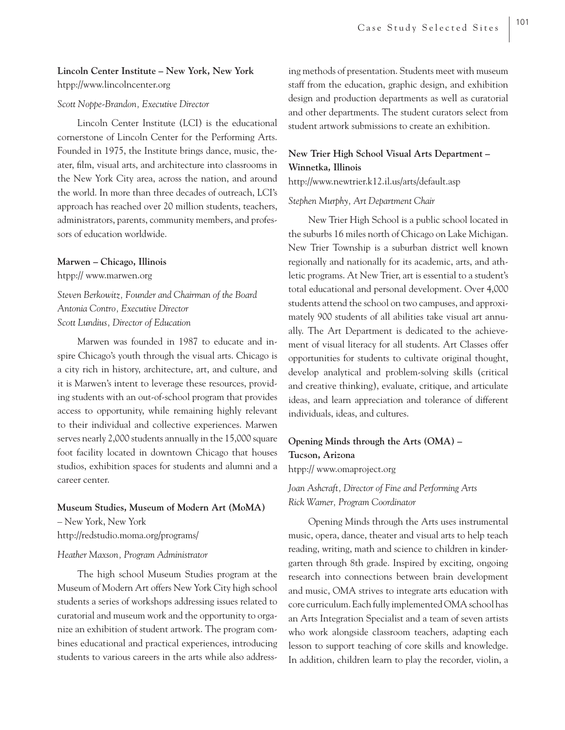**Lincoln Center Institute – New York, New York**
htpp://www.lincolncenter.org

*Scott Noppe-Brandon, Executive Director*

Lincoln Center Institute (LCI) is the educational cornerstone of Lincoln Center for the Performing Arts. Founded in 1975, the Institute brings dance, music, theater, film, visual arts, and architecture into classrooms in the New York City area, across the nation, and around the world. In more than three decades of outreach, LCI's approach has reached over 20 million students, teachers, administrators, parents, community members, and professors of education worldwide.

**Marwen – Chicago, Illinois**
htpp:// www.marwen.org

*Steven Berkowitz, Founder and Chairman of the Board*
*Antonia Contro, Executive Director*
*Scott Lundius, Director of Education*

Marwen was founded in 1987 to educate and inspire Chicago's youth through the visual arts. Chicago is a city rich in history, architecture, art, and culture, and it is Marwen's intent to leverage these resources, providing students with an out-of-school program that provides access to opportunity, while remaining highly relevant to their individual and collective experiences. Marwen serves nearly 2,000 students annually in the 15,000 square foot facility located in downtown Chicago that houses studios, exhibition spaces for students and alumni and a career center.

**Museum Studies, Museum of Modern Art (MoMA)**
– New York, New York
http://redstudio.moma.org/programs/

*Heather Maxson, Program Administrator*

The high school Museum Studies program at the Museum of Modern Art offers New York City high school students a series of workshops addressing issues related to curatorial and museum work and the opportunity to organize an exhibition of student artwork. The program combines educational and practical experiences, introducing students to various careers in the arts while also addressing methods of presentation. Students meet with museum staff from the education, graphic design, and exhibition design and production departments as well as curatorial and other departments. The student curators select from student artwork submissions to create an exhibition.

**New Trier High School Visual Arts Department – Winnetka, Illinois**
http://www.newtrier.k12.il.us/arts/default.asp

*Stephen Murphy, Art Department Chair*

New Trier High School is a public school located in the suburbs 16 miles north of Chicago on Lake Michigan. New Trier Township is a suburban district well known regionally and nationally for its academic, arts, and athletic programs. At New Trier, art is essential to a student's total educational and personal development. Over 4,000 students attend the school on two campuses, and approximately 900 students of all abilities take visual art annually. The Art Department is dedicated to the achievement of visual literacy for all students. Art Classes offer opportunities for students to cultivate original thought, develop analytical and problem-solving skills (critical and creative thinking), evaluate, critique, and articulate ideas, and learn appreciation and tolerance of different individuals, ideas, and cultures.

**Opening Minds through the Arts (OMA) – Tucson, Arizona**
htpp:// www.omaproject.org

*Joan Ashcraft, Director of Fine and Performing Arts*
*Rick Wamer, Program Coordinator*

Opening Minds through the Arts uses instrumental music, opera, dance, theater and visual arts to help teach reading, writing, math and science to children in kindergarten through 8th grade. Inspired by exciting, ongoing research into connections between brain development and music, OMA strives to integrate arts education with core curriculum. Each fully implemented OMA school has an Arts Integration Specialist and a team of seven artists who work alongside classroom teachers, adapting each lesson to support teaching of core skills and knowledge. In addition, children learn to play the recorder, violin, a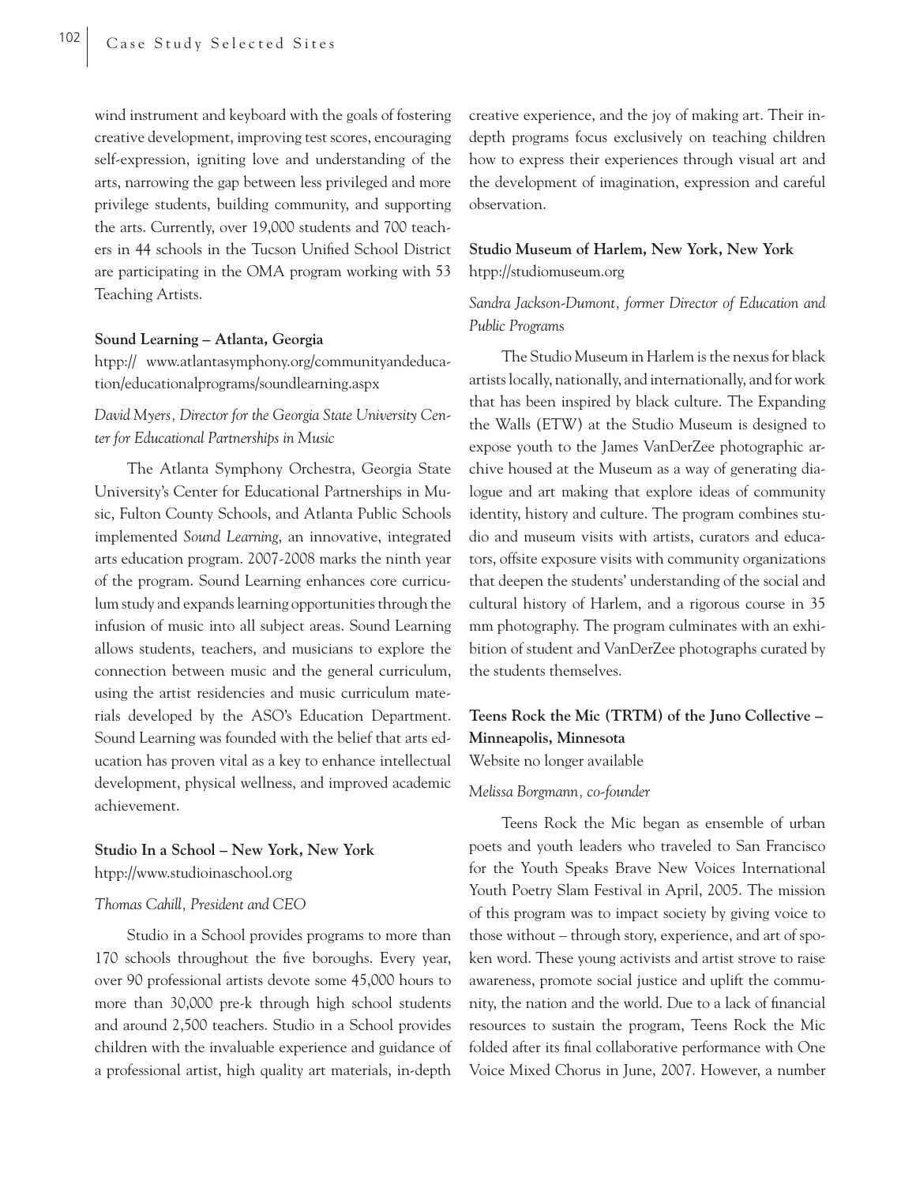wind instrument and keyboard with the goals of fostering creative development, improving test scores, encouraging self-expression, igniting love and understanding of the arts, narrowing the gap between less privileged and more privilege students, building community, and supporting the arts. Currently, over 19,000 students and 700 teachers in 44 schools in the Tucson Unified School District are participating in the OMA program working with 53 Teaching Artists.

**Sound Learning – Atlanta, Georgia**

htpp:// www.atlantasymphony.org/communityandeducation/educationalprograms/soundlearning.aspx

*David Myers, Director for the Georgia State University Center for Educational Partnerships in Music*

The Atlanta Symphony Orchestra, Georgia State University's Center for Educational Partnerships in Music, Fulton County Schools, and Atlanta Public Schools implemented *Sound Learning*, an innovative, integrated arts education program. 2007-2008 marks the ninth year of the program. Sound Learning enhances core curriculum study and expands learning opportunities through the infusion of music into all subject areas. Sound Learning allows students, teachers, and musicians to explore the connection between music and the general curriculum, using the artist residencies and music curriculum materials developed by the ASO's Education Department. Sound Learning was founded with the belief that arts education has proven vital as a key to enhance intellectual development, physical wellness, and improved academic achievement.

**Studio In a School – New York, New York**

htpp://www.studioinaschool.org

*Thomas Cahill, President and CEO*

Studio in a School provides programs to more than 170 schools throughout the five boroughs. Every year, over 90 professional artists devote some 45,000 hours to more than 30,000 pre-k through high school students and around 2,500 teachers. Studio in a School provides children with the invaluable experience and guidance of a professional artist, high quality art materials, in-depth creative experience, and the joy of making art. Their in-depth programs focus exclusively on teaching children how to express their experiences through visual art and the development of imagination, expression and careful observation.

**Studio Museum of Harlem, New York, New York**

htpp://studiomuseum.org

*Sandra Jackson-Dumont, former Director of Education and Public Programs*

The Studio Museum in Harlem is the nexus for black artists locally, nationally, and internationally, and for work that has been inspired by black culture. The Expanding the Walls (ETW) at the Studio Museum is designed to expose youth to the James VanDerZee photographic archive housed at the Museum as a way of generating dialogue and art making that explore ideas of community identity, history and culture. The program combines studio and museum visits with artists, curators and educators, offsite exposure visits with community organizations that deepen the students' understanding of the social and cultural history of Harlem, and a rigorous course in 35 mm photography. The program culminates with an exhibition of student and VanDerZee photographs curated by the students themselves.

**Teens Rock the Mic (TRTM) of the Juno Collective – Minneapolis, Minnesota**

Website no longer available

*Melissa Borgmann, co-founder*

Teens Rock the Mic began as ensemble of urban poets and youth leaders who traveled to San Francisco for the Youth Speaks Brave New Voices International Youth Poetry Slam Festival in April, 2005. The mission of this program was to impact society by giving voice to those without – through story, experience, and art of spoken word. These young activists and artist strove to raise awareness, promote social justice and uplift the community, the nation and the world. Due to a lack of financial resources to sustain the program, Teens Rock the Mic folded after its final collaborative performance with One Voice Mixed Chorus in June, 2007. However, a number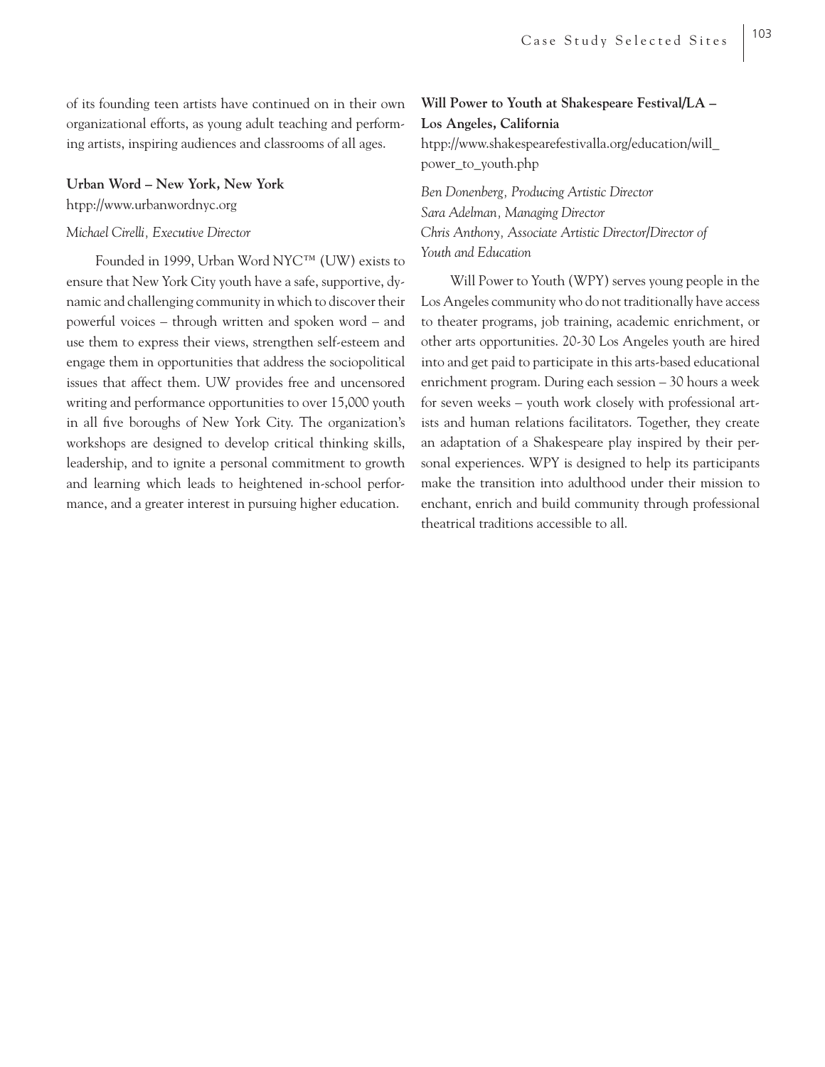of its founding teen artists have continued on in their own organizational efforts, as young adult teaching and performing artists, inspiring audiences and classrooms of all ages.

**Urban Word – New York, New York**

htpp://www.urbanwordnyc.org

*Michael Cirelli, Executive Director*

Founded in 1999, Urban Word NYC™ (UW) exists to ensure that New York City youth have a safe, supportive, dynamic and challenging community in which to discover their powerful voices – through written and spoken word – and use them to express their views, strengthen self-esteem and engage them in opportunities that address the sociopolitical issues that affect them. UW provides free and uncensored writing and performance opportunities to over 15,000 youth in all five boroughs of New York City. The organization's workshops are designed to develop critical thinking skills, leadership, and to ignite a personal commitment to growth and learning which leads to heightened in-school performance, and a greater interest in pursuing higher education.

**Will Power to Youth at Shakespeare Festival/LA – Los Angeles, California**

htpp://www.shakespearefestivalla.org/education/will_power_to_youth.php

*Ben Donenberg, Producing Artistic Director*
*Sara Adelman, Managing Director*
*Chris Anthony, Associate Artistic Director/Director of Youth and Education*

Will Power to Youth (WPY) serves young people in the Los Angeles community who do not traditionally have access to theater programs, job training, academic enrichment, or other arts opportunities. 20-30 Los Angeles youth are hired into and get paid to participate in this arts-based educational enrichment program. During each session – 30 hours a week for seven weeks – youth work closely with professional artists and human relations facilitators. Together, they create an adaptation of a Shakespeare play inspired by their personal experiences. WPY is designed to help its participants make the transition into adulthood under their mission to enchant, enrich and build community through professional theatrical traditions accessible to all.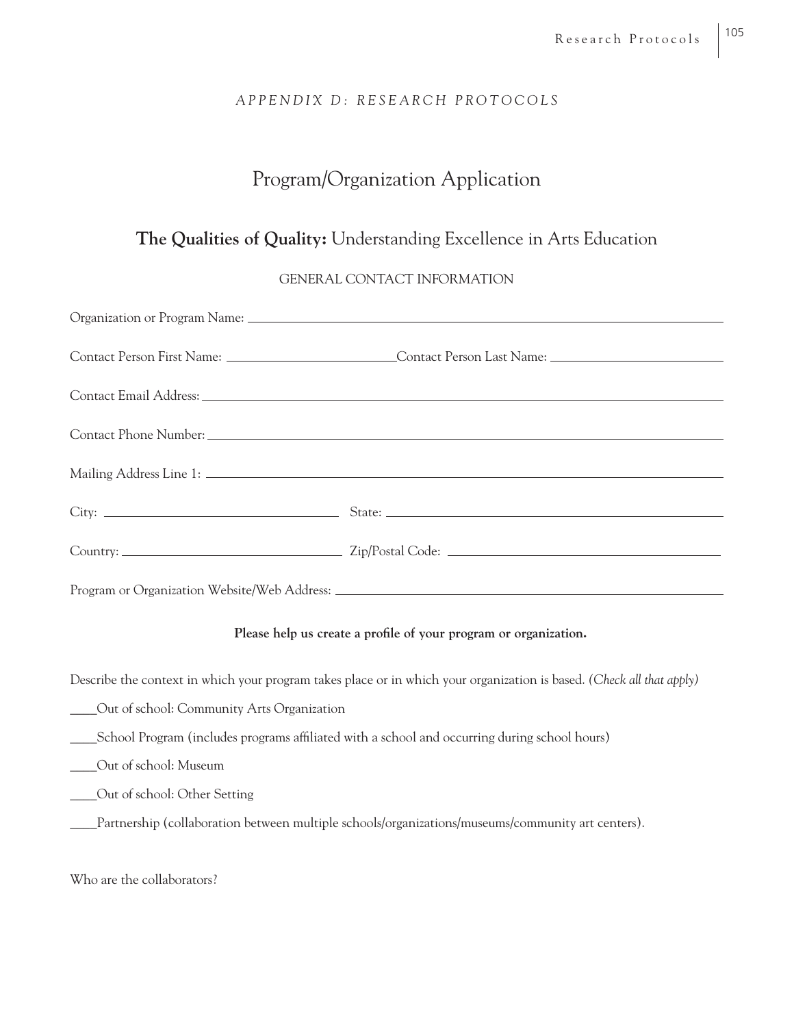*APPENDIX D: RESEARCH PROTOCOLS*

# Program/Organization Application

## **The Qualities of Quality:** Understanding Excellence in Arts Education

GENERAL CONTACT INFORMATION

Organization or Program Name: ______________________________

Contact Person First Name: ______________________ Contact Person Last Name: ______________________

Contact Email Address: ______________________________

Contact Phone Number: ______________________________

Mailing Address Line 1: ______________________________

City: ______________________ State: ______________________

Country: ______________________ Zip/Postal Code: ______________________

Program or Organization Website/Web Address: ______________________________

**Please help us create a profile of your program or organization.**

Describe the context in which your program takes place or in which your organization is based. *(Check all that apply)*

____Out of school: Community Arts Organization

____School Program (includes programs affiliated with a school and occurring during school hours)

____Out of school: Museum

____Out of school: Other Setting

____Partnership (collaboration between multiple schools/organizations/museums/community art centers).

Who are the collaborators?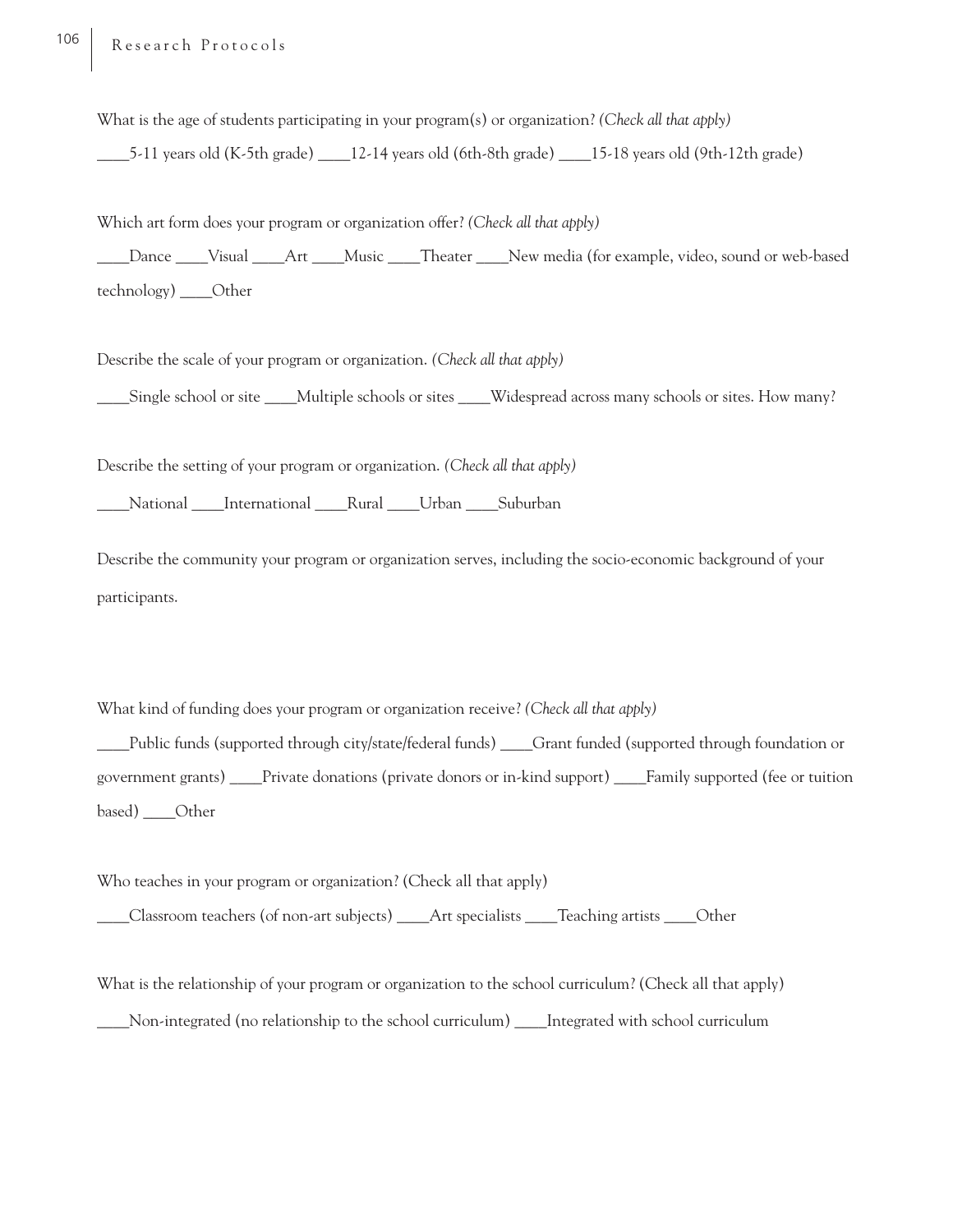What is the age of students participating in your program(s) or organization? *(Check all that apply)*

____5-11 years old (K-5th grade) ____12-14 years old (6th-8th grade) ____15-18 years old (9th-12th grade)

Which art form does your program or organization offer? *(Check all that apply)*

____Dance ____Visual ____Art ____Music ____Theater ____New media (for example, video, sound or web-based technology) ____Other

Describe the scale of your program or organization. *(Check all that apply)*

____Single school or site ____Multiple schools or sites ____Widespread across many schools or sites. How many?

Describe the setting of your program or organization. *(Check all that apply)*

____National ____International ____Rural ____Urban ____Suburban

Describe the community your program or organization serves, including the socio-economic background of your participants.

What kind of funding does your program or organization receive? *(Check all that apply)*

____Public funds (supported through city/state/federal funds) ____Grant funded (supported through foundation or government grants) ____Private donations (private donors or in-kind support) ____Family supported (fee or tuition based) ____Other

Who teaches in your program or organization? (Check all that apply)

____Classroom teachers (of non-art subjects) ____Art specialists ____Teaching artists ____Other

What is the relationship of your program or organization to the school curriculum? (Check all that apply)

____Non-integrated (no relationship to the school curriculum) ____Integrated with school curriculum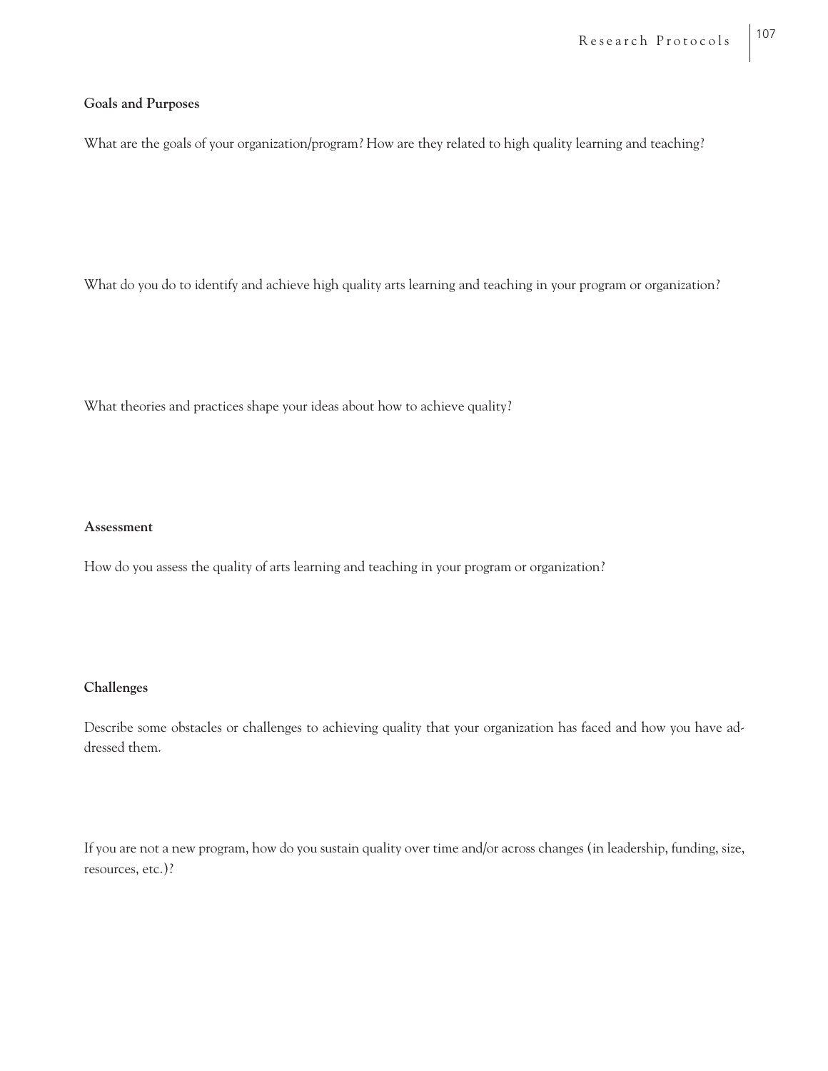**Goals and Purposes**

What are the goals of your organization/program? How are they related to high quality learning and teaching?

What do you do to identify and achieve high quality arts learning and teaching in your program or organization?

What theories and practices shape your ideas about how to achieve quality?

**Assessment**

How do you assess the quality of arts learning and teaching in your program or organization?

**Challenges**

Describe some obstacles or challenges to achieving quality that your organization has faced and how you have addressed them.

If you are not a new program, how do you sustain quality over time and/or across changes (in leadership, funding, size, resources, etc.)?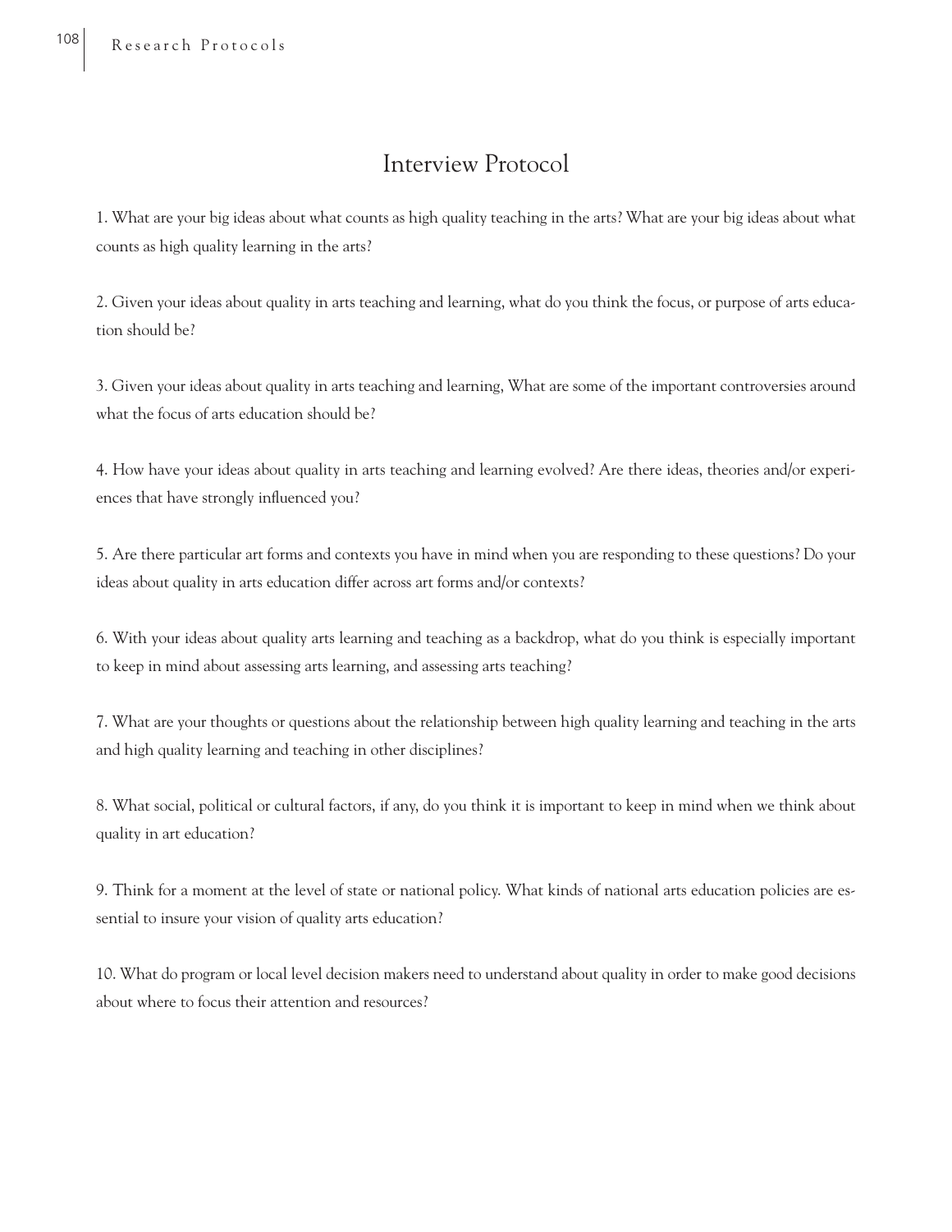## Interview Protocol

1. What are your big ideas about what counts as high quality teaching in the arts? What are your big ideas about what counts as high quality learning in the arts?

2. Given your ideas about quality in arts teaching and learning, what do you think the focus, or purpose of arts education should be?

3. Given your ideas about quality in arts teaching and learning, What are some of the important controversies around what the focus of arts education should be?

4. How have your ideas about quality in arts teaching and learning evolved? Are there ideas, theories and/or experiences that have strongly influenced you?

5. Are there particular art forms and contexts you have in mind when you are responding to these questions? Do your ideas about quality in arts education differ across art forms and/or contexts?

6. With your ideas about quality arts learning and teaching as a backdrop, what do you think is especially important to keep in mind about assessing arts learning, and assessing arts teaching?

7. What are your thoughts or questions about the relationship between high quality learning and teaching in the arts and high quality learning and teaching in other disciplines?

8. What social, political or cultural factors, if any, do you think it is important to keep in mind when we think about quality in art education?

9. Think for a moment at the level of state or national policy. What kinds of national arts education policies are essential to insure your vision of quality arts education?

10. What do program or local level decision makers need to understand about quality in order to make good decisions about where to focus their attention and resources?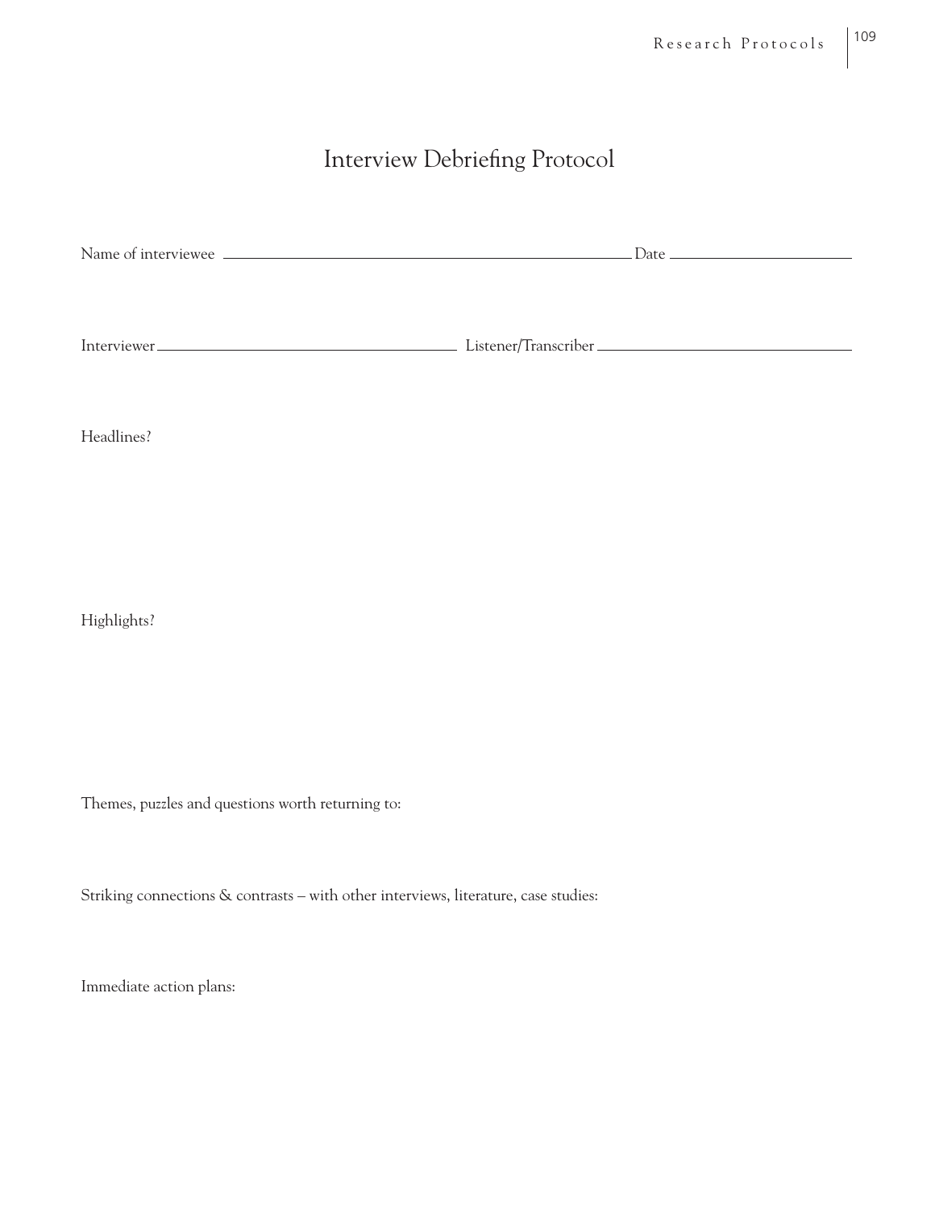# Interview Debriefing Protocol

Name of interviewee ______________________________ Date ______________

Interviewer ______________________ Listener/Transcriber ______________________

Headlines?

Highlights?

Themes, puzzles and questions worth returning to:

Striking connections & contrasts – with other interviews, literature, case studies:

Immediate action plans: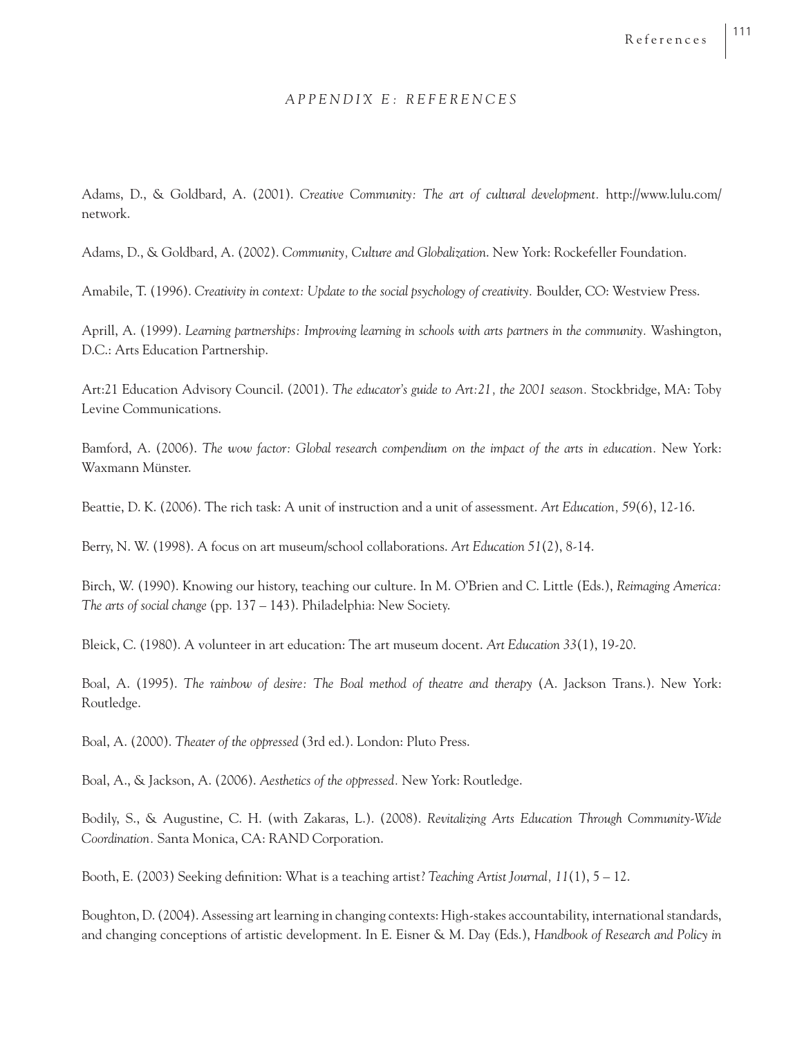## *APPENDIX E: REFERENCES*

Adams, D., & Goldbard, A. (2001). *Creative Community: The art of cultural development.* http://www.lulu.com/network.

Adams, D., & Goldbard, A. (2002). *Community, Culture and Globalization*. New York: Rockefeller Foundation.

Amabile, T. (1996). *Creativity in context: Update to the social psychology of creativity.* Boulder, CO: Westview Press.

Aprill, A. (1999). *Learning partnerships: Improving learning in schools with arts partners in the community.* Washington, D.C.: Arts Education Partnership.

Art:21 Education Advisory Council. (2001). *The educator's guide to Art:21, the 2001 season.* Stockbridge, MA: Toby Levine Communications.

Bamford, A. (2006). *The wow factor: Global research compendium on the impact of the arts in education.* New York: Waxmann Münster.

Beattie, D. K. (2006). The rich task: A unit of instruction and a unit of assessment. *Art Education, 59*(6), 12-16.

Berry, N. W. (1998). A focus on art museum/school collaborations. *Art Education 51*(2), 8-14.

Birch, W. (1990). Knowing our history, teaching our culture. In M. O'Brien and C. Little (Eds.), *Reimaging America: The arts of social change* (pp. 137 – 143). Philadelphia: New Society.

Bleick, C. (1980). A volunteer in art education: The art museum docent. *Art Education 33*(1), 19-20.

Boal, A. (1995). *The rainbow of desire: The Boal method of theatre and therapy* (A. Jackson Trans.). New York: Routledge.

Boal, A. (2000). *Theater of the oppressed* (3rd ed.). London: Pluto Press.

Boal, A., & Jackson, A. (2006). *Aesthetics of the oppressed.* New York: Routledge.

Bodily, S., & Augustine, C. H. (with Zakaras, L.). (2008). *Revitalizing Arts Education Through Community-Wide Coordination.* Santa Monica, CA: RAND Corporation.

Booth, E. (2003) Seeking definition: What is a teaching artist? *Teaching Artist Journal, 11*(1), 5 – 12.

Boughton, D. (2004). Assessing art learning in changing contexts: High-stakes accountability, international standards, and changing conceptions of artistic development. In E. Eisner & M. Day (Eds.), *Handbook of Research and Policy in*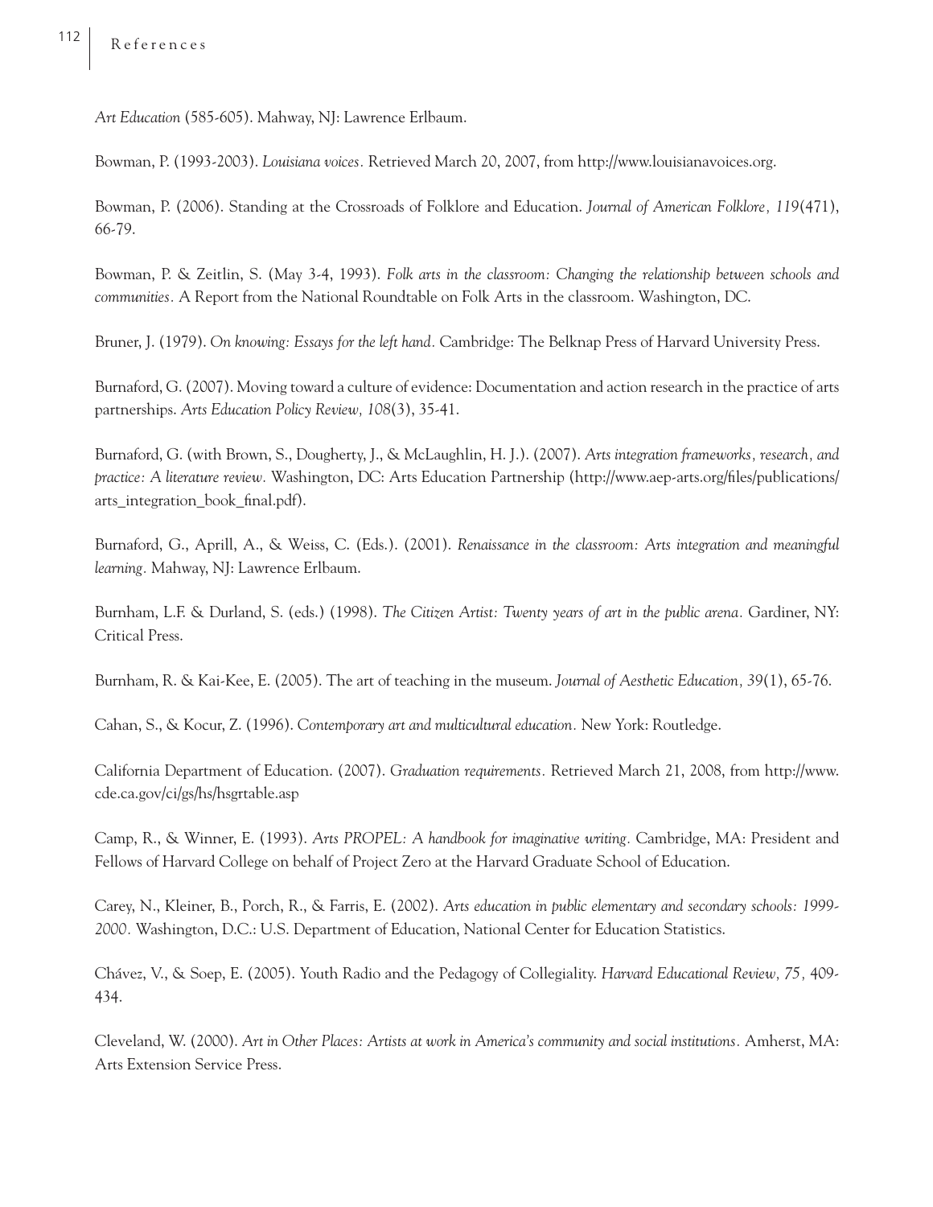*Art Education* (585-605). Mahway, NJ: Lawrence Erlbaum.

Bowman, P. (1993-2003). *Louisiana voices.* Retrieved March 20, 2007, from http://www.louisianavoices.org.

Bowman, P. (2006). Standing at the Crossroads of Folklore and Education. *Journal of American Folklore, 119*(471), 66-79.

Bowman, P. & Zeitlin, S. (May 3-4, 1993). *Folk arts in the classroom: Changing the relationship between schools and communities.* A Report from the National Roundtable on Folk Arts in the classroom. Washington, DC.

Bruner, J. (1979). *On knowing: Essays for the left hand.* Cambridge: The Belknap Press of Harvard University Press.

Burnaford, G. (2007). Moving toward a culture of evidence: Documentation and action research in the practice of arts partnerships. *Arts Education Policy Review, 108*(3), 35-41.

Burnaford, G. (with Brown, S., Dougherty, J., & McLaughlin, H. J.). (2007). *Arts integration frameworks, research, and practice: A literature review.* Washington, DC: Arts Education Partnership (http://www.aep-arts.org/files/publications/arts_integration_book_final.pdf).

Burnaford, G., Aprill, A., & Weiss, C. (Eds.). (2001). *Renaissance in the classroom: Arts integration and meaningful learning.* Mahway, NJ: Lawrence Erlbaum.

Burnham, L.F. & Durland, S. (eds.) (1998). *The Citizen Artist: Twenty years of art in the public arena.* Gardiner, NY: Critical Press.

Burnham, R. & Kai-Kee, E. (2005). The art of teaching in the museum. *Journal of Aesthetic Education, 39*(1), 65-76.

Cahan, S., & Kocur, Z. (1996). *Contemporary art and multicultural education.* New York: Routledge.

California Department of Education. (2007). *Graduation requirements.* Retrieved March 21, 2008, from http://www.cde.ca.gov/ci/gs/hs/hsgrtable.asp

Camp, R., & Winner, E. (1993). *Arts PROPEL: A handbook for imaginative writing.* Cambridge, MA: President and Fellows of Harvard College on behalf of Project Zero at the Harvard Graduate School of Education.

Carey, N., Kleiner, B., Porch, R., & Farris, E. (2002). *Arts education in public elementary and secondary schools: 1999-2000.* Washington, D.C.: U.S. Department of Education, National Center for Education Statistics.

Chávez, V., & Soep, E. (2005). Youth Radio and the Pedagogy of Collegiality. *Harvard Educational Review, 75,* 409-434.

Cleveland, W. (2000). *Art in Other Places: Artists at work in America's community and social institutions.* Amherst, MA: Arts Extension Service Press.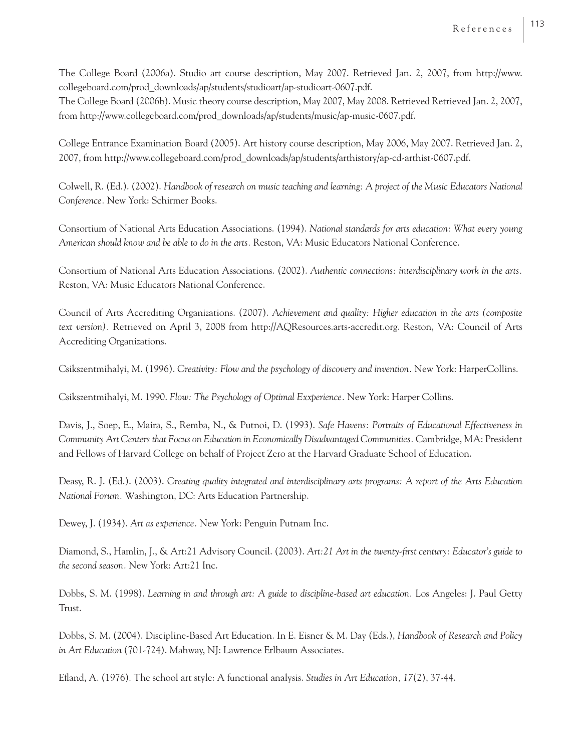The College Board (2006a). Studio art course description, May 2007. Retrieved Jan. 2, 2007, from http://www.collegeboard.com/prod_downloads/ap/students/studioart/ap-studioart-0607.pdf.

The College Board (2006b). Music theory course description, May 2007, May 2008. Retrieved Retrieved Jan. 2, 2007, from http://www.collegeboard.com/prod_downloads/ap/students/music/ap-music-0607.pdf.

College Entrance Examination Board (2005). Art history course description, May 2006, May 2007. Retrieved Jan. 2, 2007, from http://www.collegeboard.com/prod_downloads/ap/students/arthistory/ap-cd-arthist-0607.pdf.

Colwell, R. (Ed.). (2002). *Handbook of research on music teaching and learning: A project of the Music Educators National Conference.* New York: Schirmer Books.

Consortium of National Arts Education Associations. (1994). *National standards for arts education: What every young American should know and be able to do in the arts.* Reston, VA: Music Educators National Conference.

Consortium of National Arts Education Associations. (2002). *Authentic connections: interdisciplinary work in the arts.* Reston, VA: Music Educators National Conference.

Council of Arts Accrediting Organizations. (2007). *Achievement and quality: Higher education in the arts (composite text version).* Retrieved on April 3, 2008 from http://AQResources.arts-accredit.org. Reston, VA: Council of Arts Accrediting Organizations.

Csikszentmihalyi, M. (1996). *Creativity: Flow and the psychology of discovery and invention.* New York: HarperCollins.

Csikszentmihalyi, M. 1990. *Flow: The Psychology of Optimal Exxperience.* New York: Harper Collins.

Davis, J., Soep, E., Maira, S., Remba, N., & Putnoi, D. (1993). *Safe Havens: Portraits of Educational Effectiveness in Community Art Centers that Focus on Education in Economically Disadvantaged Communities.* Cambridge, MA: President and Fellows of Harvard College on behalf of Project Zero at the Harvard Graduate School of Education.

Deasy, R. J. (Ed.). (2003). *Creating quality integrated and interdisciplinary arts programs: A report of the Arts Education National Forum.* Washington, DC: Arts Education Partnership.

Dewey, J. (1934). *Art as experience.* New York: Penguin Putnam Inc.

Diamond, S., Hamlin, J., & Art:21 Advisory Council. (2003). *Art:21 Art in the twenty-first century: Educator's guide to the second season.* New York: Art:21 Inc.

Dobbs, S. M. (1998). *Learning in and through art: A guide to discipline-based art education.* Los Angeles: J. Paul Getty Trust.

Dobbs, S. M. (2004). Discipline-Based Art Education. In E. Eisner & M. Day (Eds.), *Handbook of Research and Policy in Art Education* (701-724). Mahway, NJ: Lawrence Erlbaum Associates.

Efland, A. (1976). The school art style: A functional analysis. *Studies in Art Education, 17*(2), 37-44.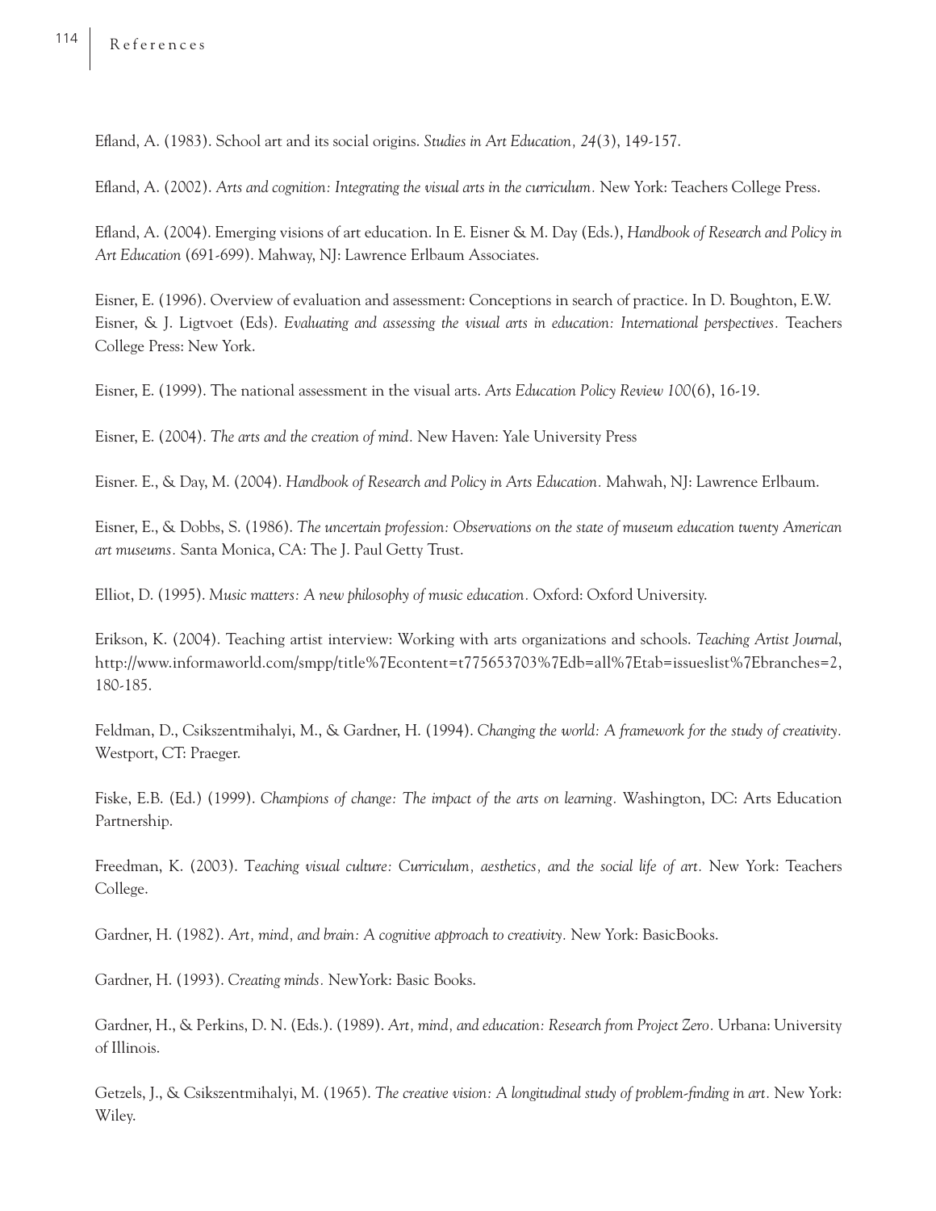Efland, A. (1983). School art and its social origins. *Studies in Art Education, 24*(3), 149-157.

Efland, A. (2002). *Arts and cognition: Integrating the visual arts in the curriculum.* New York: Teachers College Press.

Efland, A. (2004). Emerging visions of art education. In E. Eisner & M. Day (Eds.), *Handbook of Research and Policy in Art Education* (691-699). Mahway, NJ: Lawrence Erlbaum Associates.

Eisner, E. (1996). Overview of evaluation and assessment: Conceptions in search of practice. In D. Boughton, E.W. Eisner, & J. Ligtvoet (Eds). *Evaluating and assessing the visual arts in education: International perspectives.* Teachers College Press: New York.

Eisner, E. (1999). The national assessment in the visual arts. *Arts Education Policy Review 100*(6), 16-19.

Eisner, E. (2004). *The arts and the creation of mind.* New Haven: Yale University Press

Eisner. E., & Day, M. (2004). *Handbook of Research and Policy in Arts Education.* Mahwah, NJ: Lawrence Erlbaum.

Eisner, E., & Dobbs, S. (1986). *The uncertain profession: Observations on the state of museum education twenty American art museums.* Santa Monica, CA: The J. Paul Getty Trust.

Elliot, D. (1995). *Music matters: A new philosophy of music education.* Oxford: Oxford University.

Erikson, K. (2004). Teaching artist interview: Working with arts organizations and schools. *Teaching Artist Journal*, http://www.informaworld.com/smpp/title%7Econtent=t775653703%7Edb=all%7Etab=issueslist%7Ebranches=2, 180-185.

Feldman, D., Csikszentmihalyi, M., & Gardner, H. (1994). *Changing the world: A framework for the study of creativity.* Westport, CT: Praeger.

Fiske, E.B. (Ed.) (1999). *Champions of change: The impact of the arts on learning.* Washington, DC: Arts Education Partnership.

Freedman, K. (2003). *Teaching visual culture: Curriculum, aesthetics, and the social life of art.* New York: Teachers College.

Gardner, H. (1982). *Art, mind, and brain: A cognitive approach to creativity.* New York: BasicBooks.

Gardner, H. (1993). *Creating minds.* NewYork: Basic Books.

Gardner, H., & Perkins, D. N. (Eds.). (1989). *Art, mind, and education: Research from Project Zero.* Urbana: University of Illinois.

Getzels, J., & Csikszentmihalyi, M. (1965). *The creative vision: A longitudinal study of problem-finding in art.* New York: Wiley.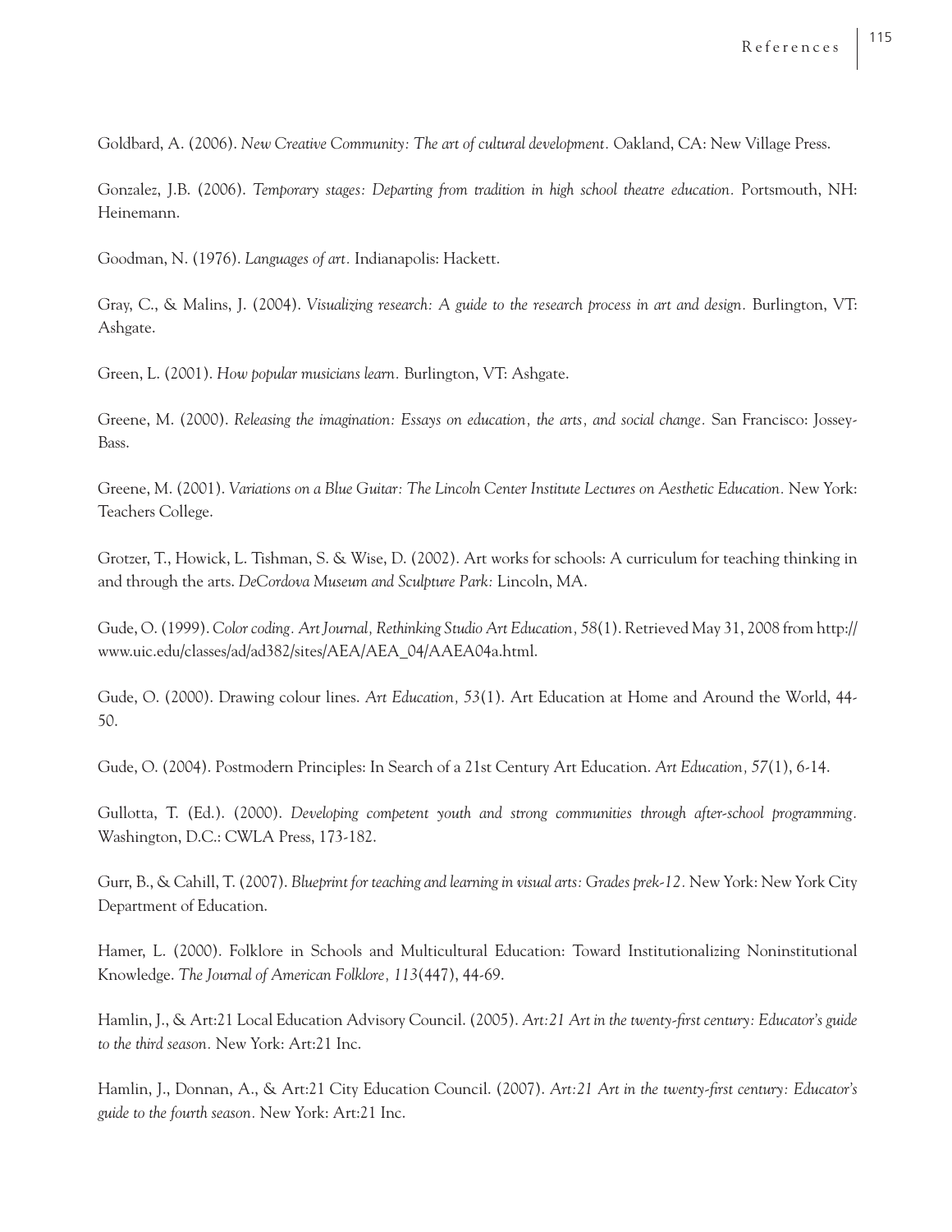Goldbard, A. (2006). *New Creative Community: The art of cultural development.* Oakland, CA: New Village Press.

Gonzalez, J.B. (2006). *Temporary stages: Departing from tradition in high school theatre education.* Portsmouth, NH: Heinemann.

Goodman, N. (1976). *Languages of art.* Indianapolis: Hackett.

Gray, C., & Malins, J. (2004). *Visualizing research: A guide to the research process in art and design.* Burlington, VT: Ashgate.

Green, L. (2001). *How popular musicians learn.* Burlington, VT: Ashgate.

Greene, M. (2000). *Releasing the imagination: Essays on education, the arts, and social change.* San Francisco: Jossey-Bass.

Greene, M. (2001). *Variations on a Blue Guitar: The Lincoln Center Institute Lectures on Aesthetic Education.* New York: Teachers College.

Grotzer, T., Howick, L. Tishman, S. & Wise, D. (2002). Art works for schools: A curriculum for teaching thinking in and through the arts. *DeCordova Museum and Sculpture Park:* Lincoln, MA.

Gude, O. (1999). *Color coding. Art Journal, Rethinking Studio Art Education,* 58(1). Retrieved May 31, 2008 from http://www.uic.edu/classes/ad/ad382/sites/AEA/AEA_04/AAEA04a.html.

Gude, O. (2000). Drawing colour lines. *Art Education, 53*(1). Art Education at Home and Around the World, 44-50.

Gude, O. (2004). Postmodern Principles: In Search of a 21st Century Art Education. *Art Education, 57*(1), 6-14.

Gullotta, T. (Ed.). (2000). *Developing competent youth and strong communities through after-school programming.* Washington, D.C.: CWLA Press, 173-182.

Gurr, B., & Cahill, T. (2007). *Blueprint for teaching and learning in visual arts: Grades prek-12.* New York: New York City Department of Education.

Hamer, L. (2000). Folklore in Schools and Multicultural Education: Toward Institutionalizing Noninstitutional Knowledge. *The Journal of American Folklore, 113*(447), 44-69.

Hamlin, J., & Art:21 Local Education Advisory Council. (2005). *Art:21 Art in the twenty-first century: Educator's guide to the third season.* New York: Art:21 Inc.

Hamlin, J., Donnan, A., & Art:21 City Education Council. (2007). *Art:21 Art in the twenty-first century: Educator's guide to the fourth season.* New York: Art:21 Inc.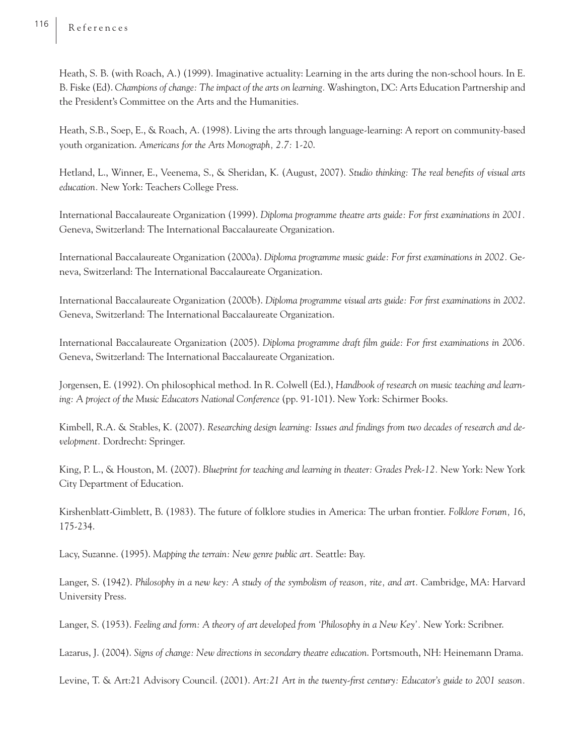Heath, S. B. (with Roach, A.) (1999). Imaginative actuality: Learning in the arts during the non-school hours. In E. B. Fiske (Ed). *Champions of change: The impact of the arts on learning.* Washington, DC: Arts Education Partnership and the President's Committee on the Arts and the Humanities.

Heath, S.B., Soep, E., & Roach, A. (1998). Living the arts through language-learning: A report on community-based youth organization. *Americans for the Arts Monograph, 2.7:* 1-20.

Hetland, L., Winner, E., Veenema, S., & Sheridan, K. (August, 2007). *Studio thinking: The real benefits of visual arts education.* New York: Teachers College Press.

International Baccalaureate Organization (1999). *Diploma programme theatre arts guide: For first examinations in 2001.* Geneva, Switzerland: The International Baccalaureate Organization.

International Baccalaureate Organization (2000a). *Diploma programme music guide: For first examinations in 2002.* Geneva, Switzerland: The International Baccalaureate Organization.

International Baccalaureate Organization (2000b). *Diploma programme visual arts guide: For first examinations in 2002*. Geneva, Switzerland: The International Baccalaureate Organization.

International Baccalaureate Organization (2005). *Diploma programme draft film guide: For first examinations in 2006.* Geneva, Switzerland: The International Baccalaureate Organization.

Jorgensen, E. (1992). On philosophical method. In R. Colwell (Ed.), *Handbook of research on music teaching and learning: A project of the Music Educators National Conference* (pp. 91-101). New York: Schirmer Books.

Kimbell, R.A. & Stables, K. (2007). *Researching design learning: Issues and findings from two decades of research and development.* Dordrecht: Springer.

King, P. L., & Houston, M. (2007). *Blueprint for teaching and learning in theater: Grades Prek-12.* New York: New York City Department of Education.

Kirshenblatt-Gimblett, B. (1983). The future of folklore studies in America: The urban frontier. *Folklore Forum, 16*, 175-234.

Lacy, Suzanne. (1995). *Mapping the terrain: New genre public art.* Seattle: Bay.

Langer, S. (1942). *Philosophy in a new key: A study of the symbolism of reason, rite, and art.* Cambridge, MA: Harvard University Press.

Langer, S. (1953). *Feeling and form: A theory of art developed from 'Philosophy in a New Key'.* New York: Scribner.

Lazarus, J. (2004). *Signs of change: New directions in secondary theatre education*. Portsmouth, NH: Heinemann Drama.

Levine, T. & Art:21 Advisory Council. (2001). *Art:21 Art in the twenty-first century: Educator's guide to 2001 season.*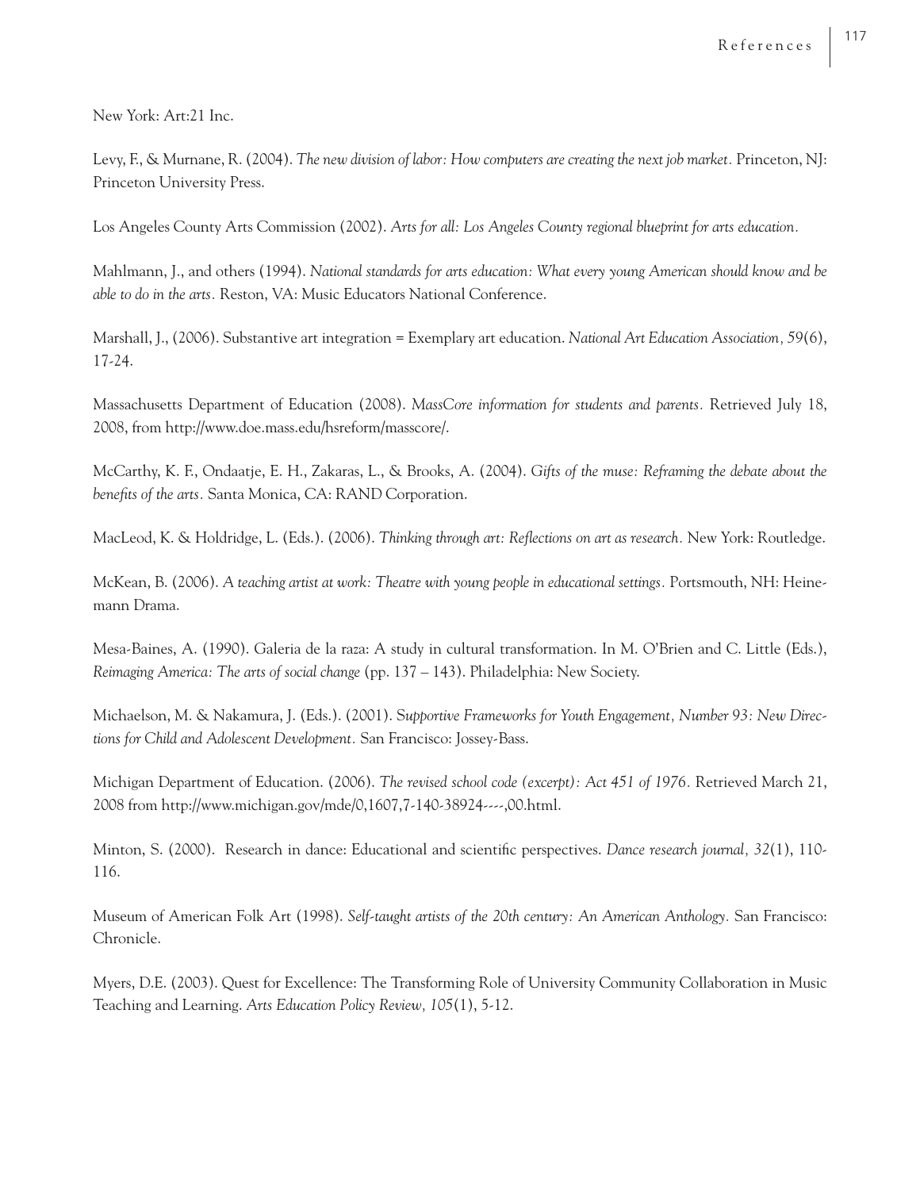New York: Art:21 Inc.

Levy, F., & Murnane, R. (2004). *The new division of labor: How computers are creating the next job market.* Princeton, NJ: Princeton University Press.

Los Angeles County Arts Commission (2002). *Arts for all: Los Angeles County regional blueprint for arts education.*

Mahlmann, J., and others (1994). *National standards for arts education: What every young American should know and be able to do in the arts.* Reston, VA: Music Educators National Conference.

Marshall, J., (2006). Substantive art integration = Exemplary art education. *National Art Education Association, 59*(6), 17-24.

Massachusetts Department of Education (2008). *MassCore information for students and parents.* Retrieved July 18, 2008, from http://www.doe.mass.edu/hsreform/masscore/.

McCarthy, K. F., Ondaatje, E. H., Zakaras, L., & Brooks, A. (2004). *Gifts of the muse: Reframing the debate about the benefits of the arts.* Santa Monica, CA: RAND Corporation.

MacLeod, K. & Holdridge, L. (Eds.). (2006). *Thinking through art: Reflections on art as research.* New York: Routledge.

McKean, B. (2006). *A teaching artist at work: Theatre with young people in educational settings.* Portsmouth, NH: Heinemann Drama.

Mesa-Baines, A. (1990). Galeria de la raza: A study in cultural transformation. In M. O'Brien and C. Little (Eds.), *Reimaging America: The arts of social change* (pp. 137 – 143). Philadelphia: New Society.

Michaelson, M. & Nakamura, J. (Eds.). (2001). *Supportive Frameworks for Youth Engagement, Number 93: New Directions for Child and Adolescent Development.* San Francisco: Jossey-Bass.

Michigan Department of Education. (2006). *The revised school code (excerpt): Act 451 of 1976.* Retrieved March 21, 2008 from http://www.michigan.gov/mde/0,1607,7-140-38924---,00.html.

Minton, S. (2000). Research in dance: Educational and scientific perspectives. *Dance research journal, 32*(1), 110-116.

Museum of American Folk Art (1998). *Self-taught artists of the 20th century: An American Anthology.* San Francisco: Chronicle.

Myers, D.E. (2003). Quest for Excellence: The Transforming Role of University Community Collaboration in Music Teaching and Learning. *Arts Education Policy Review, 105*(1), 5-12.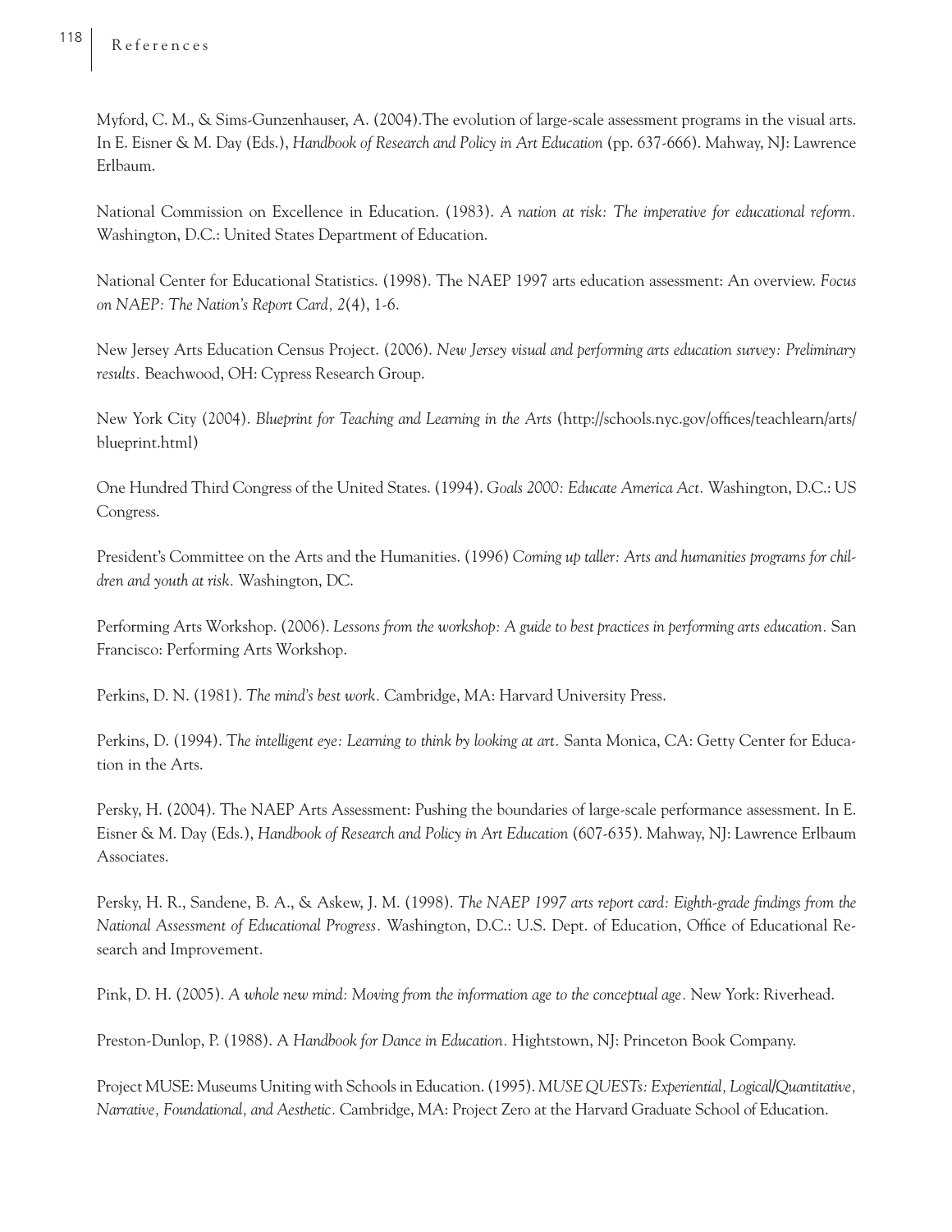Myford, C. M., & Sims-Gunzenhauser, A. (2004).The evolution of large-scale assessment programs in the visual arts. In E. Eisner & M. Day (Eds.), *Handbook of Research and Policy in Art Education* (pp. 637-666). Mahway, NJ: Lawrence Erlbaum.

National Commission on Excellence in Education. (1983). *A nation at risk: The imperative for educational reform.* Washington, D.C.: United States Department of Education.

National Center for Educational Statistics. (1998). The NAEP 1997 arts education assessment: An overview. *Focus on NAEP: The Nation's Report Card, 2*(4), 1-6.

New Jersey Arts Education Census Project. (2006). *New Jersey visual and performing arts education survey: Preliminary results.* Beachwood, OH: Cypress Research Group.

New York City (2004). *Blueprint for Teaching and Learning in the Arts* (http://schools.nyc.gov/offices/teachlearn/arts/blueprint.html)

One Hundred Third Congress of the United States. (1994). *Goals 2000: Educate America Act.* Washington, D.C.: US Congress.

President's Committee on the Arts and the Humanities. (1996) *Coming up taller: Arts and humanities programs for children and youth at risk.* Washington, DC.

Performing Arts Workshop. (2006). *Lessons from the workshop: A guide to best practices in performing arts education.* San Francisco: Performing Arts Workshop.

Perkins, D. N. (1981). *The mind's best work.* Cambridge, MA: Harvard University Press.

Perkins, D. (1994). *The intelligent eye: Learning to think by looking at art.* Santa Monica, CA: Getty Center for Education in the Arts.

Persky, H. (2004). The NAEP Arts Assessment: Pushing the boundaries of large-scale performance assessment. In E. Eisner & M. Day (Eds.), *Handbook of Research and Policy in Art Education* (607-635). Mahway, NJ: Lawrence Erlbaum Associates.

Persky, H. R., Sandene, B. A., & Askew, J. M. (1998). *The NAEP 1997 arts report card: Eighth-grade findings from the National Assessment of Educational Progress.* Washington, D.C.: U.S. Dept. of Education, Office of Educational Research and Improvement.

Pink, D. H. (2005). *A whole new mind: Moving from the information age to the conceptual age.* New York: Riverhead.

Preston-Dunlop, P. (1988). *A Handbook for Dance in Education.* Hightstown, NJ: Princeton Book Company.

Project MUSE: Museums Uniting with Schools in Education. (1995). *MUSE QUESTs: Experiential, Logical/Quantitative, Narrative, Foundational, and Aesthetic.* Cambridge, MA: Project Zero at the Harvard Graduate School of Education.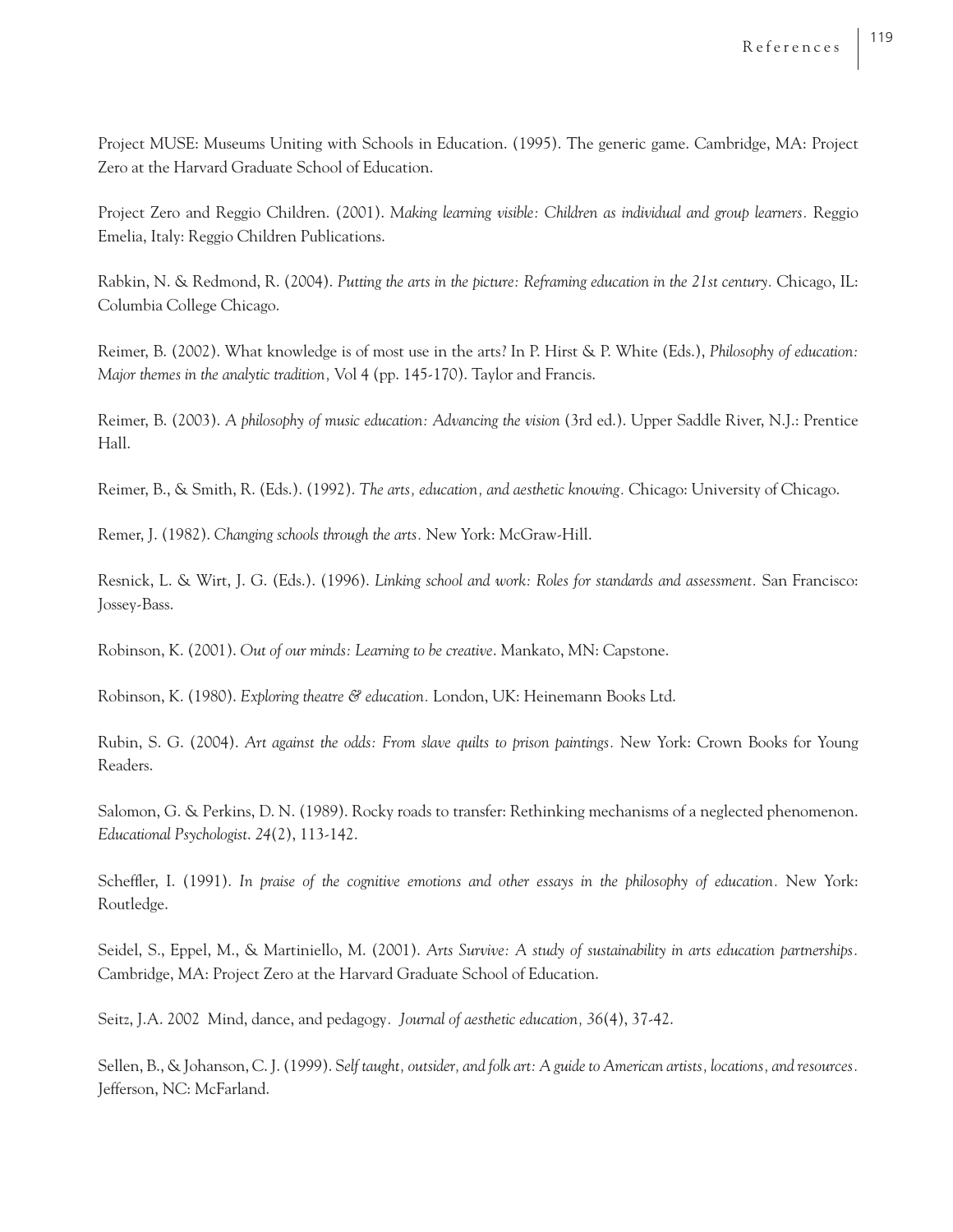Project MUSE: Museums Uniting with Schools in Education. (1995). The generic game. Cambridge, MA: Project Zero at the Harvard Graduate School of Education.

Project Zero and Reggio Children. (2001). *Making learning visible: Children as individual and group learners.* Reggio Emelia, Italy: Reggio Children Publications.

Rabkin, N. & Redmond, R. (2004). *Putting the arts in the picture: Reframing education in the 21st century.* Chicago, IL: Columbia College Chicago.

Reimer, B. (2002). What knowledge is of most use in the arts? In P. Hirst & P. White (Eds.), *Philosophy of education: Major themes in the analytic tradition,* Vol 4 (pp. 145-170). Taylor and Francis.

Reimer, B. (2003). *A philosophy of music education: Advancing the vision* (3rd ed.). Upper Saddle River, N.J.: Prentice Hall.

Reimer, B., & Smith, R. (Eds.). (1992). *The arts, education, and aesthetic knowing.* Chicago: University of Chicago.

Remer, J. (1982). *Changing schools through the arts.* New York: McGraw-Hill.

Resnick, L. & Wirt, J. G. (Eds.). (1996). *Linking school and work: Roles for standards and assessment.* San Francisco: Jossey-Bass.

Robinson, K. (2001). *Out of our minds: Learning to be creative*. Mankato, MN: Capstone.

Robinson, K. (1980). *Exploring theatre & education.* London, UK: Heinemann Books Ltd.

Rubin, S. G. (2004). *Art against the odds: From slave quilts to prison paintings.* New York: Crown Books for Young Readers.

Salomon, G. & Perkins, D. N. (1989). Rocky roads to transfer: Rethinking mechanisms of a neglected phenomenon. *Educational Psychologist. 24*(2), 113-142.

Scheffler, I. (1991). *In praise of the cognitive emotions and other essays in the philosophy of education.* New York: Routledge.

Seidel, S., Eppel, M., & Martiniello, M. (2001). *Arts Survive: A study of sustainability in arts education partnerships.* Cambridge, MA: Project Zero at the Harvard Graduate School of Education.

Seitz, J.A. 2002 Mind, dance, and pedagogy. *Journal of aesthetic education, 36*(4), 37-42.

Sellen, B., & Johanson, C. J. (1999). *Self taught, outsider, and folk art: A guide to American artists, locations, and resources.* Jefferson, NC: McFarland.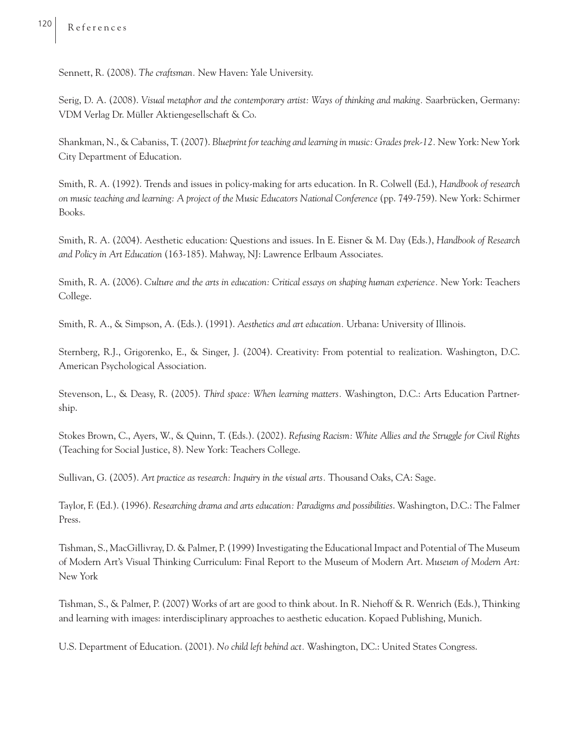Sennett, R. (2008). *The craftsman.* New Haven: Yale University.

Serig, D. A. (2008). *Visual metaphor and the contemporary artist: Ways of thinking and making.* Saarbrücken, Germany: VDM Verlag Dr. Müller Aktiengesellschaft & Co.

Shankman, N., & Cabaniss, T. (2007). *Blueprint for teaching and learning in music: Grades prek-12.* New York: New York City Department of Education.

Smith, R. A. (1992). Trends and issues in policy-making for arts education. In R. Colwell (Ed.), *Handbook of research on music teaching and learning: A project of the Music Educators National Conference* (pp. 749-759). New York: Schirmer Books.

Smith, R. A. (2004). Aesthetic education: Questions and issues. In E. Eisner & M. Day (Eds.), *Handbook of Research and Policy in Art Education* (163-185). Mahway, NJ: Lawrence Erlbaum Associates.

Smith, R. A. (2006). *Culture and the arts in education: Critical essays on shaping human experience.* New York: Teachers College.

Smith, R. A., & Simpson, A. (Eds.). (1991). *Aesthetics and art education.* Urbana: University of Illinois.

Sternberg, R.J., Grigorenko, E., & Singer, J. (2004). Creativity: From potential to realization. Washington, D.C. American Psychological Association.

Stevenson, L., & Deasy, R. (2005). *Third space: When learning matters.* Washington, D.C.: Arts Education Partnership.

Stokes Brown, C., Ayers, W., & Quinn, T. (Eds.). (2002). *Refusing Racism: White Allies and the Struggle for Civil Rights* (Teaching for Social Justice, 8). New York: Teachers College.

Sullivan, G. (2005). *Art practice as research: Inquiry in the visual arts.* Thousand Oaks, CA: Sage.

Taylor, F. (Ed.). (1996). *Researching drama and arts education: Paradigms and possibilities.* Washington, D.C.: The Falmer Press.

Tishman, S., MacGillivray, D. & Palmer, P. (1999) Investigating the Educational Impact and Potential of The Museum of Modern Art's Visual Thinking Curriculum: Final Report to the Museum of Modern Art. *Museum of Modern Art:* New York

Tishman, S., & Palmer, P. (2007) Works of art are good to think about. In R. Niehoff & R. Wenrich (Eds.), Thinking and learning with images: interdisciplinary approaches to aesthetic education. Kopaed Publishing, Munich.

U.S. Department of Education. (2001). *No child left behind act.* Washington, DC.: United States Congress.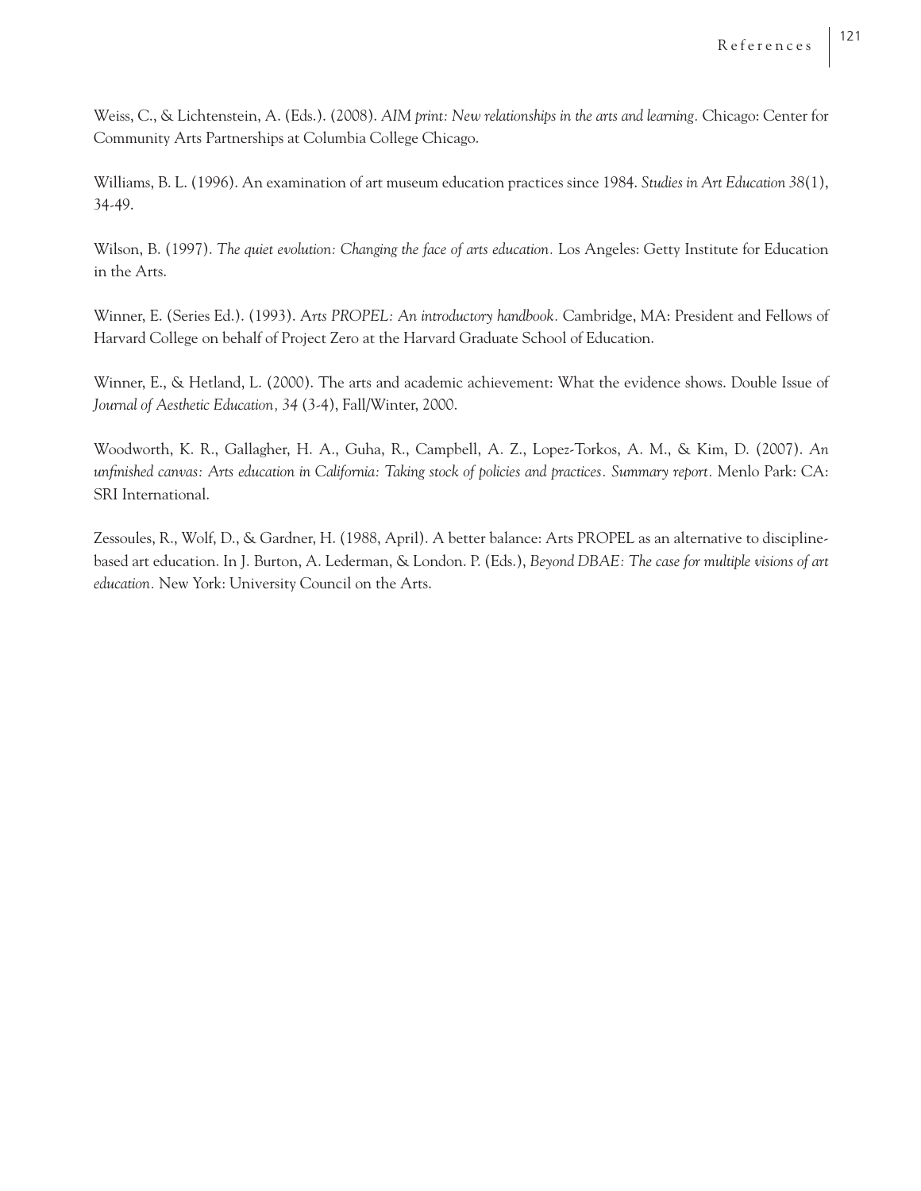Weiss, C., & Lichtenstein, A. (Eds.). (2008). *AIM print: New relationships in the arts and learning.* Chicago: Center for Community Arts Partnerships at Columbia College Chicago.

Williams, B. L. (1996). An examination of art museum education practices since 1984. *Studies in Art Education 38*(1), 34-49.

Wilson, B. (1997). *The quiet evolution: Changing the face of arts education.* Los Angeles: Getty Institute for Education in the Arts.

Winner, E. (Series Ed.). (1993). *Arts PROPEL: An introductory handbook.* Cambridge, MA: President and Fellows of Harvard College on behalf of Project Zero at the Harvard Graduate School of Education.

Winner, E., & Hetland, L. (2000). The arts and academic achievement: What the evidence shows. Double Issue of *Journal of Aesthetic Education, 34* (3-4), Fall/Winter, 2000.

Woodworth, K. R., Gallagher, H. A., Guha, R., Campbell, A. Z., Lopez-Torkos, A. M., & Kim, D. (2007). *An unfinished canvas: Arts education in California: Taking stock of policies and practices. Summary report.* Menlo Park: CA: SRI International.

Zessoules, R., Wolf, D., & Gardner, H. (1988, April). A better balance: Arts PROPEL as an alternative to discipline-based art education. In J. Burton, A. Lederman, & London. P. (Eds.), *Beyond DBAE: The case for multiple visions of art education.* New York: University Council on the Arts.